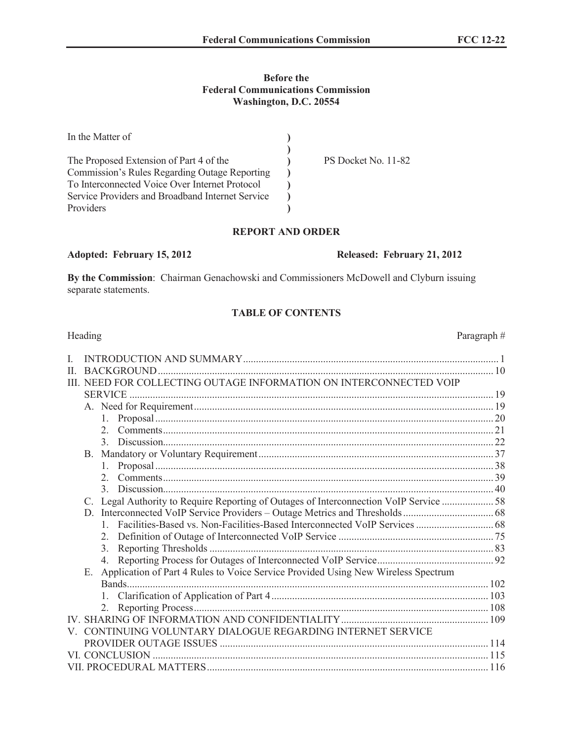**Before the**
**Federal Communications Commission**
**Washington, D.C. 20554**

| | | |
|---|---|---|
| In the Matter of | ) | |
| | ) | |
| The Proposed Extension of Part 4 of the Commission's Rules Regarding Outage Reporting To Interconnected Voice Over Internet Protocol Service Providers and Broadband Internet Service Providers | ) | PS Docket No. 11-82 |

## REPORT AND ORDER

**Adopted: February 15, 2012** **Released: February 21, 2012**

**By the Commission**: Chairman Genachowski and Commissioners McDowell and Clyburn issuing separate statements.

### TABLE OF CONTENTS

| Heading | Paragraph # |
|---|---|
| I. INTRODUCTION AND SUMMARY | 1 |
| II. BACKGROUND | 10 |
| III. NEED FOR COLLECTING OUTAGE INFORMATION ON INTERCONNECTED VOIP SERVICE | 19 |
| A. Need for Requirement | 19 |
| 1. Proposal | 20 |
| 2. Comments | 21 |
| 3. Discussion | 22 |
| B. Mandatory or Voluntary Requirement | 37 |
| 1. Proposal | 38 |
| 2. Comments | 39 |
| 3. Discussion | 40 |
| C. Legal Authority to Require Reporting of Outages of Interconnection VoIP Service | 58 |
| D. Interconnected VoIP Service Providers – Outage Metrics and Thresholds | 68 |
| 1. Facilities-Based vs. Non-Facilities-Based Interconnected VoIP Services | 68 |
| 2. Definition of Outage of Interconnected VoIP Service | 75 |
| 3. Reporting Thresholds | 83 |
| 4. Reporting Process for Outages of Interconnected VoIP Service | 92 |
| E. Application of Part 4 Rules to Voice Service Provided Using New Wireless Spectrum Bands | 102 |
| 1. Clarification of Application of Part 4 | 103 |
| 2. Reporting Process | 108 |
| IV. SHARING OF INFORMATION AND CONFIDENTIALITY | 109 |
| V. CONTINUING VOLUNTARY DIALOGUE REGARDING INTERNET SERVICE PROVIDER OUTAGE ISSUES | 114 |
| VI. CONCLUSION | 115 |
| VII. PROCEDURAL MATTERS | 116 |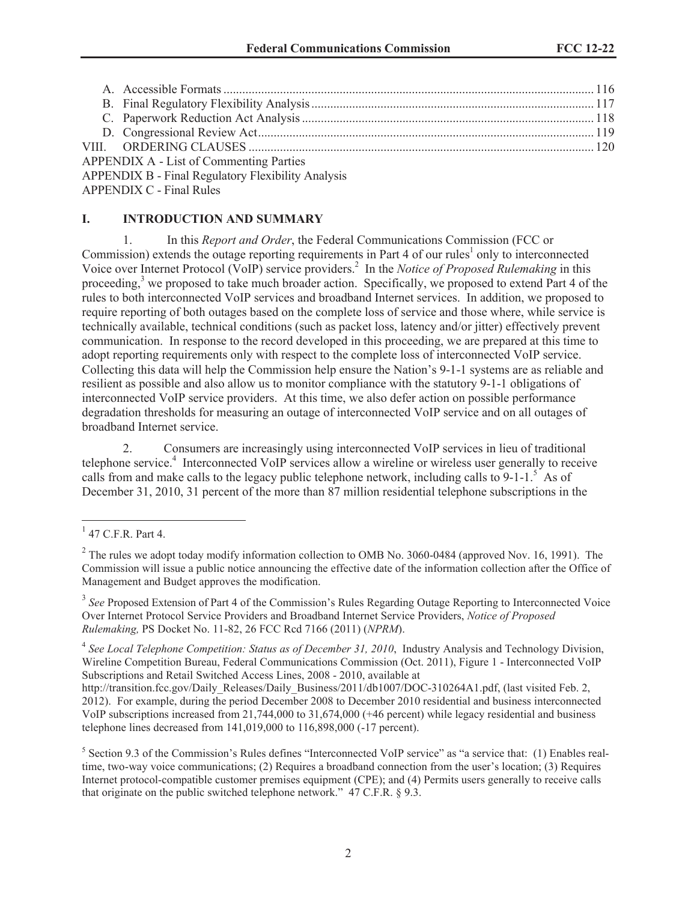A. Accessible Formats ..................................................................................................................... 116
B. Final Regulatory Flexibility Analysis ......................................................................................... 117
C. Paperwork Reduction Act Analysis ............................................................................................ 118
D. Congressional Review Act .......................................................................................................... 119

VIII. ORDERING CLAUSES ............................................................................................................. 120

APPENDIX A - List of Commenting Parties
APPENDIX B - Final Regulatory Flexibility Analysis
APPENDIX C - Final Rules

## I. INTRODUCTION AND SUMMARY

1. In this *Report and Order*, the Federal Communications Commission (FCC or Commission) extends the outage reporting requirements in Part 4 of our rules[1] only to interconnected Voice over Internet Protocol (VoIP) service providers.[2] In the *Notice of Proposed Rulemaking* in this proceeding,[3] we proposed to take much broader action. Specifically, we proposed to extend Part 4 of the rules to both interconnected VoIP services and broadband Internet services. In addition, we proposed to require reporting of both outages based on the complete loss of service and those where, while service is technically available, technical conditions (such as packet loss, latency and/or jitter) effectively prevent communication. In response to the record developed in this proceeding, we are prepared at this time to adopt reporting requirements only with respect to the complete loss of interconnected VoIP service. Collecting this data will help the Commission help ensure the Nation's 9-1-1 systems are as reliable and resilient as possible and also allow us to monitor compliance with the statutory 9-1-1 obligations of interconnected VoIP service providers. At this time, we also defer action on possible performance degradation thresholds for measuring an outage of interconnected VoIP service and on all outages of broadband Internet service.

2. Consumers are increasingly using interconnected VoIP services in lieu of traditional telephone service.[4] Interconnected VoIP services allow a wireline or wireless user generally to receive calls from and make calls to the legacy public telephone network, including calls to 9-1-1.[5] As of December 31, 2010, 31 percent of the more than 87 million residential telephone subscriptions in the

---

[1] 47 C.F.R. Part 4.

[2] The rules we adopt today modify information collection to OMB No. 3060-0484 (approved Nov. 16, 1991). The Commission will issue a public notice announcing the effective date of the information collection after the Office of Management and Budget approves the modification.

[3] *See* Proposed Extension of Part 4 of the Commission's Rules Regarding Outage Reporting to Interconnected Voice Over Internet Protocol Service Providers and Broadband Internet Service Providers, *Notice of Proposed Rulemaking,* PS Docket No. 11-82, 26 FCC Rcd 7166 (2011) (*NPRM*).

[4] *See Local Telephone Competition: Status as of December 31, 2010*, Industry Analysis and Technology Division, Wireline Competition Bureau, Federal Communications Commission (Oct. 2011), Figure 1 - Interconnected VoIP Subscriptions and Retail Switched Access Lines, 2008 - 2010, available at http://transition.fcc.gov/Daily_Releases/Daily_Business/2011/db1007/DOC-310264A1.pdf, (last visited Feb. 2, 2012). For example, during the period December 2008 to December 2010 residential and business interconnected VoIP subscriptions increased from 21,744,000 to 31,674,000 (+46 percent) while legacy residential and business telephone lines decreased from 141,019,000 to 116,898,000 (-17 percent).

[5] Section 9.3 of the Commission's Rules defines "Interconnected VoIP service" as "a service that: (1) Enables real-time, two-way voice communications; (2) Requires a broadband connection from the user's location; (3) Requires Internet protocol-compatible customer premises equipment (CPE); and (4) Permits users generally to receive calls that originate on the public switched telephone network." 47 C.F.R. § 9.3.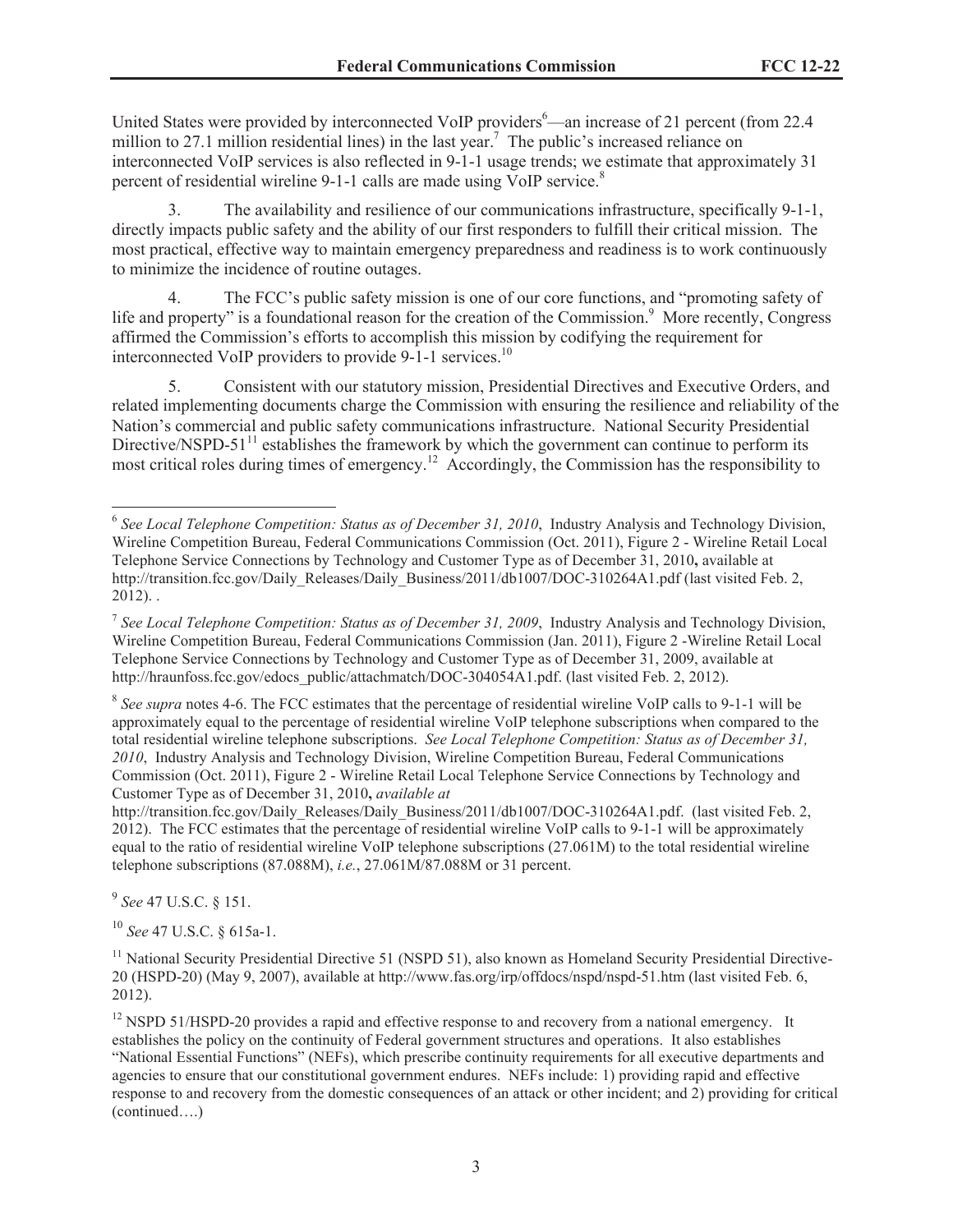United States were provided by interconnected VoIP providers[6]—an increase of 21 percent (from 22.4 million to 27.1 million residential lines) in the last year.[7] The public's increased reliance on interconnected VoIP services is also reflected in 9-1-1 usage trends; we estimate that approximately 31 percent of residential wireline 9-1-1 calls are made using VoIP service.[8]

3. The availability and resilience of our communications infrastructure, specifically 9-1-1, directly impacts public safety and the ability of our first responders to fulfill their critical mission. The most practical, effective way to maintain emergency preparedness and readiness is to work continuously to minimize the incidence of routine outages.

4. The FCC's public safety mission is one of our core functions, and "promoting safety of life and property" is a foundational reason for the creation of the Commission.[9] More recently, Congress affirmed the Commission's efforts to accomplish this mission by codifying the requirement for interconnected VoIP providers to provide 9-1-1 services.[10]

5. Consistent with our statutory mission, Presidential Directives and Executive Orders, and related implementing documents charge the Commission with ensuring the resilience and reliability of the Nation's commercial and public safety communications infrastructure. National Security Presidential Directive/NSPD-51[11] establishes the framework by which the government can continue to perform its most critical roles during times of emergency.[12] Accordingly, the Commission has the responsibility to

---

[6] *See Local Telephone Competition: Status as of December 31, 2010*, Industry Analysis and Technology Division, Wireline Competition Bureau, Federal Communications Commission (Oct. 2011), Figure 2 - Wireline Retail Local Telephone Service Connections by Technology and Customer Type as of December 31, 2010**,** available at http://transition.fcc.gov/Daily_Releases/Daily_Business/2011/db1007/DOC-310264A1.pdf (last visited Feb. 2, 2012). .

[7] *See Local Telephone Competition: Status as of December 31, 2009*, Industry Analysis and Technology Division, Wireline Competition Bureau, Federal Communications Commission (Jan. 2011), Figure 2 -Wireline Retail Local Telephone Service Connections by Technology and Customer Type as of December 31, 2009, available at http://hraunfoss.fcc.gov/edocs_public/attachmatch/DOC-304054A1.pdf. (last visited Feb. 2, 2012).

[8] *See supra* notes 4-6. The FCC estimates that the percentage of residential wireline VoIP calls to 9-1-1 will be approximately equal to the percentage of residential wireline VoIP telephone subscriptions when compared to the total residential wireline telephone subscriptions. *See Local Telephone Competition: Status as of December 31, 2010*, Industry Analysis and Technology Division, Wireline Competition Bureau, Federal Communications Commission (Oct. 2011), Figure 2 - Wireline Retail Local Telephone Service Connections by Technology and Customer Type as of December 31, 2010**,** *available at* http://transition.fcc.gov/Daily_Releases/Daily_Business/2011/db1007/DOC-310264A1.pdf. (last visited Feb. 2, 2012). The FCC estimates that the percentage of residential wireline VoIP calls to 9-1-1 will be approximately equal to the ratio of residential wireline VoIP telephone subscriptions (27.061M) to the total residential wireline telephone subscriptions (87.088M), *i.e.*, 27.061M/87.088M or 31 percent.

[9] *See* 47 U.S.C. § 151.

[10] *See* 47 U.S.C. § 615a-1.

[11] National Security Presidential Directive 51 (NSPD 51), also known as Homeland Security Presidential Directive-20 (HSPD-20) (May 9, 2007), available at http://www.fas.org/irp/offdocs/nspd/nspd-51.htm (last visited Feb. 6, 2012).

[12] NSPD 51/HSPD-20 provides a rapid and effective response to and recovery from a national emergency. It establishes the policy on the continuity of Federal government structures and operations. It also establishes "National Essential Functions" (NEFs), which prescribe continuity requirements for all executive departments and agencies to ensure that our constitutional government endures. NEFs include: 1) providing rapid and effective response to and recovery from the domestic consequences of an attack or other incident; and 2) providing for critical (continued….)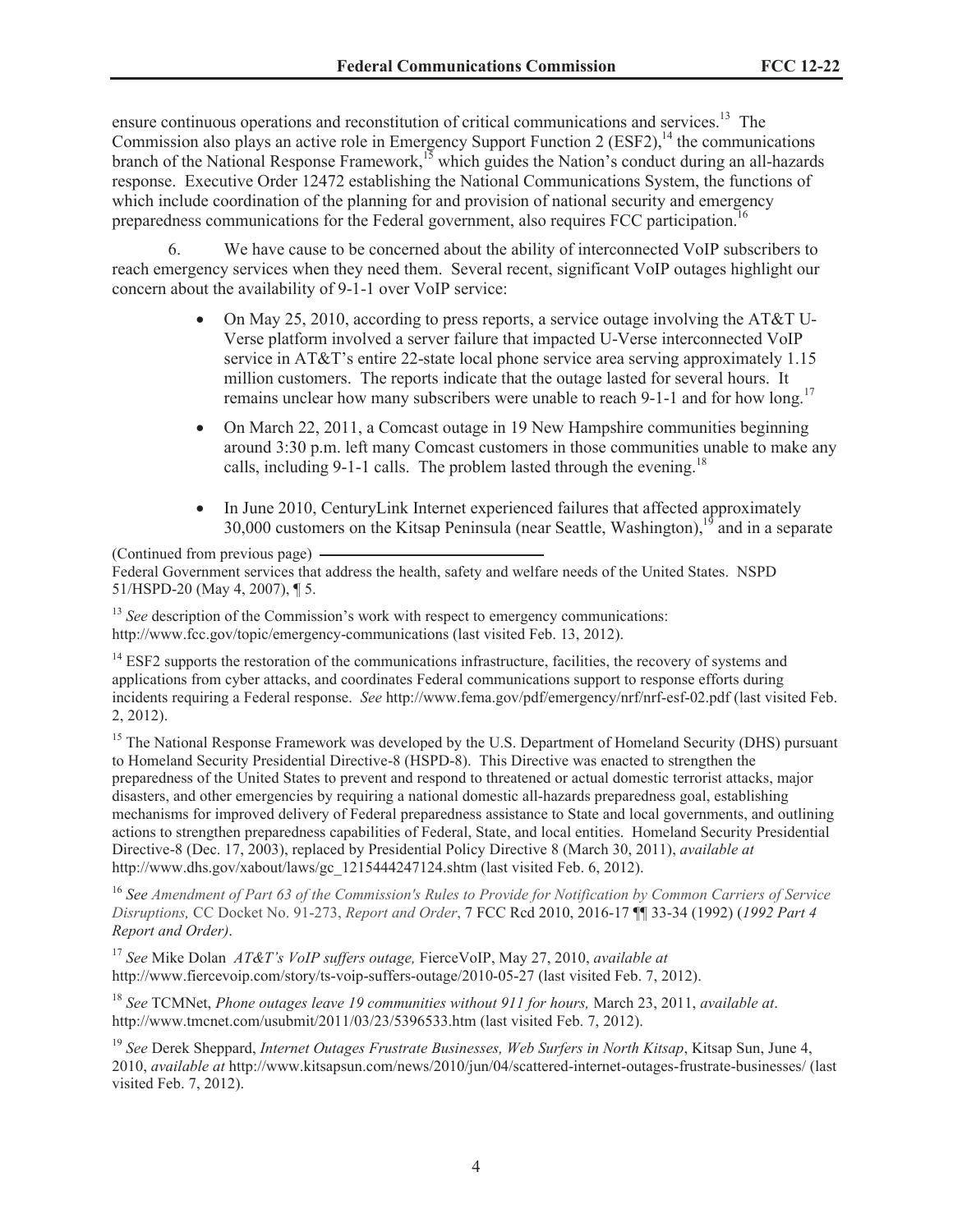ensure continuous operations and reconstitution of critical communications and services.[13] The Commission also plays an active role in Emergency Support Function 2 (ESF2),[14] the communications branch of the National Response Framework,[15] which guides the Nation's conduct during an all-hazards response. Executive Order 12472 establishing the National Communications System, the functions of which include coordination of the planning for and provision of national security and emergency preparedness communications for the Federal government, also requires FCC participation.[16]

6. We have cause to be concerned about the ability of interconnected VoIP subscribers to reach emergency services when they need them. Several recent, significant VoIP outages highlight our concern about the availability of 9-1-1 over VoIP service:

- On May 25, 2010, according to press reports, a service outage involving the AT&T U-Verse platform involved a server failure that impacted U-Verse interconnected VoIP service in AT&T's entire 22-state local phone service area serving approximately 1.15 million customers. The reports indicate that the outage lasted for several hours. It remains unclear how many subscribers were unable to reach 9-1-1 and for how long.[17]

- On March 22, 2011, a Comcast outage in 19 New Hampshire communities beginning around 3:30 p.m. left many Comcast customers in those communities unable to make any calls, including 9-1-1 calls. The problem lasted through the evening.[18]

- In June 2010, CenturyLink Internet experienced failures that affected approximately 30,000 customers on the Kitsap Peninsula (near Seattle, Washington),[19] and in a separate

---

(Continued from previous page) Federal Government services that address the health, safety and welfare needs of the United States. NSPD 51/HSPD-20 (May 4, 2007), ¶ 5.

[13] *See* description of the Commission's work with respect to emergency communications: http://www.fcc.gov/topic/emergency-communications (last visited Feb. 13, 2012).

[14] ESF2 supports the restoration of the communications infrastructure, facilities, the recovery of systems and applications from cyber attacks, and coordinates Federal communications support to response efforts during incidents requiring a Federal response. *See* http://www.fema.gov/pdf/emergency/nrf/nrf-esf-02.pdf (last visited Feb. 2, 2012).

[15] The National Response Framework was developed by the U.S. Department of Homeland Security (DHS) pursuant to Homeland Security Presidential Directive-8 (HSPD-8). This Directive was enacted to strengthen the preparedness of the United States to prevent and respond to threatened or actual domestic terrorist attacks, major disasters, and other emergencies by requiring a national domestic all-hazards preparedness goal, establishing mechanisms for improved delivery of Federal preparedness assistance to State and local governments, and outlining actions to strengthen preparedness capabilities of Federal, State, and local entities. Homeland Security Presidential Directive-8 (Dec. 17, 2003), replaced by Presidential Policy Directive 8 (March 30, 2011), *available at* http://www.dhs.gov/xabout/laws/gc_1215444247124.shtm (last visited Feb. 6, 2012).

[16] *See Amendment of Part 63 of the Commission's Rules to Provide for Notification by Common Carriers of Service Disruptions,* CC Docket No. 91-273, *Report and Order*, 7 FCC Rcd 2010, 2016-17 ¶¶ 33-34 (1992) (*1992 Part 4 Report and Order)*.

[17] *See* Mike Dolan *AT&T's VoIP suffers outage,* FierceVoIP, May 27, 2010, *available at* http://www.fiercevoip.com/story/ts-voip-suffers-outage/2010-05-27 (last visited Feb. 7, 2012).

[18] *See* TCMNet, *Phone outages leave 19 communities without 911 for hours,* March 23, 2011, *available at*. http://www.tmcnet.com/usubmit/2011/03/23/5396533.htm (last visited Feb. 7, 2012).

[19] *See* Derek Sheppard, *Internet Outages Frustrate Businesses, Web Surfers in North Kitsap*, Kitsap Sun, June 4, 2010, *available at* http://www.kitsapsun.com/news/2010/jun/04/scattered-internet-outages-frustrate-businesses/ (last visited Feb. 7, 2012).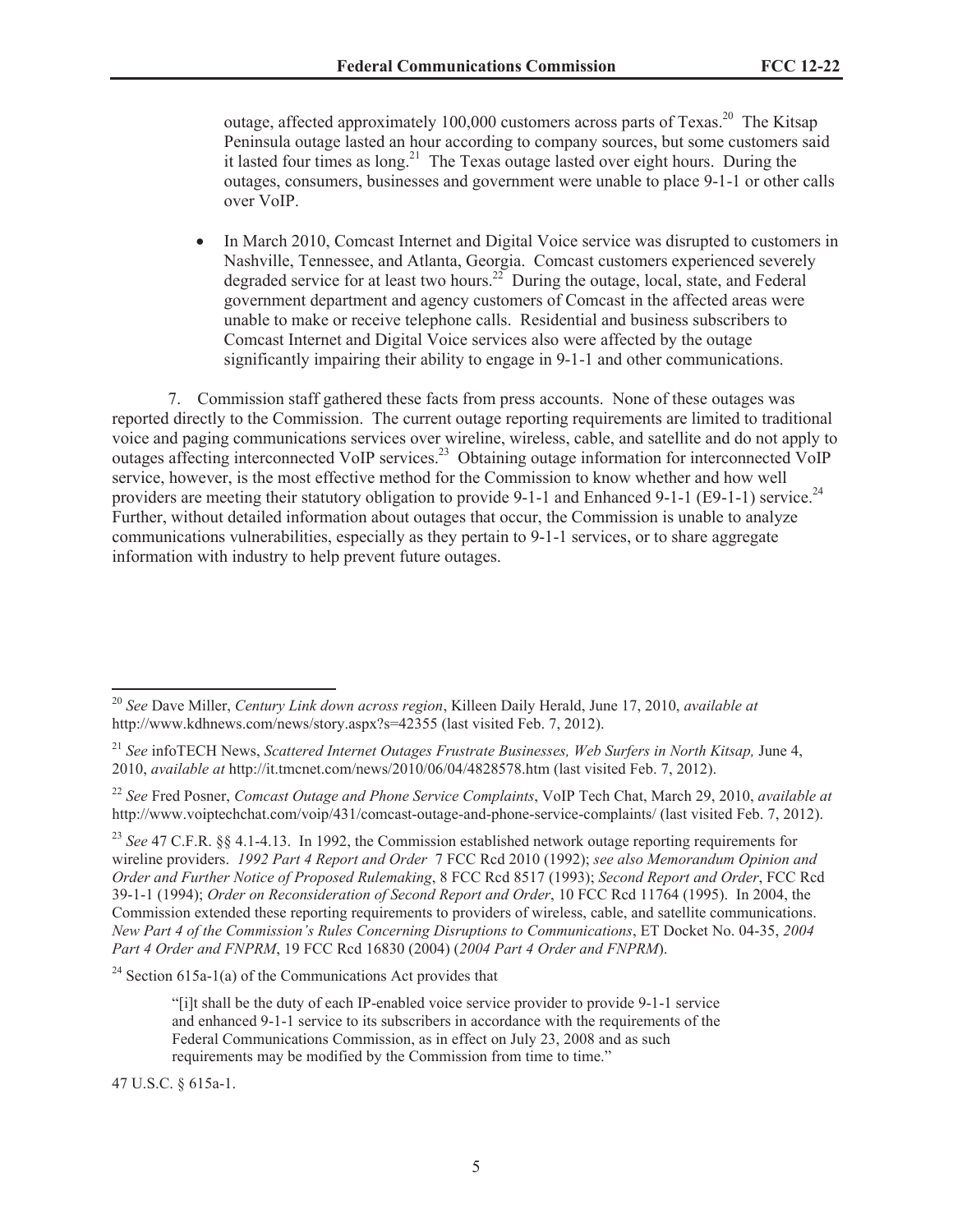outage, affected approximately 100,000 customers across parts of Texas.[20] The Kitsap Peninsula outage lasted an hour according to company sources, but some customers said it lasted four times as long.[21] The Texas outage lasted over eight hours. During the outages, consumers, businesses and government were unable to place 9-1-1 or other calls over VoIP.

- In March 2010, Comcast Internet and Digital Voice service was disrupted to customers in Nashville, Tennessee, and Atlanta, Georgia. Comcast customers experienced severely degraded service for at least two hours.[22] During the outage, local, state, and Federal government department and agency customers of Comcast in the affected areas were unable to make or receive telephone calls. Residential and business subscribers to Comcast Internet and Digital Voice services also were affected by the outage significantly impairing their ability to engage in 9-1-1 and other communications.

7. Commission staff gathered these facts from press accounts. None of these outages was reported directly to the Commission. The current outage reporting requirements are limited to traditional voice and paging communications services over wireline, wireless, cable, and satellite and do not apply to outages affecting interconnected VoIP services.[23] Obtaining outage information for interconnected VoIP service, however, is the most effective method for the Commission to know whether and how well providers are meeting their statutory obligation to provide 9-1-1 and Enhanced 9-1-1 (E9-1-1) service.[24] Further, without detailed information about outages that occur, the Commission is unable to analyze communications vulnerabilities, especially as they pertain to 9-1-1 services, or to share aggregate information with industry to help prevent future outages.

---

[20] *See* Dave Miller, *Century Link down across region*, Killeen Daily Herald, June 17, 2010, *available at* http://www.kdhnews.com/news/story.aspx?s=42355 (last visited Feb. 7, 2012).

[21] *See* infoTECH News, *Scattered Internet Outages Frustrate Businesses, Web Surfers in North Kitsap,* June 4, 2010, *available at* http://it.tmcnet.com/news/2010/06/04/4828578.htm (last visited Feb. 7, 2012).

[22] *See* Fred Posner, *Comcast Outage and Phone Service Complaints*, VoIP Tech Chat, March 29, 2010, *available at* http://www.voiptechchat.com/voip/431/comcast-outage-and-phone-service-complaints/ (last visited Feb. 7, 2012).

[23] *See* 47 C.F.R. §§ 4.1-4.13. In 1992, the Commission established network outage reporting requirements for wireline providers. *1992 Part 4 Report and Order* 7 FCC Rcd 2010 (1992); *see also Memorandum Opinion and Order and Further Notice of Proposed Rulemaking*, 8 FCC Rcd 8517 (1993); *Second Report and Order*, FCC Rcd 39-1-1 (1994); *Order on Reconsideration of Second Report and Order*, 10 FCC Rcd 11764 (1995). In 2004, the Commission extended these reporting requirements to providers of wireless, cable, and satellite communications. *New Part 4 of the Commission's Rules Concerning Disruptions to Communications*, ET Docket No. 04-35, *2004 Part 4 Order and FNPRM*, 19 FCC Rcd 16830 (2004) (*2004 Part 4 Order and FNPRM*).

[24] Section 615a-1(a) of the Communications Act provides that

> "[i]t shall be the duty of each IP-enabled voice service provider to provide 9-1-1 service and enhanced 9-1-1 service to its subscribers in accordance with the requirements of the Federal Communications Commission, as in effect on July 23, 2008 and as such requirements may be modified by the Commission from time to time."

47 U.S.C. § 615a-1.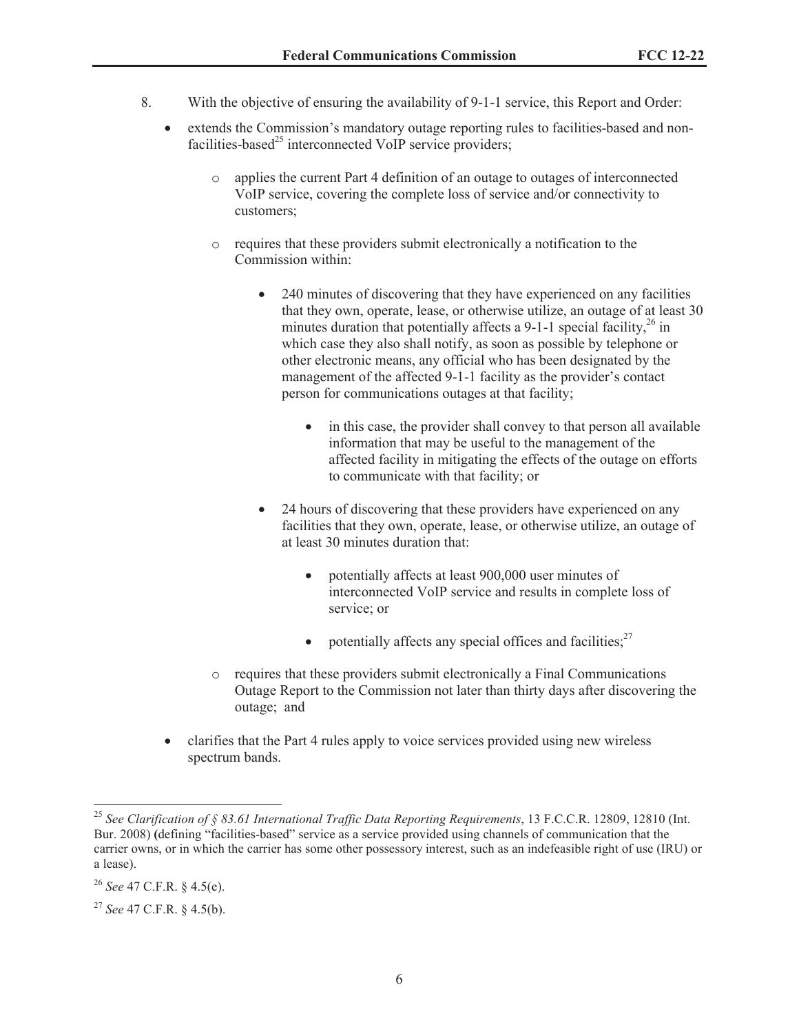8. With the objective of ensuring the availability of 9-1-1 service, this Report and Order:

- extends the Commission's mandatory outage reporting rules to facilities-based and non-facilities-based[25] interconnected VoIP service providers;
  - applies the current Part 4 definition of an outage to outages of interconnected VoIP service, covering the complete loss of service and/or connectivity to customers;
  - requires that these providers submit electronically a notification to the Commission within:
    - 240 minutes of discovering that they have experienced on any facilities that they own, operate, lease, or otherwise utilize, an outage of at least 30 minutes duration that potentially affects a 9-1-1 special facility,[26] in which case they also shall notify, as soon as possible by telephone or other electronic means, any official who has been designated by the management of the affected 9-1-1 facility as the provider's contact person for communications outages at that facility;
      - in this case, the provider shall convey to that person all available information that may be useful to the management of the affected facility in mitigating the effects of the outage on efforts to communicate with that facility; or
    - 24 hours of discovering that these providers have experienced on any facilities that they own, operate, lease, or otherwise utilize, an outage of at least 30 minutes duration that:
      - potentially affects at least 900,000 user minutes of interconnected VoIP service and results in complete loss of service; or
      - potentially affects any special offices and facilities;[27]
  - requires that these providers submit electronically a Final Communications Outage Report to the Commission not later than thirty days after discovering the outage; and
- clarifies that the Part 4 rules apply to voice services provided using new wireless spectrum bands.

---

[25] *See Clarification of § 83.61 International Traffic Data Reporting Requirements*, 13 F.C.C.R. 12809, 12810 (Int. Bur. 2008) (defining "facilities-based" service as a service provided using channels of communication that the carrier owns, or in which the carrier has some other possessory interest, such as an indefeasible right of use (IRU) or a lease).

[26] *See* 47 C.F.R. § 4.5(e).

[27] *See* 47 C.F.R. § 4.5(b).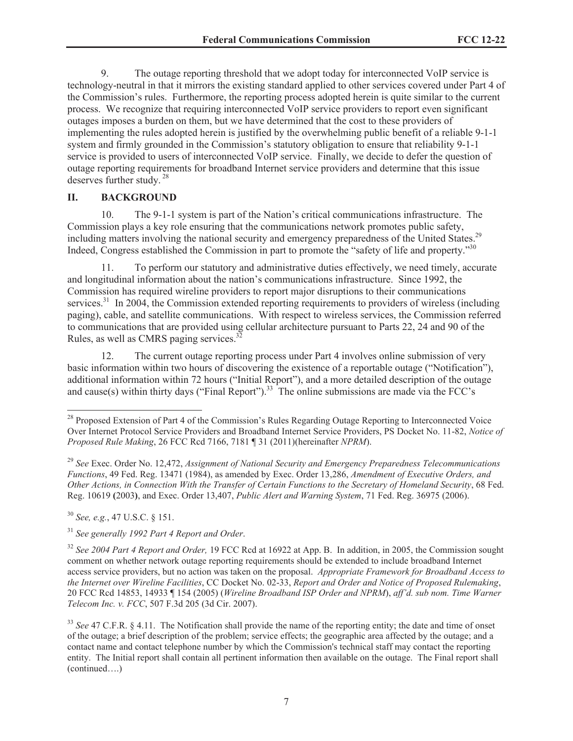9. The outage reporting threshold that we adopt today for interconnected VoIP service is technology-neutral in that it mirrors the existing standard applied to other services covered under Part 4 of the Commission's rules. Furthermore, the reporting process adopted herein is quite similar to the current process. We recognize that requiring interconnected VoIP service providers to report even significant outages imposes a burden on them, but we have determined that the cost to these providers of implementing the rules adopted herein is justified by the overwhelming public benefit of a reliable 9-1-1 system and firmly grounded in the Commission's statutory obligation to ensure that reliability 9-1-1 service is provided to users of interconnected VoIP service. Finally, we decide to defer the question of outage reporting requirements for broadband Internet service providers and determine that this issue deserves further study.[28]

## II. BACKGROUND

10. The 9-1-1 system is part of the Nation's critical communications infrastructure. The Commission plays a key role ensuring that the communications network promotes public safety, including matters involving the national security and emergency preparedness of the United States.[29] Indeed, Congress established the Commission in part to promote the "safety of life and property."[30]

11. To perform our statutory and administrative duties effectively, we need timely, accurate and longitudinal information about the nation's communications infrastructure. Since 1992, the Commission has required wireline providers to report major disruptions to their communications services.[31] In 2004, the Commission extended reporting requirements to providers of wireless (including paging), cable, and satellite communications. With respect to wireless services, the Commission referred to communications that are provided using cellular architecture pursuant to Parts 22, 24 and 90 of the Rules, as well as CMRS paging services.[32]

12. The current outage reporting process under Part 4 involves online submission of very basic information within two hours of discovering the existence of a reportable outage ("Notification"), additional information within 72 hours ("Initial Report"), and a more detailed description of the outage and cause(s) within thirty days ("Final Report").[33] The online submissions are made via the FCC's

---

[28] Proposed Extension of Part 4 of the Commission's Rules Regarding Outage Reporting to Interconnected Voice Over Internet Protocol Service Providers and Broadband Internet Service Providers, PS Docket No. 11-82, *Notice of Proposed Rule Making*, 26 FCC Rcd 7166, 7181 ¶ 31 (2011)(hereinafter *NPRM*).

[29] *See* Exec. Order No. 12,472, *Assignment of National Security and Emergency Preparedness Telecommunications Functions*, 49 Fed. Reg. 13471 (1984), as amended by Exec. Order 13,286, *Amendment of Executive Orders, and Other Actions, in Connection With the Transfer of Certain Functions to the Secretary of Homeland Security*, 68 Fed. Reg. 10619 **(**2003**)**, and Exec. Order 13,407, *Public Alert and Warning System*, 71 Fed. Reg. 36975 (2006).

[30] *See, e.g.*, 47 U.S.C. § 151.

[31] *See generally 1992 Part 4 Report and Order*.

[32] *See 2004 Part 4 Report and Order,* 19 FCC Rcd at 16922 at App. B. In addition, in 2005, the Commission sought comment on whether network outage reporting requirements should be extended to include broadband Internet access service providers, but no action was taken on the proposal. *Appropriate Framework for Broadband Access to the Internet over Wireline Facilities*, CC Docket No. 02-33, *Report and Order and Notice of Proposed Rulemaking*, 20 FCC Rcd 14853, 14933 ¶ 154 (2005) (*Wireline Broadband ISP Order and NPRM*), *aff'd. sub nom. Time Warner Telecom Inc. v. FCC*, 507 F.3d 205 (3d Cir. 2007).

[33] *See* 47 C.F.R. § 4.11. The Notification shall provide the name of the reporting entity; the date and time of onset of the outage; a brief description of the problem; service effects; the geographic area affected by the outage; and a contact name and contact telephone number by which the Commission's technical staff may contact the reporting entity. The Initial report shall contain all pertinent information then available on the outage. The Final report shall (continued….)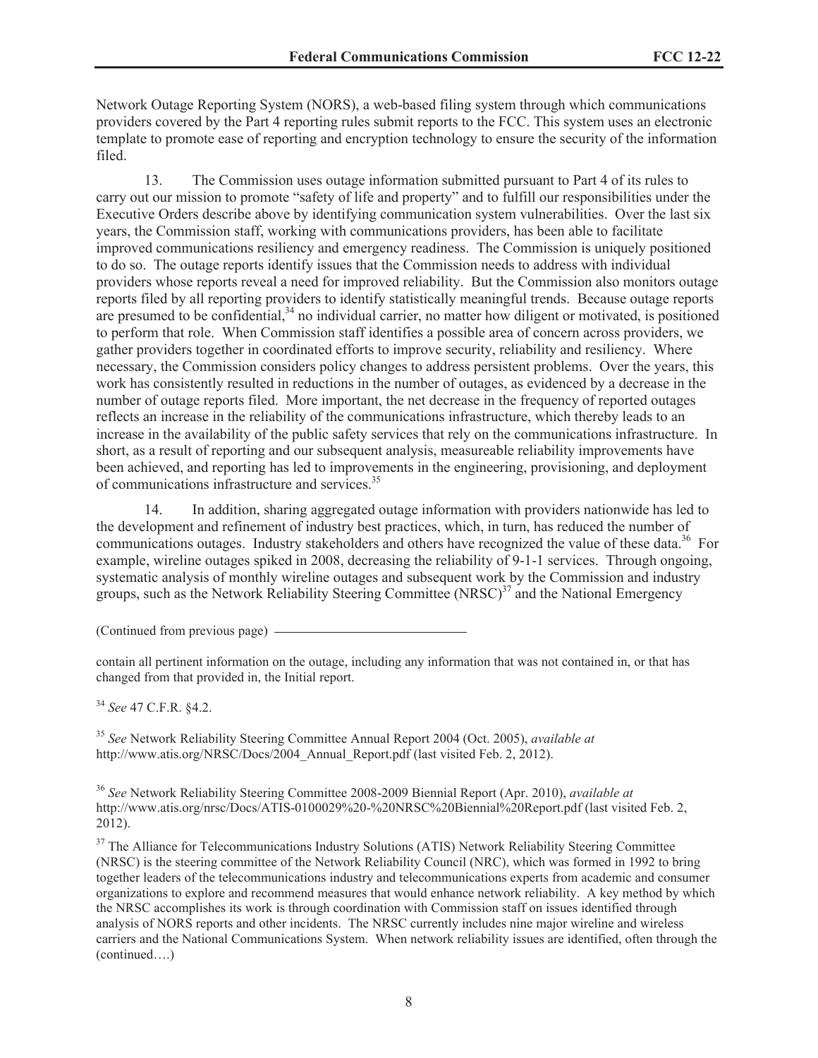Network Outage Reporting System (NORS), a web-based filing system through which communications providers covered by the Part 4 reporting rules submit reports to the FCC. This system uses an electronic template to promote ease of reporting and encryption technology to ensure the security of the information filed.

13. The Commission uses outage information submitted pursuant to Part 4 of its rules to carry out our mission to promote "safety of life and property" and to fulfill our responsibilities under the Executive Orders describe above by identifying communication system vulnerabilities. Over the last six years, the Commission staff, working with communications providers, has been able to facilitate improved communications resiliency and emergency readiness. The Commission is uniquely positioned to do so. The outage reports identify issues that the Commission needs to address with individual providers whose reports reveal a need for improved reliability. But the Commission also monitors outage reports filed by all reporting providers to identify statistically meaningful trends. Because outage reports are presumed to be confidential,[34] no individual carrier, no matter how diligent or motivated, is positioned to perform that role. When Commission staff identifies a possible area of concern across providers, we gather providers together in coordinated efforts to improve security, reliability and resiliency. Where necessary, the Commission considers policy changes to address persistent problems. Over the years, this work has consistently resulted in reductions in the number of outages, as evidenced by a decrease in the number of outage reports filed. More important, the net decrease in the frequency of reported outages reflects an increase in the reliability of the communications infrastructure, which thereby leads to an increase in the availability of the public safety services that rely on the communications infrastructure. In short, as a result of reporting and our subsequent analysis, measureable reliability improvements have been achieved, and reporting has led to improvements in the engineering, provisioning, and deployment of communications infrastructure and services.[35]

14. In addition, sharing aggregated outage information with providers nationwide has led to the development and refinement of industry best practices, which, in turn, has reduced the number of communications outages. Industry stakeholders and others have recognized the value of these data.[36] For example, wireline outages spiked in 2008, decreasing the reliability of 9-1-1 services. Through ongoing, systematic analysis of monthly wireline outages and subsequent work by the Commission and industry groups, such as the Network Reliability Steering Committee (NRSC)[37] and the National Emergency

(Continued from previous page)

contain all pertinent information on the outage, including any information that was not contained in, or that has changed from that provided in, the Initial report.

[34] *See* 47 C.F.R. §4.2.

[35] *See* Network Reliability Steering Committee Annual Report 2004 (Oct. 2005), *available at* http://www.atis.org/NRSC/Docs/2004_Annual_Report.pdf (last visited Feb. 2, 2012).

[36] *See* Network Reliability Steering Committee 2008-2009 Biennial Report (Apr. 2010), *available at* http://www.atis.org/nrsc/Docs/ATIS-0100029%20-%20NRSC%20Biennial%20Report.pdf (last visited Feb. 2, 2012).

[37] The Alliance for Telecommunications Industry Solutions (ATIS) Network Reliability Steering Committee (NRSC) is the steering committee of the Network Reliability Council (NRC), which was formed in 1992 to bring together leaders of the telecommunications industry and telecommunications experts from academic and consumer organizations to explore and recommend measures that would enhance network reliability. A key method by which the NRSC accomplishes its work is through coordination with Commission staff on issues identified through analysis of NORS reports and other incidents. The NRSC currently includes nine major wireline and wireless carriers and the National Communications System. When network reliability issues are identified, often through the (continued….)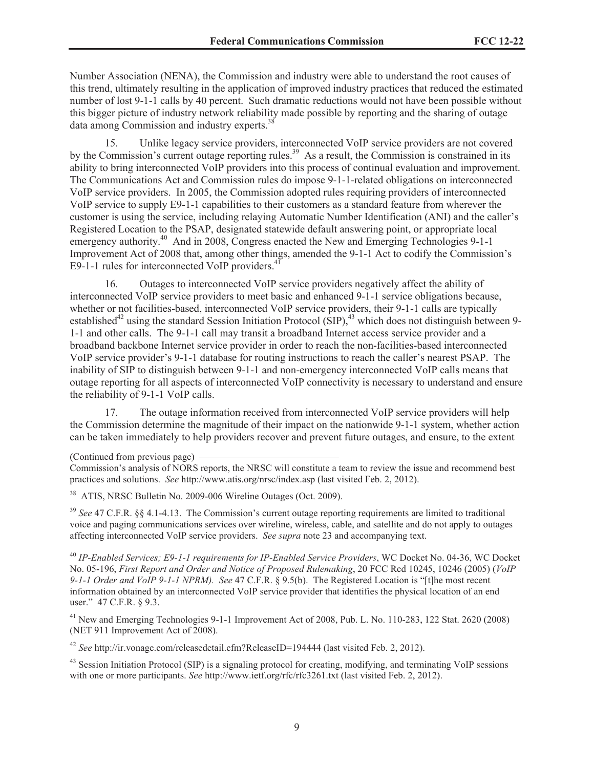Number Association (NENA), the Commission and industry were able to understand the root causes of this trend, ultimately resulting in the application of improved industry practices that reduced the estimated number of lost 9-1-1 calls by 40 percent. Such dramatic reductions would not have been possible without this bigger picture of industry network reliability made possible by reporting and the sharing of outage data among Commission and industry experts.[38]

15. Unlike legacy service providers, interconnected VoIP service providers are not covered by the Commission's current outage reporting rules.[39] As a result, the Commission is constrained in its ability to bring interconnected VoIP providers into this process of continual evaluation and improvement. The Communications Act and Commission rules do impose 9-1-1-related obligations on interconnected VoIP service providers. In 2005, the Commission adopted rules requiring providers of interconnected VoIP service to supply E9-1-1 capabilities to their customers as a standard feature from wherever the customer is using the service, including relaying Automatic Number Identification (ANI) and the caller's Registered Location to the PSAP, designated statewide default answering point, or appropriate local emergency authority.[40] And in 2008, Congress enacted the New and Emerging Technologies 9-1-1 Improvement Act of 2008 that, among other things, amended the 9-1-1 Act to codify the Commission's E9-1-1 rules for interconnected VoIP providers.[41]

16. Outages to interconnected VoIP service providers negatively affect the ability of interconnected VoIP service providers to meet basic and enhanced 9-1-1 service obligations because, whether or not facilities-based, interconnected VoIP service providers, their 9-1-1 calls are typically established[42] using the standard Session Initiation Protocol (SIP),[43] which does not distinguish between 9-1-1 and other calls. The 9-1-1 call may transit a broadband Internet access service provider and a broadband backbone Internet service provider in order to reach the non-facilities-based interconnected VoIP service provider's 9-1-1 database for routing instructions to reach the caller's nearest PSAP. The inability of SIP to distinguish between 9-1-1 and non-emergency interconnected VoIP calls means that outage reporting for all aspects of interconnected VoIP connectivity is necessary to understand and ensure the reliability of 9-1-1 VoIP calls.

17. The outage information received from interconnected VoIP service providers will help the Commission determine the magnitude of their impact on the nationwide 9-1-1 system, whether action can be taken immediately to help providers recover and prevent future outages, and ensure, to the extent

(Continued from previous page)

Commission's analysis of NORS reports, the NRSC will constitute a team to review the issue and recommend best practices and solutions. *See* http://www.atis.org/nrsc/index.asp (last visited Feb. 2, 2012).

[38] ATIS, NRSC Bulletin No. 2009-006 Wireline Outages (Oct. 2009).

[39] *See* 47 C.F.R. §§ 4.1-4.13. The Commission's current outage reporting requirements are limited to traditional voice and paging communications services over wireline, wireless, cable, and satellite and do not apply to outages affecting interconnected VoIP service providers. *See supra* note 23 and accompanying text.

[40] *IP-Enabled Services; E9-1-1 requirements for IP-Enabled Service Providers*, WC Docket No. 04-36, WC Docket No. 05-196, *First Report and Order and Notice of Proposed Rulemaking*, 20 FCC Rcd 10245, 10246 (2005) (*VoIP 9-1-1 Order and VoIP 9-1-1 NPRM). See* 47 C.F.R. § 9.5(b). The Registered Location is "[t]he most recent information obtained by an interconnected VoIP service provider that identifies the physical location of an end user." 47 C.F.R. § 9.3.

[41] New and Emerging Technologies 9-1-1 Improvement Act of 2008, Pub. L. No. 110-283, 122 Stat. 2620 (2008) (NET 911 Improvement Act of 2008).

[42] *See* http://ir.vonage.com/releasedetail.cfm?ReleaseID=194444 (last visited Feb. 2, 2012).

[43] Session Initiation Protocol (SIP) is a signaling protocol for creating, modifying, and terminating VoIP sessions with one or more participants. *See* http://www.ietf.org/rfc/rfc3261.txt (last visited Feb. 2, 2012).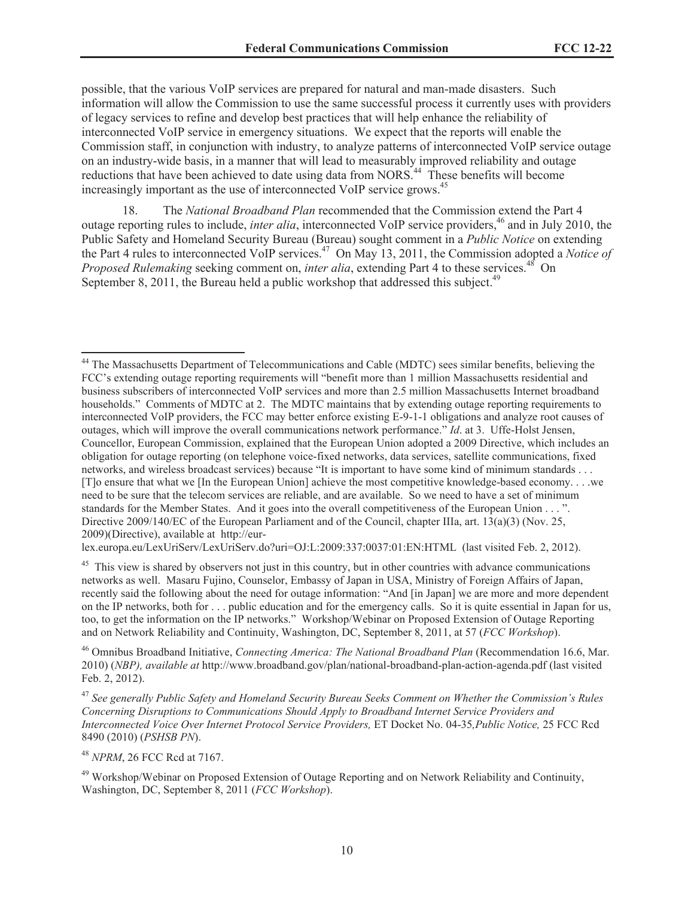possible, that the various VoIP services are prepared for natural and man-made disasters. Such information will allow the Commission to use the same successful process it currently uses with providers of legacy services to refine and develop best practices that will help enhance the reliability of interconnected VoIP service in emergency situations. We expect that the reports will enable the Commission staff, in conjunction with industry, to analyze patterns of interconnected VoIP service outage on an industry-wide basis, in a manner that will lead to measurably improved reliability and outage reductions that have been achieved to date using data from NORS.[44] These benefits will become increasingly important as the use of interconnected VoIP service grows.[45]

18. The *National Broadband Plan* recommended that the Commission extend the Part 4 outage reporting rules to include, *inter alia*, interconnected VoIP service providers,[46] and in July 2010, the Public Safety and Homeland Security Bureau (Bureau) sought comment in a *Public Notice* on extending the Part 4 rules to interconnected VoIP services.[47] On May 13, 2011, the Commission adopted a *Notice of Proposed Rulemaking* seeking comment on, *inter alia*, extending Part 4 to these services.[48] On September 8, 2011, the Bureau held a public workshop that addressed this subject.[49]

---

[44] The Massachusetts Department of Telecommunications and Cable (MDTC) sees similar benefits, believing the FCC's extending outage reporting requirements will "benefit more than 1 million Massachusetts residential and business subscribers of interconnected VoIP services and more than 2.5 million Massachusetts Internet broadband households." Comments of MDTC at 2. The MDTC maintains that by extending outage reporting requirements to interconnected VoIP providers, the FCC may better enforce existing E-9-1-1 obligations and analyze root causes of outages, which will improve the overall communications network performance." *Id*. at 3. Uffe-Holst Jensen, Councellor, European Commission, explained that the European Union adopted a 2009 Directive, which includes an obligation for outage reporting (on telephone voice-fixed networks, data services, satellite communications, fixed networks, and wireless broadcast services) because "It is important to have some kind of minimum standards . . . [T]o ensure that what we [In the European Union] achieve the most competitive knowledge-based economy. . . .we need to be sure that the telecom services are reliable, and are available. So we need to have a set of minimum standards for the Member States. And it goes into the overall competitiveness of the European Union . . . ". Directive 2009/140/EC of the European Parliament and of the Council, chapter IIIa, art. 13(a)(3) (Nov. 25, 2009)(Directive), available at http://eur-lex.europa.eu/LexUriServ/LexUriServ.do?uri=OJ:L:2009:337:0037:01:EN:HTML (last visited Feb. 2, 2012).

[45] This view is shared by observers not just in this country, but in other countries with advance communications networks as well. Masaru Fujino, Counselor, Embassy of Japan in USA, Ministry of Foreign Affairs of Japan, recently said the following about the need for outage information: "And [in Japan] we are more and more dependent on the IP networks, both for . . . public education and for the emergency calls. So it is quite essential in Japan for us, too, to get the information on the IP networks." Workshop/Webinar on Proposed Extension of Outage Reporting and on Network Reliability and Continuity, Washington, DC, September 8, 2011, at 57 (*FCC Workshop*).

[46] Omnibus Broadband Initiative, *Connecting America: The National Broadband Plan* (Recommendation 16.6, Mar. 2010) (*NBP), available at* http://www.broadband.gov/plan/national-broadband-plan-action-agenda.pdf (last visited Feb. 2, 2012).

[47] *See generally Public Safety and Homeland Security Bureau Seeks Comment on Whether the Commission's Rules Concerning Disruptions to Communications Should Apply to Broadband Internet Service Providers and Interconnected Voice Over Internet Protocol Service Providers,* ET Docket No. 04-35*,Public Notice,* 25 FCC Rcd 8490 (2010) (*PSHSB PN*).

[48] *NPRM*, 26 FCC Rcd at 7167.

[49] Workshop/Webinar on Proposed Extension of Outage Reporting and on Network Reliability and Continuity, Washington, DC, September 8, 2011 (*FCC Workshop*).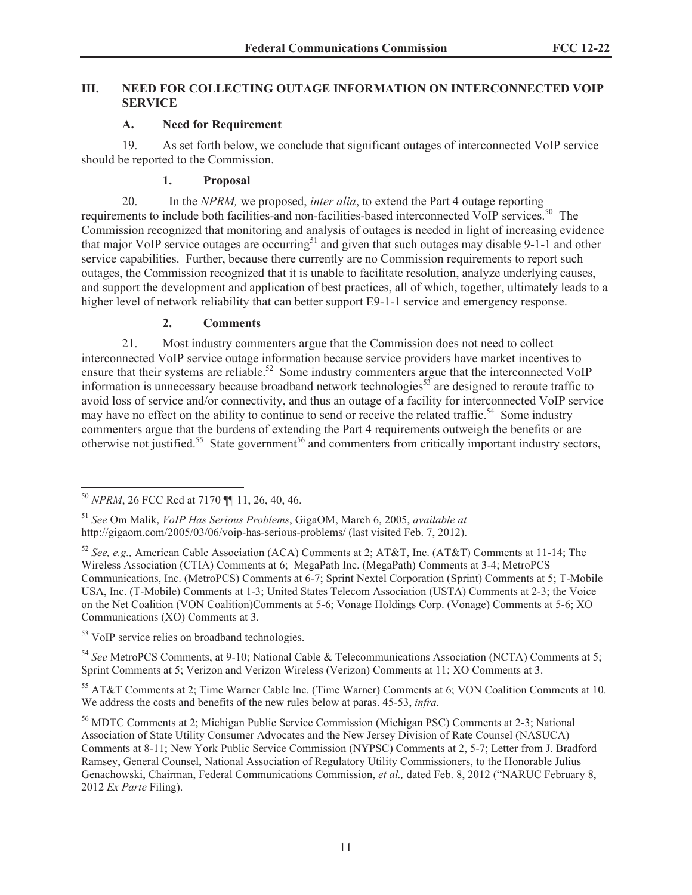## III. NEED FOR COLLECTING OUTAGE INFORMATION ON INTERCONNECTED VOIP SERVICE

### A. Need for Requirement

19. As set forth below, we conclude that significant outages of interconnected VoIP service should be reported to the Commission.

#### 1. Proposal

20. In the *NPRM,* we proposed, *inter alia*, to extend the Part 4 outage reporting requirements to include both facilities-and non-facilities-based interconnected VoIP services.[50] The Commission recognized that monitoring and analysis of outages is needed in light of increasing evidence that major VoIP service outages are occurring[51] and given that such outages may disable 9-1-1 and other service capabilities. Further, because there currently are no Commission requirements to report such outages, the Commission recognized that it is unable to facilitate resolution, analyze underlying causes, and support the development and application of best practices, all of which, together, ultimately leads to a higher level of network reliability that can better support E9-1-1 service and emergency response.

#### 2. Comments

21. Most industry commenters argue that the Commission does not need to collect interconnected VoIP service outage information because service providers have market incentives to ensure that their systems are reliable.[52] Some industry commenters argue that the interconnected VoIP information is unnecessary because broadband network technologies[53] are designed to reroute traffic to avoid loss of service and/or connectivity, and thus an outage of a facility for interconnected VoIP service may have no effect on the ability to continue to send or receive the related traffic.[54] Some industry commenters argue that the burdens of extending the Part 4 requirements outweigh the benefits or are otherwise not justified.[55] State government[56] and commenters from critically important industry sectors,

---

[50] *NPRM*, 26 FCC Rcd at 7170 ¶¶ 11, 26, 40, 46.

[51] *See* Om Malik, *VoIP Has Serious Problems*, GigaOM, March 6, 2005, *available at* http://gigaom.com/2005/03/06/voip-has-serious-problems/ (last visited Feb. 7, 2012).

[52] *See, e.g.,* American Cable Association (ACA) Comments at 2; AT&T, Inc. (AT&T) Comments at 11-14; The Wireless Association (CTIA) Comments at 6; MegaPath Inc. (MegaPath) Comments at 3-4; MetroPCS Communications, Inc. (MetroPCS) Comments at 6-7; Sprint Nextel Corporation (Sprint) Comments at 5; T-Mobile USA, Inc. (T-Mobile) Comments at 1-3; United States Telecom Association (USTA) Comments at 2-3; the Voice on the Net Coalition (VON Coalition)Comments at 5-6; Vonage Holdings Corp. (Vonage) Comments at 5-6; XO Communications (XO) Comments at 3.

[53] VoIP service relies on broadband technologies.

[54] *See* MetroPCS Comments, at 9-10; National Cable & Telecommunications Association (NCTA) Comments at 5; Sprint Comments at 5; Verizon and Verizon Wireless (Verizon) Comments at 11; XO Comments at 3.

[55] AT&T Comments at 2; Time Warner Cable Inc. (Time Warner) Comments at 6; VON Coalition Comments at 10. We address the costs and benefits of the new rules below at paras. 45-53, *infra.*

[56] MDTC Comments at 2; Michigan Public Service Commission (Michigan PSC) Comments at 2-3; National Association of State Utility Consumer Advocates and the New Jersey Division of Rate Counsel (NASUCA) Comments at 8-11; New York Public Service Commission (NYPSC) Comments at 2, 5-7; Letter from J. Bradford Ramsey, General Counsel, National Association of Regulatory Utility Commissioners, to the Honorable Julius Genachowski, Chairman, Federal Communications Commission, *et al.,* dated Feb. 8, 2012 ("NARUC February 8, 2012 *Ex Parte* Filing).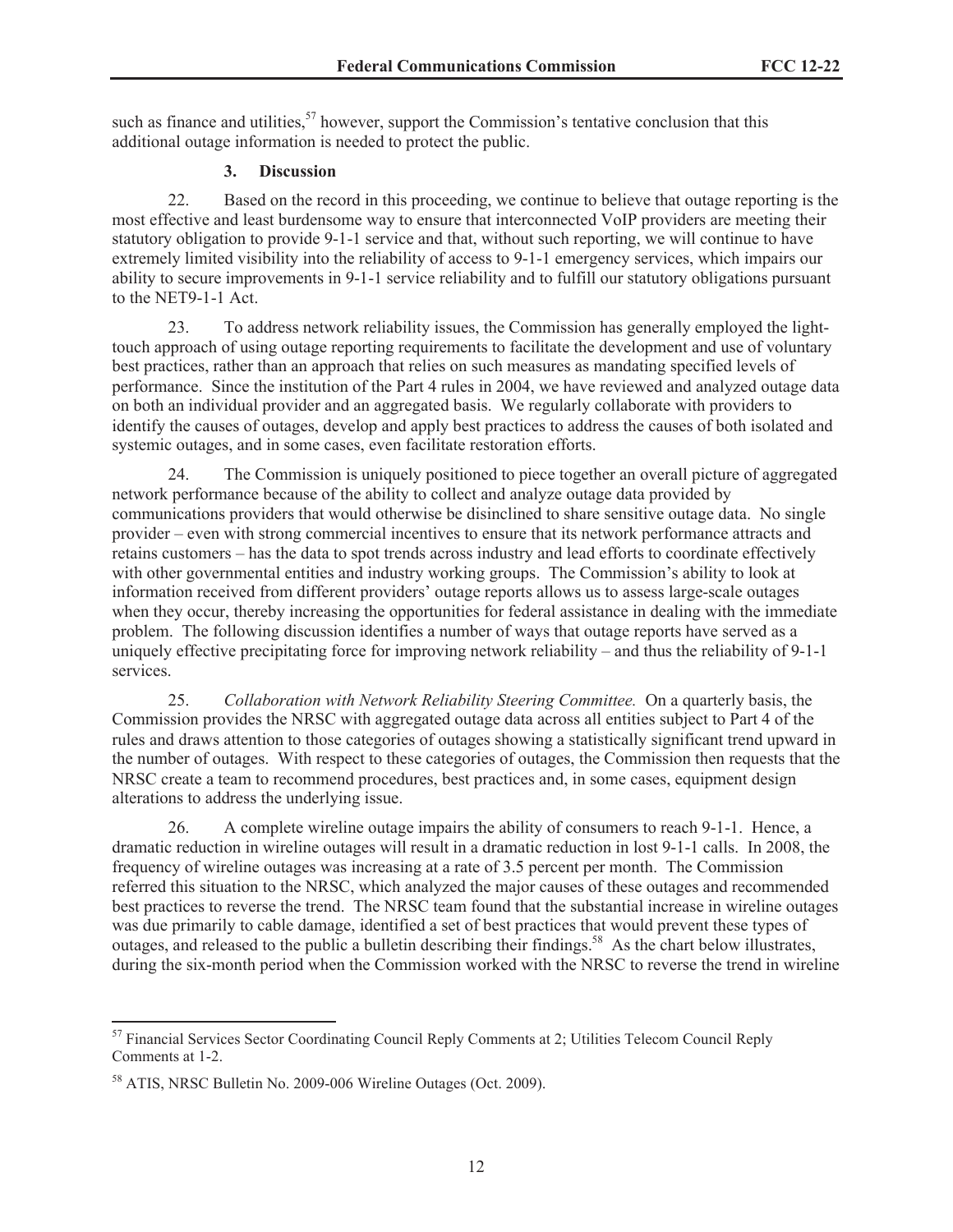such as finance and utilities,[57] however, support the Commission's tentative conclusion that this additional outage information is needed to protect the public.

### 3. Discussion

22. Based on the record in this proceeding, we continue to believe that outage reporting is the most effective and least burdensome way to ensure that interconnected VoIP providers are meeting their statutory obligation to provide 9-1-1 service and that, without such reporting, we will continue to have extremely limited visibility into the reliability of access to 9-1-1 emergency services, which impairs our ability to secure improvements in 9-1-1 service reliability and to fulfill our statutory obligations pursuant to the NET9-1-1 Act.

23. To address network reliability issues, the Commission has generally employed the light-touch approach of using outage reporting requirements to facilitate the development and use of voluntary best practices, rather than an approach that relies on such measures as mandating specified levels of performance. Since the institution of the Part 4 rules in 2004, we have reviewed and analyzed outage data on both an individual provider and an aggregated basis. We regularly collaborate with providers to identify the causes of outages, develop and apply best practices to address the causes of both isolated and systemic outages, and in some cases, even facilitate restoration efforts.

24. The Commission is uniquely positioned to piece together an overall picture of aggregated network performance because of the ability to collect and analyze outage data provided by communications providers that would otherwise be disinclined to share sensitive outage data. No single provider – even with strong commercial incentives to ensure that its network performance attracts and retains customers – has the data to spot trends across industry and lead efforts to coordinate effectively with other governmental entities and industry working groups. The Commission's ability to look at information received from different providers' outage reports allows us to assess large-scale outages when they occur, thereby increasing the opportunities for federal assistance in dealing with the immediate problem. The following discussion identifies a number of ways that outage reports have served as a uniquely effective precipitating force for improving network reliability – and thus the reliability of 9-1-1 services.

25. *Collaboration with Network Reliability Steering Committee.* On a quarterly basis, the Commission provides the NRSC with aggregated outage data across all entities subject to Part 4 of the rules and draws attention to those categories of outages showing a statistically significant trend upward in the number of outages. With respect to these categories of outages, the Commission then requests that the NRSC create a team to recommend procedures, best practices and, in some cases, equipment design alterations to address the underlying issue.

26. A complete wireline outage impairs the ability of consumers to reach 9-1-1. Hence, a dramatic reduction in wireline outages will result in a dramatic reduction in lost 9-1-1 calls. In 2008, the frequency of wireline outages was increasing at a rate of 3.5 percent per month. The Commission referred this situation to the NRSC, which analyzed the major causes of these outages and recommended best practices to reverse the trend. The NRSC team found that the substantial increase in wireline outages was due primarily to cable damage, identified a set of best practices that would prevent these types of outages, and released to the public a bulletin describing their findings.[58] As the chart below illustrates, during the six-month period when the Commission worked with the NRSC to reverse the trend in wireline

---

[57] Financial Services Sector Coordinating Council Reply Comments at 2; Utilities Telecom Council Reply Comments at 1-2.

[58] ATIS, NRSC Bulletin No. 2009-006 Wireline Outages (Oct. 2009).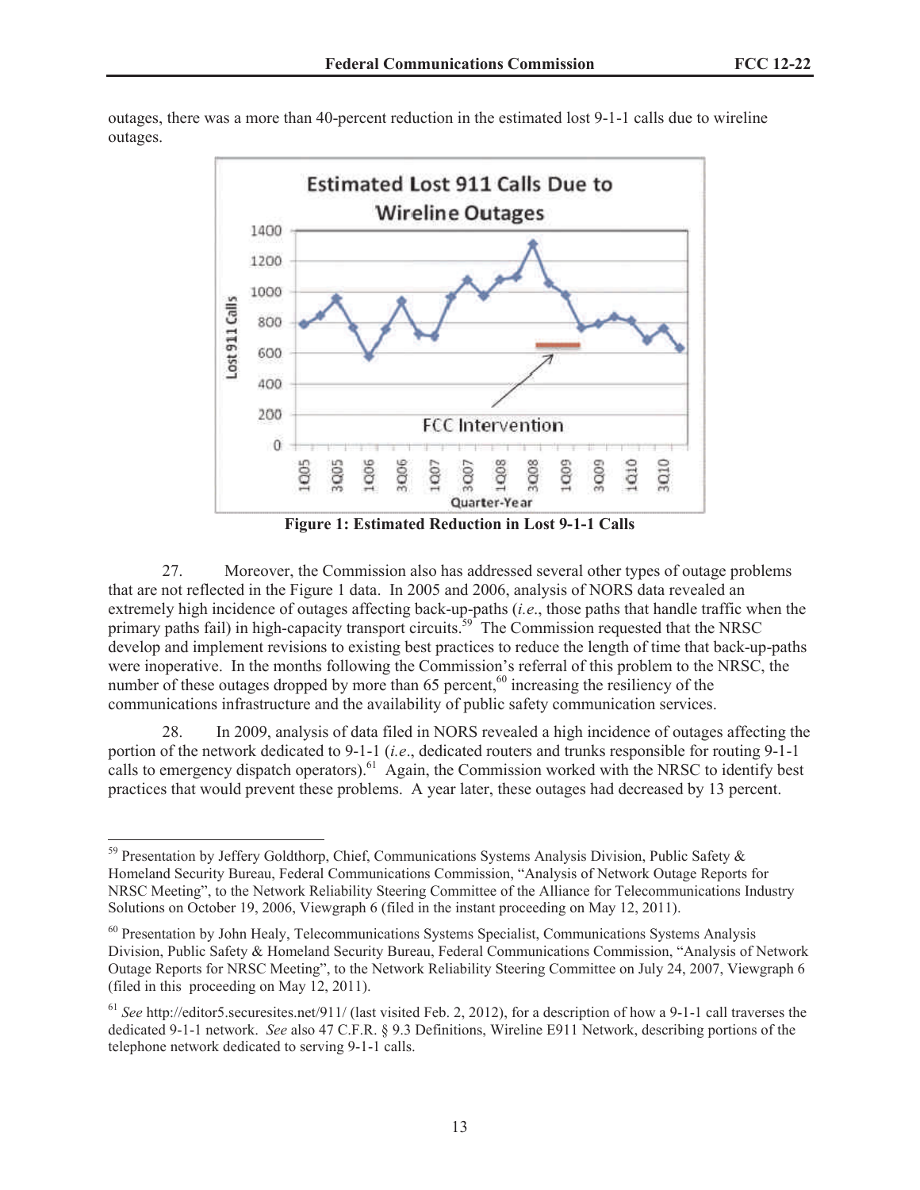outages, there was a more than 40-percent reduction in the estimated lost 9-1-1 calls due to wireline outages.

**Figure 1: Estimated Reduction in Lost 9-1-1 Calls**

27. Moreover, the Commission also has addressed several other types of outage problems that are not reflected in the Figure 1 data. In 2005 and 2006, analysis of NORS data revealed an extremely high incidence of outages affecting back-up-paths (*i.e.*, those paths that handle traffic when the primary paths fail) in high-capacity transport circuits.[59] The Commission requested that the NRSC develop and implement revisions to existing best practices to reduce the length of time that back-up-paths were inoperative. In the months following the Commission's referral of this problem to the NRSC, the number of these outages dropped by more than 65 percent,[60] increasing the resiliency of the communications infrastructure and the availability of public safety communication services.

28. In 2009, analysis of data filed in NORS revealed a high incidence of outages affecting the portion of the network dedicated to 9-1-1 (*i.e.*, dedicated routers and trunks responsible for routing 9-1-1 calls to emergency dispatch operators).[61] Again, the Commission worked with the NRSC to identify best practices that would prevent these problems. A year later, these outages had decreased by 13 percent.

---

[59] Presentation by Jeffery Goldthorp, Chief, Communications Systems Analysis Division, Public Safety & Homeland Security Bureau, Federal Communications Commission, "Analysis of Network Outage Reports for NRSC Meeting", to the Network Reliability Steering Committee of the Alliance for Telecommunications Industry Solutions on October 19, 2006, Viewgraph 6 (filed in the instant proceeding on May 12, 2011).

[60] Presentation by John Healy, Telecommunications Systems Specialist, Communications Systems Analysis Division, Public Safety & Homeland Security Bureau, Federal Communications Commission, "Analysis of Network Outage Reports for NRSC Meeting", to the Network Reliability Steering Committee on July 24, 2007, Viewgraph 6 (filed in this proceeding on May 12, 2011).

[61] *See* http://editor5.securesites.net/911/ (last visited Feb. 2, 2012), for a description of how a 9-1-1 call traverses the dedicated 9-1-1 network. *See* also 47 C.F.R. § 9.3 Definitions, Wireline E911 Network, describing portions of the telephone network dedicated to serving 9-1-1 calls.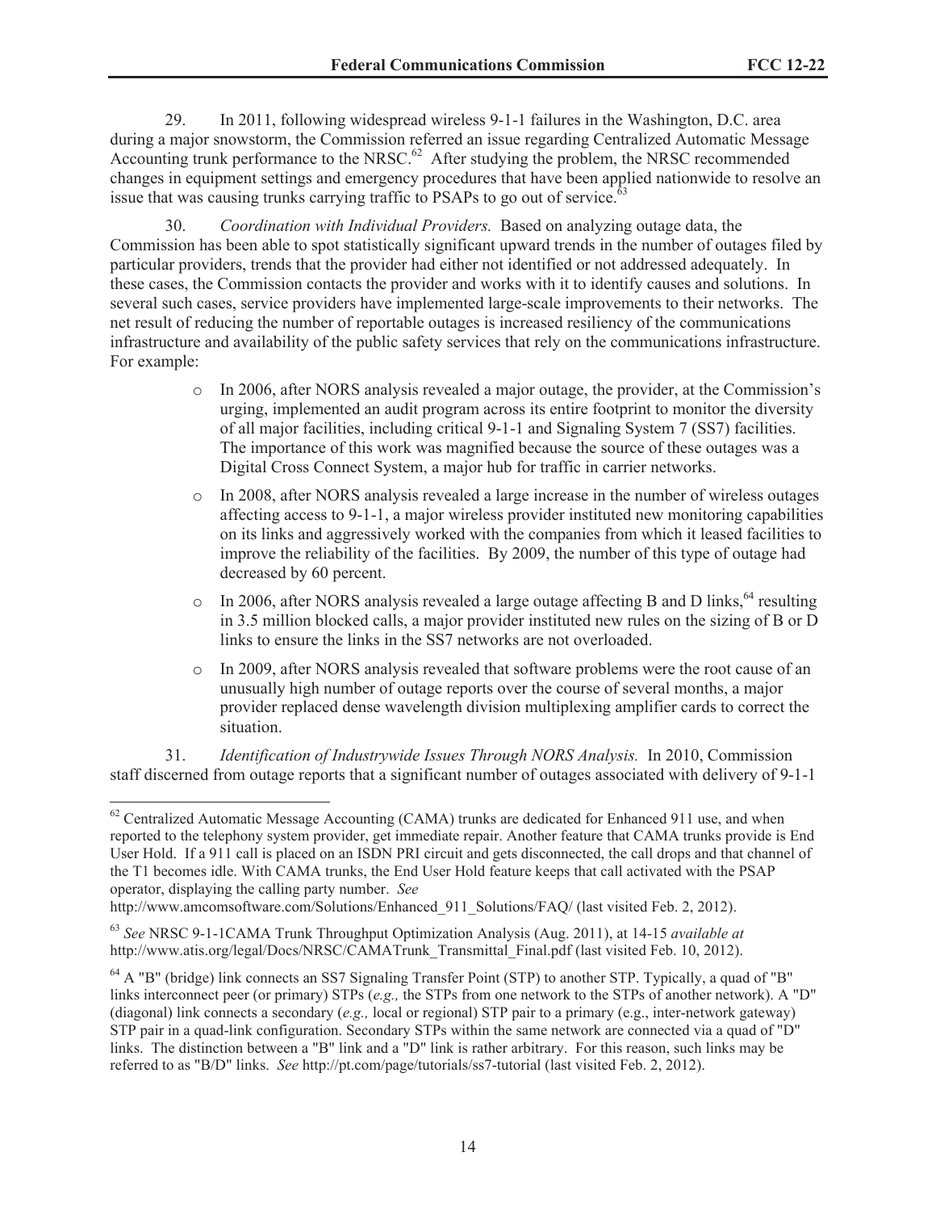29. In 2011, following widespread wireless 9-1-1 failures in the Washington, D.C. area during a major snowstorm, the Commission referred an issue regarding Centralized Automatic Message Accounting trunk performance to the NRSC.[62] After studying the problem, the NRSC recommended changes in equipment settings and emergency procedures that have been applied nationwide to resolve an issue that was causing trunks carrying traffic to PSAPs to go out of service.[63]

30. *Coordination with Individual Providers.* Based on analyzing outage data, the Commission has been able to spot statistically significant upward trends in the number of outages filed by particular providers, trends that the provider had either not identified or not addressed adequately. In these cases, the Commission contacts the provider and works with it to identify causes and solutions. In several such cases, service providers have implemented large-scale improvements to their networks. The net result of reducing the number of reportable outages is increased resiliency of the communications infrastructure and availability of the public safety services that rely on the communications infrastructure. For example:

- In 2006, after NORS analysis revealed a major outage, the provider, at the Commission's urging, implemented an audit program across its entire footprint to monitor the diversity of all major facilities, including critical 9-1-1 and Signaling System 7 (SS7) facilities. The importance of this work was magnified because the source of these outages was a Digital Cross Connect System, a major hub for traffic in carrier networks.
- In 2008, after NORS analysis revealed a large increase in the number of wireless outages affecting access to 9-1-1, a major wireless provider instituted new monitoring capabilities on its links and aggressively worked with the companies from which it leased facilities to improve the reliability of the facilities. By 2009, the number of this type of outage had decreased by 60 percent.
- In 2006, after NORS analysis revealed a large outage affecting B and D links,[64] resulting in 3.5 million blocked calls, a major provider instituted new rules on the sizing of B or D links to ensure the links in the SS7 networks are not overloaded.
- In 2009, after NORS analysis revealed that software problems were the root cause of an unusually high number of outage reports over the course of several months, a major provider replaced dense wavelength division multiplexing amplifier cards to correct the situation.

31. *Identification of Industrywide Issues Through NORS Analysis.* In 2010, Commission staff discerned from outage reports that a significant number of outages associated with delivery of 9-1-1

---

[62] Centralized Automatic Message Accounting (CAMA) trunks are dedicated for Enhanced 911 use, and when reported to the telephony system provider, get immediate repair. Another feature that CAMA trunks provide is End User Hold. If a 911 call is placed on an ISDN PRI circuit and gets disconnected, the call drops and that channel of the T1 becomes idle. With CAMA trunks, the End User Hold feature keeps that call activated with the PSAP operator, displaying the calling party number. *See* http://www.amcomsoftware.com/Solutions/Enhanced_911_Solutions/FAQ/ (last visited Feb. 2, 2012).

[63] *See* NRSC 9-1-1CAMA Trunk Throughput Optimization Analysis (Aug. 2011), at 14-15 *available at* http://www.atis.org/legal/Docs/NRSC/CAMATrunk_Transmittal_Final.pdf (last visited Feb. 10, 2012).

[64] A "B" (bridge) link connects an SS7 Signaling Transfer Point (STP) to another STP. Typically, a quad of "B" links interconnect peer (or primary) STPs (*e.g.,* the STPs from one network to the STPs of another network). A "D" (diagonal) link connects a secondary (*e.g.,* local or regional) STP pair to a primary (e.g., inter-network gateway) STP pair in a quad-link configuration. Secondary STPs within the same network are connected via a quad of "D" links. The distinction between a "B" link and a "D" link is rather arbitrary. For this reason, such links may be referred to as "B/D" links. *See* http://pt.com/page/tutorials/ss7-tutorial (last visited Feb. 2, 2012).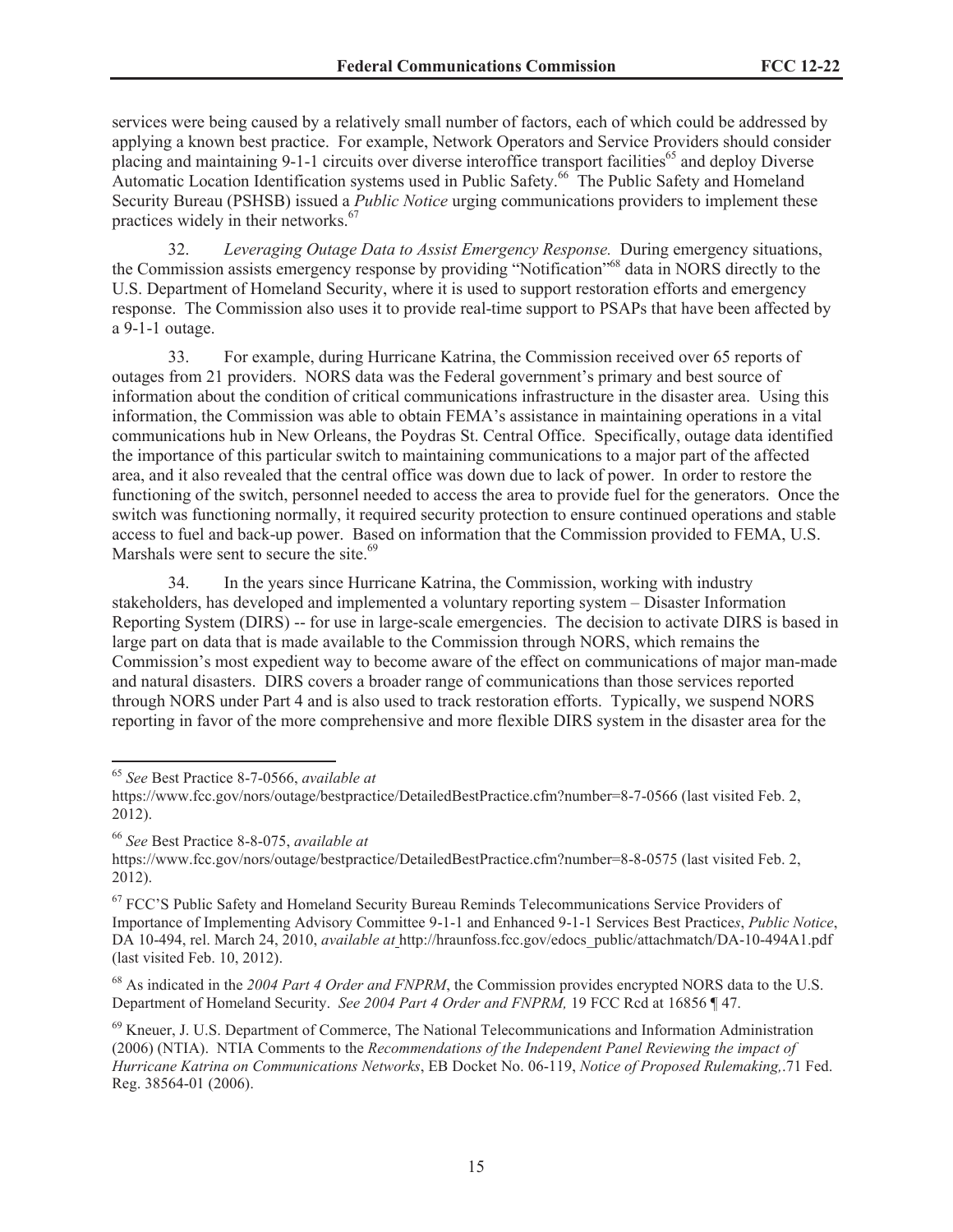services were being caused by a relatively small number of factors, each of which could be addressed by applying a known best practice. For example, Network Operators and Service Providers should consider placing and maintaining 9-1-1 circuits over diverse interoffice transport facilities[65] and deploy Diverse Automatic Location Identification systems used in Public Safety.[66] The Public Safety and Homeland Security Bureau (PSHSB) issued a *Public Notice* urging communications providers to implement these practices widely in their networks.[67]

32. *Leveraging Outage Data to Assist Emergency Response.* During emergency situations, the Commission assists emergency response by providing "Notification"[68] data in NORS directly to the U.S. Department of Homeland Security, where it is used to support restoration efforts and emergency response. The Commission also uses it to provide real-time support to PSAPs that have been affected by a 9-1-1 outage.

33. For example, during Hurricane Katrina, the Commission received over 65 reports of outages from 21 providers. NORS data was the Federal government's primary and best source of information about the condition of critical communications infrastructure in the disaster area. Using this information, the Commission was able to obtain FEMA's assistance in maintaining operations in a vital communications hub in New Orleans, the Poydras St. Central Office. Specifically, outage data identified the importance of this particular switch to maintaining communications to a major part of the affected area, and it also revealed that the central office was down due to lack of power. In order to restore the functioning of the switch, personnel needed to access the area to provide fuel for the generators. Once the switch was functioning normally, it required security protection to ensure continued operations and stable access to fuel and back-up power. Based on information that the Commission provided to FEMA, U.S. Marshals were sent to secure the site.[69]

34. In the years since Hurricane Katrina, the Commission, working with industry stakeholders, has developed and implemented a voluntary reporting system – Disaster Information Reporting System (DIRS) -- for use in large-scale emergencies. The decision to activate DIRS is based in large part on data that is made available to the Commission through NORS, which remains the Commission's most expedient way to become aware of the effect on communications of major man-made and natural disasters. DIRS covers a broader range of communications than those services reported through NORS under Part 4 and is also used to track restoration efforts. Typically, we suspend NORS reporting in favor of the more comprehensive and more flexible DIRS system in the disaster area for the

---

[65] *See* Best Practice 8-7-0566, *available at* https://www.fcc.gov/nors/outage/bestpractice/DetailedBestPractice.cfm?number=8-7-0566 (last visited Feb. 2, 2012).

[66] *See* Best Practice 8-8-075, *available at* https://www.fcc.gov/nors/outage/bestpractice/DetailedBestPractice.cfm?number=8-8-0575 (last visited Feb. 2, 2012).

[67] FCC'S Public Safety and Homeland Security Bureau Reminds Telecommunications Service Providers of Importance of Implementing Advisory Committee 9-1-1 and Enhanced 9-1-1 Services Best Practice*s*, *Public Notice*, DA 10-494, rel. March 24, 2010, *available at* http://hraunfoss.fcc.gov/edocs_public/attachmatch/DA-10-494A1.pdf (last visited Feb. 10, 2012).

[68] As indicated in the *2004 Part 4 Order and FNPRM*, the Commission provides encrypted NORS data to the U.S. Department of Homeland Security. *See 2004 Part 4 Order and FNPRM,* 19 FCC Rcd at 16856 ¶ 47.

[69] Kneuer, J. U.S. Department of Commerce, The National Telecommunications and Information Administration (2006) (NTIA). NTIA Comments to the *Recommendations of the Independent Panel Reviewing the impact of Hurricane Katrina on Communications Networks*, EB Docket No. 06-119, *Notice of Proposed Rulemaking,*.71 Fed. Reg. 38564-01 (2006).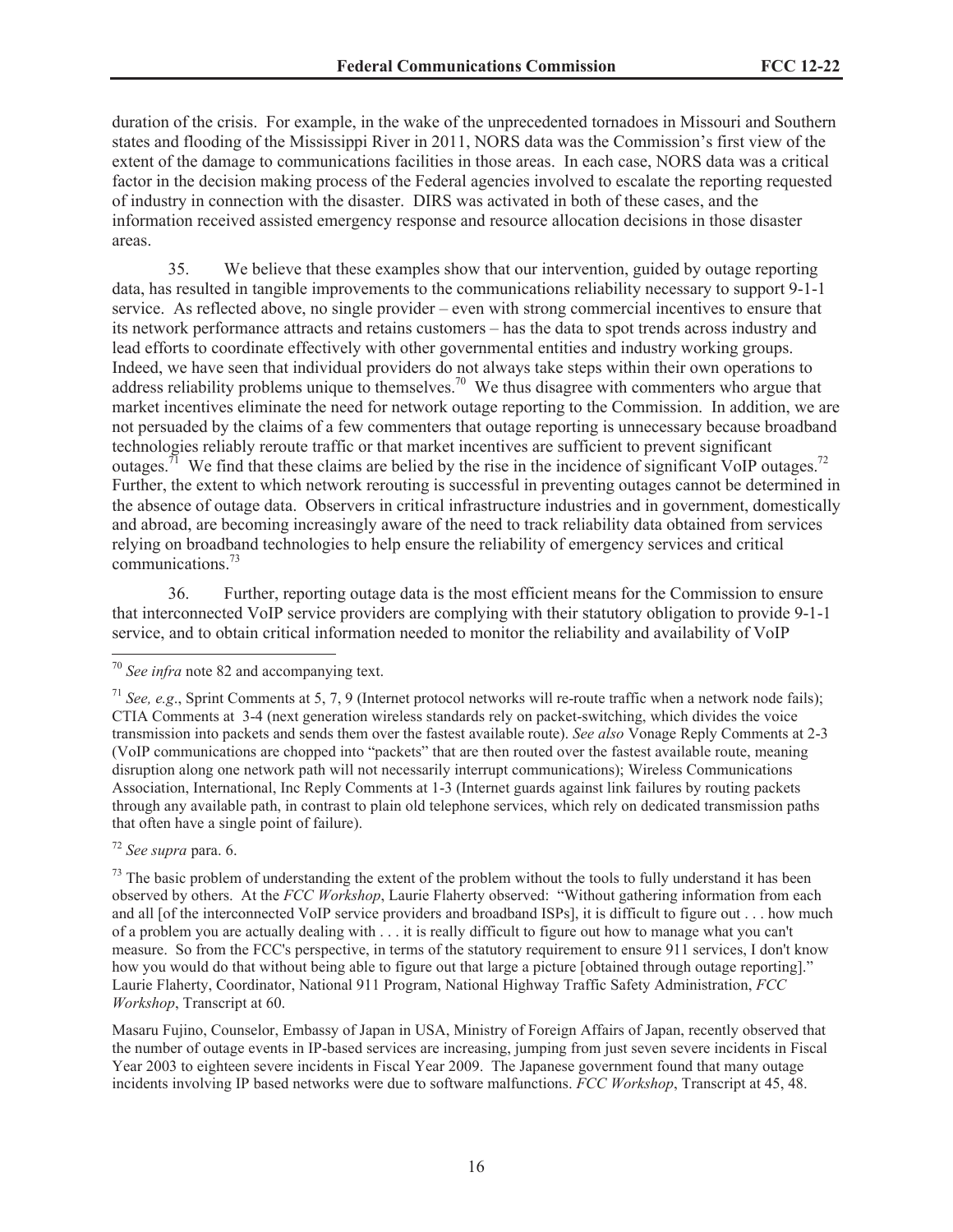duration of the crisis. For example, in the wake of the unprecedented tornadoes in Missouri and Southern states and flooding of the Mississippi River in 2011, NORS data was the Commission's first view of the extent of the damage to communications facilities in those areas. In each case, NORS data was a critical factor in the decision making process of the Federal agencies involved to escalate the reporting requested of industry in connection with the disaster. DIRS was activated in both of these cases, and the information received assisted emergency response and resource allocation decisions in those disaster areas.

35. We believe that these examples show that our intervention, guided by outage reporting data, has resulted in tangible improvements to the communications reliability necessary to support 9-1-1 service. As reflected above, no single provider – even with strong commercial incentives to ensure that its network performance attracts and retains customers – has the data to spot trends across industry and lead efforts to coordinate effectively with other governmental entities and industry working groups. Indeed, we have seen that individual providers do not always take steps within their own operations to address reliability problems unique to themselves.[70] We thus disagree with commenters who argue that market incentives eliminate the need for network outage reporting to the Commission. In addition, we are not persuaded by the claims of a few commenters that outage reporting is unnecessary because broadband technologies reliably reroute traffic or that market incentives are sufficient to prevent significant outages.[71] We find that these claims are belied by the rise in the incidence of significant VoIP outages.[72] Further, the extent to which network rerouting is successful in preventing outages cannot be determined in the absence of outage data. Observers in critical infrastructure industries and in government, domestically and abroad, are becoming increasingly aware of the need to track reliability data obtained from services relying on broadband technologies to help ensure the reliability of emergency services and critical communications.[73]

36. Further, reporting outage data is the most efficient means for the Commission to ensure that interconnected VoIP service providers are complying with their statutory obligation to provide 9-1-1 service, and to obtain critical information needed to monitor the reliability and availability of VoIP

---

[70] *See infra* note 82 and accompanying text.

[71] *See, e.g*., Sprint Comments at 5, 7, 9 (Internet protocol networks will re-route traffic when a network node fails); CTIA Comments at 3-4 (next generation wireless standards rely on packet-switching, which divides the voice transmission into packets and sends them over the fastest available route). *See also* Vonage Reply Comments at 2-3 (VoIP communications are chopped into "packets" that are then routed over the fastest available route, meaning disruption along one network path will not necessarily interrupt communications); Wireless Communications Association, International, Inc Reply Comments at 1-3 (Internet guards against link failures by routing packets through any available path, in contrast to plain old telephone services, which rely on dedicated transmission paths that often have a single point of failure).

[72] *See supra* para. 6.

[73] The basic problem of understanding the extent of the problem without the tools to fully understand it has been observed by others. At the *FCC Workshop*, Laurie Flaherty observed: "Without gathering information from each and all [of the interconnected VoIP service providers and broadband ISPs], it is difficult to figure out . . . how much of a problem you are actually dealing with . . . it is really difficult to figure out how to manage what you can't measure. So from the FCC's perspective, in terms of the statutory requirement to ensure 911 services, I don't know how you would do that without being able to figure out that large a picture [obtained through outage reporting]." Laurie Flaherty, Coordinator, National 911 Program, National Highway Traffic Safety Administration, *FCC Workshop*, Transcript at 60.

Masaru Fujino, Counselor, Embassy of Japan in USA, Ministry of Foreign Affairs of Japan, recently observed that the number of outage events in IP-based services are increasing, jumping from just seven severe incidents in Fiscal Year 2003 to eighteen severe incidents in Fiscal Year 2009. The Japanese government found that many outage incidents involving IP based networks were due to software malfunctions. *FCC Workshop*, Transcript at 45, 48.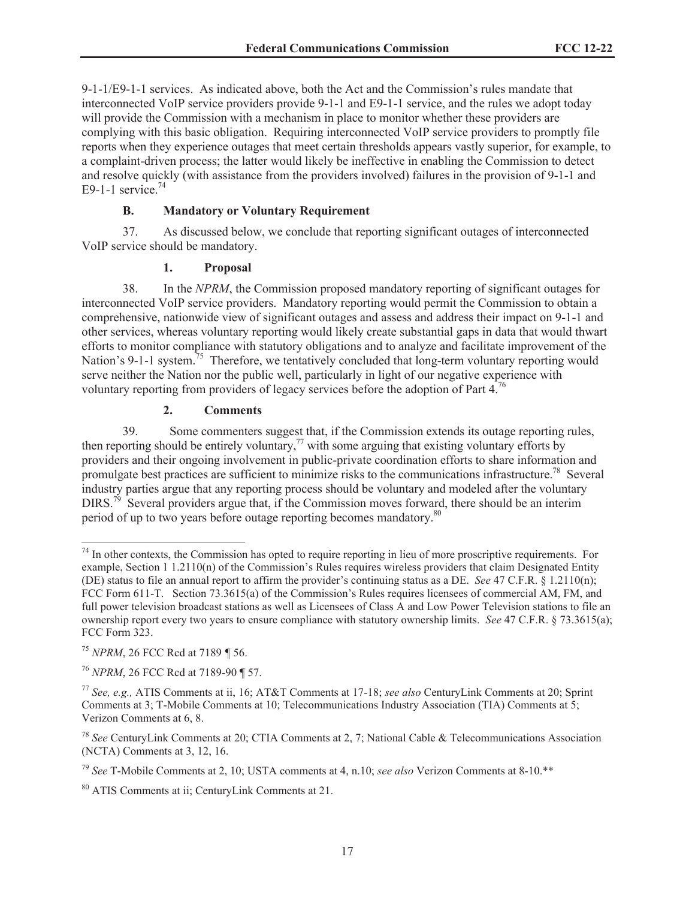9-1-1/E9-1-1 services. As indicated above, both the Act and the Commission's rules mandate that interconnected VoIP service providers provide 9-1-1 and E9-1-1 service, and the rules we adopt today will provide the Commission with a mechanism in place to monitor whether these providers are complying with this basic obligation. Requiring interconnected VoIP service providers to promptly file reports when they experience outages that meet certain thresholds appears vastly superior, for example, to a complaint-driven process; the latter would likely be ineffective in enabling the Commission to detect and resolve quickly (with assistance from the providers involved) failures in the provision of 9-1-1 and E9-1-1 service.[74]

### B. Mandatory or Voluntary Requirement

37. As discussed below, we conclude that reporting significant outages of interconnected VoIP service should be mandatory.

#### 1. Proposal

38. In the *NPRM*, the Commission proposed mandatory reporting of significant outages for interconnected VoIP service providers. Mandatory reporting would permit the Commission to obtain a comprehensive, nationwide view of significant outages and assess and address their impact on 9-1-1 and other services, whereas voluntary reporting would likely create substantial gaps in data that would thwart efforts to monitor compliance with statutory obligations and to analyze and facilitate improvement of the Nation's 9-1-1 system.[75] Therefore, we tentatively concluded that long-term voluntary reporting would serve neither the Nation nor the public well, particularly in light of our negative experience with voluntary reporting from providers of legacy services before the adoption of Part 4.[76]

#### 2. Comments

39. Some commenters suggest that, if the Commission extends its outage reporting rules, then reporting should be entirely voluntary,[77] with some arguing that existing voluntary efforts by providers and their ongoing involvement in public-private coordination efforts to share information and promulgate best practices are sufficient to minimize risks to the communications infrastructure.[78] Several industry parties argue that any reporting process should be voluntary and modeled after the voluntary DIRS.[79] Several providers argue that, if the Commission moves forward, there should be an interim period of up to two years before outage reporting becomes mandatory.[80]

---

[74] In other contexts, the Commission has opted to require reporting in lieu of more proscriptive requirements. For example, Section 1 1.2110(n) of the Commission's Rules requires wireless providers that claim Designated Entity (DE) status to file an annual report to affirm the provider's continuing status as a DE. *See* 47 C.F.R. § 1.2110(n); FCC Form 611-T. Section 73.3615(a) of the Commission's Rules requires licensees of commercial AM, FM, and full power television broadcast stations as well as Licensees of Class A and Low Power Television stations to file an ownership report every two years to ensure compliance with statutory ownership limits. *See* 47 C.F.R. § 73.3615(a); FCC Form 323.

[75] *NPRM*, 26 FCC Rcd at 7189 ¶ 56.

[76] *NPRM*, 26 FCC Rcd at 7189-90 ¶ 57.

[77] *See, e.g.,* ATIS Comments at ii, 16; AT&T Comments at 17-18; *see also* CenturyLink Comments at 20; Sprint Comments at 3; T-Mobile Comments at 10; Telecommunications Industry Association (TIA) Comments at 5; Verizon Comments at 6, 8.

[78] *See* CenturyLink Comments at 20; CTIA Comments at 2, 7; National Cable & Telecommunications Association (NCTA) Comments at 3, 12, 16.

[79] *See* T-Mobile Comments at 2, 10; USTA comments at 4, n.10; *see also* Verizon Comments at 8-10.**

[80] ATIS Comments at ii; CenturyLink Comments at 21.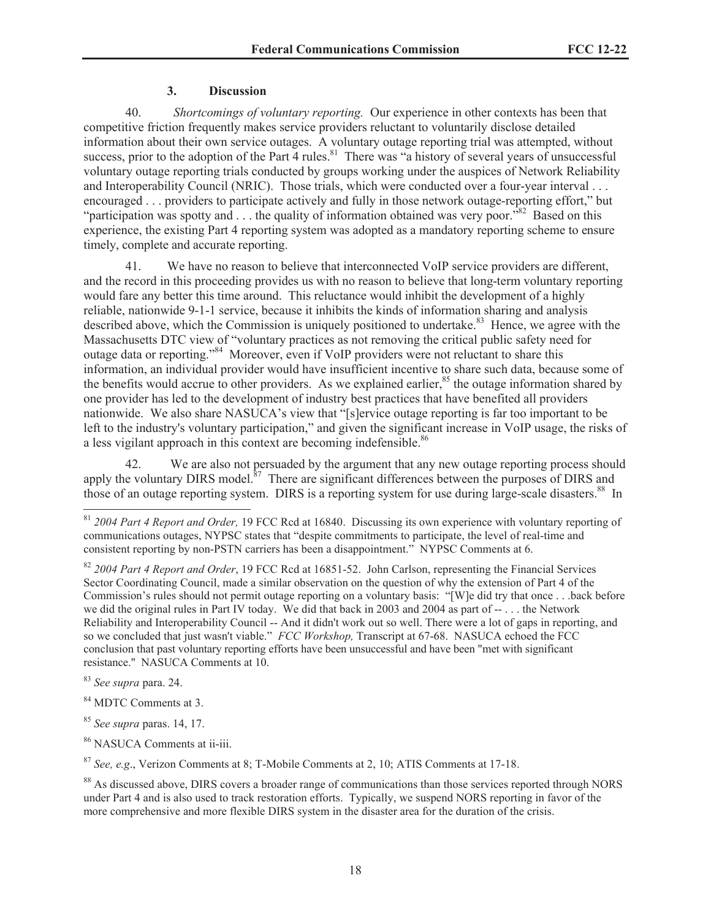### 3. Discussion

40. *Shortcomings of voluntary reporting.* Our experience in other contexts has been that competitive friction frequently makes service providers reluctant to voluntarily disclose detailed information about their own service outages. A voluntary outage reporting trial was attempted, without success, prior to the adoption of the Part 4 rules.[81] There was "a history of several years of unsuccessful voluntary outage reporting trials conducted by groups working under the auspices of Network Reliability and Interoperability Council (NRIC). Those trials, which were conducted over a four-year interval . . . encouraged . . . providers to participate actively and fully in those network outage-reporting effort," but "participation was spotty and . . . the quality of information obtained was very poor."[82] Based on this experience, the existing Part 4 reporting system was adopted as a mandatory reporting scheme to ensure timely, complete and accurate reporting.

41. We have no reason to believe that interconnected VoIP service providers are different, and the record in this proceeding provides us with no reason to believe that long-term voluntary reporting would fare any better this time around. This reluctance would inhibit the development of a highly reliable, nationwide 9-1-1 service, because it inhibits the kinds of information sharing and analysis described above, which the Commission is uniquely positioned to undertake.[83] Hence, we agree with the Massachusetts DTC view of "voluntary practices as not removing the critical public safety need for outage data or reporting."[84] Moreover, even if VoIP providers were not reluctant to share this information, an individual provider would have insufficient incentive to share such data, because some of the benefits would accrue to other providers. As we explained earlier,[85] the outage information shared by one provider has led to the development of industry best practices that have benefited all providers nationwide. We also share NASUCA's view that "[s]ervice outage reporting is far too important to be left to the industry's voluntary participation," and given the significant increase in VoIP usage, the risks of a less vigilant approach in this context are becoming indefensible.[86]

42. We are also not persuaded by the argument that any new outage reporting process should apply the voluntary DIRS model.[87] There are significant differences between the purposes of DIRS and those of an outage reporting system. DIRS is a reporting system for use during large-scale disasters.[88] In

---

[81] *2004 Part 4 Report and Order,* 19 FCC Rcd at 16840. Discussing its own experience with voluntary reporting of communications outages, NYPSC states that "despite commitments to participate, the level of real-time and consistent reporting by non-PSTN carriers has been a disappointment." NYPSC Comments at 6.

[82] *2004 Part 4 Report and Order*, 19 FCC Rcd at 16851-52. John Carlson, representing the Financial Services Sector Coordinating Council, made a similar observation on the question of why the extension of Part 4 of the Commission's rules should not permit outage reporting on a voluntary basis: "[W]e did try that once . . .back before we did the original rules in Part IV today. We did that back in 2003 and 2004 as part of -- . . . the Network Reliability and Interoperability Council -- And it didn't work out so well. There were a lot of gaps in reporting, and so we concluded that just wasn't viable." *FCC Workshop,* Transcript at 67-68. NASUCA echoed the FCC conclusion that past voluntary reporting efforts have been unsuccessful and have been "met with significant resistance." NASUCA Comments at 10.

[83] *See supra* para. 24.

[84] MDTC Comments at 3.

[85] *See supra* paras. 14, 17.

[86] NASUCA Comments at ii-iii.

[87] *See, e.g*., Verizon Comments at 8; T-Mobile Comments at 2, 10; ATIS Comments at 17-18.

[88] As discussed above, DIRS covers a broader range of communications than those services reported through NORS under Part 4 and is also used to track restoration efforts. Typically, we suspend NORS reporting in favor of the more comprehensive and more flexible DIRS system in the disaster area for the duration of the crisis.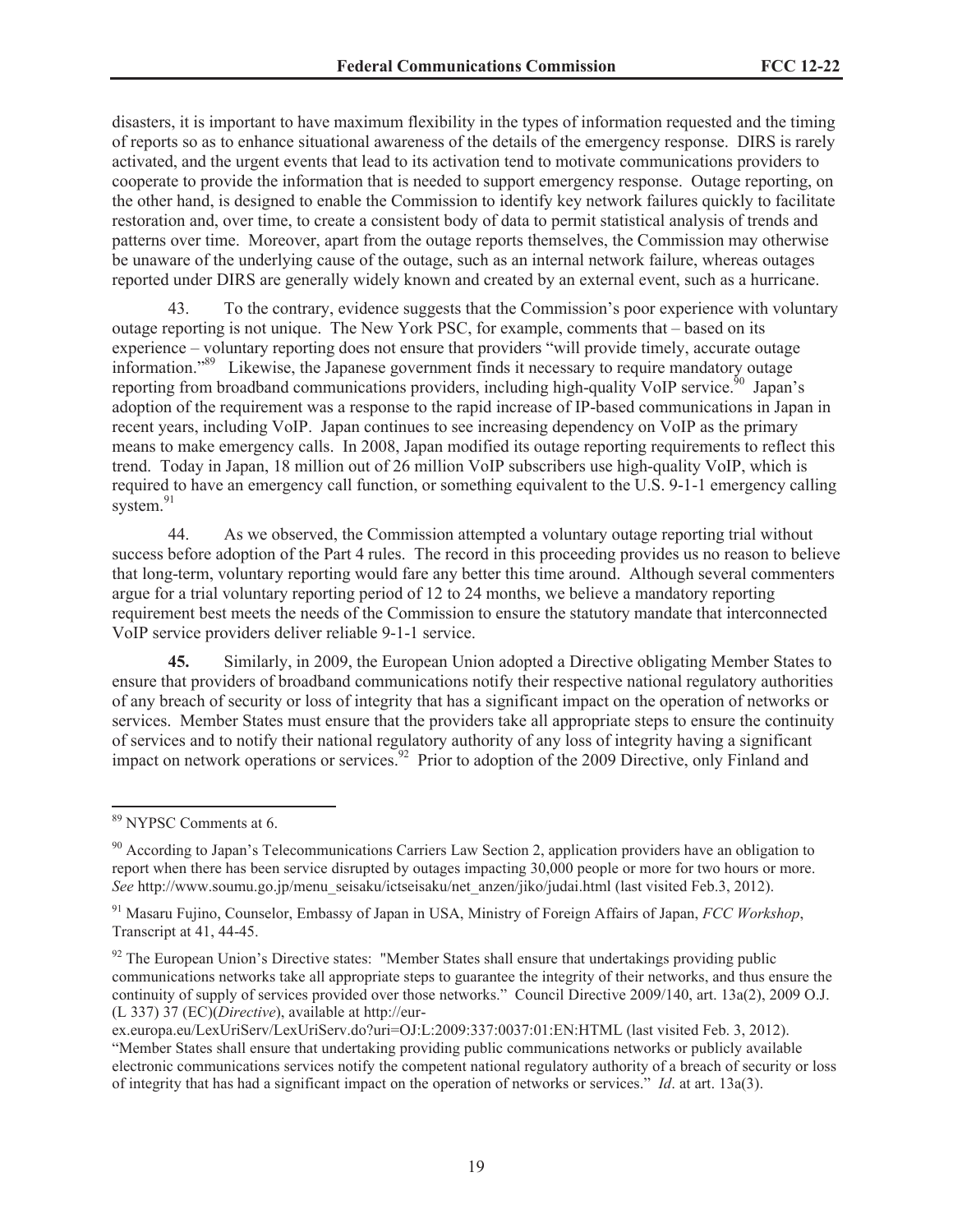disasters, it is important to have maximum flexibility in the types of information requested and the timing of reports so as to enhance situational awareness of the details of the emergency response. DIRS is rarely activated, and the urgent events that lead to its activation tend to motivate communications providers to cooperate to provide the information that is needed to support emergency response. Outage reporting, on the other hand, is designed to enable the Commission to identify key network failures quickly to facilitate restoration and, over time, to create a consistent body of data to permit statistical analysis of trends and patterns over time. Moreover, apart from the outage reports themselves, the Commission may otherwise be unaware of the underlying cause of the outage, such as an internal network failure, whereas outages reported under DIRS are generally widely known and created by an external event, such as a hurricane.

43. To the contrary, evidence suggests that the Commission's poor experience with voluntary outage reporting is not unique. The New York PSC, for example, comments that – based on its experience – voluntary reporting does not ensure that providers "will provide timely, accurate outage information."[89] Likewise, the Japanese government finds it necessary to require mandatory outage reporting from broadband communications providers, including high-quality VoIP service.[90] Japan's adoption of the requirement was a response to the rapid increase of IP-based communications in Japan in recent years, including VoIP. Japan continues to see increasing dependency on VoIP as the primary means to make emergency calls. In 2008, Japan modified its outage reporting requirements to reflect this trend. Today in Japan, 18 million out of 26 million VoIP subscribers use high-quality VoIP, which is required to have an emergency call function, or something equivalent to the U.S. 9-1-1 emergency calling system.[91]

44. As we observed, the Commission attempted a voluntary outage reporting trial without success before adoption of the Part 4 rules. The record in this proceeding provides us no reason to believe that long-term, voluntary reporting would fare any better this time around. Although several commenters argue for a trial voluntary reporting period of 12 to 24 months, we believe a mandatory reporting requirement best meets the needs of the Commission to ensure the statutory mandate that interconnected VoIP service providers deliver reliable 9-1-1 service.

**45.** Similarly, in 2009, the European Union adopted a Directive obligating Member States to ensure that providers of broadband communications notify their respective national regulatory authorities of any breach of security or loss of integrity that has a significant impact on the operation of networks or services. Member States must ensure that the providers take all appropriate steps to ensure the continuity of services and to notify their national regulatory authority of any loss of integrity having a significant impact on network operations or services.[92] Prior to adoption of the 2009 Directive, only Finland and

---

[89] NYPSC Comments at 6.

[90] According to Japan's Telecommunications Carriers Law Section 2, application providers have an obligation to report when there has been service disrupted by outages impacting 30,000 people or more for two hours or more. *See* http://www.soumu.go.jp/menu_seisaku/ictseisaku/net_anzen/jiko/judai.html (last visited Feb.3, 2012).

[91] Masaru Fujino, Counselor, Embassy of Japan in USA, Ministry of Foreign Affairs of Japan, *FCC Workshop*, Transcript at 41, 44-45.

[92] The European Union's Directive states: "Member States shall ensure that undertakings providing public communications networks take all appropriate steps to guarantee the integrity of their networks, and thus ensure the continuity of supply of services provided over those networks." Council Directive 2009/140, art. 13a(2), 2009 O.J. (L 337) 37 (EC)(*Directive*), available at http://eur-ex.europa.eu/LexUriServ/LexUriServ.do?uri=OJ:L:2009:337:0037:01:EN:HTML (last visited Feb. 3, 2012). "Member States shall ensure that undertaking providing public communications networks or publicly available electronic communications services notify the competent national regulatory authority of a breach of security or loss of integrity that has had a significant impact on the operation of networks or services." *Id*. at art. 13a(3).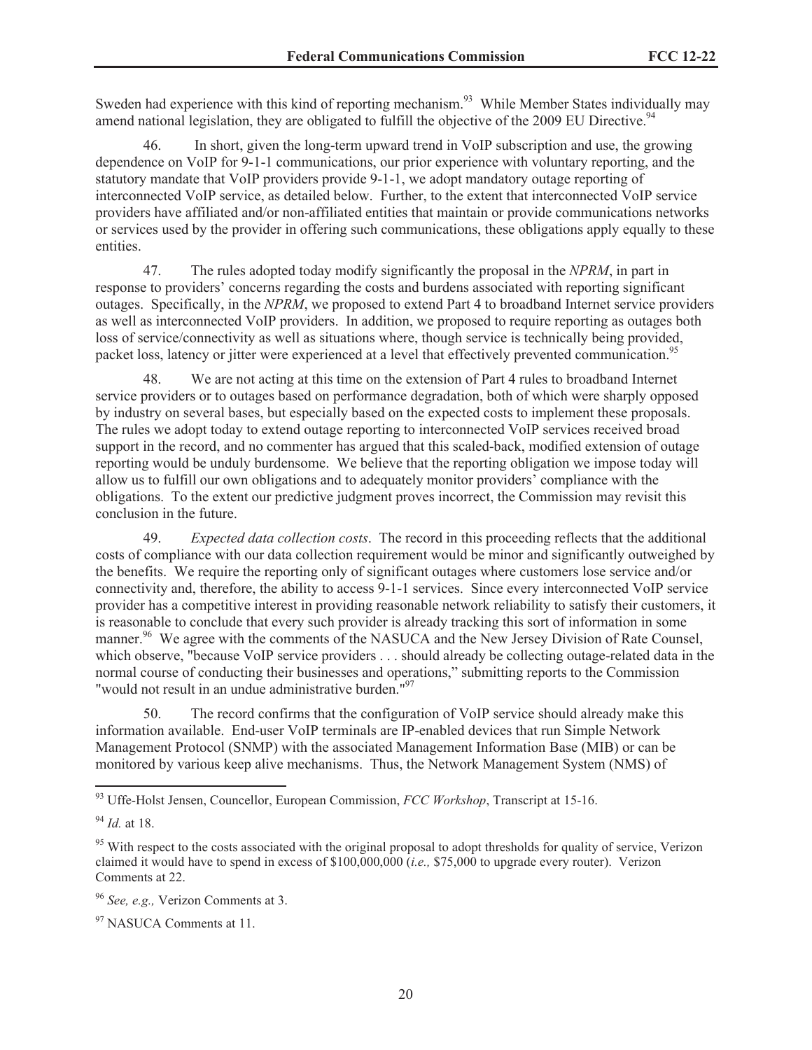Sweden had experience with this kind of reporting mechanism.[93] While Member States individually may amend national legislation, they are obligated to fulfill the objective of the 2009 EU Directive.[94]

46. In short, given the long-term upward trend in VoIP subscription and use, the growing dependence on VoIP for 9-1-1 communications, our prior experience with voluntary reporting, and the statutory mandate that VoIP providers provide 9-1-1, we adopt mandatory outage reporting of interconnected VoIP service, as detailed below. Further, to the extent that interconnected VoIP service providers have affiliated and/or non-affiliated entities that maintain or provide communications networks or services used by the provider in offering such communications, these obligations apply equally to these entities.

47. The rules adopted today modify significantly the proposal in the *NPRM*, in part in response to providers' concerns regarding the costs and burdens associated with reporting significant outages. Specifically, in the *NPRM*, we proposed to extend Part 4 to broadband Internet service providers as well as interconnected VoIP providers. In addition, we proposed to require reporting as outages both loss of service/connectivity as well as situations where, though service is technically being provided, packet loss, latency or jitter were experienced at a level that effectively prevented communication.[95]

48. We are not acting at this time on the extension of Part 4 rules to broadband Internet service providers or to outages based on performance degradation, both of which were sharply opposed by industry on several bases, but especially based on the expected costs to implement these proposals. The rules we adopt today to extend outage reporting to interconnected VoIP services received broad support in the record, and no commenter has argued that this scaled-back, modified extension of outage reporting would be unduly burdensome. We believe that the reporting obligation we impose today will allow us to fulfill our own obligations and to adequately monitor providers' compliance with the obligations. To the extent our predictive judgment proves incorrect, the Commission may revisit this conclusion in the future.

49. *Expected data collection costs*. The record in this proceeding reflects that the additional costs of compliance with our data collection requirement would be minor and significantly outweighed by the benefits. We require the reporting only of significant outages where customers lose service and/or connectivity and, therefore, the ability to access 9-1-1 services. Since every interconnected VoIP service provider has a competitive interest in providing reasonable network reliability to satisfy their customers, it is reasonable to conclude that every such provider is already tracking this sort of information in some manner.[96] We agree with the comments of the NASUCA and the New Jersey Division of Rate Counsel, which observe, "because VoIP service providers . . . should already be collecting outage-related data in the normal course of conducting their businesses and operations," submitting reports to the Commission "would not result in an undue administrative burden."[97]

50. The record confirms that the configuration of VoIP service should already make this information available. End-user VoIP terminals are IP-enabled devices that run Simple Network Management Protocol (SNMP) with the associated Management Information Base (MIB) or can be monitored by various keep alive mechanisms. Thus, the Network Management System (NMS) of

---

[93] Uffe-Holst Jensen, Councellor, European Commission, *FCC Workshop*, Transcript at 15-16.

[94] *Id.* at 18.

[95] With respect to the costs associated with the original proposal to adopt thresholds for quality of service, Verizon claimed it would have to spend in excess of $100,000,000 (*i.e.,* $75,000 to upgrade every router). Verizon Comments at 22.

[96] *See, e.g.,* Verizon Comments at 3.

[97] NASUCA Comments at 11.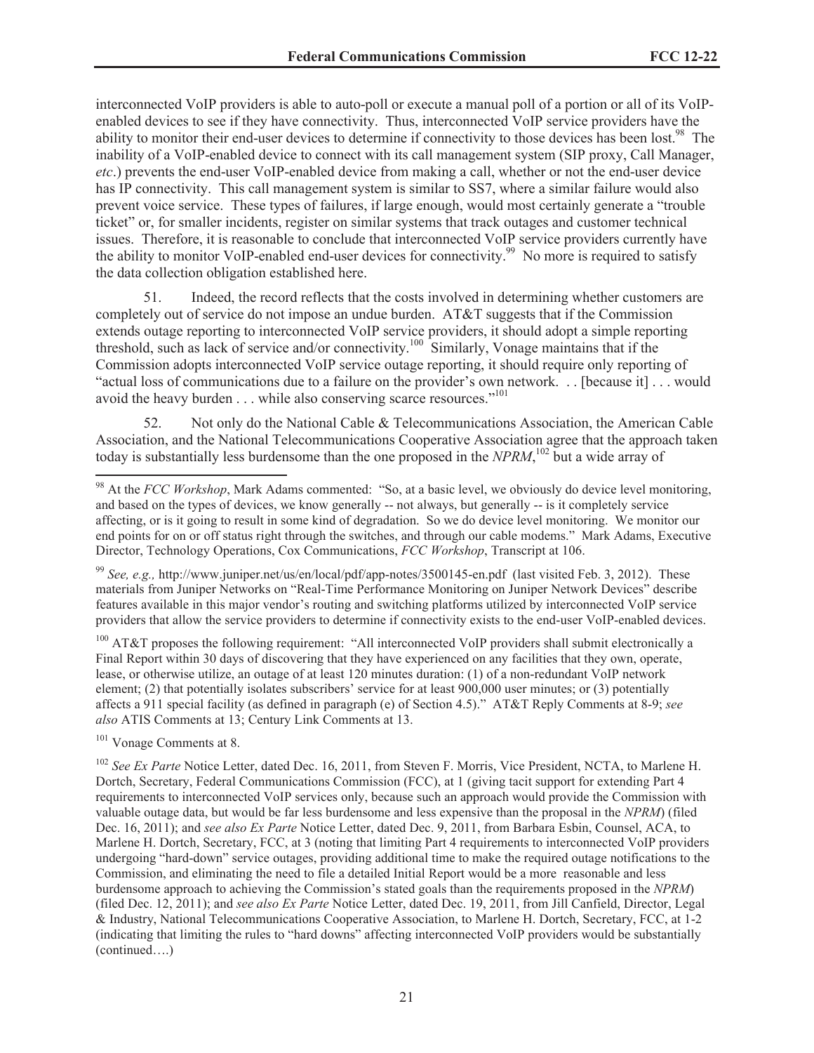interconnected VoIP providers is able to auto-poll or execute a manual poll of a portion or all of its VoIP-enabled devices to see if they have connectivity. Thus, interconnected VoIP service providers have the ability to monitor their end-user devices to determine if connectivity to those devices has been lost.[98] The inability of a VoIP-enabled device to connect with its call management system (SIP proxy, Call Manager, *etc*.) prevents the end-user VoIP-enabled device from making a call, whether or not the end-user device has IP connectivity. This call management system is similar to SS7, where a similar failure would also prevent voice service. These types of failures, if large enough, would most certainly generate a "trouble ticket" or, for smaller incidents, register on similar systems that track outages and customer technical issues. Therefore, it is reasonable to conclude that interconnected VoIP service providers currently have the ability to monitor VoIP-enabled end-user devices for connectivity.[99] No more is required to satisfy the data collection obligation established here.

51. Indeed, the record reflects that the costs involved in determining whether customers are completely out of service do not impose an undue burden. AT&T suggests that if the Commission extends outage reporting to interconnected VoIP service providers, it should adopt a simple reporting threshold, such as lack of service and/or connectivity.[100] Similarly, Vonage maintains that if the Commission adopts interconnected VoIP service outage reporting, it should require only reporting of "actual loss of communications due to a failure on the provider's own network. . . [because it] . . . would avoid the heavy burden . . . while also conserving scarce resources."[101]

52. Not only do the National Cable & Telecommunications Association, the American Cable Association, and the National Telecommunications Cooperative Association agree that the approach taken today is substantially less burdensome than the one proposed in the *NPRM*,[102] but a wide array of

---

[98] At the *FCC Workshop*, Mark Adams commented: "So, at a basic level, we obviously do device level monitoring, and based on the types of devices, we know generally -- not always, but generally -- is it completely service affecting, or is it going to result in some kind of degradation. So we do device level monitoring. We monitor our end points for on or off status right through the switches, and through our cable modems." Mark Adams, Executive Director, Technology Operations, Cox Communications, *FCC Workshop*, Transcript at 106.

[99] *See, e.g.,* http://www.juniper.net/us/en/local/pdf/app-notes/3500145-en.pdf (last visited Feb. 3, 2012). These materials from Juniper Networks on "Real-Time Performance Monitoring on Juniper Network Devices" describe features available in this major vendor's routing and switching platforms utilized by interconnected VoIP service providers that allow the service providers to determine if connectivity exists to the end-user VoIP-enabled devices.

[100] AT&T proposes the following requirement: "All interconnected VoIP providers shall submit electronically a Final Report within 30 days of discovering that they have experienced on any facilities that they own, operate, lease, or otherwise utilize, an outage of at least 120 minutes duration: (1) of a non-redundant VoIP network element; (2) that potentially isolates subscribers' service for at least 900,000 user minutes; or (3) potentially affects a 911 special facility (as defined in paragraph (e) of Section 4.5)." AT&T Reply Comments at 8-9; *see also* ATIS Comments at 13; Century Link Comments at 13.

[101] Vonage Comments at 8.

[102] *See Ex Parte* Notice Letter, dated Dec. 16, 2011, from Steven F. Morris, Vice President, NCTA, to Marlene H. Dortch, Secretary, Federal Communications Commission (FCC), at 1 (giving tacit support for extending Part 4 requirements to interconnected VoIP services only, because such an approach would provide the Commission with valuable outage data, but would be far less burdensome and less expensive than the proposal in the *NPRM*) (filed Dec. 16, 2011); and *see also Ex Parte* Notice Letter, dated Dec. 9, 2011, from Barbara Esbin, Counsel, ACA, to Marlene H. Dortch, Secretary, FCC, at 3 (noting that limiting Part 4 requirements to interconnected VoIP providers undergoing "hard-down" service outages, providing additional time to make the required outage notifications to the Commission, and eliminating the need to file a detailed Initial Report would be a more reasonable and less burdensome approach to achieving the Commission's stated goals than the requirements proposed in the *NPRM*) (filed Dec. 12, 2011); and *see also Ex Parte* Notice Letter, dated Dec. 19, 2011, from Jill Canfield, Director, Legal & Industry, National Telecommunications Cooperative Association, to Marlene H. Dortch, Secretary, FCC, at 1-2 (indicating that limiting the rules to "hard downs" affecting interconnected VoIP providers would be substantially (continued….)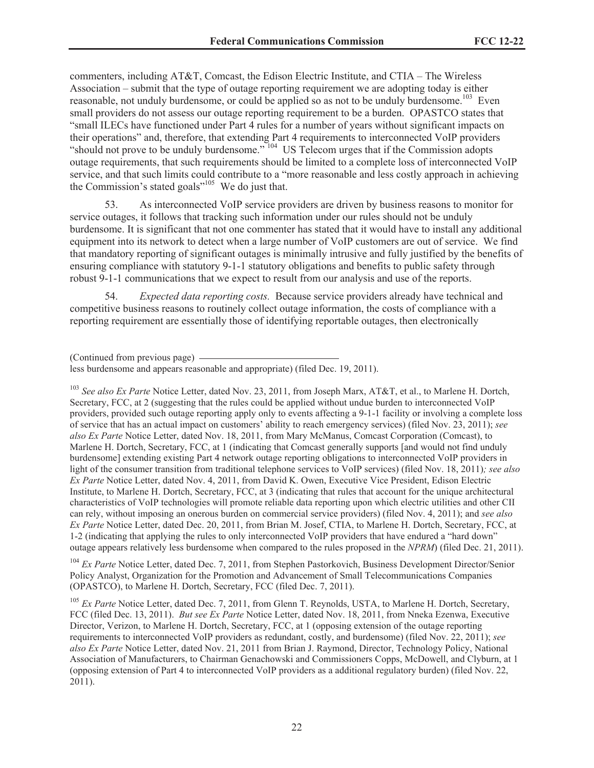commenters, including AT&T, Comcast, the Edison Electric Institute, and CTIA – The Wireless Association – submit that the type of outage reporting requirement we are adopting today is either reasonable, not unduly burdensome, or could be applied so as not to be unduly burdensome.[103] Even small providers do not assess our outage reporting requirement to be a burden. OPASTCO states that "small ILECs have functioned under Part 4 rules for a number of years without significant impacts on their operations" and, therefore, that extending Part 4 requirements to interconnected VoIP providers "should not prove to be unduly burdensome."[104] US Telecom urges that if the Commission adopts outage requirements, that such requirements should be limited to a complete loss of interconnected VoIP service, and that such limits could contribute to a "more reasonable and less costly approach in achieving the Commission's stated goals"[105] We do just that.

53. As interconnected VoIP service providers are driven by business reasons to monitor for service outages, it follows that tracking such information under our rules should not be unduly burdensome. It is significant that not one commenter has stated that it would have to install any additional equipment into its network to detect when a large number of VoIP customers are out of service. We find that mandatory reporting of significant outages is minimally intrusive and fully justified by the benefits of ensuring compliance with statutory 9-1-1 statutory obligations and benefits to public safety through robust 9-1-1 communications that we expect to result from our analysis and use of the reports.

54. *Expected data reporting costs.* Because service providers already have technical and competitive business reasons to routinely collect outage information, the costs of compliance with a reporting requirement are essentially those of identifying reportable outages, then electronically

(Continued from previous page)
less burdensome and appears reasonable and appropriate) (filed Dec. 19, 2011).

[103] *See also Ex Parte* Notice Letter, dated Nov. 23, 2011, from Joseph Marx, AT&T, et al., to Marlene H. Dortch, Secretary, FCC, at 2 (suggesting that the rules could be applied without undue burden to interconnected VoIP providers, provided such outage reporting apply only to events affecting a 9-1-1 facility or involving a complete loss of service that has an actual impact on customers' ability to reach emergency services) (filed Nov. 23, 2011); *see also Ex Parte* Notice Letter, dated Nov. 18, 2011, from Mary McManus, Comcast Corporation (Comcast), to Marlene H. Dortch, Secretary, FCC, at 1 (indicating that Comcast generally supports [and would not find unduly burdensome] extending existing Part 4 network outage reporting obligations to interconnected VoIP providers in light of the consumer transition from traditional telephone services to VoIP services) (filed Nov. 18, 2011)*; see also Ex Parte* Notice Letter, dated Nov. 4, 2011, from David K. Owen, Executive Vice President, Edison Electric Institute, to Marlene H. Dortch, Secretary, FCC, at 3 (indicating that rules that account for the unique architectural characteristics of VoIP technologies will promote reliable data reporting upon which electric utilities and other CII can rely, without imposing an onerous burden on commercial service providers) (filed Nov. 4, 2011); and *see also Ex Parte* Notice Letter, dated Dec. 20, 2011, from Brian M. Josef, CTIA, to Marlene H. Dortch, Secretary, FCC, at 1-2 (indicating that applying the rules to only interconnected VoIP providers that have endured a "hard down" outage appears relatively less burdensome when compared to the rules proposed in the *NPRM*) (filed Dec. 21, 2011).

[104] *Ex Parte* Notice Letter, dated Dec. 7, 2011, from Stephen Pastorkovich, Business Development Director/Senior Policy Analyst, Organization for the Promotion and Advancement of Small Telecommunications Companies (OPASTCO), to Marlene H. Dortch, Secretary, FCC (filed Dec. 7, 2011).

[105] *Ex Parte* Notice Letter, dated Dec. 7, 2011, from Glenn T. Reynolds, USTA, to Marlene H. Dortch, Secretary, FCC (filed Dec. 13, 2011). *But see Ex Parte* Notice Letter, dated Nov. 18, 2011, from Nneka Ezenwa, Executive Director, Verizon, to Marlene H. Dortch, Secretary, FCC, at 1 (opposing extension of the outage reporting requirements to interconnected VoIP providers as redundant, costly, and burdensome) (filed Nov. 22, 2011); *see also Ex Parte* Notice Letter, dated Nov. 21, 2011 from Brian J. Raymond, Director, Technology Policy, National Association of Manufacturers, to Chairman Genachowski and Commissioners Copps, McDowell, and Clyburn, at 1 (opposing extension of Part 4 to interconnected VoIP providers as a additional regulatory burden) (filed Nov. 22, 2011).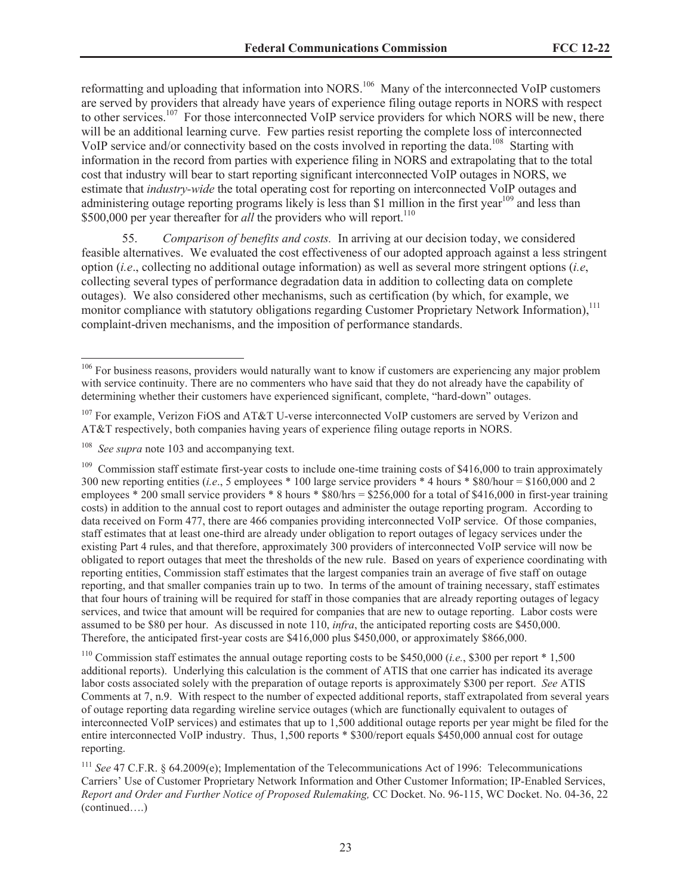reformatting and uploading that information into NORS.[106] Many of the interconnected VoIP customers are served by providers that already have years of experience filing outage reports in NORS with respect to other services.[107] For those interconnected VoIP service providers for which NORS will be new, there will be an additional learning curve. Few parties resist reporting the complete loss of interconnected VoIP service and/or connectivity based on the costs involved in reporting the data.[108] Starting with information in the record from parties with experience filing in NORS and extrapolating that to the total cost that industry will bear to start reporting significant interconnected VoIP outages in NORS, we estimate that *industry-wide* the total operating cost for reporting on interconnected VoIP outages and administering outage reporting programs likely is less than $1 million in the first year[109] and less than $500,000 per year thereafter for *all* the providers who will report.[110]

55. *Comparison of benefits and costs.* In arriving at our decision today, we considered feasible alternatives. We evaluated the cost effectiveness of our adopted approach against a less stringent option (*i.e*., collecting no additional outage information) as well as several more stringent options (*i.e*, collecting several types of performance degradation data in addition to collecting data on complete outages). We also considered other mechanisms, such as certification (by which, for example, we monitor compliance with statutory obligations regarding Customer Proprietary Network Information),[111] complaint-driven mechanisms, and the imposition of performance standards.

---

[106] For business reasons, providers would naturally want to know if customers are experiencing any major problem with service continuity. There are no commenters who have said that they do not already have the capability of determining whether their customers have experienced significant, complete, "hard-down" outages.

[107] For example, Verizon FiOS and AT&T U-verse interconnected VoIP customers are served by Verizon and AT&T respectively, both companies having years of experience filing outage reports in NORS.

[108] *See supra* note 103 and accompanying text.

[109] Commission staff estimate first-year costs to include one-time training costs of $416,000 to train approximately 300 new reporting entities (*i.e*., 5 employees * 100 large service providers * 4 hours * $80/hour = $160,000 and 2 employees * 200 small service providers * 8 hours * $80/hrs = $256,000 for a total of $416,000 in first-year training costs) in addition to the annual cost to report outages and administer the outage reporting program. According to data received on Form 477, there are 466 companies providing interconnected VoIP service. Of those companies, staff estimates that at least one-third are already under obligation to report outages of legacy services under the existing Part 4 rules, and that therefore, approximately 300 providers of interconnected VoIP service will now be obligated to report outages that meet the thresholds of the new rule. Based on years of experience coordinating with reporting entities, Commission staff estimates that the largest companies train an average of five staff on outage reporting, and that smaller companies train up to two. In terms of the amount of training necessary, staff estimates that four hours of training will be required for staff in those companies that are already reporting outages of legacy services, and twice that amount will be required for companies that are new to outage reporting. Labor costs were assumed to be $80 per hour. As discussed in note 110, *infra*, the anticipated reporting costs are $450,000. Therefore, the anticipated first-year costs are $416,000 plus $450,000, or approximately $866,000.

[110] Commission staff estimates the annual outage reporting costs to be $450,000 (*i.e.*, $300 per report * 1,500 additional reports). Underlying this calculation is the comment of ATIS that one carrier has indicated its average labor costs associated solely with the preparation of outage reports is approximately $300 per report. *See* ATIS Comments at 7, n.9. With respect to the number of expected additional reports, staff extrapolated from several years of outage reporting data regarding wireline service outages (which are functionally equivalent to outages of interconnected VoIP services) and estimates that up to 1,500 additional outage reports per year might be filed for the entire interconnected VoIP industry. Thus, 1,500 reports * $300/report equals $450,000 annual cost for outage reporting.

[111] *See* 47 C.F.R. § 64.2009(e); Implementation of the Telecommunications Act of 1996: Telecommunications Carriers' Use of Customer Proprietary Network Information and Other Customer Information; IP-Enabled Services, *Report and Order and Further Notice of Proposed Rulemaking,* CC Docket. No. 96-115, WC Docket. No. 04-36, 22 (continued….)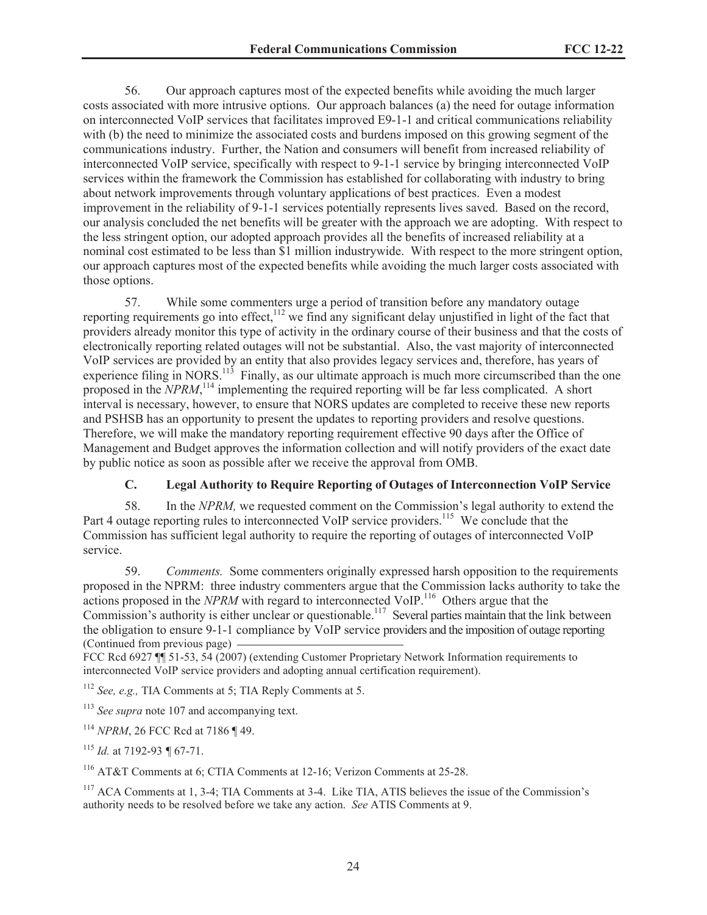56. Our approach captures most of the expected benefits while avoiding the much larger costs associated with more intrusive options. Our approach balances (a) the need for outage information on interconnected VoIP services that facilitates improved E9-1-1 and critical communications reliability with (b) the need to minimize the associated costs and burdens imposed on this growing segment of the communications industry. Further, the Nation and consumers will benefit from increased reliability of interconnected VoIP service, specifically with respect to 9-1-1 service by bringing interconnected VoIP services within the framework the Commission has established for collaborating with industry to bring about network improvements through voluntary applications of best practices. Even a modest improvement in the reliability of 9-1-1 services potentially represents lives saved. Based on the record, our analysis concluded the net benefits will be greater with the approach we are adopting. With respect to the less stringent option, our adopted approach provides all the benefits of increased reliability at a nominal cost estimated to be less than $1 million industrywide. With respect to the more stringent option, our approach captures most of the expected benefits while avoiding the much larger costs associated with those options.

57. While some commenters urge a period of transition before any mandatory outage reporting requirements go into effect,[112] we find any significant delay unjustified in light of the fact that providers already monitor this type of activity in the ordinary course of their business and that the costs of electronically reporting related outages will not be substantial. Also, the vast majority of interconnected VoIP services are provided by an entity that also provides legacy services and, therefore, has years of experience filing in NORS.[113] Finally, as our ultimate approach is much more circumscribed than the one proposed in the *NPRM*,[114] implementing the required reporting will be far less complicated. A short interval is necessary, however, to ensure that NORS updates are completed to receive these new reports and PSHSB has an opportunity to present the updates to reporting providers and resolve questions. Therefore, we will make the mandatory reporting requirement effective 90 days after the Office of Management and Budget approves the information collection and will notify providers of the exact date by public notice as soon as possible after we receive the approval from OMB.

### C. Legal Authority to Require Reporting of Outages of Interconnection VoIP Service

58. In the *NPRM,* we requested comment on the Commission's legal authority to extend the Part 4 outage reporting rules to interconnected VoIP service providers.[115] We conclude that the Commission has sufficient legal authority to require the reporting of outages of interconnected VoIP service.

59. *Comments.* Some commenters originally expressed harsh opposition to the requirements proposed in the NPRM: three industry commenters argue that the Commission lacks authority to take the actions proposed in the *NPRM* with regard to interconnected VoIP.[116] Others argue that the Commission's authority is either unclear or questionable.[117] Several parties maintain that the link between the obligation to ensure 9-1-1 compliance by VoIP service providers and the imposition of outage reporting

(Continued from previous page)

FCC Rcd 6927 ¶¶ 51-53, 54 (2007) (extending Customer Proprietary Network Information requirements to interconnected VoIP service providers and adopting annual certification requirement).

[112] *See, e.g.,* TIA Comments at 5; TIA Reply Comments at 5.

[113] *See supra* note 107 and accompanying text.

[114] *NPRM*, 26 FCC Rcd at 7186 ¶ 49.

[115] *Id.* at 7192-93 ¶ 67-71.

[116] AT&T Comments at 6; CTIA Comments at 12-16; Verizon Comments at 25-28.

[117] ACA Comments at 1, 3-4; TIA Comments at 3-4. Like TIA, ATIS believes the issue of the Commission's authority needs to be resolved before we take any action. *See* ATIS Comments at 9.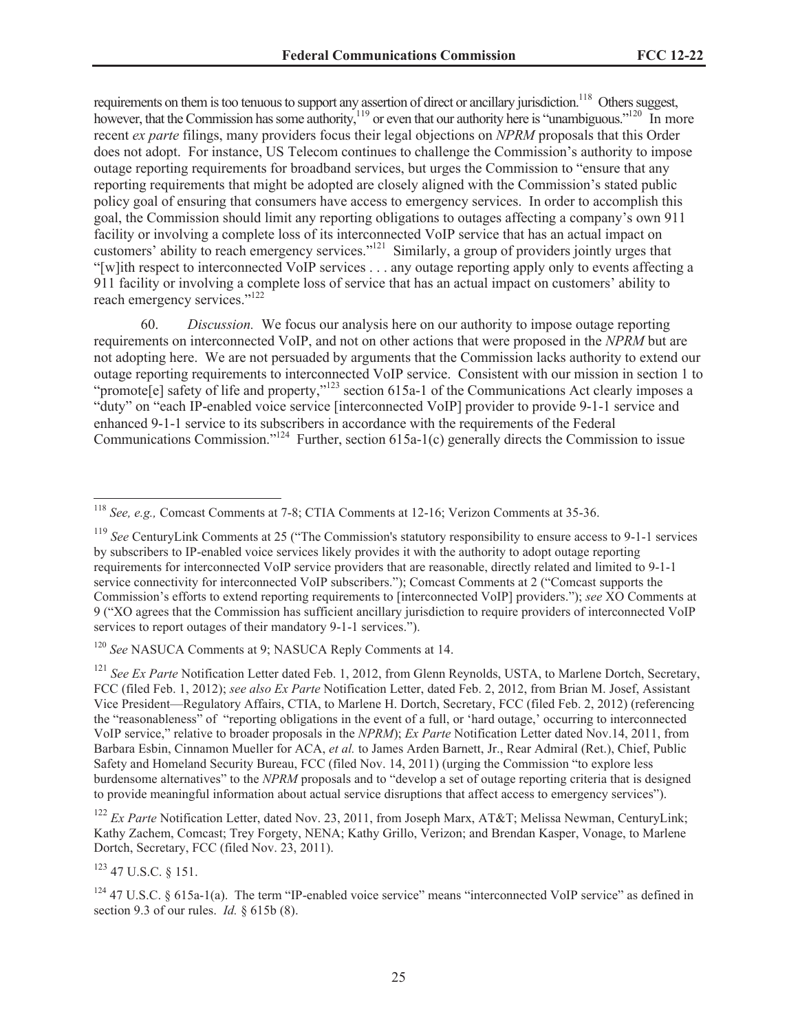requirements on them is too tenuous to support any assertion of direct or ancillary jurisdiction.[118] Others suggest, however, that the Commission has some authority,[119] or even that our authority here is "unambiguous."[120] In more recent *ex parte* filings, many providers focus their legal objections on *NPRM* proposals that this Order does not adopt. For instance, US Telecom continues to challenge the Commission's authority to impose outage reporting requirements for broadband services, but urges the Commission to "ensure that any reporting requirements that might be adopted are closely aligned with the Commission's stated public policy goal of ensuring that consumers have access to emergency services. In order to accomplish this goal, the Commission should limit any reporting obligations to outages affecting a company's own 911 facility or involving a complete loss of its interconnected VoIP service that has an actual impact on customers' ability to reach emergency services."[121] Similarly, a group of providers jointly urges that "[w]ith respect to interconnected VoIP services . . . any outage reporting apply only to events affecting a 911 facility or involving a complete loss of service that has an actual impact on customers' ability to reach emergency services."[122]

60. *Discussion.* We focus our analysis here on our authority to impose outage reporting requirements on interconnected VoIP, and not on other actions that were proposed in the *NPRM* but are not adopting here. We are not persuaded by arguments that the Commission lacks authority to extend our outage reporting requirements to interconnected VoIP service. Consistent with our mission in section 1 to "promote[e] safety of life and property,"[123] section 615a-1 of the Communications Act clearly imposes a "duty" on "each IP-enabled voice service [interconnected VoIP] provider to provide 9-1-1 service and enhanced 9-1-1 service to its subscribers in accordance with the requirements of the Federal Communications Commission."[124] Further, section 615a-1(c) generally directs the Commission to issue

---

[118] *See, e.g.,* Comcast Comments at 7-8; CTIA Comments at 12-16; Verizon Comments at 35-36.

[119] *See* CenturyLink Comments at 25 ("The Commission's statutory responsibility to ensure access to 9-1-1 services by subscribers to IP-enabled voice services likely provides it with the authority to adopt outage reporting requirements for interconnected VoIP service providers that are reasonable, directly related and limited to 9-1-1 service connectivity for interconnected VoIP subscribers."); Comcast Comments at 2 ("Comcast supports the Commission's efforts to extend reporting requirements to [interconnected VoIP] providers."); *see* XO Comments at 9 ("XO agrees that the Commission has sufficient ancillary jurisdiction to require providers of interconnected VoIP services to report outages of their mandatory 9-1-1 services.").

[120] *See* NASUCA Comments at 9; NASUCA Reply Comments at 14.

[121] *See Ex Parte* Notification Letter dated Feb. 1, 2012, from Glenn Reynolds, USTA, to Marlene Dortch, Secretary, FCC (filed Feb. 1, 2012); *see also Ex Parte* Notification Letter, dated Feb. 2, 2012, from Brian M. Josef, Assistant Vice President—Regulatory Affairs, CTIA, to Marlene H. Dortch, Secretary, FCC (filed Feb. 2, 2012) (referencing the "reasonableness" of "reporting obligations in the event of a full, or 'hard outage,' occurring to interconnected VoIP service," relative to broader proposals in the *NPRM*); *Ex Parte* Notification Letter dated Nov.14, 2011, from Barbara Esbin, Cinnamon Mueller for ACA, *et al.* to James Arden Barnett, Jr., Rear Admiral (Ret.), Chief, Public Safety and Homeland Security Bureau, FCC (filed Nov. 14, 2011) (urging the Commission "to explore less burdensome alternatives" to the *NPRM* proposals and to "develop a set of outage reporting criteria that is designed to provide meaningful information about actual service disruptions that affect access to emergency services").

[122] *Ex Parte* Notification Letter, dated Nov. 23, 2011, from Joseph Marx, AT&T; Melissa Newman, CenturyLink; Kathy Zachem, Comcast; Trey Forgety, NENA; Kathy Grillo, Verizon; and Brendan Kasper, Vonage, to Marlene Dortch, Secretary, FCC (filed Nov. 23, 2011).

[123] 47 U.S.C. § 151.

[124] 47 U.S.C. § 615a-1(a). The term "IP-enabled voice service" means "interconnected VoIP service" as defined in section 9.3 of our rules. *Id.* § 615b (8).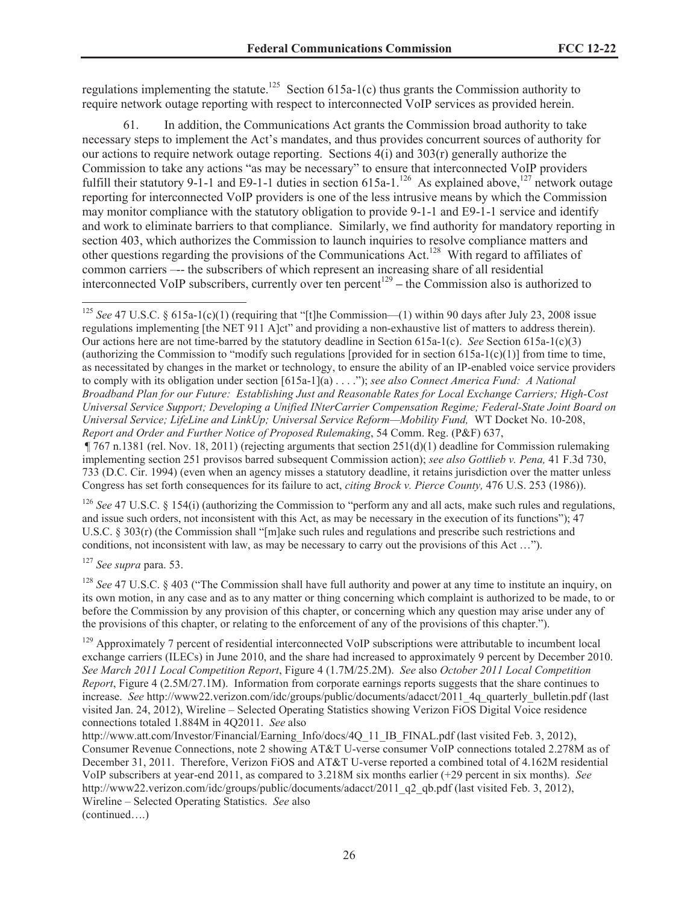regulations implementing the statute.[125] Section 615a-1(c) thus grants the Commission authority to require network outage reporting with respect to interconnected VoIP services as provided herein.

61. In addition, the Communications Act grants the Commission broad authority to take necessary steps to implement the Act's mandates, and thus provides concurrent sources of authority for our actions to require network outage reporting. Sections 4(i) and 303(r) generally authorize the Commission to take any actions "as may be necessary" to ensure that interconnected VoIP providers fulfill their statutory 9-1-1 and E9-1-1 duties in section 615a-1.[126] As explained above,[127] network outage reporting for interconnected VoIP providers is one of the less intrusive means by which the Commission may monitor compliance with the statutory obligation to provide 9-1-1 and E9-1-1 service and identify and work to eliminate barriers to that compliance. Similarly, we find authority for mandatory reporting in section 403, which authorizes the Commission to launch inquiries to resolve compliance matters and other questions regarding the provisions of the Communications Act.[128] With regard to affiliates of common carriers –-- the subscribers of which represent an increasing share of all residential interconnected VoIP subscribers, currently over ten percent[129] – the Commission also is authorized to

---

[125] *See* 47 U.S.C. § 615a-1(c)(1) (requiring that "[t]he Commission—(1) within 90 days after July 23, 2008 issue regulations implementing [the NET 911 A]ct" and providing a non-exhaustive list of matters to address therein). Our actions here are not time-barred by the statutory deadline in Section 615a-1(c). *See* Section 615a-1(c)(3) (authorizing the Commission to "modify such regulations [provided for in section 615a-1(c)(1)] from time to time, as necessitated by changes in the market or technology, to ensure the ability of an IP-enabled voice service providers to comply with its obligation under section [615a-1](a) . . . ."); *see also Connect America Fund: A National Broadband Plan for our Future: Establishing Just and Reasonable Rates for Local Exchange Carriers; High-Cost Universal Service Support; Developing a Unified INterCarrier Compensation Regime; Federal-State Joint Board on Universal Service; LifeLine and LinkUp; Universal Service Reform—Mobility Fund,* WT Docket No. 10-208, *Report and Order and Further Notice of Proposed Rulemaking*, 54 Comm. Reg. (P&F) 637, ¶ 767 n.1381 (rel. Nov. 18, 2011) (rejecting arguments that section 251(d)(1) deadline for Commission rulemaking implementing section 251 provisos barred subsequent Commission action); *see also Gottlieb v. Pena,* 41 F.3d 730, 733 (D.C. Cir. 1994) (even when an agency misses a statutory deadline, it retains jurisdiction over the matter unless Congress has set forth consequences for its failure to act, *citing Brock v. Pierce County,* 476 U.S. 253 (1986)).

[126] *See* 47 U.S.C. § 154(i) (authorizing the Commission to "perform any and all acts, make such rules and regulations, and issue such orders, not inconsistent with this Act, as may be necessary in the execution of its functions"); 47 U.S.C. § 303(r) (the Commission shall "[m]ake such rules and regulations and prescribe such restrictions and conditions, not inconsistent with law, as may be necessary to carry out the provisions of this Act …").

[127] *See supra* para. 53.

[128] *See* 47 U.S.C. § 403 ("The Commission shall have full authority and power at any time to institute an inquiry, on its own motion, in any case and as to any matter or thing concerning which complaint is authorized to be made, to or before the Commission by any provision of this chapter, or concerning which any question may arise under any of the provisions of this chapter, or relating to the enforcement of any of the provisions of this chapter.").

[129] Approximately 7 percent of residential interconnected VoIP subscriptions were attributable to incumbent local exchange carriers (ILECs) in June 2010, and the share had increased to approximately 9 percent by December 2010. *See March 2011 Local Competition Report*, Figure 4 (1.7M/25.2M). *See* also *October 2011 Local Competition Report*, Figure 4 (2.5M/27.1M). Information from corporate earnings reports suggests that the share continues to increase. *See* http://www22.verizon.com/idc/groups/public/documents/adacct/2011_4q_quarterly_bulletin.pdf (last visited Jan. 24, 2012), Wireline – Selected Operating Statistics showing Verizon FiOS Digital Voice residence connections totaled 1.884M in 4Q2011. *See* also http://www.att.com/Investor/Financial/Earning_Info/docs/4Q_11_IB_FINAL.pdf (last visited Feb. 3, 2012), Consumer Revenue Connections, note 2 showing AT&T U-verse consumer VoIP connections totaled 2.278M as of December 31, 2011. Therefore, Verizon FiOS and AT&T U-verse reported a combined total of 4.162M residential VoIP subscribers at year-end 2011, as compared to 3.218M six months earlier (+29 percent in six months). *See* http://www22.verizon.com/idc/groups/public/documents/adacct/2011_q2_qb.pdf (last visited Feb. 3, 2012), Wireline – Selected Operating Statistics. *See* also
(continued….)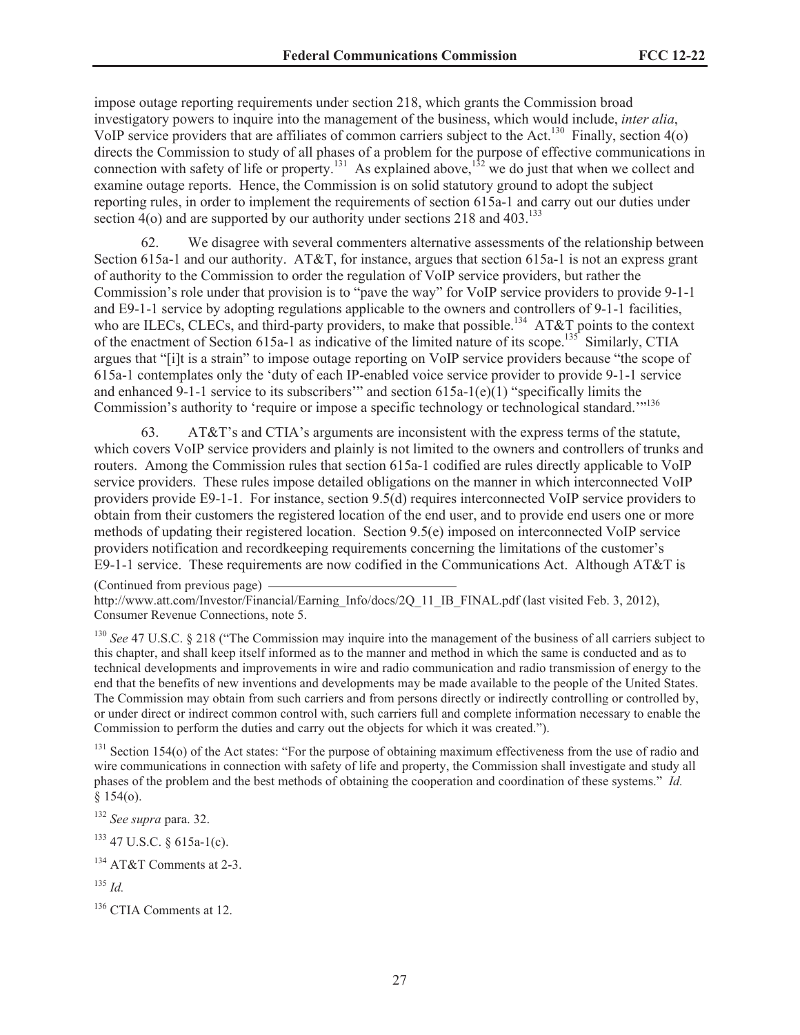impose outage reporting requirements under section 218, which grants the Commission broad investigatory powers to inquire into the management of the business, which would include, *inter alia*, VoIP service providers that are affiliates of common carriers subject to the Act.[130] Finally, section 4(o) directs the Commission to study of all phases of a problem for the purpose of effective communications in connection with safety of life or property.[131] As explained above,[132] we do just that when we collect and examine outage reports. Hence, the Commission is on solid statutory ground to adopt the subject reporting rules, in order to implement the requirements of section 615a-1 and carry out our duties under section 4(o) and are supported by our authority under sections 218 and 403.[133]

62. We disagree with several commenters alternative assessments of the relationship between Section 615a-1 and our authority. AT&T, for instance, argues that section 615a-1 is not an express grant of authority to the Commission to order the regulation of VoIP service providers, but rather the Commission's role under that provision is to "pave the way" for VoIP service providers to provide 9-1-1 and E9-1-1 service by adopting regulations applicable to the owners and controllers of 9-1-1 facilities, who are ILECs, CLECs, and third-party providers, to make that possible.[134] AT&T points to the context of the enactment of Section 615a-1 as indicative of the limited nature of its scope.[135] Similarly, CTIA argues that "[i]t is a strain" to impose outage reporting on VoIP service providers because "the scope of 615a-1 contemplates only the 'duty of each IP-enabled voice service provider to provide 9-1-1 service and enhanced 9-1-1 service to its subscribers'" and section 615a-1(e)(1) "specifically limits the Commission's authority to 'require or impose a specific technology or technological standard.'"[136]

63. AT&T's and CTIA's arguments are inconsistent with the express terms of the statute, which covers VoIP service providers and plainly is not limited to the owners and controllers of trunks and routers. Among the Commission rules that section 615a-1 codified are rules directly applicable to VoIP service providers. These rules impose detailed obligations on the manner in which interconnected VoIP providers provide E9-1-1. For instance, section 9.5(d) requires interconnected VoIP service providers to obtain from their customers the registered location of the end user, and to provide end users one or more methods of updating their registered location. Section 9.5(e) imposed on interconnected VoIP service providers notification and recordkeeping requirements concerning the limitations of the customer's E9-1-1 service. These requirements are now codified in the Communications Act. Although AT&T is

(Continued from previous page)

http://www.att.com/Investor/Financial/Earning_Info/docs/2Q_11_IB_FINAL.pdf (last visited Feb. 3, 2012), Consumer Revenue Connections, note 5.

[130] *See* 47 U.S.C. § 218 ("The Commission may inquire into the management of the business of all carriers subject to this chapter, and shall keep itself informed as to the manner and method in which the same is conducted and as to technical developments and improvements in wire and radio communication and radio transmission of energy to the end that the benefits of new inventions and developments may be made available to the people of the United States. The Commission may obtain from such carriers and from persons directly or indirectly controlling or controlled by, or under direct or indirect common control with, such carriers full and complete information necessary to enable the Commission to perform the duties and carry out the objects for which it was created.").

[131] Section 154(o) of the Act states: "For the purpose of obtaining maximum effectiveness from the use of radio and wire communications in connection with safety of life and property, the Commission shall investigate and study all phases of the problem and the best methods of obtaining the cooperation and coordination of these systems." *Id.* § 154(o).

[132] *See supra* para. 32.

[133] 47 U.S.C. § 615a-1(c).

[134] AT&T Comments at 2-3.

[135] *Id.*

[136] CTIA Comments at 12.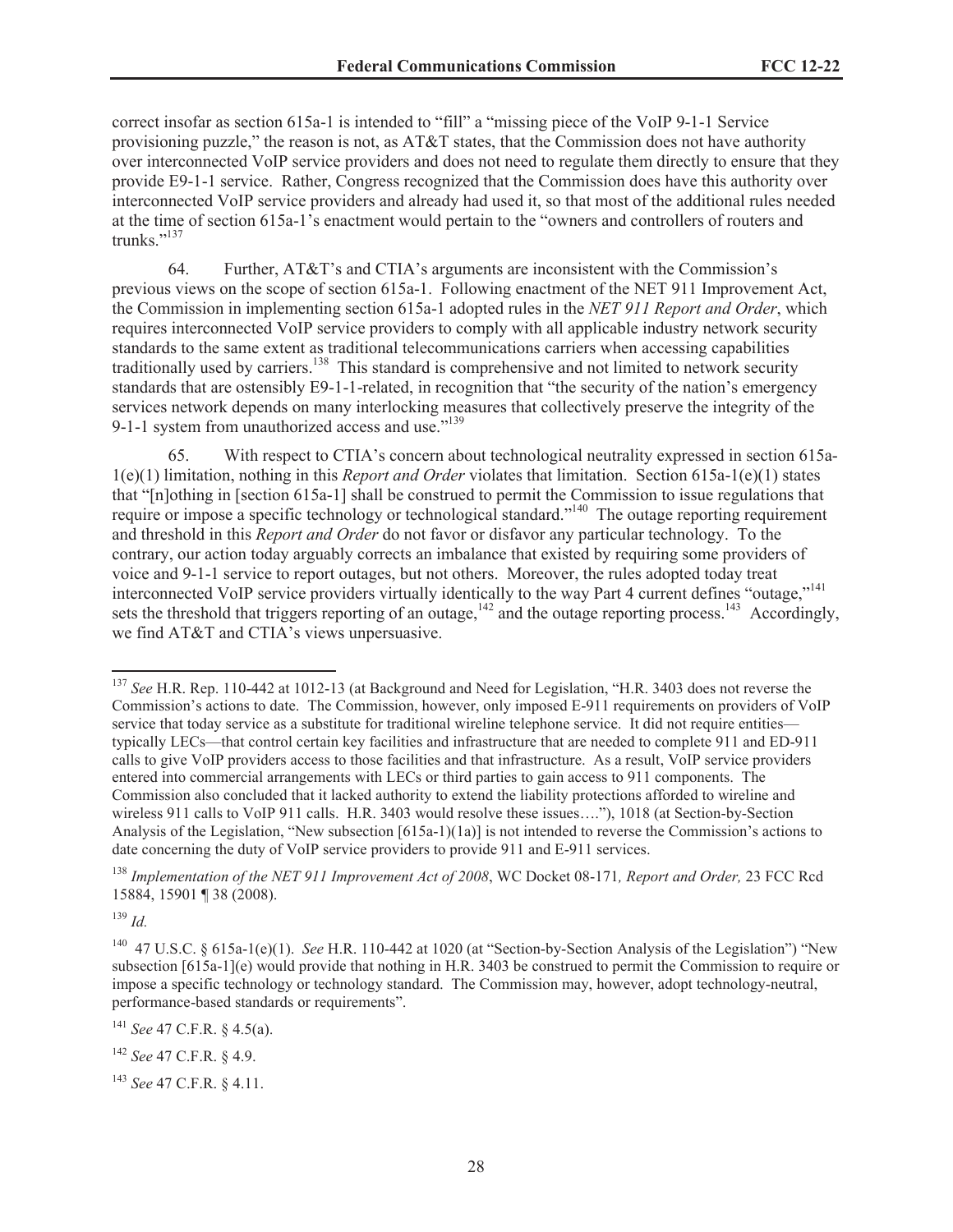correct insofar as section 615a-1 is intended to "fill" a "missing piece of the VoIP 9-1-1 Service provisioning puzzle," the reason is not, as AT&T states, that the Commission does not have authority over interconnected VoIP service providers and does not need to regulate them directly to ensure that they provide E9-1-1 service. Rather, Congress recognized that the Commission does have this authority over interconnected VoIP service providers and already had used it, so that most of the additional rules needed at the time of section 615a-1's enactment would pertain to the "owners and controllers of routers and trunks."[137]

64. Further, AT&T's and CTIA's arguments are inconsistent with the Commission's previous views on the scope of section 615a-1. Following enactment of the NET 911 Improvement Act, the Commission in implementing section 615a-1 adopted rules in the *NET 911 Report and Order*, which requires interconnected VoIP service providers to comply with all applicable industry network security standards to the same extent as traditional telecommunications carriers when accessing capabilities traditionally used by carriers.[138] This standard is comprehensive and not limited to network security standards that are ostensibly E9-1-1-related, in recognition that "the security of the nation's emergency services network depends on many interlocking measures that collectively preserve the integrity of the 9-1-1 system from unauthorized access and use."[139]

65. With respect to CTIA's concern about technological neutrality expressed in section 615a-1(e)(1) limitation, nothing in this *Report and Order* violates that limitation. Section 615a-1(e)(1) states that "[n]othing in [section 615a-1] shall be construed to permit the Commission to issue regulations that require or impose a specific technology or technological standard."[140] The outage reporting requirement and threshold in this *Report and Order* do not favor or disfavor any particular technology. To the contrary, our action today arguably corrects an imbalance that existed by requiring some providers of voice and 9-1-1 service to report outages, but not others. Moreover, the rules adopted today treat interconnected VoIP service providers virtually identically to the way Part 4 current defines "outage,"[141] sets the threshold that triggers reporting of an outage,[142] and the outage reporting process.[143] Accordingly, we find AT&T and CTIA's views unpersuasive.

---

[137] *See* H.R. Rep. 110-442 at 1012-13 (at Background and Need for Legislation, "H.R. 3403 does not reverse the Commission's actions to date. The Commission, however, only imposed E-911 requirements on providers of VoIP service that today service as a substitute for traditional wireline telephone service. It did not require entities—typically LECs—that control certain key facilities and infrastructure that are needed to complete 911 and ED-911 calls to give VoIP providers access to those facilities and that infrastructure. As a result, VoIP service providers entered into commercial arrangements with LECs or third parties to gain access to 911 components. The Commission also concluded that it lacked authority to extend the liability protections afforded to wireline and wireless 911 calls to VoIP 911 calls. H.R. 3403 would resolve these issues…."), 1018 (at Section-by-Section Analysis of the Legislation, "New subsection [615a-1)(1a)] is not intended to reverse the Commission's actions to date concerning the duty of VoIP service providers to provide 911 and E-911 services.

[138] *Implementation of the NET 911 Improvement Act of 2008*, WC Docket 08-171*, Report and Order,* 23 FCC Rcd 15884, 15901 ¶ 38 (2008).

[139] *Id.*

[140] 47 U.S.C. § 615a-1(e)(1). *See* H.R. 110-442 at 1020 (at "Section-by-Section Analysis of the Legislation") "New subsection [615a-1](e) would provide that nothing in H.R. 3403 be construed to permit the Commission to require or impose a specific technology or technology standard. The Commission may, however, adopt technology-neutral, performance-based standards or requirements".

[141] *See* 47 C.F.R. § 4.5(a).

[142] *See* 47 C.F.R. § 4.9.

[143] *See* 47 C.F.R. § 4.11.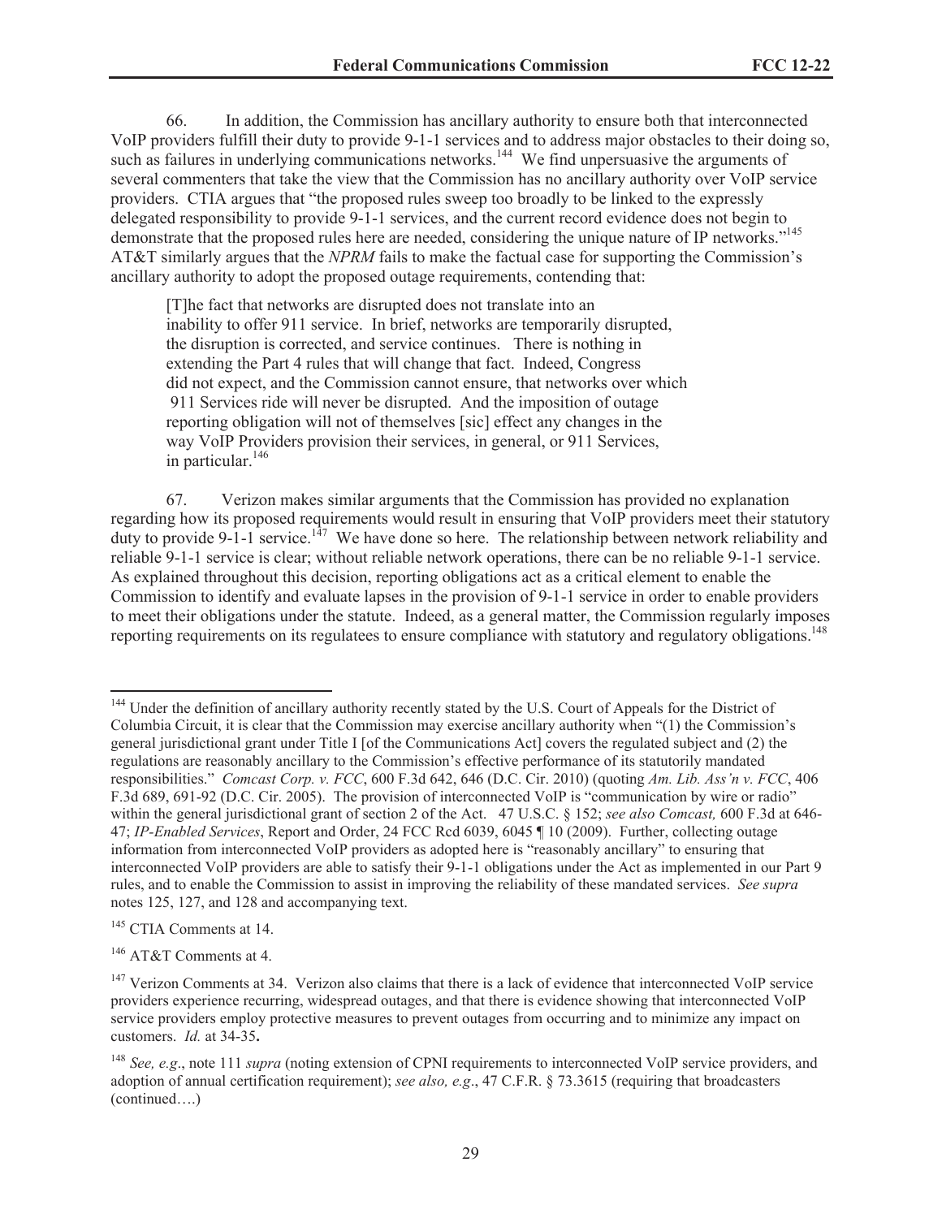66. In addition, the Commission has ancillary authority to ensure both that interconnected VoIP providers fulfill their duty to provide 9-1-1 services and to address major obstacles to their doing so, such as failures in underlying communications networks.[144] We find unpersuasive the arguments of several commenters that take the view that the Commission has no ancillary authority over VoIP service providers. CTIA argues that "the proposed rules sweep too broadly to be linked to the expressly delegated responsibility to provide 9-1-1 services, and the current record evidence does not begin to demonstrate that the proposed rules here are needed, considering the unique nature of IP networks."[145] AT&T similarly argues that the *NPRM* fails to make the factual case for supporting the Commission's ancillary authority to adopt the proposed outage requirements, contending that:

> [T]he fact that networks are disrupted does not translate into an inability to offer 911 service. In brief, networks are temporarily disrupted, the disruption is corrected, and service continues. There is nothing in extending the Part 4 rules that will change that fact. Indeed, Congress did not expect, and the Commission cannot ensure, that networks over which 911 Services ride will never be disrupted. And the imposition of outage reporting obligation will not of themselves [sic] effect any changes in the way VoIP Providers provision their services, in general, or 911 Services, in particular.[146]

67. Verizon makes similar arguments that the Commission has provided no explanation regarding how its proposed requirements would result in ensuring that VoIP providers meet their statutory duty to provide 9-1-1 service.[147] We have done so here. The relationship between network reliability and reliable 9-1-1 service is clear; without reliable network operations, there can be no reliable 9-1-1 service. As explained throughout this decision, reporting obligations act as a critical element to enable the Commission to identify and evaluate lapses in the provision of 9-1-1 service in order to enable providers to meet their obligations under the statute. Indeed, as a general matter, the Commission regularly imposes reporting requirements on its regulatees to ensure compliance with statutory and regulatory obligations.[148]

---

[144] Under the definition of ancillary authority recently stated by the U.S. Court of Appeals for the District of Columbia Circuit, it is clear that the Commission may exercise ancillary authority when "(1) the Commission's general jurisdictional grant under Title I [of the Communications Act] covers the regulated subject and (2) the regulations are reasonably ancillary to the Commission's effective performance of its statutorily mandated responsibilities." *Comcast Corp. v. FCC*, 600 F.3d 642, 646 (D.C. Cir. 2010) (quoting *Am. Lib. Ass'n v. FCC*, 406 F.3d 689, 691-92 (D.C. Cir. 2005). The provision of interconnected VoIP is "communication by wire or radio" within the general jurisdictional grant of section 2 of the Act. 47 U.S.C. § 152; *see also Comcast,* 600 F.3d at 646-47; *IP-Enabled Services*, Report and Order, 24 FCC Rcd 6039, 6045 ¶ 10 (2009). Further, collecting outage information from interconnected VoIP providers as adopted here is "reasonably ancillary" to ensuring that interconnected VoIP providers are able to satisfy their 9-1-1 obligations under the Act as implemented in our Part 9 rules, and to enable the Commission to assist in improving the reliability of these mandated services. *See supra* notes 125, 127, and 128 and accompanying text.

[145] CTIA Comments at 14.

[146] AT&T Comments at 4.

[147] Verizon Comments at 34. Verizon also claims that there is a lack of evidence that interconnected VoIP service providers experience recurring, widespread outages, and that there is evidence showing that interconnected VoIP service providers employ protective measures to prevent outages from occurring and to minimize any impact on customers. *Id.* at 34-35**.**

[148] *See, e.g*., note 111 *supra* (noting extension of CPNI requirements to interconnected VoIP service providers, and adoption of annual certification requirement); *see also, e.g*., 47 C.F.R. § 73.3615 (requiring that broadcasters (continued….)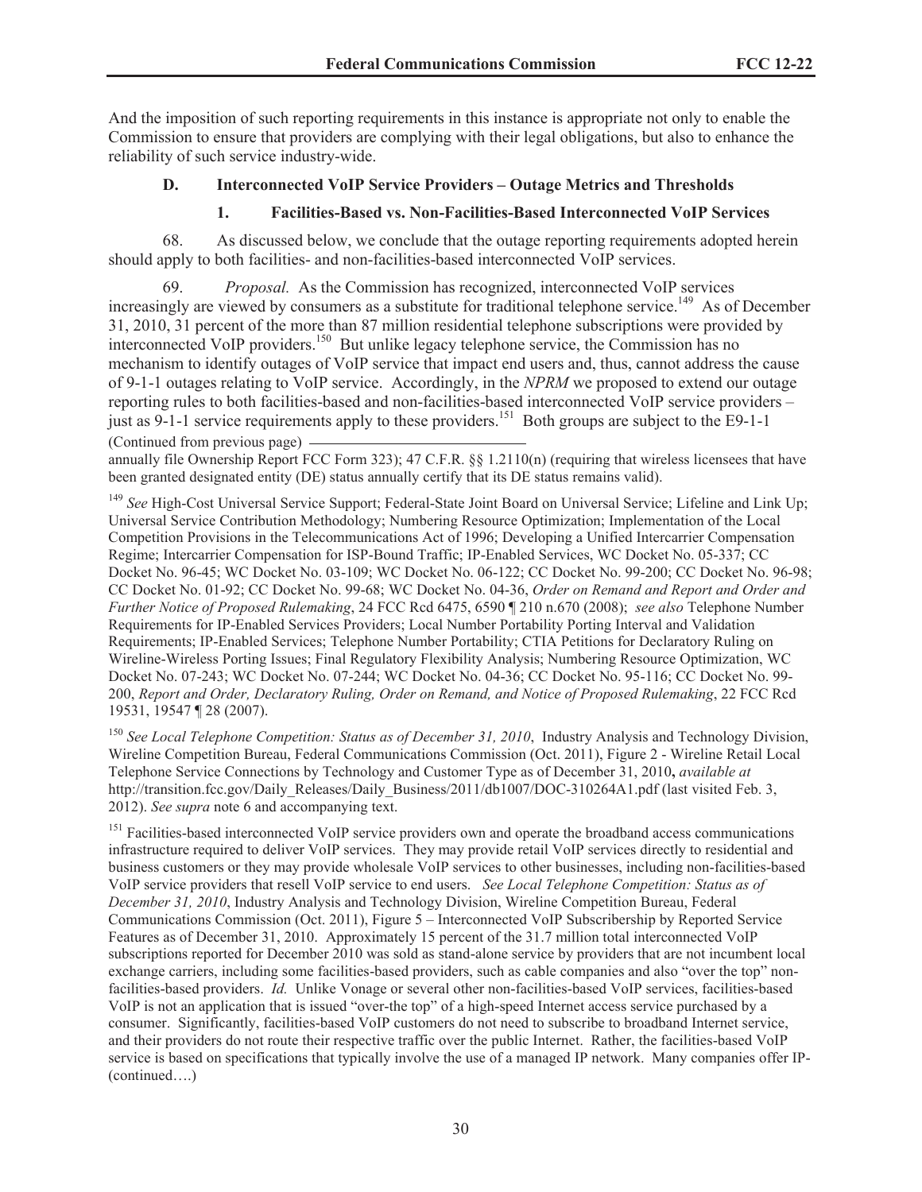And the imposition of such reporting requirements in this instance is appropriate not only to enable the Commission to ensure that providers are complying with their legal obligations, but also to enhance the reliability of such service industry-wide.

### D. Interconnected VoIP Service Providers – Outage Metrics and Thresholds

#### 1. Facilities-Based vs. Non-Facilities-Based Interconnected VoIP Services

68. As discussed below, we conclude that the outage reporting requirements adopted herein should apply to both facilities- and non-facilities-based interconnected VoIP services.

69. *Proposal.* As the Commission has recognized, interconnected VoIP services increasingly are viewed by consumers as a substitute for traditional telephone service.[149] As of December 31, 2010, 31 percent of the more than 87 million residential telephone subscriptions were provided by interconnected VoIP providers.[150] But unlike legacy telephone service, the Commission has no mechanism to identify outages of VoIP service that impact end users and, thus, cannot address the cause of 9-1-1 outages relating to VoIP service. Accordingly, in the *NPRM* we proposed to extend our outage reporting rules to both facilities-based and non-facilities-based interconnected VoIP service providers – just as 9-1-1 service requirements apply to these providers.[151] Both groups are subject to the E9-1-1

(Continued from previous page)

annually file Ownership Report FCC Form 323); 47 C.F.R. §§ 1.2110(n) (requiring that wireless licensees that have been granted designated entity (DE) status annually certify that its DE status remains valid).

[149] *See* High-Cost Universal Service Support; Federal-State Joint Board on Universal Service; Lifeline and Link Up; Universal Service Contribution Methodology; Numbering Resource Optimization; Implementation of the Local Competition Provisions in the Telecommunications Act of 1996; Developing a Unified Intercarrier Compensation Regime; Intercarrier Compensation for ISP-Bound Traffic; IP-Enabled Services, WC Docket No. 05-337; CC Docket No. 96-45; WC Docket No. 03-109; WC Docket No. 06-122; CC Docket No. 99-200; CC Docket No. 96-98; CC Docket No. 01-92; CC Docket No. 99-68; WC Docket No. 04-36, *Order on Remand and Report and Order and Further Notice of Proposed Rulemaking*, 24 FCC Rcd 6475, 6590 ¶ 210 n.670 (2008); *see also* Telephone Number Requirements for IP-Enabled Services Providers; Local Number Portability Porting Interval and Validation Requirements; IP-Enabled Services; Telephone Number Portability; CTIA Petitions for Declaratory Ruling on Wireline-Wireless Porting Issues; Final Regulatory Flexibility Analysis; Numbering Resource Optimization, WC Docket No. 07-243; WC Docket No. 07-244; WC Docket No. 04-36; CC Docket No. 95-116; CC Docket No. 99-200, *Report and Order, Declaratory Ruling, Order on Remand, and Notice of Proposed Rulemaking*, 22 FCC Rcd 19531, 19547 ¶ 28 (2007).

[150] *See Local Telephone Competition: Status as of December 31, 2010*, Industry Analysis and Technology Division, Wireline Competition Bureau, Federal Communications Commission (Oct. 2011), Figure 2 - Wireline Retail Local Telephone Service Connections by Technology and Customer Type as of December 31, 2010**,** *available at* http://transition.fcc.gov/Daily_Releases/Daily_Business/2011/db1007/DOC-310264A1.pdf (last visited Feb. 3, 2012). *See supra* note 6 and accompanying text.

[151] Facilities-based interconnected VoIP service providers own and operate the broadband access communications infrastructure required to deliver VoIP services. They may provide retail VoIP services directly to residential and business customers or they may provide wholesale VoIP services to other businesses, including non-facilities-based VoIP service providers that resell VoIP service to end users. *See Local Telephone Competition: Status as of December 31, 2010*, Industry Analysis and Technology Division, Wireline Competition Bureau, Federal Communications Commission (Oct. 2011), Figure 5 – Interconnected VoIP Subscribership by Reported Service Features as of December 31, 2010. Approximately 15 percent of the 31.7 million total interconnected VoIP subscriptions reported for December 2010 was sold as stand-alone service by providers that are not incumbent local exchange carriers, including some facilities-based providers, such as cable companies and also "over the top" non-facilities-based providers. *Id.* Unlike Vonage or several other non-facilities-based VoIP services, facilities-based VoIP is not an application that is issued "over-the top" of a high-speed Internet access service purchased by a consumer. Significantly, facilities-based VoIP customers do not need to subscribe to broadband Internet service, and their providers do not route their respective traffic over the public Internet. Rather, the facilities-based VoIP service is based on specifications that typically involve the use of a managed IP network. Many companies offer IP-

(continued….)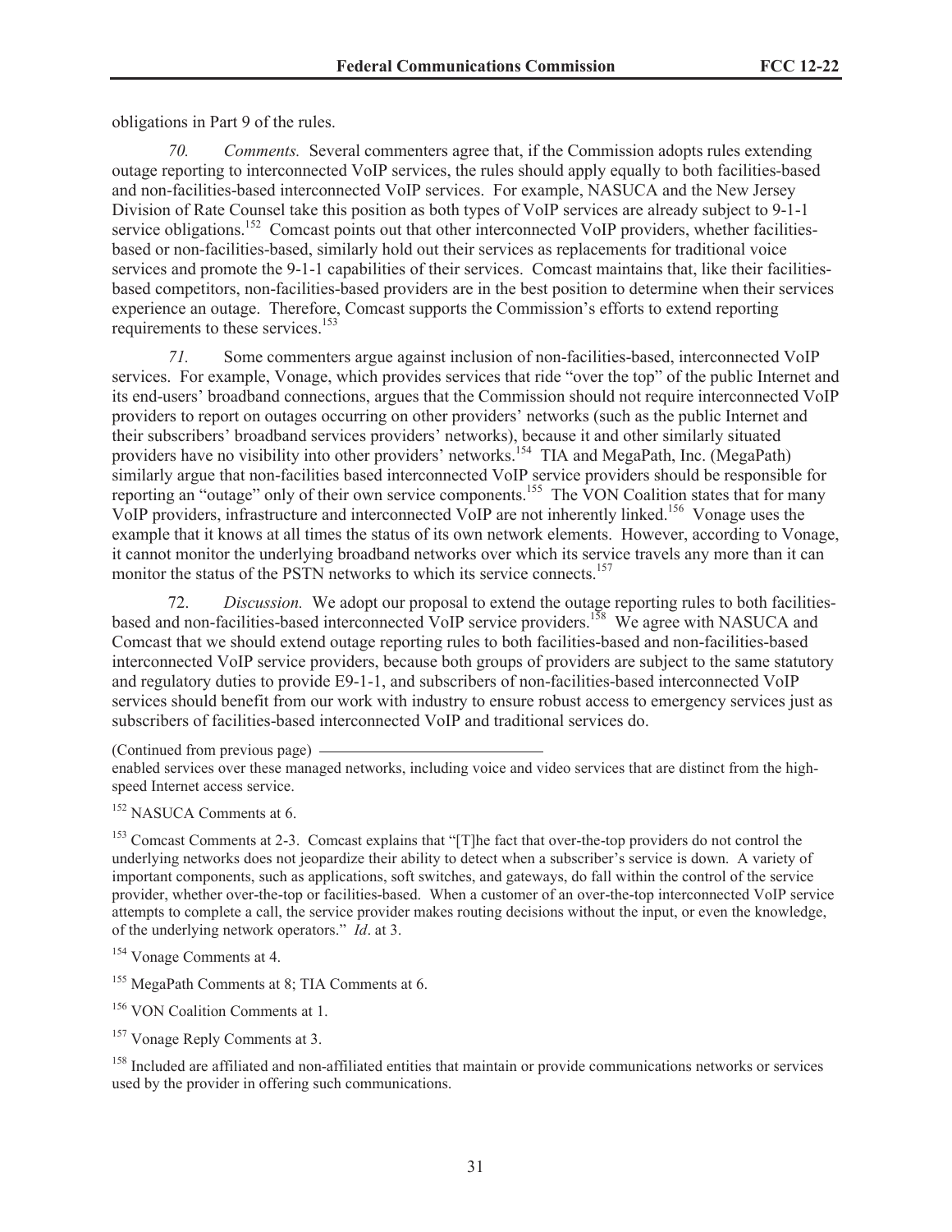obligations in Part 9 of the rules.

*70. Comments.* Several commenters agree that, if the Commission adopts rules extending outage reporting to interconnected VoIP services, the rules should apply equally to both facilities-based and non-facilities-based interconnected VoIP services. For example, NASUCA and the New Jersey Division of Rate Counsel take this position as both types of VoIP services are already subject to 9-1-1 service obligations.[152] Comcast points out that other interconnected VoIP providers, whether facilities-based or non-facilities-based, similarly hold out their services as replacements for traditional voice services and promote the 9-1-1 capabilities of their services. Comcast maintains that, like their facilities-based competitors, non-facilities-based providers are in the best position to determine when their services experience an outage. Therefore, Comcast supports the Commission's efforts to extend reporting requirements to these services.[153]

*71.* Some commenters argue against inclusion of non-facilities-based, interconnected VoIP services. For example, Vonage, which provides services that ride "over the top" of the public Internet and its end-users' broadband connections, argues that the Commission should not require interconnected VoIP providers to report on outages occurring on other providers' networks (such as the public Internet and their subscribers' broadband services providers' networks), because it and other similarly situated providers have no visibility into other providers' networks.[154] TIA and MegaPath, Inc. (MegaPath) similarly argue that non-facilities based interconnected VoIP service providers should be responsible for reporting an "outage" only of their own service components.[155] The VON Coalition states that for many VoIP providers, infrastructure and interconnected VoIP are not inherently linked.[156] Vonage uses the example that it knows at all times the status of its own network elements. However, according to Vonage, it cannot monitor the underlying broadband networks over which its service travels any more than it can monitor the status of the PSTN networks to which its service connects.[157]

72. *Discussion.* We adopt our proposal to extend the outage reporting rules to both facilities-based and non-facilities-based interconnected VoIP service providers.[158] We agree with NASUCA and Comcast that we should extend outage reporting rules to both facilities-based and non-facilities-based interconnected VoIP service providers, because both groups of providers are subject to the same statutory and regulatory duties to provide E9-1-1, and subscribers of non-facilities-based interconnected VoIP services should benefit from our work with industry to ensure robust access to emergency services just as subscribers of facilities-based interconnected VoIP and traditional services do.

(Continued from previous page)
enabled services over these managed networks, including voice and video services that are distinct from the high-speed Internet access service.

[152] NASUCA Comments at 6.

[153] Comcast Comments at 2-3. Comcast explains that "[T]he fact that over-the-top providers do not control the underlying networks does not jeopardize their ability to detect when a subscriber's service is down. A variety of important components, such as applications, soft switches, and gateways, do fall within the control of the service provider, whether over-the-top or facilities-based. When a customer of an over-the-top interconnected VoIP service attempts to complete a call, the service provider makes routing decisions without the input, or even the knowledge, of the underlying network operators." *Id*. at 3.

[154] Vonage Comments at 4.

[155] MegaPath Comments at 8; TIA Comments at 6.

[156] VON Coalition Comments at 1.

[157] Vonage Reply Comments at 3.

[158] Included are affiliated and non-affiliated entities that maintain or provide communications networks or services used by the provider in offering such communications.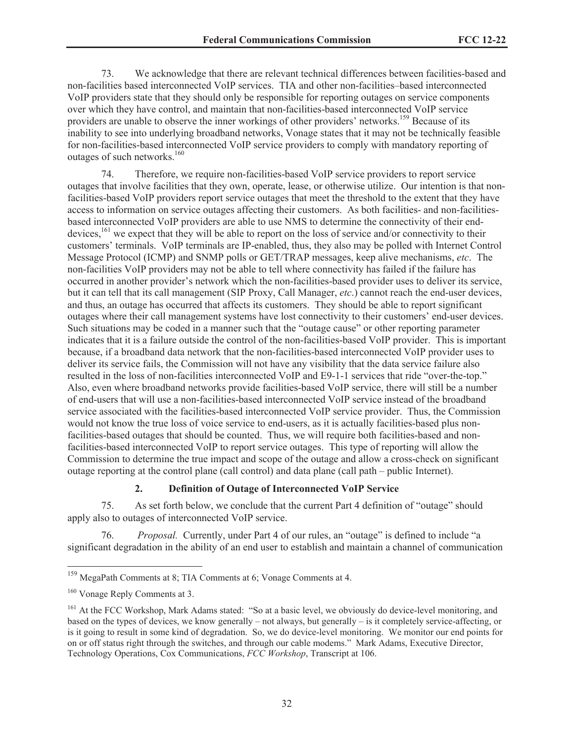73. We acknowledge that there are relevant technical differences between facilities-based and non-facilities based interconnected VoIP services. TIA and other non-facilities–based interconnected VoIP providers state that they should only be responsible for reporting outages on service components over which they have control, and maintain that non-facilities-based interconnected VoIP service providers are unable to observe the inner workings of other providers' networks.[159] Because of its inability to see into underlying broadband networks, Vonage states that it may not be technically feasible for non-facilities-based interconnected VoIP service providers to comply with mandatory reporting of outages of such networks.[160]

74. Therefore, we require non-facilities-based VoIP service providers to report service outages that involve facilities that they own, operate, lease, or otherwise utilize. Our intention is that non-facilities-based VoIP providers report service outages that meet the threshold to the extent that they have access to information on service outages affecting their customers. As both facilities- and non-facilities-based interconnected VoIP providers are able to use NMS to determine the connectivity of their end-devices,[161] we expect that they will be able to report on the loss of service and/or connectivity to their customers' terminals. VoIP terminals are IP-enabled, thus, they also may be polled with Internet Control Message Protocol (ICMP) and SNMP polls or GET/TRAP messages, keep alive mechanisms, *etc*. The non-facilities VoIP providers may not be able to tell where connectivity has failed if the failure has occurred in another provider's network which the non-facilities-based provider uses to deliver its service, but it can tell that its call management (SIP Proxy, Call Manager, *etc*.) cannot reach the end-user devices, and thus, an outage has occurred that affects its customers. They should be able to report significant outages where their call management systems have lost connectivity to their customers' end-user devices. Such situations may be coded in a manner such that the "outage cause" or other reporting parameter indicates that it is a failure outside the control of the non-facilities-based VoIP provider. This is important because, if a broadband data network that the non-facilities-based interconnected VoIP provider uses to deliver its service fails, the Commission will not have any visibility that the data service failure also resulted in the loss of non-facilities interconnected VoIP and E9-1-1 services that ride "over-the-top." Also, even where broadband networks provide facilities-based VoIP service, there will still be a number of end-users that will use a non-facilities-based interconnected VoIP service instead of the broadband service associated with the facilities-based interconnected VoIP service provider. Thus, the Commission would not know the true loss of voice service to end-users, as it is actually facilities-based plus non-facilities-based outages that should be counted. Thus, we will require both facilities-based and non-facilities-based interconnected VoIP to report service outages. This type of reporting will allow the Commission to determine the true impact and scope of the outage and allow a cross-check on significant outage reporting at the control plane (call control) and data plane (call path – public Internet).

### 2. Definition of Outage of Interconnected VoIP Service

75. As set forth below, we conclude that the current Part 4 definition of "outage" should apply also to outages of interconnected VoIP service.

76. *Proposal.* Currently, under Part 4 of our rules, an "outage" is defined to include "a significant degradation in the ability of an end user to establish and maintain a channel of communication

---

[159] MegaPath Comments at 8; TIA Comments at 6; Vonage Comments at 4.

[160] Vonage Reply Comments at 3.

[161] At the FCC Workshop, Mark Adams stated: "So at a basic level, we obviously do device-level monitoring, and based on the types of devices, we know generally – not always, but generally – is it completely service-affecting, or is it going to result in some kind of degradation. So, we do device-level monitoring. We monitor our end points for on or off status right through the switches, and through our cable modems." Mark Adams, Executive Director, Technology Operations, Cox Communications, *FCC Workshop*, Transcript at 106.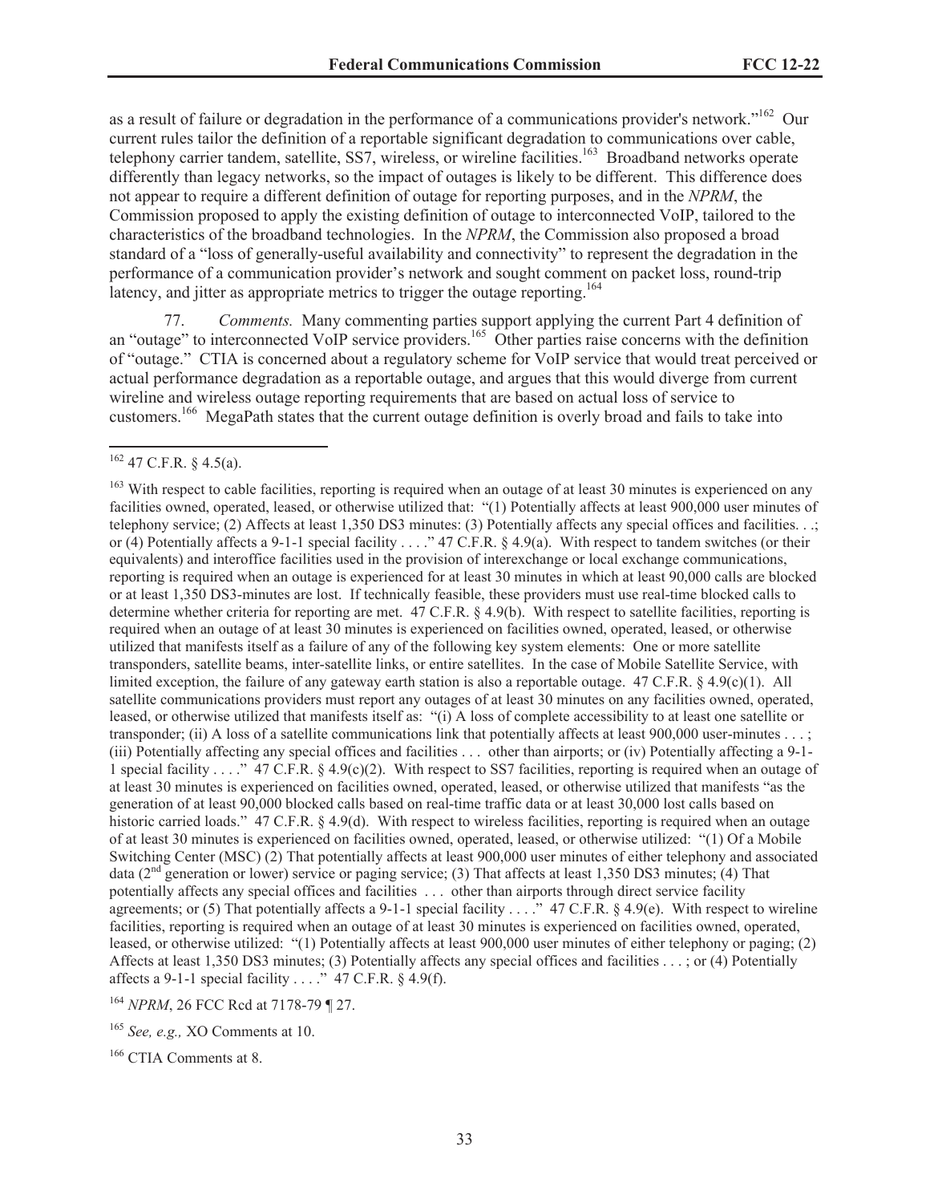as a result of failure or degradation in the performance of a communications provider's network."[162] Our current rules tailor the definition of a reportable significant degradation to communications over cable, telephony carrier tandem, satellite, SS7, wireless, or wireline facilities.[163] Broadband networks operate differently than legacy networks, so the impact of outages is likely to be different. This difference does not appear to require a different definition of outage for reporting purposes, and in the *NPRM*, the Commission proposed to apply the existing definition of outage to interconnected VoIP, tailored to the characteristics of the broadband technologies. In the *NPRM*, the Commission also proposed a broad standard of a "loss of generally-useful availability and connectivity" to represent the degradation in the performance of a communication provider's network and sought comment on packet loss, round-trip latency, and jitter as appropriate metrics to trigger the outage reporting.[164]

77. *Comments.* Many commenting parties support applying the current Part 4 definition of an "outage" to interconnected VoIP service providers.[165] Other parties raise concerns with the definition of "outage." CTIA is concerned about a regulatory scheme for VoIP service that would treat perceived or actual performance degradation as a reportable outage, and argues that this would diverge from current wireline and wireless outage reporting requirements that are based on actual loss of service to customers.[166] MegaPath states that the current outage definition is overly broad and fails to take into

---

[162] 47 C.F.R. § 4.5(a).

[163] With respect to cable facilities, reporting is required when an outage of at least 30 minutes is experienced on any facilities owned, operated, leased, or otherwise utilized that: "(1) Potentially affects at least 900,000 user minutes of telephony service; (2) Affects at least 1,350 DS3 minutes: (3) Potentially affects any special offices and facilities. . .; or (4) Potentially affects a 9-1-1 special facility . . . ." 47 C.F.R. § 4.9(a). With respect to tandem switches (or their equivalents) and interoffice facilities used in the provision of interexchange or local exchange communications, reporting is required when an outage is experienced for at least 30 minutes in which at least 90,000 calls are blocked or at least 1,350 DS3-minutes are lost. If technically feasible, these providers must use real-time blocked calls to determine whether criteria for reporting are met. 47 C.F.R. § 4.9(b). With respect to satellite facilities, reporting is required when an outage of at least 30 minutes is experienced on facilities owned, operated, leased, or otherwise utilized that manifests itself as a failure of any of the following key system elements: One or more satellite transponders, satellite beams, inter-satellite links, or entire satellites. In the case of Mobile Satellite Service, with limited exception, the failure of any gateway earth station is also a reportable outage. 47 C.F.R. § 4.9(c)(1). All satellite communications providers must report any outages of at least 30 minutes on any facilities owned, operated, leased, or otherwise utilized that manifests itself as: "(i) A loss of complete accessibility to at least one satellite or transponder; (ii) A loss of a satellite communications link that potentially affects at least 900,000 user-minutes . . . ; (iii) Potentially affecting any special offices and facilities . . . other than airports; or (iv) Potentially affecting a 9-1-1 special facility . . . ." 47 C.F.R. § 4.9(c)(2). With respect to SS7 facilities, reporting is required when an outage of at least 30 minutes is experienced on facilities owned, operated, leased, or otherwise utilized that manifests "as the generation of at least 90,000 blocked calls based on real-time traffic data or at least 30,000 lost calls based on historic carried loads." 47 C.F.R. § 4.9(d). With respect to wireless facilities, reporting is required when an outage of at least 30 minutes is experienced on facilities owned, operated, leased, or otherwise utilized: "(1) Of a Mobile Switching Center (MSC) (2) That potentially affects at least 900,000 user minutes of either telephony and associated data (2nd generation or lower) service or paging service; (3) That affects at least 1,350 DS3 minutes; (4) That potentially affects any special offices and facilities . . . other than airports through direct service facility agreements; or (5) That potentially affects a 9-1-1 special facility . . . ." 47 C.F.R. § 4.9(e). With respect to wireline facilities, reporting is required when an outage of at least 30 minutes is experienced on facilities owned, operated, leased, or otherwise utilized: "(1) Potentially affects at least 900,000 user minutes of either telephony or paging; (2) Affects at least 1,350 DS3 minutes; (3) Potentially affects any special offices and facilities . . . ; or (4) Potentially affects a 9-1-1 special facility . . . ." 47 C.F.R. § 4.9(f).

[164] *NPRM*, 26 FCC Rcd at 7178-79 ¶ 27.

[165] *See, e.g.,* XO Comments at 10.

[166] CTIA Comments at 8.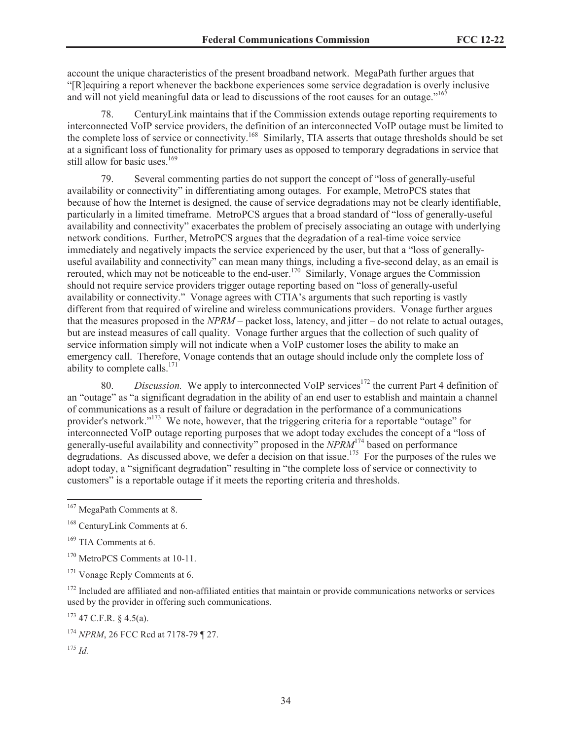account the unique characteristics of the present broadband network. MegaPath further argues that "[R]equiring a report whenever the backbone experiences some service degradation is overly inclusive and will not yield meaningful data or lead to discussions of the root causes for an outage."[167]

78. CenturyLink maintains that if the Commission extends outage reporting requirements to interconnected VoIP service providers, the definition of an interconnected VoIP outage must be limited to the complete loss of service or connectivity.[168] Similarly, TIA asserts that outage thresholds should be set at a significant loss of functionality for primary uses as opposed to temporary degradations in service that still allow for basic uses.[169]

79. Several commenting parties do not support the concept of "loss of generally-useful availability or connectivity" in differentiating among outages. For example, MetroPCS states that because of how the Internet is designed, the cause of service degradations may not be clearly identifiable, particularly in a limited timeframe. MetroPCS argues that a broad standard of "loss of generally-useful availability and connectivity" exacerbates the problem of precisely associating an outage with underlying network conditions. Further, MetroPCS argues that the degradation of a real-time voice service immediately and negatively impacts the service experienced by the user, but that a "loss of generally-useful availability and connectivity" can mean many things, including a five-second delay, as an email is rerouted, which may not be noticeable to the end-user.[170] Similarly, Vonage argues the Commission should not require service providers trigger outage reporting based on "loss of generally-useful availability or connectivity." Vonage agrees with CTIA's arguments that such reporting is vastly different from that required of wireline and wireless communications providers. Vonage further argues that the measures proposed in the *NPRM* – packet loss, latency, and jitter – do not relate to actual outages, but are instead measures of call quality. Vonage further argues that the collection of such quality of service information simply will not indicate when a VoIP customer loses the ability to make an emergency call. Therefore, Vonage contends that an outage should include only the complete loss of ability to complete calls.[171]

80. *Discussion.* We apply to interconnected VoIP services[172] the current Part 4 definition of an "outage" as "a significant degradation in the ability of an end user to establish and maintain a channel of communications as a result of failure or degradation in the performance of a communications provider's network."[173] We note, however, that the triggering criteria for a reportable "outage" for interconnected VoIP outage reporting purposes that we adopt today excludes the concept of a "loss of generally-useful availability and connectivity" proposed in the *NPRM*[174] based on performance degradations. As discussed above, we defer a decision on that issue.[175] For the purposes of the rules we adopt today, a "significant degradation" resulting in "the complete loss of service or connectivity to customers" is a reportable outage if it meets the reporting criteria and thresholds.

---

[167] MegaPath Comments at 8.

[168] CenturyLink Comments at 6.

[169] TIA Comments at 6.

[170] MetroPCS Comments at 10-11.

[171] Vonage Reply Comments at 6.

[172] Included are affiliated and non-affiliated entities that maintain or provide communications networks or services used by the provider in offering such communications.

[173] 47 C.F.R. § 4.5(a).

[174] *NPRM*, 26 FCC Rcd at 7178-79 ¶ 27.

[175] *Id.*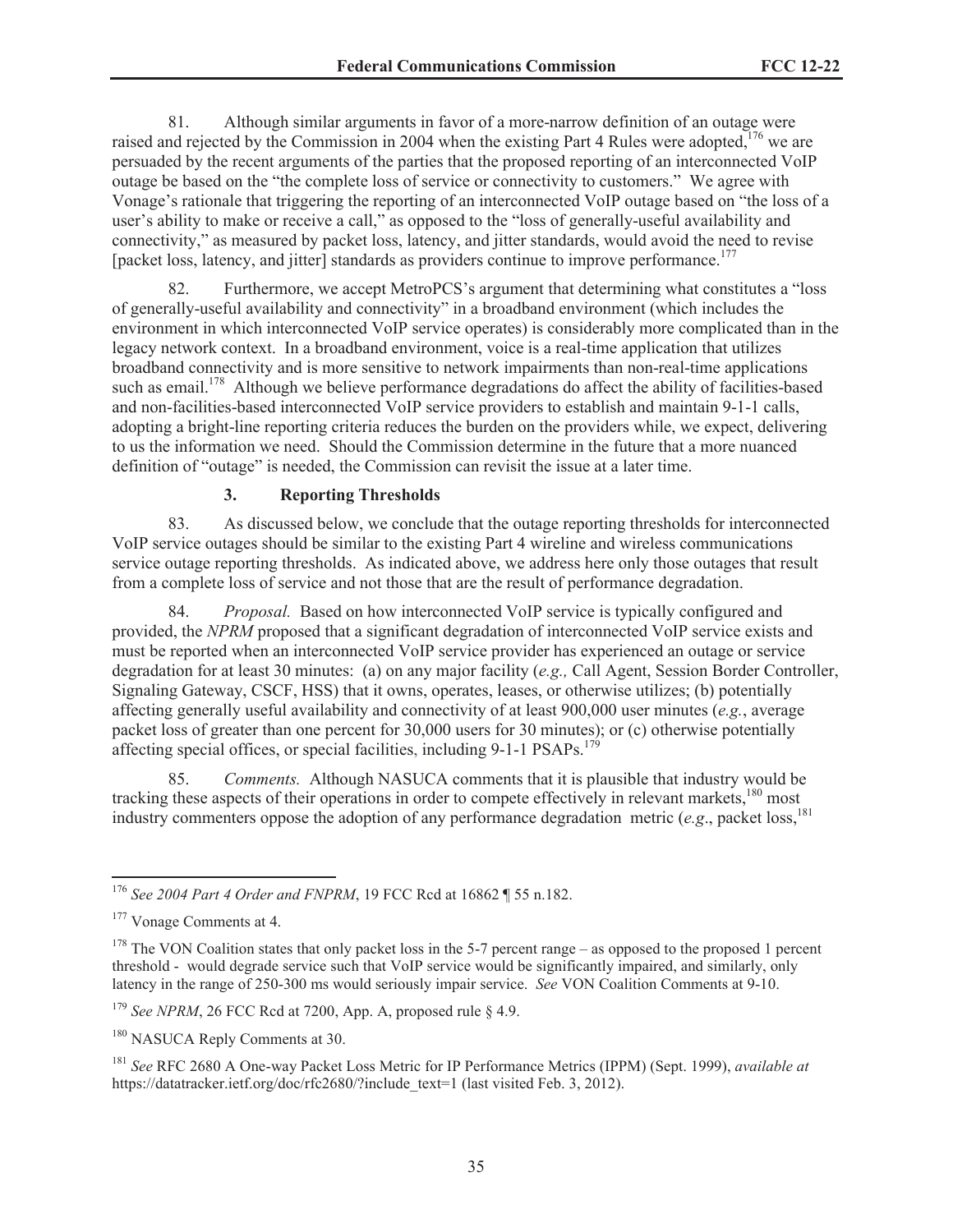81. Although similar arguments in favor of a more-narrow definition of an outage were raised and rejected by the Commission in 2004 when the existing Part 4 Rules were adopted,[176] we are persuaded by the recent arguments of the parties that the proposed reporting of an interconnected VoIP outage be based on the "the complete loss of service or connectivity to customers." We agree with Vonage's rationale that triggering the reporting of an interconnected VoIP outage based on "the loss of a user's ability to make or receive a call," as opposed to the "loss of generally-useful availability and connectivity," as measured by packet loss, latency, and jitter standards, would avoid the need to revise [packet loss, latency, and jitter] standards as providers continue to improve performance.[177]

82. Furthermore, we accept MetroPCS's argument that determining what constitutes a "loss of generally-useful availability and connectivity" in a broadband environment (which includes the environment in which interconnected VoIP service operates) is considerably more complicated than in the legacy network context. In a broadband environment, voice is a real-time application that utilizes broadband connectivity and is more sensitive to network impairments than non-real-time applications such as email.[178] Although we believe performance degradations do affect the ability of facilities-based and non-facilities-based interconnected VoIP service providers to establish and maintain 9-1-1 calls, adopting a bright-line reporting criteria reduces the burden on the providers while, we expect, delivering to us the information we need. Should the Commission determine in the future that a more nuanced definition of "outage" is needed, the Commission can revisit the issue at a later time.

### 3. Reporting Thresholds

83. As discussed below, we conclude that the outage reporting thresholds for interconnected VoIP service outages should be similar to the existing Part 4 wireline and wireless communications service outage reporting thresholds. As indicated above, we address here only those outages that result from a complete loss of service and not those that are the result of performance degradation.

84. *Proposal.* Based on how interconnected VoIP service is typically configured and provided, the *NPRM* proposed that a significant degradation of interconnected VoIP service exists and must be reported when an interconnected VoIP service provider has experienced an outage or service degradation for at least 30 minutes: (a) on any major facility (*e.g.,* Call Agent, Session Border Controller, Signaling Gateway, CSCF, HSS) that it owns, operates, leases, or otherwise utilizes; (b) potentially affecting generally useful availability and connectivity of at least 900,000 user minutes (*e.g.*, average packet loss of greater than one percent for 30,000 users for 30 minutes); or (c) otherwise potentially affecting special offices, or special facilities, including 9-1-1 PSAPs.[179]

85. *Comments.* Although NASUCA comments that it is plausible that industry would be tracking these aspects of their operations in order to compete effectively in relevant markets,[180] most industry commenters oppose the adoption of any performance degradation metric (*e.g*., packet loss,[181]

---

[176] *See 2004 Part 4 Order and FNPRM*, 19 FCC Rcd at 16862 ¶ 55 n.182.

[177] Vonage Comments at 4.

[178] The VON Coalition states that only packet loss in the 5-7 percent range – as opposed to the proposed 1 percent threshold - would degrade service such that VoIP service would be significantly impaired, and similarly, only latency in the range of 250-300 ms would seriously impair service. *See* VON Coalition Comments at 9-10.

[179] *See NPRM*, 26 FCC Rcd at 7200, App. A, proposed rule § 4.9.

[180] NASUCA Reply Comments at 30.

[181] *See* RFC 2680 A One-way Packet Loss Metric for IP Performance Metrics (IPPM) (Sept. 1999), *available at* https://datatracker.ietf.org/doc/rfc2680/?include_text=1 (last visited Feb. 3, 2012).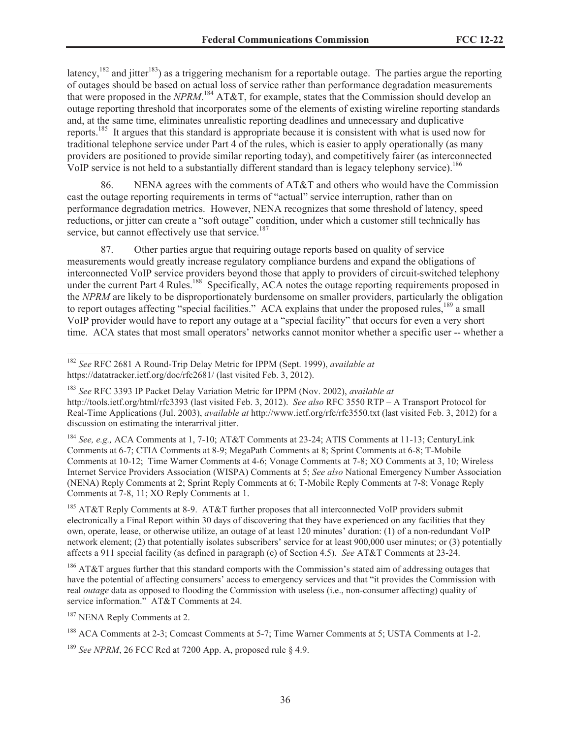latency,[182] and jitter[183]) as a triggering mechanism for a reportable outage. The parties argue the reporting of outages should be based on actual loss of service rather than performance degradation measurements that were proposed in the *NPRM*.[184] AT&T, for example, states that the Commission should develop an outage reporting threshold that incorporates some of the elements of existing wireline reporting standards and, at the same time, eliminates unrealistic reporting deadlines and unnecessary and duplicative reports.[185] It argues that this standard is appropriate because it is consistent with what is used now for traditional telephone service under Part 4 of the rules, which is easier to apply operationally (as many providers are positioned to provide similar reporting today), and competitively fairer (as interconnected VoIP service is not held to a substantially different standard than is legacy telephony service).[186]

86. NENA agrees with the comments of AT&T and others who would have the Commission cast the outage reporting requirements in terms of "actual" service interruption, rather than on performance degradation metrics. However, NENA recognizes that some threshold of latency, speed reductions, or jitter can create a "soft outage" condition, under which a customer still technically has service, but cannot effectively use that service.[187]

87. Other parties argue that requiring outage reports based on quality of service measurements would greatly increase regulatory compliance burdens and expand the obligations of interconnected VoIP service providers beyond those that apply to providers of circuit-switched telephony under the current Part 4 Rules.[188] Specifically, ACA notes the outage reporting requirements proposed in the *NPRM* are likely to be disproportionately burdensome on smaller providers, particularly the obligation to report outages affecting "special facilities." ACA explains that under the proposed rules,[189] a small VoIP provider would have to report any outage at a "special facility" that occurs for even a very short time. ACA states that most small operators' networks cannot monitor whether a specific user -- whether a

---

[182] *See* RFC 2681 A Round-Trip Delay Metric for IPPM (Sept. 1999), *available at* https://datatracker.ietf.org/doc/rfc2681/ (last visited Feb. 3, 2012).

[183] *See* RFC 3393 IP Packet Delay Variation Metric for IPPM (Nov. 2002), *available at* http://tools.ietf.org/html/rfc3393 (last visited Feb. 3, 2012). *See also* RFC 3550 RTP – A Transport Protocol for Real-Time Applications (Jul. 2003), *available at* http://www.ietf.org/rfc/rfc3550.txt (last visited Feb. 3, 2012) for a discussion on estimating the interarrival jitter.

[184] *See, e.g.,* ACA Comments at 1, 7-10; AT&T Comments at 23-24; ATIS Comments at 11-13; CenturyLink Comments at 6-7; CTIA Comments at 8-9; MegaPath Comments at 8; Sprint Comments at 6-8; T-Mobile Comments at 10-12; Time Warner Comments at 4-6; Vonage Comments at 7-8; XO Comments at 3, 10; Wireless Internet Service Providers Association (WISPA) Comments at 5; *See also* National Emergency Number Association (NENA) Reply Comments at 2; Sprint Reply Comments at 6; T-Mobile Reply Comments at 7-8; Vonage Reply Comments at 7-8, 11; XO Reply Comments at 1.

[185] AT&T Reply Comments at 8-9. AT&T further proposes that all interconnected VoIP providers submit electronically a Final Report within 30 days of discovering that they have experienced on any facilities that they own, operate, lease, or otherwise utilize, an outage of at least 120 minutes' duration: (1) of a non-redundant VoIP network element; (2) that potentially isolates subscribers' service for at least 900,000 user minutes; or (3) potentially affects a 911 special facility (as defined in paragraph (e) of Section 4.5). *See* AT&T Comments at 23-24.

[186] AT&T argues further that this standard comports with the Commission's stated aim of addressing outages that have the potential of affecting consumers' access to emergency services and that "it provides the Commission with real *outage* data as opposed to flooding the Commission with useless (i.e., non-consumer affecting) quality of service information." AT&T Comments at 24.

[187] NENA Reply Comments at 2.

[188] ACA Comments at 2-3; Comcast Comments at 5-7; Time Warner Comments at 5; USTA Comments at 1-2.

[189] *See NPRM*, 26 FCC Rcd at 7200 App. A, proposed rule § 4.9.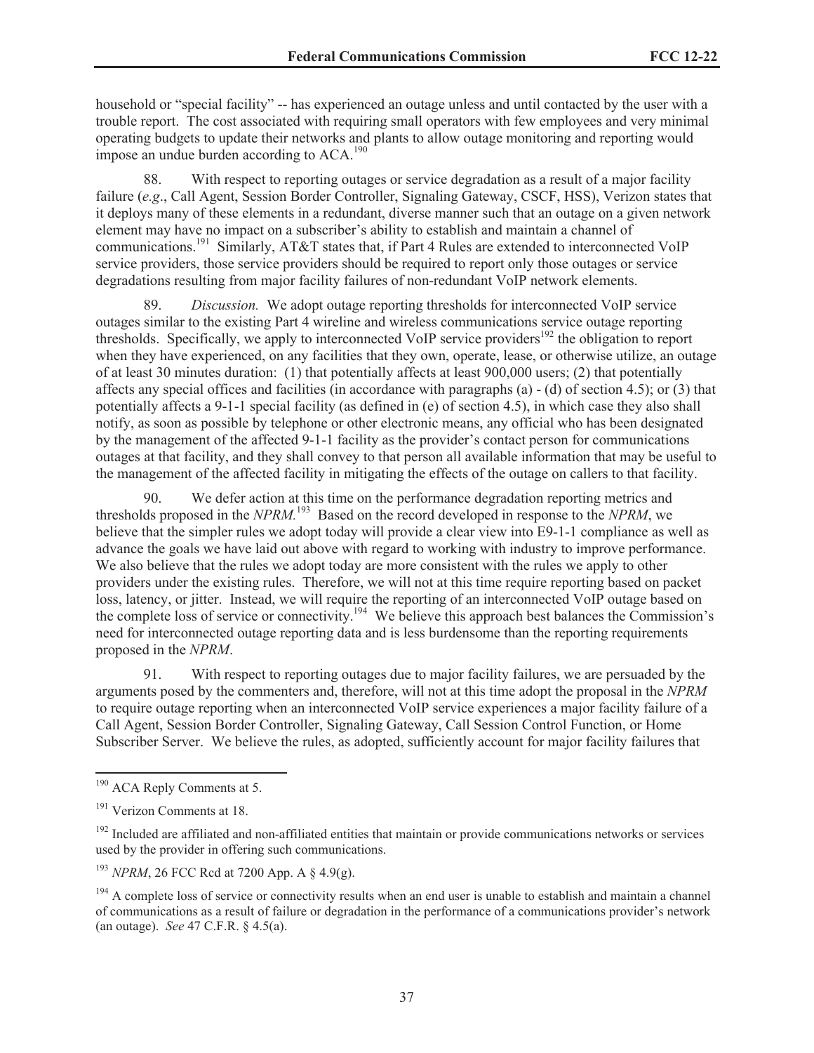household or "special facility" -- has experienced an outage unless and until contacted by the user with a trouble report. The cost associated with requiring small operators with few employees and very minimal operating budgets to update their networks and plants to allow outage monitoring and reporting would impose an undue burden according to ACA.[190]

88. With respect to reporting outages or service degradation as a result of a major facility failure (*e.g*., Call Agent, Session Border Controller, Signaling Gateway, CSCF, HSS), Verizon states that it deploys many of these elements in a redundant, diverse manner such that an outage on a given network element may have no impact on a subscriber's ability to establish and maintain a channel of communications.[191] Similarly, AT&T states that, if Part 4 Rules are extended to interconnected VoIP service providers, those service providers should be required to report only those outages or service degradations resulting from major facility failures of non-redundant VoIP network elements.

89. *Discussion.* We adopt outage reporting thresholds for interconnected VoIP service outages similar to the existing Part 4 wireline and wireless communications service outage reporting thresholds. Specifically, we apply to interconnected VoIP service providers[192] the obligation to report when they have experienced, on any facilities that they own, operate, lease, or otherwise utilize, an outage of at least 30 minutes duration: (1) that potentially affects at least 900,000 users; (2) that potentially affects any special offices and facilities (in accordance with paragraphs (a) - (d) of section 4.5); or (3) that potentially affects a 9-1-1 special facility (as defined in (e) of section 4.5), in which case they also shall notify, as soon as possible by telephone or other electronic means, any official who has been designated by the management of the affected 9-1-1 facility as the provider's contact person for communications outages at that facility, and they shall convey to that person all available information that may be useful to the management of the affected facility in mitigating the effects of the outage on callers to that facility.

90. We defer action at this time on the performance degradation reporting metrics and thresholds proposed in the *NPRM.*[193] Based on the record developed in response to the *NPRM*, we believe that the simpler rules we adopt today will provide a clear view into E9-1-1 compliance as well as advance the goals we have laid out above with regard to working with industry to improve performance. We also believe that the rules we adopt today are more consistent with the rules we apply to other providers under the existing rules. Therefore, we will not at this time require reporting based on packet loss, latency, or jitter. Instead, we will require the reporting of an interconnected VoIP outage based on the complete loss of service or connectivity.[194] We believe this approach best balances the Commission's need for interconnected outage reporting data and is less burdensome than the reporting requirements proposed in the *NPRM*.

91. With respect to reporting outages due to major facility failures, we are persuaded by the arguments posed by the commenters and, therefore, will not at this time adopt the proposal in the *NPRM* to require outage reporting when an interconnected VoIP service experiences a major facility failure of a Call Agent, Session Border Controller, Signaling Gateway, Call Session Control Function, or Home Subscriber Server. We believe the rules, as adopted, sufficiently account for major facility failures that

---

[190] ACA Reply Comments at 5.

[191] Verizon Comments at 18.

[192] Included are affiliated and non-affiliated entities that maintain or provide communications networks or services used by the provider in offering such communications.

[193] *NPRM*, 26 FCC Rcd at 7200 App. A § 4.9(g).

[194] A complete loss of service or connectivity results when an end user is unable to establish and maintain a channel of communications as a result of failure or degradation in the performance of a communications provider's network (an outage). *See* 47 C.F.R. § 4.5(a).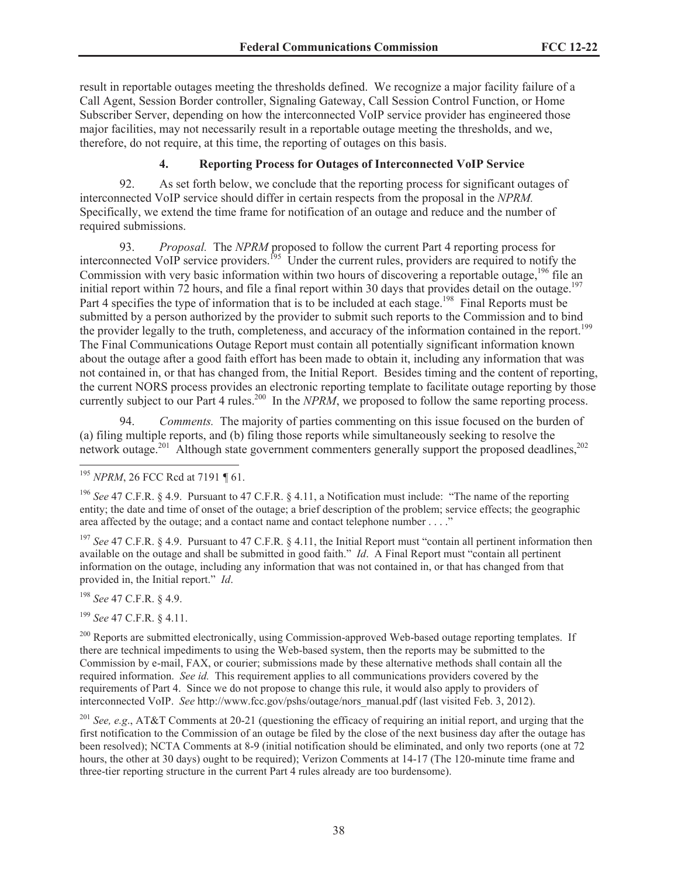result in reportable outages meeting the thresholds defined. We recognize a major facility failure of a Call Agent, Session Border controller, Signaling Gateway, Call Session Control Function, or Home Subscriber Server, depending on how the interconnected VoIP service provider has engineered those major facilities, may not necessarily result in a reportable outage meeting the thresholds, and we, therefore, do not require, at this time, the reporting of outages on this basis.

### 4. Reporting Process for Outages of Interconnected VoIP Service

92. As set forth below, we conclude that the reporting process for significant outages of interconnected VoIP service should differ in certain respects from the proposal in the *NPRM.* Specifically, we extend the time frame for notification of an outage and reduce and the number of required submissions.

93. *Proposal.* The *NPRM* proposed to follow the current Part 4 reporting process for interconnected VoIP service providers.[195] Under the current rules, providers are required to notify the Commission with very basic information within two hours of discovering a reportable outage,[196] file an initial report within 72 hours, and file a final report within 30 days that provides detail on the outage.[197] Part 4 specifies the type of information that is to be included at each stage.[198] Final Reports must be submitted by a person authorized by the provider to submit such reports to the Commission and to bind the provider legally to the truth, completeness, and accuracy of the information contained in the report.[199] The Final Communications Outage Report must contain all potentially significant information known about the outage after a good faith effort has been made to obtain it, including any information that was not contained in, or that has changed from, the Initial Report. Besides timing and the content of reporting, the current NORS process provides an electronic reporting template to facilitate outage reporting by those currently subject to our Part 4 rules.[200] In the *NPRM*, we proposed to follow the same reporting process.

94. *Comments.* The majority of parties commenting on this issue focused on the burden of (a) filing multiple reports, and (b) filing those reports while simultaneously seeking to resolve the network outage.[201] Although state government commenters generally support the proposed deadlines,[202]

---

[195] *NPRM*, 26 FCC Rcd at 7191 ¶ 61.

[196] *See* 47 C.F.R. § 4.9. Pursuant to 47 C.F.R. § 4.11, a Notification must include: "The name of the reporting entity; the date and time of onset of the outage; a brief description of the problem; service effects; the geographic area affected by the outage; and a contact name and contact telephone number . . . ."

[197] *See* 47 C.F.R. § 4.9. Pursuant to 47 C.F.R. § 4.11, the Initial Report must "contain all pertinent information then available on the outage and shall be submitted in good faith." *Id*. A Final Report must "contain all pertinent information on the outage, including any information that was not contained in, or that has changed from that provided in, the Initial report." *Id*.

[198] *See* 47 C.F.R. § 4.9.

[199] *See* 47 C.F.R. § 4.11.

[200] Reports are submitted electronically, using Commission-approved Web-based outage reporting templates. If there are technical impediments to using the Web-based system, then the reports may be submitted to the Commission by e-mail, FAX, or courier; submissions made by these alternative methods shall contain all the required information. *See id.* This requirement applies to all communications providers covered by the requirements of Part 4. Since we do not propose to change this rule, it would also apply to providers of interconnected VoIP. *See* http://www.fcc.gov/pshs/outage/nors_manual.pdf (last visited Feb. 3, 2012).

[201] *See, e.g*., AT&T Comments at 20-21 (questioning the efficacy of requiring an initial report, and urging that the first notification to the Commission of an outage be filed by the close of the next business day after the outage has been resolved); NCTA Comments at 8-9 (initial notification should be eliminated, and only two reports (one at 72 hours, the other at 30 days) ought to be required); Verizon Comments at 14-17 (The 120-minute time frame and three-tier reporting structure in the current Part 4 rules already are too burdensome).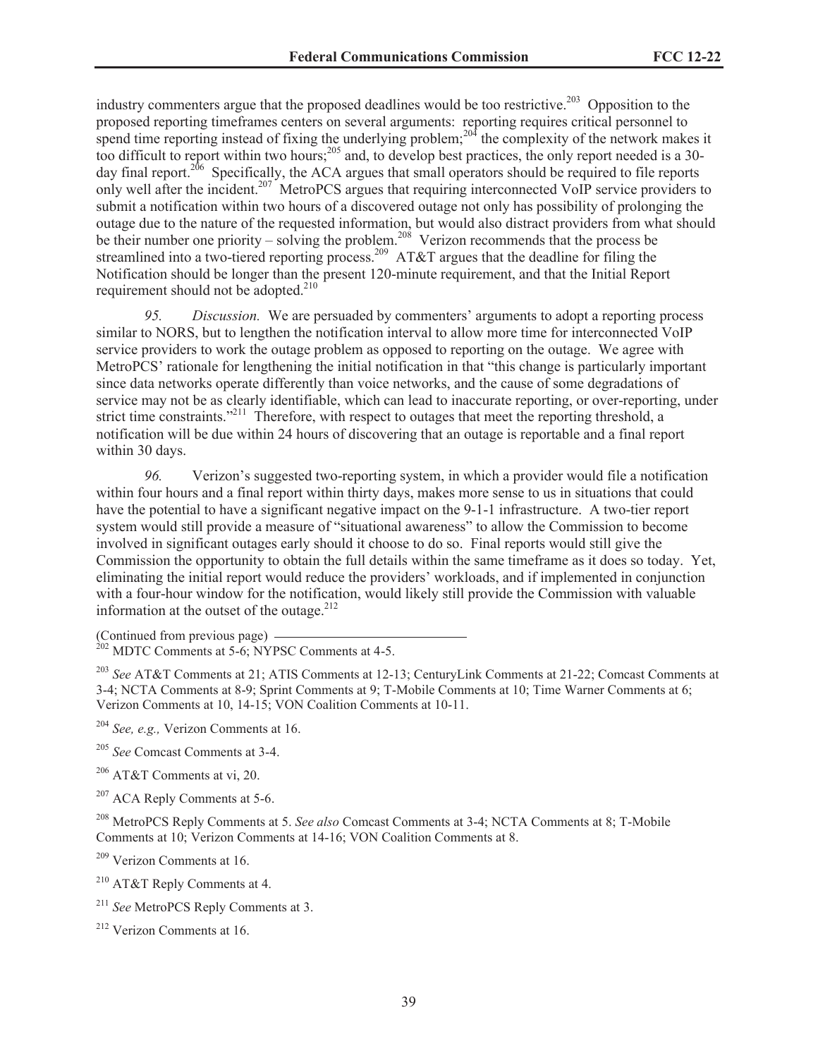industry commenters argue that the proposed deadlines would be too restrictive.[203] Opposition to the proposed reporting timeframes centers on several arguments: reporting requires critical personnel to spend time reporting instead of fixing the underlying problem;[204] the complexity of the network makes it too difficult to report within two hours;[205] and, to develop best practices, the only report needed is a 30-day final report.[206] Specifically, the ACA argues that small operators should be required to file reports only well after the incident.[207] MetroPCS argues that requiring interconnected VoIP service providers to submit a notification within two hours of a discovered outage not only has possibility of prolonging the outage due to the nature of the requested information, but would also distract providers from what should be their number one priority – solving the problem.[208] Verizon recommends that the process be streamlined into a two-tiered reporting process.[209] AT&T argues that the deadline for filing the Notification should be longer than the present 120-minute requirement, and that the Initial Report requirement should not be adopted.[210]

*95.* *Discussion.* We are persuaded by commenters' arguments to adopt a reporting process similar to NORS, but to lengthen the notification interval to allow more time for interconnected VoIP service providers to work the outage problem as opposed to reporting on the outage. We agree with MetroPCS' rationale for lengthening the initial notification in that "this change is particularly important since data networks operate differently than voice networks, and the cause of some degradations of service may not be as clearly identifiable, which can lead to inaccurate reporting, or over-reporting, under strict time constraints."[211] Therefore, with respect to outages that meet the reporting threshold, a notification will be due within 24 hours of discovering that an outage is reportable and a final report within 30 days.

*96.* Verizon's suggested two-reporting system, in which a provider would file a notification within four hours and a final report within thirty days, makes more sense to us in situations that could have the potential to have a significant negative impact on the 9-1-1 infrastructure. A two-tier report system would still provide a measure of "situational awareness" to allow the Commission to become involved in significant outages early should it choose to do so. Final reports would still give the Commission the opportunity to obtain the full details within the same timeframe as it does so today. Yet, eliminating the initial report would reduce the providers' workloads, and if implemented in conjunction with a four-hour window for the notification, would likely still provide the Commission with valuable information at the outset of the outage.[212]

(Continued from previous page)

[202] MDTC Comments at 5-6; NYPSC Comments at 4-5.

[203] *See* AT&T Comments at 21; ATIS Comments at 12-13; CenturyLink Comments at 21-22; Comcast Comments at 3-4; NCTA Comments at 8-9; Sprint Comments at 9; T-Mobile Comments at 10; Time Warner Comments at 6; Verizon Comments at 10, 14-15; VON Coalition Comments at 10-11.

[204] *See, e.g.,* Verizon Comments at 16.

[205] *See* Comcast Comments at 3-4.

[206] AT&T Comments at vi, 20.

[207] ACA Reply Comments at 5-6.

[208] MetroPCS Reply Comments at 5. *See also* Comcast Comments at 3-4; NCTA Comments at 8; T-Mobile Comments at 10; Verizon Comments at 14-16; VON Coalition Comments at 8.

[209] Verizon Comments at 16.

[210] AT&T Reply Comments at 4.

[211] *See* MetroPCS Reply Comments at 3.

[212] Verizon Comments at 16.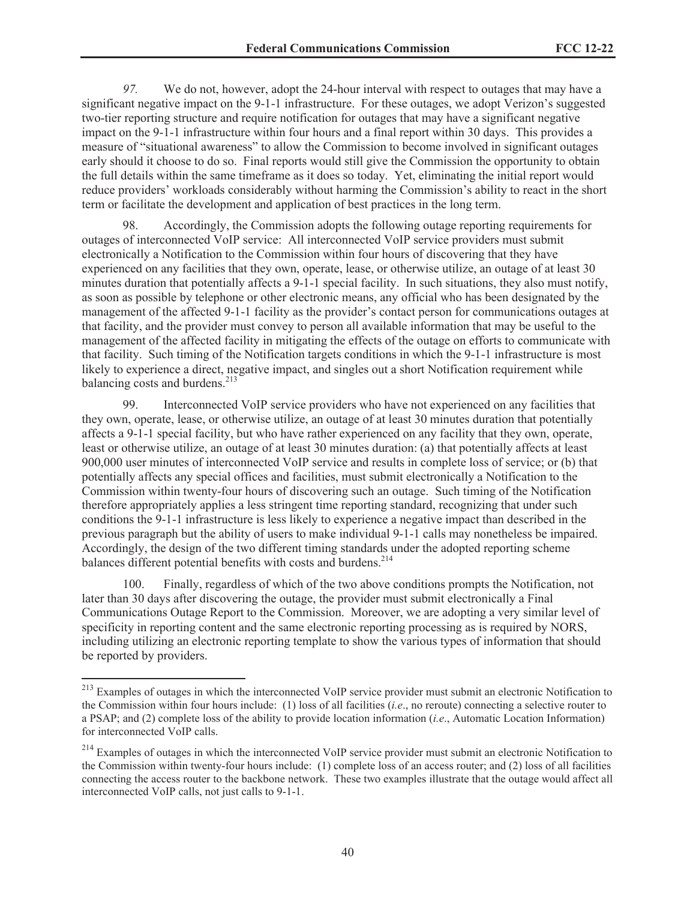*97.* We do not, however, adopt the 24-hour interval with respect to outages that may have a significant negative impact on the 9-1-1 infrastructure. For these outages, we adopt Verizon's suggested two-tier reporting structure and require notification for outages that may have a significant negative impact on the 9-1-1 infrastructure within four hours and a final report within 30 days. This provides a measure of "situational awareness" to allow the Commission to become involved in significant outages early should it choose to do so. Final reports would still give the Commission the opportunity to obtain the full details within the same timeframe as it does so today. Yet, eliminating the initial report would reduce providers' workloads considerably without harming the Commission's ability to react in the short term or facilitate the development and application of best practices in the long term.

98. Accordingly, the Commission adopts the following outage reporting requirements for outages of interconnected VoIP service: All interconnected VoIP service providers must submit electronically a Notification to the Commission within four hours of discovering that they have experienced on any facilities that they own, operate, lease, or otherwise utilize, an outage of at least 30 minutes duration that potentially affects a 9-1-1 special facility. In such situations, they also must notify, as soon as possible by telephone or other electronic means, any official who has been designated by the management of the affected 9-1-1 facility as the provider's contact person for communications outages at that facility, and the provider must convey to person all available information that may be useful to the management of the affected facility in mitigating the effects of the outage on efforts to communicate with that facility. Such timing of the Notification targets conditions in which the 9-1-1 infrastructure is most likely to experience a direct, negative impact, and singles out a short Notification requirement while balancing costs and burdens.[213]

99. Interconnected VoIP service providers who have not experienced on any facilities that they own, operate, lease, or otherwise utilize, an outage of at least 30 minutes duration that potentially affects a 9-1-1 special facility, but who have rather experienced on any facility that they own, operate, least or otherwise utilize, an outage of at least 30 minutes duration: (a) that potentially affects at least 900,000 user minutes of interconnected VoIP service and results in complete loss of service; or (b) that potentially affects any special offices and facilities, must submit electronically a Notification to the Commission within twenty-four hours of discovering such an outage. Such timing of the Notification therefore appropriately applies a less stringent time reporting standard, recognizing that under such conditions the 9-1-1 infrastructure is less likely to experience a negative impact than described in the previous paragraph but the ability of users to make individual 9-1-1 calls may nonetheless be impaired. Accordingly, the design of the two different timing standards under the adopted reporting scheme balances different potential benefits with costs and burdens.[214]

100. Finally, regardless of which of the two above conditions prompts the Notification, not later than 30 days after discovering the outage, the provider must submit electronically a Final Communications Outage Report to the Commission. Moreover, we are adopting a very similar level of specificity in reporting content and the same electronic reporting processing as is required by NORS, including utilizing an electronic reporting template to show the various types of information that should be reported by providers.

---

[213] Examples of outages in which the interconnected VoIP service provider must submit an electronic Notification to the Commission within four hours include: (1) loss of all facilities (*i.e*., no reroute) connecting a selective router to a PSAP; and (2) complete loss of the ability to provide location information (*i.e*., Automatic Location Information) for interconnected VoIP calls.

[214] Examples of outages in which the interconnected VoIP service provider must submit an electronic Notification to the Commission within twenty-four hours include: (1) complete loss of an access router; and (2) loss of all facilities connecting the access router to the backbone network. These two examples illustrate that the outage would affect all interconnected VoIP calls, not just calls to 9-1-1.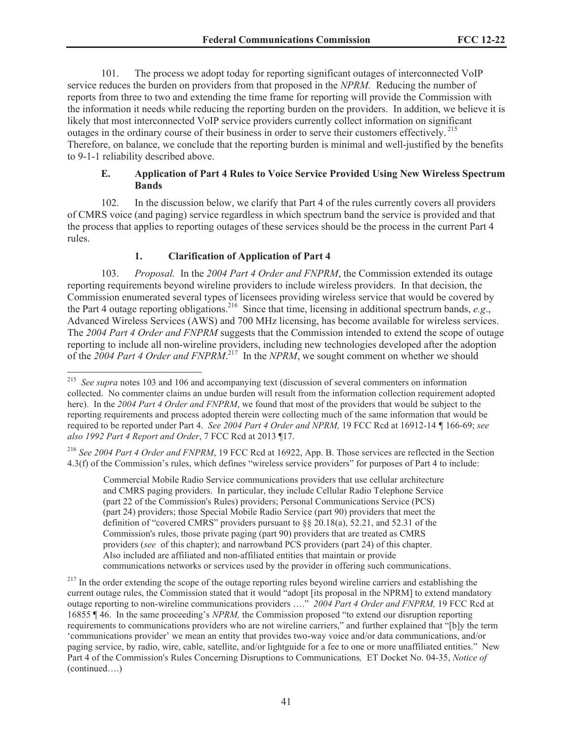101. The process we adopt today for reporting significant outages of interconnected VoIP service reduces the burden on providers from that proposed in the *NPRM*. Reducing the number of reports from three to two and extending the time frame for reporting will provide the Commission with the information it needs while reducing the reporting burden on the providers. In addition, we believe it is likely that most interconnected VoIP service providers currently collect information on significant outages in the ordinary course of their business in order to serve their customers effectively.[215] Therefore, on balance, we conclude that the reporting burden is minimal and well-justified by the benefits to 9-1-1 reliability described above.

### E. Application of Part 4 Rules to Voice Service Provided Using New Wireless Spectrum Bands

102. In the discussion below, we clarify that Part 4 of the rules currently covers all providers of CMRS voice (and paging) service regardless in which spectrum band the service is provided and that the process that applies to reporting outages of these services should be the process in the current Part 4 rules.

#### 1. Clarification of Application of Part 4

103. *Proposal.* In the *2004 Part 4 Order and FNPRM*, the Commission extended its outage reporting requirements beyond wireline providers to include wireless providers. In that decision, the Commission enumerated several types of licensees providing wireless service that would be covered by the Part 4 outage reporting obligations.[216] Since that time, licensing in additional spectrum bands, *e.g*., Advanced Wireless Services (AWS) and 700 MHz licensing, has become available for wireless services. The *2004 Part 4 Order and FNPRM* suggests that the Commission intended to extend the scope of outage reporting to include all non-wireline providers, including new technologies developed after the adoption of the *2004 Part 4 Order and FNPRM*.[217] In the *NPRM*, we sought comment on whether we should

---

[215] *See supra* notes 103 and 106 and accompanying text (discussion of several commenters on information collected. No commenter claims an undue burden will result from the information collection requirement adopted here). In the *2004 Part 4 Order and FNPRM*, we found that most of the providers that would be subject to the reporting requirements and process adopted therein were collecting much of the same information that would be required to be reported under Part 4. *See 2004 Part 4 Order and NPRM,* 19 FCC Rcd at 16912-14 ¶ 166-69; *see also 1992 Part 4 Report and Order*, 7 FCC Rcd at 2013 ¶17.

[216] *See 2004 Part 4 Order and FNPRM*, 19 FCC Rcd at 16922, App. B. Those services are reflected in the Section 4.3(f) of the Commission's rules, which defines "wireless service providers" for purposes of Part 4 to include:

> Commercial Mobile Radio Service communications providers that use cellular architecture and CMRS paging providers. In particular, they include Cellular Radio Telephone Service (part 22 of the Commission's Rules) providers; Personal Communications Service (PCS) (part 24) providers; those Special Mobile Radio Service (part 90) providers that meet the definition of "covered CMRS" providers pursuant to §§ 20.18(a), 52.21, and 52.31 of the Commission's rules, those private paging (part 90) providers that are treated as CMRS providers (*see* of this chapter); and narrowband PCS providers (part 24) of this chapter. Also included are affiliated and non-affiliated entities that maintain or provide communications networks or services used by the provider in offering such communications.

[217] In the order extending the scope of the outage reporting rules beyond wireline carriers and establishing the current outage rules, the Commission stated that it would "adopt [its proposal in the NPRM] to extend mandatory outage reporting to non-wireline communications providers …." *2004 Part 4 Order and FNPRM,* 19 FCC Rcd at 16855 ¶ 46. In the same proceeding's *NPRM,* the Commission proposed "to extend our disruption reporting requirements to communications providers who are not wireline carriers," and further explained that "[b]y the term 'communications provider' we mean an entity that provides two-way voice and/or data communications, and/or paging service, by radio, wire, cable, satellite, and/or lightguide for a fee to one or more unaffiliated entities." New Part 4 of the Commission's Rules Concerning Disruptions to Communications*,* ET Docket No. 04-35, *Notice of* (continued….)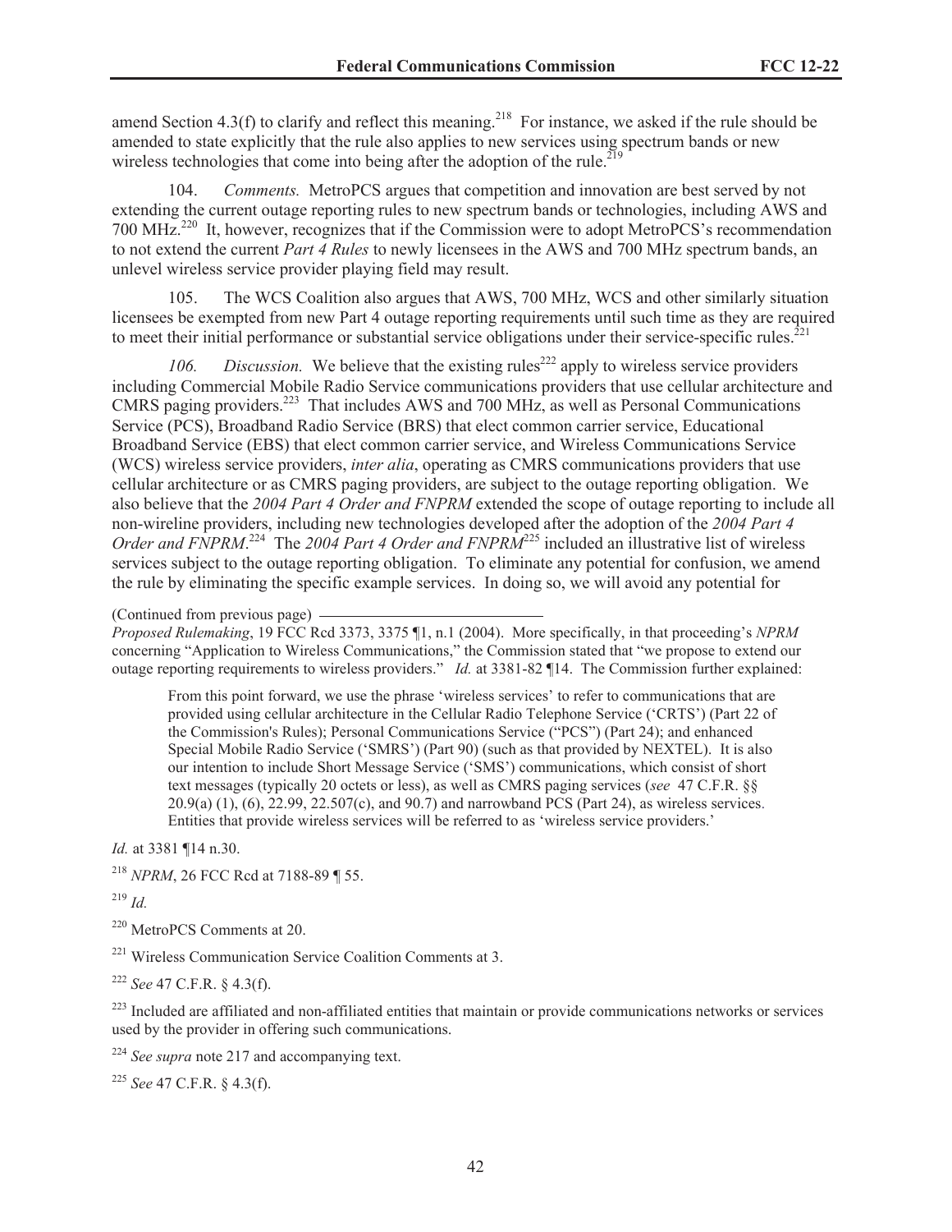amend Section 4.3(f) to clarify and reflect this meaning.[218] For instance, we asked if the rule should be amended to state explicitly that the rule also applies to new services using spectrum bands or new wireless technologies that come into being after the adoption of the rule.[219]

104. *Comments.* MetroPCS argues that competition and innovation are best served by not extending the current outage reporting rules to new spectrum bands or technologies, including AWS and 700 MHz.[220] It, however, recognizes that if the Commission were to adopt MetroPCS's recommendation to not extend the current *Part 4 Rules* to newly licensees in the AWS and 700 MHz spectrum bands, an unlevel wireless service provider playing field may result.

105. The WCS Coalition also argues that AWS, 700 MHz, WCS and other similarly situation licensees be exempted from new Part 4 outage reporting requirements until such time as they are required to meet their initial performance or substantial service obligations under their service-specific rules.[221]

*106. Discussion.* We believe that the existing rules[222] apply to wireless service providers including Commercial Mobile Radio Service communications providers that use cellular architecture and CMRS paging providers.[223] That includes AWS and 700 MHz, as well as Personal Communications Service (PCS), Broadband Radio Service (BRS) that elect common carrier service, Educational Broadband Service (EBS) that elect common carrier service, and Wireless Communications Service (WCS) wireless service providers, *inter alia*, operating as CMRS communications providers that use cellular architecture or as CMRS paging providers, are subject to the outage reporting obligation. We also believe that the *2004 Part 4 Order and FNPRM* extended the scope of outage reporting to include all non-wireline providers, including new technologies developed after the adoption of the *2004 Part 4 Order and FNPRM*.[224] The *2004 Part 4 Order and FNPRM*[225] included an illustrative list of wireless services subject to the outage reporting obligation. To eliminate any potential for confusion, we amend the rule by eliminating the specific example services. In doing so, we will avoid any potential for

(Continued from previous page)
*Proposed Rulemaking*, 19 FCC Rcd 3373, 3375 ¶1, n.1 (2004). More specifically, in that proceeding's *NPRM* concerning "Application to Wireless Communications," the Commission stated that "we propose to extend our outage reporting requirements to wireless providers." *Id.* at 3381-82 ¶14. The Commission further explained:

> From this point forward, we use the phrase 'wireless services' to refer to communications that are provided using cellular architecture in the Cellular Radio Telephone Service ('CRTS') (Part 22 of the Commission's Rules); Personal Communications Service ("PCS") (Part 24); and enhanced Special Mobile Radio Service ('SMRS') (Part 90) (such as that provided by NEXTEL). It is also our intention to include Short Message Service ('SMS') communications, which consist of short text messages (typically 20 octets or less), as well as CMRS paging services (*see* 47 C.F.R. §§ 20.9(a) (1), (6), 22.99, 22.507(c), and 90.7) and narrowband PCS (Part 24), as wireless services. Entities that provide wireless services will be referred to as 'wireless service providers.'

*Id.* at 3381 ¶14 n.30.

[218] *NPRM*, 26 FCC Rcd at 7188-89 ¶ 55.

[219] *Id.*

[220] MetroPCS Comments at 20.

[221] Wireless Communication Service Coalition Comments at 3.

[222] *See* 47 C.F.R. § 4.3(f).

[223] Included are affiliated and non-affiliated entities that maintain or provide communications networks or services used by the provider in offering such communications.

[224] *See supra* note 217 and accompanying text.

[225] *See* 47 C.F.R. § 4.3(f).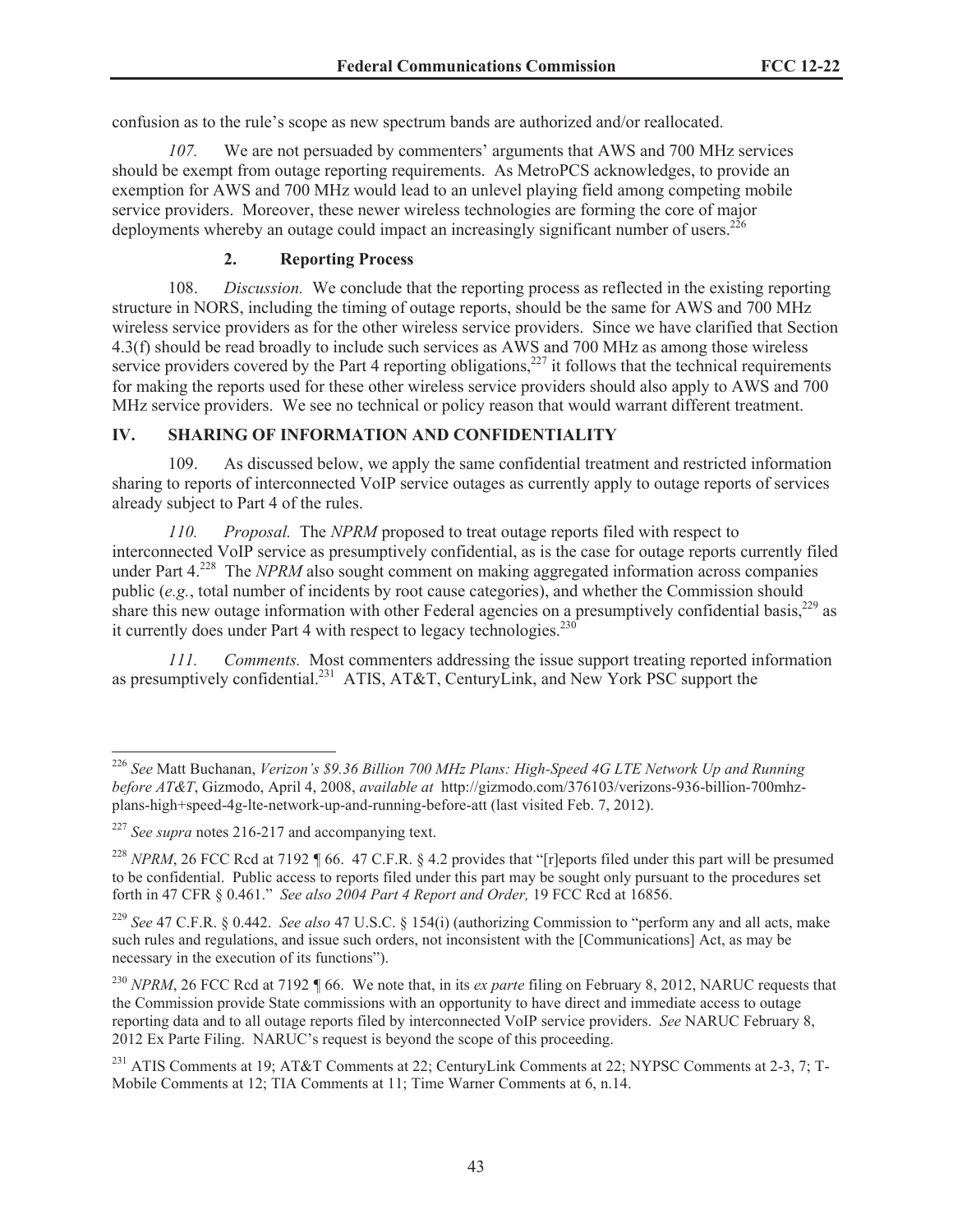confusion as to the rule's scope as new spectrum bands are authorized and/or reallocated.

*107.* We are not persuaded by commenters' arguments that AWS and 700 MHz services should be exempt from outage reporting requirements. As MetroPCS acknowledges, to provide an exemption for AWS and 700 MHz would lead to an unlevel playing field among competing mobile service providers. Moreover, these newer wireless technologies are forming the core of major deployments whereby an outage could impact an increasingly significant number of users.[226]

### 2. Reporting Process

108. *Discussion.* We conclude that the reporting process as reflected in the existing reporting structure in NORS, including the timing of outage reports, should be the same for AWS and 700 MHz wireless service providers as for the other wireless service providers. Since we have clarified that Section 4.3(f) should be read broadly to include such services as AWS and 700 MHz as among those wireless service providers covered by the Part 4 reporting obligations,[227] it follows that the technical requirements for making the reports used for these other wireless service providers should also apply to AWS and 700 MHz service providers. We see no technical or policy reason that would warrant different treatment.

## IV. SHARING OF INFORMATION AND CONFIDENTIALITY

109. As discussed below, we apply the same confidential treatment and restricted information sharing to reports of interconnected VoIP service outages as currently apply to outage reports of services already subject to Part 4 of the rules.

*110. Proposal.* The *NPRM* proposed to treat outage reports filed with respect to interconnected VoIP service as presumptively confidential, as is the case for outage reports currently filed under Part 4.[228] The *NPRM* also sought comment on making aggregated information across companies public (*e.g.*, total number of incidents by root cause categories), and whether the Commission should share this new outage information with other Federal agencies on a presumptively confidential basis,[229] as it currently does under Part 4 with respect to legacy technologies.[230]

*111. Comments.* Most commenters addressing the issue support treating reported information as presumptively confidential.[231] ATIS, AT&T, CenturyLink, and New York PSC support the

---

[226] *See* Matt Buchanan, *Verizon's $9.36 Billion 700 MHz Plans: High-Speed 4G LTE Network Up and Running before AT&T*, Gizmodo, April 4, 2008, *available at* http://gizmodo.com/376103/verizons-936-billion-700mhz-plans-high+speed-4g-lte-network-up-and-running-before-att (last visited Feb. 7, 2012).

[227] *See supra* notes 216-217 and accompanying text.

[228] *NPRM*, 26 FCC Rcd at 7192 ¶ 66. 47 C.F.R. § 4.2 provides that "[r]eports filed under this part will be presumed to be confidential. Public access to reports filed under this part may be sought only pursuant to the procedures set forth in 47 CFR § 0.461." *See also 2004 Part 4 Report and Order,* 19 FCC Rcd at 16856.

[229] *See* 47 C.F.R. § 0.442. *See also* 47 U.S.C. § 154(i) (authorizing Commission to "perform any and all acts, make such rules and regulations, and issue such orders, not inconsistent with the [Communications] Act, as may be necessary in the execution of its functions").

[230] *NPRM*, 26 FCC Rcd at 7192 ¶ 66. We note that, in its *ex parte* filing on February 8, 2012, NARUC requests that the Commission provide State commissions with an opportunity to have direct and immediate access to outage reporting data and to all outage reports filed by interconnected VoIP service providers. *See* NARUC February 8, 2012 Ex Parte Filing. NARUC's request is beyond the scope of this proceeding.

[231] ATIS Comments at 19; AT&T Comments at 22; CenturyLink Comments at 22; NYPSC Comments at 2-3, 7; T-Mobile Comments at 12; TIA Comments at 11; Time Warner Comments at 6, n.14.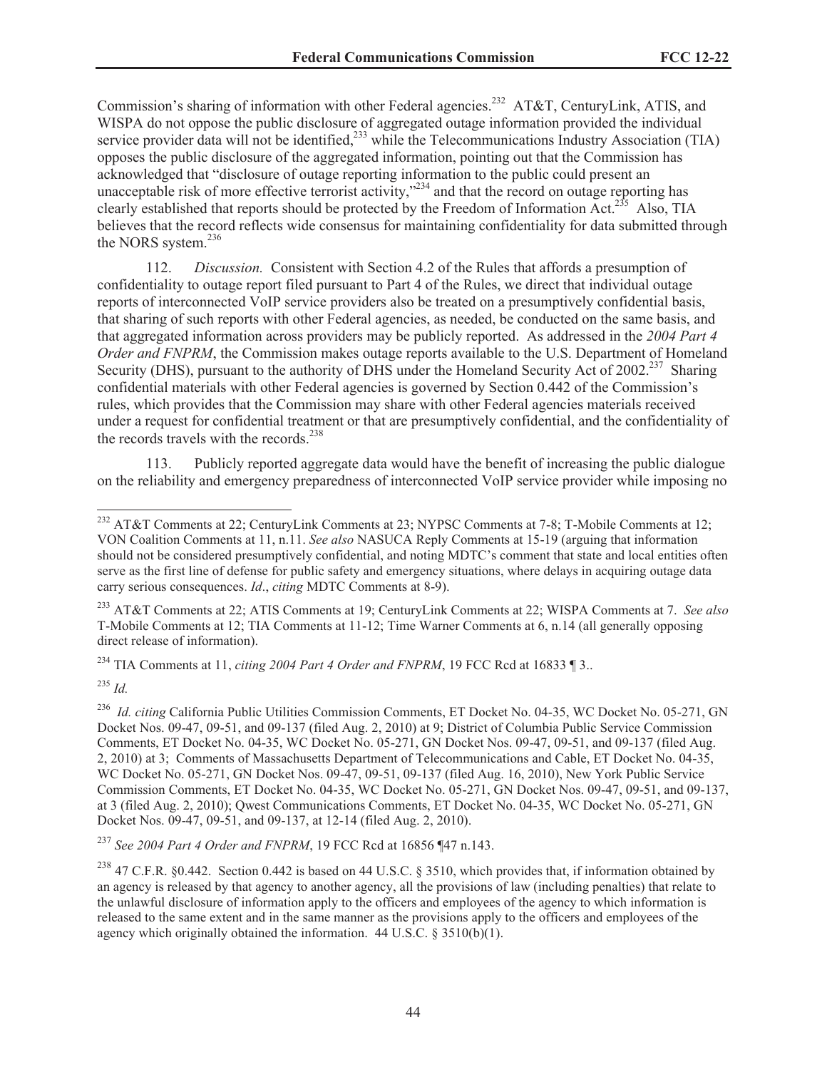Commission's sharing of information with other Federal agencies.[232] AT&T, CenturyLink, ATIS, and WISPA do not oppose the public disclosure of aggregated outage information provided the individual service provider data will not be identified,[233] while the Telecommunications Industry Association (TIA) opposes the public disclosure of the aggregated information, pointing out that the Commission has acknowledged that "disclosure of outage reporting information to the public could present an unacceptable risk of more effective terrorist activity,"[234] and that the record on outage reporting has clearly established that reports should be protected by the Freedom of Information Act.[235] Also, TIA believes that the record reflects wide consensus for maintaining confidentiality for data submitted through the NORS system.[236]

112. *Discussion.* Consistent with Section 4.2 of the Rules that affords a presumption of confidentiality to outage report filed pursuant to Part 4 of the Rules, we direct that individual outage reports of interconnected VoIP service providers also be treated on a presumptively confidential basis, that sharing of such reports with other Federal agencies, as needed, be conducted on the same basis, and that aggregated information across providers may be publicly reported. As addressed in the *2004 Part 4 Order and FNPRM*, the Commission makes outage reports available to the U.S. Department of Homeland Security (DHS), pursuant to the authority of DHS under the Homeland Security Act of 2002.[237] Sharing confidential materials with other Federal agencies is governed by Section 0.442 of the Commission's rules, which provides that the Commission may share with other Federal agencies materials received under a request for confidential treatment or that are presumptively confidential, and the confidentiality of the records travels with the records.[238]

113. Publicly reported aggregate data would have the benefit of increasing the public dialogue on the reliability and emergency preparedness of interconnected VoIP service provider while imposing no

---

[232] AT&T Comments at 22; CenturyLink Comments at 23; NYPSC Comments at 7-8; T-Mobile Comments at 12; VON Coalition Comments at 11, n.11. *See also* NASUCA Reply Comments at 15-19 (arguing that information should not be considered presumptively confidential, and noting MDTC's comment that state and local entities often serve as the first line of defense for public safety and emergency situations, where delays in acquiring outage data carry serious consequences. *Id*., *citing* MDTC Comments at 8-9).

[233] AT&T Comments at 22; ATIS Comments at 19; CenturyLink Comments at 22; WISPA Comments at 7. *See also* T-Mobile Comments at 12; TIA Comments at 11-12; Time Warner Comments at 6, n.14 (all generally opposing direct release of information).

[234] TIA Comments at 11, *citing 2004 Part 4 Order and FNPRM*, 19 FCC Rcd at 16833 ¶ 3..

[235] *Id.*

[236] *Id. citing* California Public Utilities Commission Comments, ET Docket No. 04-35, WC Docket No. 05-271, GN Docket Nos. 09-47, 09-51, and 09-137 (filed Aug. 2, 2010) at 9; District of Columbia Public Service Commission Comments, ET Docket No. 04-35, WC Docket No. 05-271, GN Docket Nos. 09-47, 09-51, and 09-137 (filed Aug. 2, 2010) at 3; Comments of Massachusetts Department of Telecommunications and Cable, ET Docket No. 04-35, WC Docket No. 05-271, GN Docket Nos. 09-47, 09-51, 09-137 (filed Aug. 16, 2010), New York Public Service Commission Comments, ET Docket No. 04-35, WC Docket No. 05-271, GN Docket Nos. 09-47, 09-51, and 09-137, at 3 (filed Aug. 2, 2010); Qwest Communications Comments, ET Docket No. 04-35, WC Docket No. 05-271, GN Docket Nos. 09-47, 09-51, and 09-137, at 12-14 (filed Aug. 2, 2010).

[237] *See 2004 Part 4 Order and FNPRM*, 19 FCC Rcd at 16856 ¶47 n.143.

[238] 47 C.F.R. §0.442. Section 0.442 is based on 44 U.S.C. § 3510, which provides that, if information obtained by an agency is released by that agency to another agency, all the provisions of law (including penalties) that relate to the unlawful disclosure of information apply to the officers and employees of the agency to which information is released to the same extent and in the same manner as the provisions apply to the officers and employees of the agency which originally obtained the information. 44 U.S.C. § 3510(b)(1).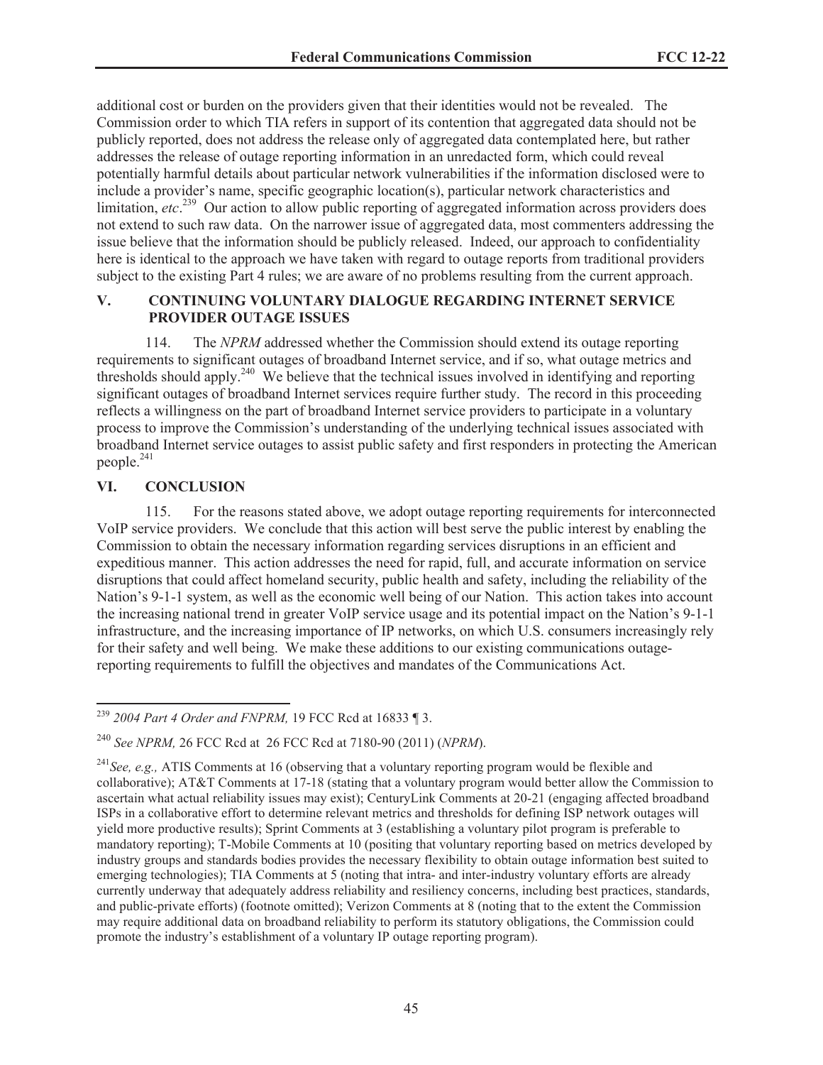additional cost or burden on the providers given that their identities would not be revealed. The Commission order to which TIA refers in support of its contention that aggregated data should not be publicly reported, does not address the release only of aggregated data contemplated here, but rather addresses the release of outage reporting information in an unredacted form, which could reveal potentially harmful details about particular network vulnerabilities if the information disclosed were to include a provider's name, specific geographic location(s), particular network characteristics and limitation, *etc*.[239] Our action to allow public reporting of aggregated information across providers does not extend to such raw data. On the narrower issue of aggregated data, most commenters addressing the issue believe that the information should be publicly released. Indeed, our approach to confidentiality here is identical to the approach we have taken with regard to outage reports from traditional providers subject to the existing Part 4 rules; we are aware of no problems resulting from the current approach.

## V. CONTINUING VOLUNTARY DIALOGUE REGARDING INTERNET SERVICE PROVIDER OUTAGE ISSUES

114. The *NPRM* addressed whether the Commission should extend its outage reporting requirements to significant outages of broadband Internet service, and if so, what outage metrics and thresholds should apply.[240] We believe that the technical issues involved in identifying and reporting significant outages of broadband Internet services require further study. The record in this proceeding reflects a willingness on the part of broadband Internet service providers to participate in a voluntary process to improve the Commission's understanding of the underlying technical issues associated with broadband Internet service outages to assist public safety and first responders in protecting the American people.[241]

## VI. CONCLUSION

115. For the reasons stated above, we adopt outage reporting requirements for interconnected VoIP service providers. We conclude that this action will best serve the public interest by enabling the Commission to obtain the necessary information regarding services disruptions in an efficient and expeditious manner. This action addresses the need for rapid, full, and accurate information on service disruptions that could affect homeland security, public health and safety, including the reliability of the Nation's 9-1-1 system, as well as the economic well being of our Nation. This action takes into account the increasing national trend in greater VoIP service usage and its potential impact on the Nation's 9-1-1 infrastructure, and the increasing importance of IP networks, on which U.S. consumers increasingly rely for their safety and well being. We make these additions to our existing communications outage-reporting requirements to fulfill the objectives and mandates of the Communications Act.

---

[239] *2004 Part 4 Order and FNPRM,* 19 FCC Rcd at 16833 ¶ 3.

[240] *See NPRM,* 26 FCC Rcd at 26 FCC Rcd at 7180-90 (2011) (*NPRM*).

[241] *See, e.g.,* ATIS Comments at 16 (observing that a voluntary reporting program would be flexible and collaborative); AT&T Comments at 17-18 (stating that a voluntary program would better allow the Commission to ascertain what actual reliability issues may exist); CenturyLink Comments at 20-21 (engaging affected broadband ISPs in a collaborative effort to determine relevant metrics and thresholds for defining ISP network outages will yield more productive results); Sprint Comments at 3 (establishing a voluntary pilot program is preferable to mandatory reporting); T-Mobile Comments at 10 (positing that voluntary reporting based on metrics developed by industry groups and standards bodies provides the necessary flexibility to obtain outage information best suited to emerging technologies); TIA Comments at 5 (noting that intra- and inter-industry voluntary efforts are already currently underway that adequately address reliability and resiliency concerns, including best practices, standards, and public-private efforts) (footnote omitted); Verizon Comments at 8 (noting that to the extent the Commission may require additional data on broadband reliability to perform its statutory obligations, the Commission could promote the industry's establishment of a voluntary IP outage reporting program).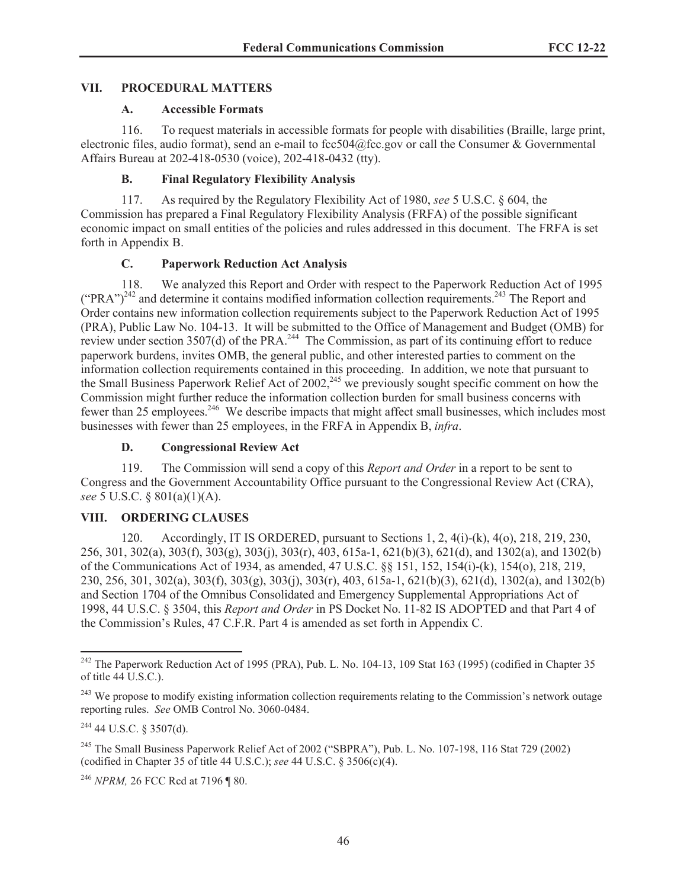## VII. PROCEDURAL MATTERS

### A. Accessible Formats

116. To request materials in accessible formats for people with disabilities (Braille, large print, electronic files, audio format), send an e-mail to fcc504@fcc.gov or call the Consumer & Governmental Affairs Bureau at 202-418-0530 (voice), 202-418-0432 (tty).

### B. Final Regulatory Flexibility Analysis

117. As required by the Regulatory Flexibility Act of 1980, *see* 5 U.S.C. § 604, the Commission has prepared a Final Regulatory Flexibility Analysis (FRFA) of the possible significant economic impact on small entities of the policies and rules addressed in this document. The FRFA is set forth in Appendix B.

### C. Paperwork Reduction Act Analysis

118. We analyzed this Report and Order with respect to the Paperwork Reduction Act of 1995 ("PRA")[242] and determine it contains modified information collection requirements.[243] The Report and Order contains new information collection requirements subject to the Paperwork Reduction Act of 1995 (PRA), Public Law No. 104-13. It will be submitted to the Office of Management and Budget (OMB) for review under section 3507(d) of the PRA.[244] The Commission, as part of its continuing effort to reduce paperwork burdens, invites OMB, the general public, and other interested parties to comment on the information collection requirements contained in this proceeding. In addition, we note that pursuant to the Small Business Paperwork Relief Act of 2002,[245] we previously sought specific comment on how the Commission might further reduce the information collection burden for small business concerns with fewer than 25 employees.[246] We describe impacts that might affect small businesses, which includes most businesses with fewer than 25 employees, in the FRFA in Appendix B, *infra*.

### D. Congressional Review Act

119. The Commission will send a copy of this *Report and Order* in a report to be sent to Congress and the Government Accountability Office pursuant to the Congressional Review Act (CRA), *see* 5 U.S.C. § 801(a)(1)(A).

## VIII. ORDERING CLAUSES

120. Accordingly, IT IS ORDERED, pursuant to Sections 1, 2, 4(i)-(k), 4(o), 218, 219, 230, 256, 301, 302(a), 303(f), 303(g), 303(j), 303(r), 403, 615a-1, 621(b)(3), 621(d), and 1302(a), and 1302(b) of the Communications Act of 1934, as amended, 47 U.S.C. §§ 151, 152, 154(i)-(k), 154(o), 218, 219, 230, 256, 301, 302(a), 303(f), 303(g), 303(j), 303(r), 403, 615a-1, 621(b)(3), 621(d), 1302(a), and 1302(b) and Section 1704 of the Omnibus Consolidated and Emergency Supplemental Appropriations Act of 1998, 44 U.S.C. § 3504, this *Report and Order* in PS Docket No. 11-82 IS ADOPTED and that Part 4 of the Commission's Rules, 47 C.F.R. Part 4 is amended as set forth in Appendix C.

---

[242] The Paperwork Reduction Act of 1995 (PRA), Pub. L. No. 104-13, 109 Stat 163 (1995) (codified in Chapter 35 of title 44 U.S.C.).

[243] We propose to modify existing information collection requirements relating to the Commission's network outage reporting rules. *See* OMB Control No. 3060-0484.

[244] 44 U.S.C. § 3507(d).

[245] The Small Business Paperwork Relief Act of 2002 ("SBPRA"), Pub. L. No. 107-198, 116 Stat 729 (2002) (codified in Chapter 35 of title 44 U.S.C.); *see* 44 U.S.C. § 3506(c)(4).

[246] *NPRM,* 26 FCC Rcd at 7196 ¶ 80.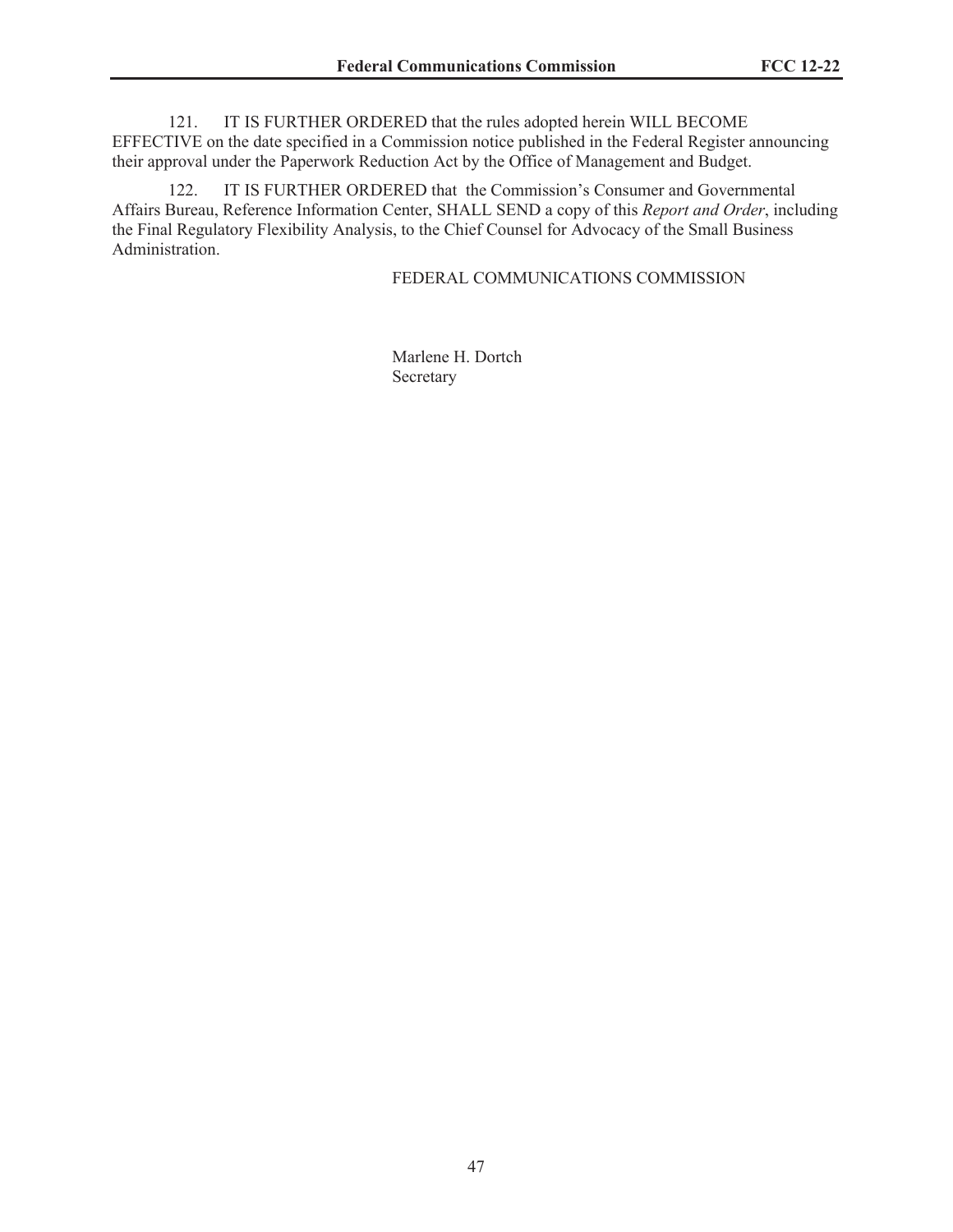121. IT IS FURTHER ORDERED that the rules adopted herein WILL BECOME EFFECTIVE on the date specified in a Commission notice published in the Federal Register announcing their approval under the Paperwork Reduction Act by the Office of Management and Budget.

122. IT IS FURTHER ORDERED that the Commission's Consumer and Governmental Affairs Bureau, Reference Information Center, SHALL SEND a copy of this *Report and Order*, including the Final Regulatory Flexibility Analysis, to the Chief Counsel for Advocacy of the Small Business Administration.

FEDERAL COMMUNICATIONS COMMISSION

Marlene H. Dortch
Secretary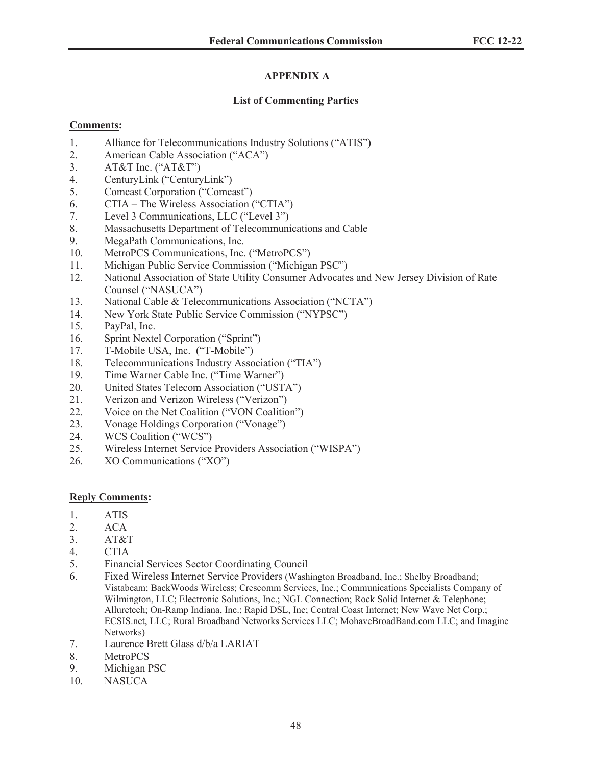# APPENDIX A

## List of Commenting Parties

**Comments:**

1. Alliance for Telecommunications Industry Solutions ("ATIS")
2. American Cable Association ("ACA")
3. AT&T Inc. ("AT&T")
4. CenturyLink ("CenturyLink")
5. Comcast Corporation ("Comcast")
6. CTIA – The Wireless Association ("CTIA")
7. Level 3 Communications, LLC ("Level 3")
8. Massachusetts Department of Telecommunications and Cable
9. MegaPath Communications, Inc.
10. MetroPCS Communications, Inc. ("MetroPCS")
11. Michigan Public Service Commission ("Michigan PSC")
12. National Association of State Utility Consumer Advocates and New Jersey Division of Rate Counsel ("NASUCA")
13. National Cable & Telecommunications Association ("NCTA")
14. New York State Public Service Commission ("NYPSC")
15. PayPal, Inc.
16. Sprint Nextel Corporation ("Sprint")
17. T-Mobile USA, Inc. ("T-Mobile")
18. Telecommunications Industry Association ("TIA")
19. Time Warner Cable Inc. ("Time Warner")
20. United States Telecom Association ("USTA")
21. Verizon and Verizon Wireless ("Verizon")
22. Voice on the Net Coalition ("VON Coalition")
23. Vonage Holdings Corporation ("Vonage")
24. WCS Coalition ("WCS")
25. Wireless Internet Service Providers Association ("WISPA")
26. XO Communications ("XO")

**Reply Comments:**

1. ATIS
2. ACA
3. AT&T
4. CTIA
5. Financial Services Sector Coordinating Council
6. Fixed Wireless Internet Service Providers (Washington Broadband, Inc.; Shelby Broadband; Vistabeam; BackWoods Wireless; Crescomm Services, Inc.; Communications Specialists Company of Wilmington, LLC; Electronic Solutions, Inc.; NGL Connection; Rock Solid Internet & Telephone; Alluretech; On-Ramp Indiana, Inc.; Rapid DSL, Inc; Central Coast Internet; New Wave Net Corp.; ECSIS.net, LLC; Rural Broadband Networks Services LLC; MohaveBroadBand.com LLC; and Imagine Networks)
7. Laurence Brett Glass d/b/a LARIAT
8. MetroPCS
9. Michigan PSC
10. NASUCA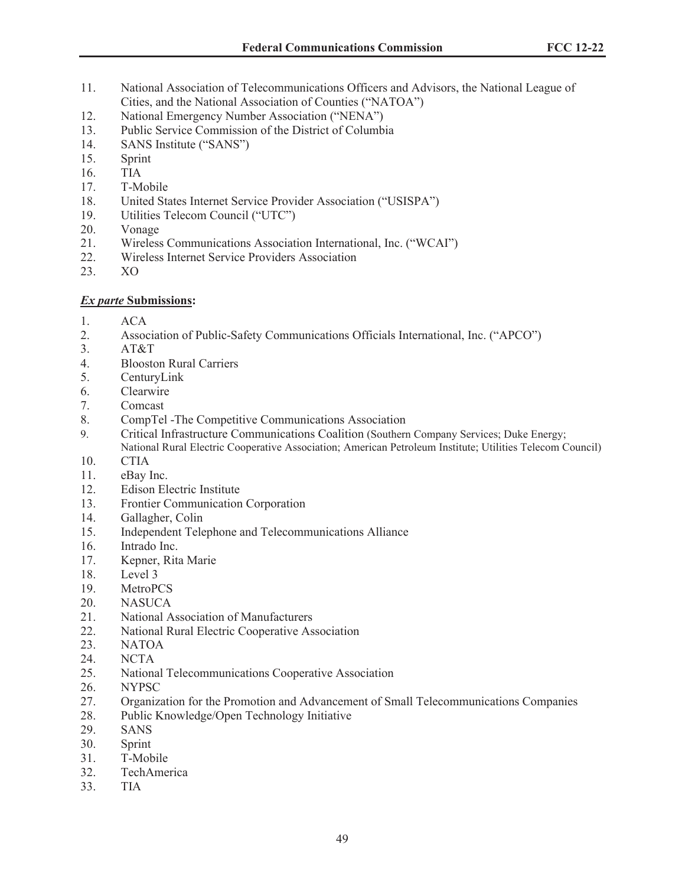11. National Association of Telecommunications Officers and Advisors, the National League of Cities, and the National Association of Counties ("NATOA")
12. National Emergency Number Association ("NENA")
13. Public Service Commission of the District of Columbia
14. SANS Institute ("SANS")
15. Sprint
16. TIA
17. T-Mobile
18. United States Internet Service Provider Association ("USISPA")
19. Utilities Telecom Council ("UTC")
20. Vonage
21. Wireless Communications Association International, Inc. ("WCAI")
22. Wireless Internet Service Providers Association
23. XO

***Ex parte* Submissions:**

1. ACA
2. Association of Public-Safety Communications Officials International, Inc. ("APCO")
3. AT&T
4. Blooston Rural Carriers
5. CenturyLink
6. Clearwire
7. Comcast
8. CompTel -The Competitive Communications Association
9. Critical Infrastructure Communications Coalition (Southern Company Services; Duke Energy; National Rural Electric Cooperative Association; American Petroleum Institute; Utilities Telecom Council)
10. CTIA
11. eBay Inc.
12. Edison Electric Institute
13. Frontier Communication Corporation
14. Gallagher, Colin
15. Independent Telephone and Telecommunications Alliance
16. Intrado Inc.
17. Kepner, Rita Marie
18. Level 3
19. MetroPCS
20. NASUCA
21. National Association of Manufacturers
22. National Rural Electric Cooperative Association
23. NATOA
24. NCTA
25. National Telecommunications Cooperative Association
26. NYPSC
27. Organization for the Promotion and Advancement of Small Telecommunications Companies
28. Public Knowledge/Open Technology Initiative
29. SANS
30. Sprint
31. T-Mobile
32. TechAmerica
33. TIA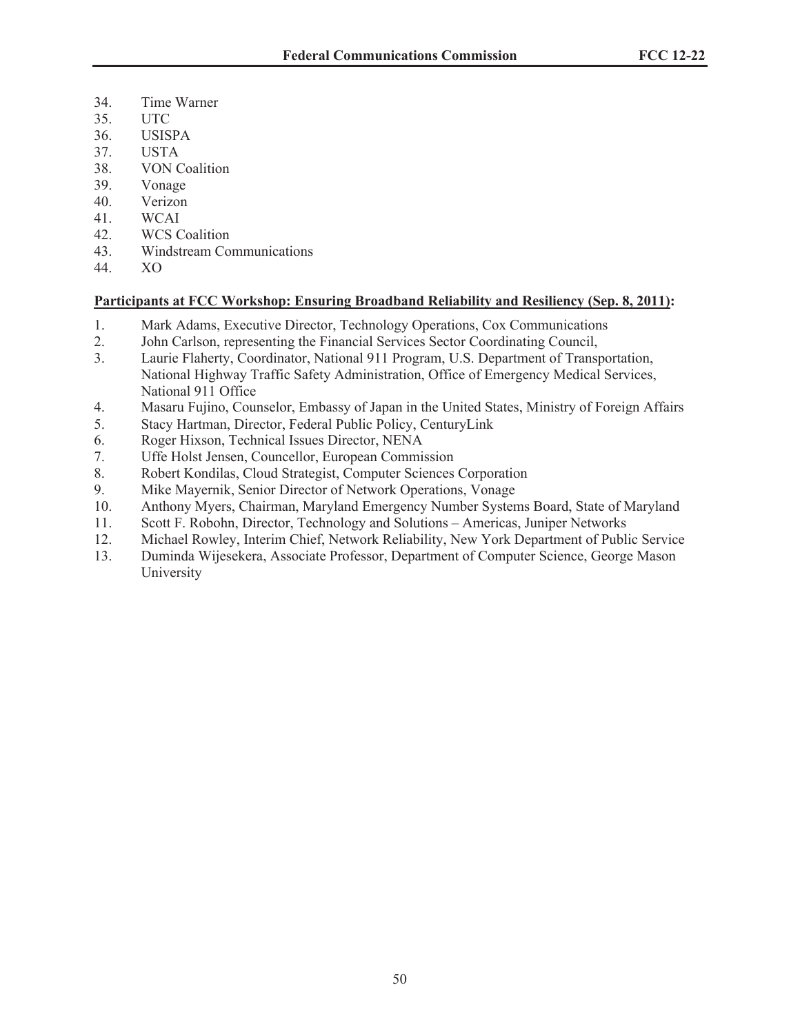34. Time Warner
35. UTC
36. USISPA
37. USTA
38. VON Coalition
39. Vonage
40. Verizon
41. WCAI
42. WCS Coalition
43. Windstream Communications
44. XO

**Participants at FCC Workshop: Ensuring Broadband Reliability and Resiliency (Sep. 8, 2011):**

1. Mark Adams, Executive Director, Technology Operations, Cox Communications
2. John Carlson, representing the Financial Services Sector Coordinating Council,
3. Laurie Flaherty, Coordinator, National 911 Program, U.S. Department of Transportation, National Highway Traffic Safety Administration, Office of Emergency Medical Services, National 911 Office
4. Masaru Fujino, Counselor, Embassy of Japan in the United States, Ministry of Foreign Affairs
5. Stacy Hartman, Director, Federal Public Policy, CenturyLink
6. Roger Hixson, Technical Issues Director, NENA
7. Uffe Holst Jensen, Councellor, European Commission
8. Robert Kondilas, Cloud Strategist, Computer Sciences Corporation
9. Mike Mayernik, Senior Director of Network Operations, Vonage
10. Anthony Myers, Chairman, Maryland Emergency Number Systems Board, State of Maryland
11. Scott F. Robohn, Director, Technology and Solutions – Americas, Juniper Networks
12. Michael Rowley, Interim Chief, Network Reliability, New York Department of Public Service
13. Duminda Wijesekera, Associate Professor, Department of Computer Science, George Mason University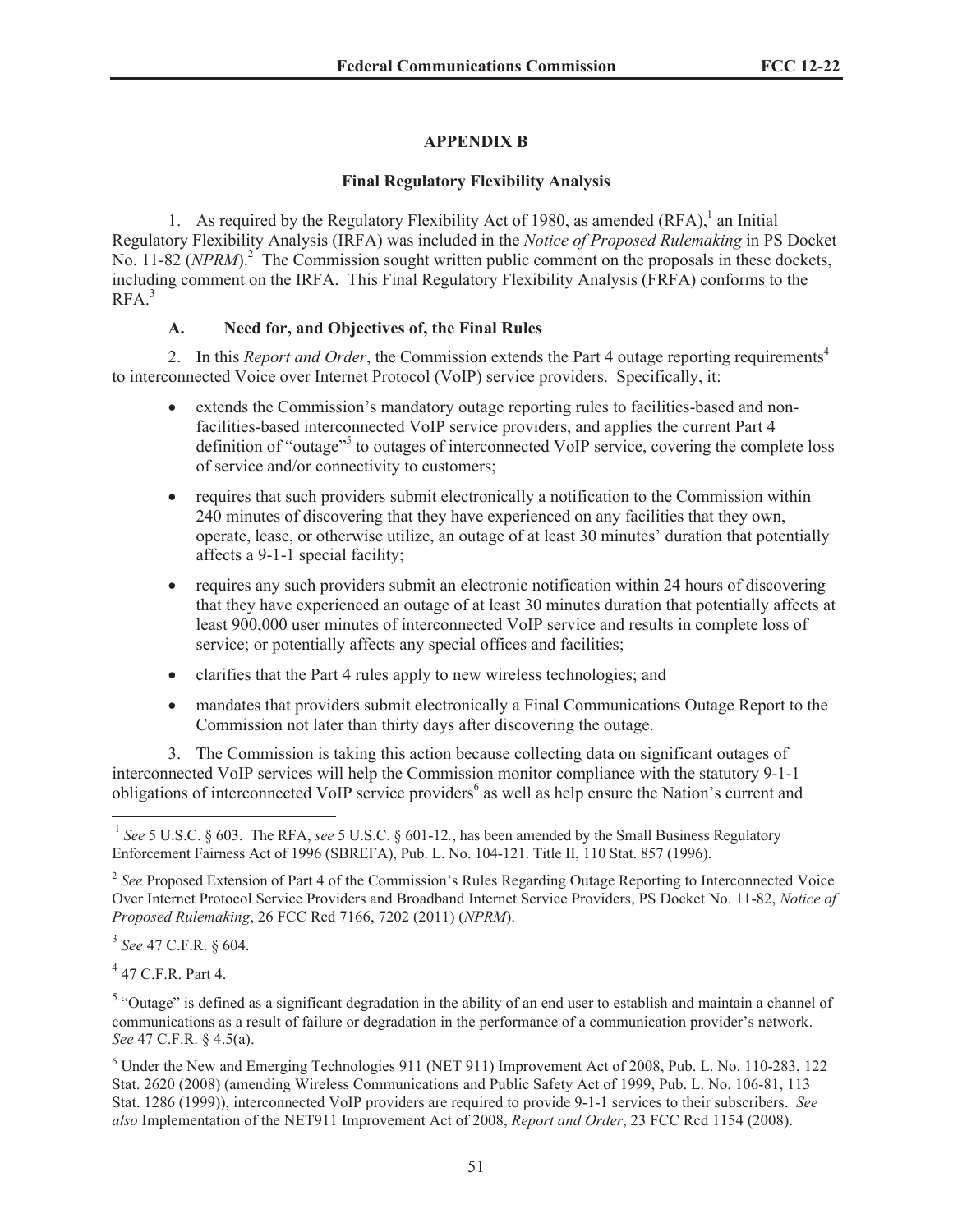## APPENDIX B

### Final Regulatory Flexibility Analysis

1. As required by the Regulatory Flexibility Act of 1980, as amended (RFA),[1] an Initial Regulatory Flexibility Analysis (IRFA) was included in the *Notice of Proposed Rulemaking* in PS Docket No. 11-82 (*NPRM*).[2] The Commission sought written public comment on the proposals in these dockets, including comment on the IRFA. This Final Regulatory Flexibility Analysis (FRFA) conforms to the RFA.[3]

#### A. Need for, and Objectives of, the Final Rules

2. In this *Report and Order*, the Commission extends the Part 4 outage reporting requirements[4] to interconnected Voice over Internet Protocol (VoIP) service providers. Specifically, it:

- extends the Commission's mandatory outage reporting rules to facilities-based and non-facilities-based interconnected VoIP service providers, and applies the current Part 4 definition of "outage"[5] to outages of interconnected VoIP service, covering the complete loss of service and/or connectivity to customers;
- requires that such providers submit electronically a notification to the Commission within 240 minutes of discovering that they have experienced on any facilities that they own, operate, lease, or otherwise utilize, an outage of at least 30 minutes' duration that potentially affects a 9-1-1 special facility;
- requires any such providers submit an electronic notification within 24 hours of discovering that they have experienced an outage of at least 30 minutes duration that potentially affects at least 900,000 user minutes of interconnected VoIP service and results in complete loss of service; or potentially affects any special offices and facilities;
- clarifies that the Part 4 rules apply to new wireless technologies; and
- mandates that providers submit electronically a Final Communications Outage Report to the Commission not later than thirty days after discovering the outage.

3. The Commission is taking this action because collecting data on significant outages of interconnected VoIP services will help the Commission monitor compliance with the statutory 9-1-1 obligations of interconnected VoIP service providers[6] as well as help ensure the Nation's current and

---

[1] *See* 5 U.S.C. § 603. The RFA, *see* 5 U.S.C. § 601-12., has been amended by the Small Business Regulatory Enforcement Fairness Act of 1996 (SBREFA), Pub. L. No. 104-121. Title II, 110 Stat. 857 (1996).

[2] *See* Proposed Extension of Part 4 of the Commission's Rules Regarding Outage Reporting to Interconnected Voice Over Internet Protocol Service Providers and Broadband Internet Service Providers, PS Docket No. 11-82, *Notice of Proposed Rulemaking*, 26 FCC Rcd 7166, 7202 (2011) (*NPRM*).

[3] *See* 47 C.F.R. § 604.

[4] 47 C.F.R. Part 4.

[5] "Outage" is defined as a significant degradation in the ability of an end user to establish and maintain a channel of communications as a result of failure or degradation in the performance of a communication provider's network. *See* 47 C.F.R. § 4.5(a).

[6] Under the New and Emerging Technologies 911 (NET 911) Improvement Act of 2008, Pub. L. No. 110-283, 122 Stat. 2620 (2008) (amending Wireless Communications and Public Safety Act of 1999, Pub. L. No. 106-81, 113 Stat. 1286 (1999)), interconnected VoIP providers are required to provide 9-1-1 services to their subscribers. *See also* Implementation of the NET911 Improvement Act of 2008, *Report and Order*, 23 FCC Rcd 1154 (2008).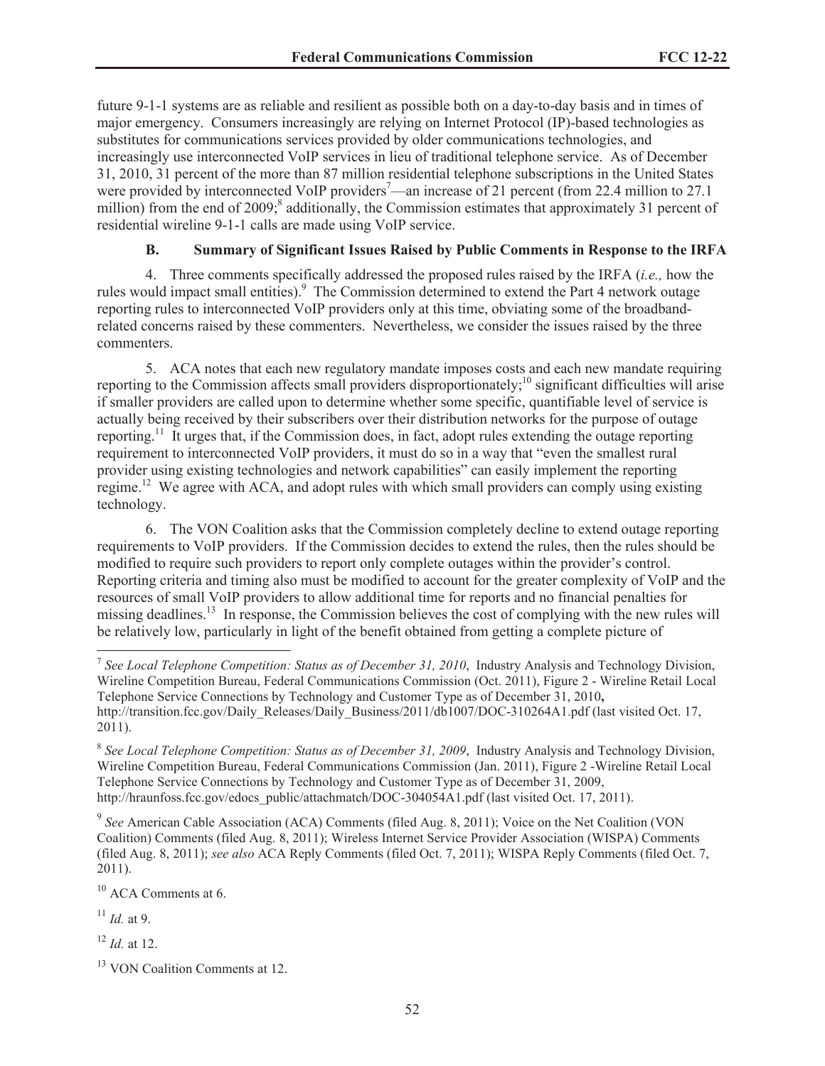future 9-1-1 systems are as reliable and resilient as possible both on a day-to-day basis and in times of major emergency. Consumers increasingly are relying on Internet Protocol (IP)-based technologies as substitutes for communications services provided by older communications technologies, and increasingly use interconnected VoIP services in lieu of traditional telephone service. As of December 31, 2010, 31 percent of the more than 87 million residential telephone subscriptions in the United States were provided by interconnected VoIP providers[7]—an increase of 21 percent (from 22.4 million to 27.1 million) from the end of 2009;[8] additionally, the Commission estimates that approximately 31 percent of residential wireline 9-1-1 calls are made using VoIP service.

### B. Summary of Significant Issues Raised by Public Comments in Response to the IRFA

4. Three comments specifically addressed the proposed rules raised by the IRFA (*i.e.,* how the rules would impact small entities).[9] The Commission determined to extend the Part 4 network outage reporting rules to interconnected VoIP providers only at this time, obviating some of the broadband-related concerns raised by these commenters. Nevertheless, we consider the issues raised by the three commenters.

5. ACA notes that each new regulatory mandate imposes costs and each new mandate requiring reporting to the Commission affects small providers disproportionately;[10] significant difficulties will arise if smaller providers are called upon to determine whether some specific, quantifiable level of service is actually being received by their subscribers over their distribution networks for the purpose of outage reporting.[11] It urges that, if the Commission does, in fact, adopt rules extending the outage reporting requirement to interconnected VoIP providers, it must do so in a way that "even the smallest rural provider using existing technologies and network capabilities" can easily implement the reporting regime.[12] We agree with ACA, and adopt rules with which small providers can comply using existing technology.

6. The VON Coalition asks that the Commission completely decline to extend outage reporting requirements to VoIP providers. If the Commission decides to extend the rules, then the rules should be modified to require such providers to report only complete outages within the provider's control. Reporting criteria and timing also must be modified to account for the greater complexity of VoIP and the resources of small VoIP providers to allow additional time for reports and no financial penalties for missing deadlines.[13] In response, the Commission believes the cost of complying with the new rules will be relatively low, particularly in light of the benefit obtained from getting a complete picture of

---

[7] *See Local Telephone Competition: Status as of December 31, 2010*, Industry Analysis and Technology Division, Wireline Competition Bureau, Federal Communications Commission (Oct. 2011), Figure 2 - Wireline Retail Local Telephone Service Connections by Technology and Customer Type as of December 31, 2010**,** http://transition.fcc.gov/Daily_Releases/Daily_Business/2011/db1007/DOC-310264A1.pdf (last visited Oct. 17, 2011).

[8] *See Local Telephone Competition: Status as of December 31, 2009*, Industry Analysis and Technology Division, Wireline Competition Bureau, Federal Communications Commission (Jan. 2011), Figure 2 -Wireline Retail Local Telephone Service Connections by Technology and Customer Type as of December 31, 2009, http://hraunfoss.fcc.gov/edocs_public/attachmatch/DOC-304054A1.pdf (last visited Oct. 17, 2011).

[9] *See* American Cable Association (ACA) Comments (filed Aug. 8, 2011); Voice on the Net Coalition (VON Coalition) Comments (filed Aug. 8, 2011); Wireless Internet Service Provider Association (WISPA) Comments (filed Aug. 8, 2011); *see also* ACA Reply Comments (filed Oct. 7, 2011); WISPA Reply Comments (filed Oct. 7, 2011).

[10] ACA Comments at 6.

[11] *Id.* at 9.

[12] *Id.* at 12.

[13] VON Coalition Comments at 12.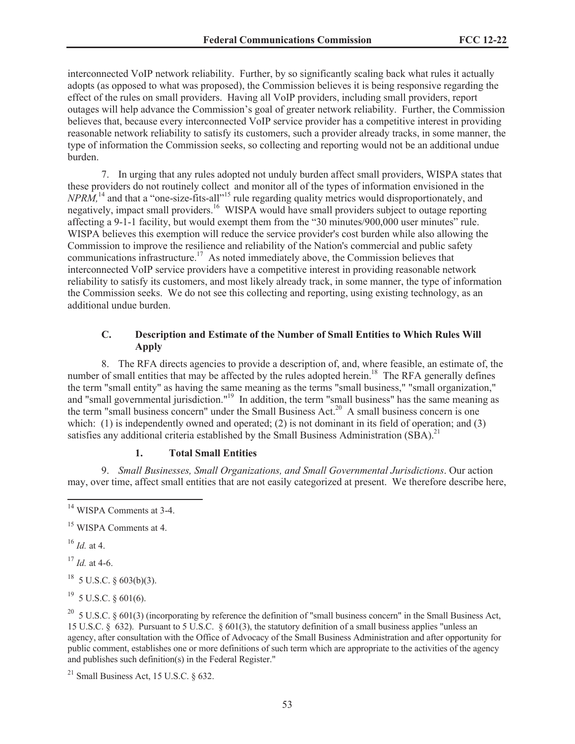interconnected VoIP network reliability. Further, by so significantly scaling back what rules it actually adopts (as opposed to what was proposed), the Commission believes it is being responsive regarding the effect of the rules on small providers. Having all VoIP providers, including small providers, report outages will help advance the Commission's goal of greater network reliability. Further, the Commission believes that, because every interconnected VoIP service provider has a competitive interest in providing reasonable network reliability to satisfy its customers, such a provider already tracks, in some manner, the type of information the Commission seeks, so collecting and reporting would not be an additional undue burden.

7. In urging that any rules adopted not unduly burden affect small providers, WISPA states that these providers do not routinely collect and monitor all of the types of information envisioned in the *NPRM,*[14] and that a "one-size-fits-all"[15] rule regarding quality metrics would disproportionately, and negatively, impact small providers.[16] WISPA would have small providers subject to outage reporting affecting a 9-1-1 facility, but would exempt them from the "30 minutes/900,000 user minutes" rule. WISPA believes this exemption will reduce the service provider's cost burden while also allowing the Commission to improve the resilience and reliability of the Nation's commercial and public safety communications infrastructure.[17] As noted immediately above, the Commission believes that interconnected VoIP service providers have a competitive interest in providing reasonable network reliability to satisfy its customers, and most likely already track, in some manner, the type of information the Commission seeks. We do not see this collecting and reporting, using existing technology, as an additional undue burden.

### C. Description and Estimate of the Number of Small Entities to Which Rules Will Apply

8. The RFA directs agencies to provide a description of, and, where feasible, an estimate of, the number of small entities that may be affected by the rules adopted herein.[18] The RFA generally defines the term "small entity" as having the same meaning as the terms "small business," "small organization," and "small governmental jurisdiction."[19] In addition, the term "small business" has the same meaning as the term "small business concern" under the Small Business Act.[20] A small business concern is one which: (1) is independently owned and operated; (2) is not dominant in its field of operation; and (3) satisfies any additional criteria established by the Small Business Administration (SBA).[21]

#### 1. Total Small Entities

9. *Small Businesses, Small Organizations, and Small Governmental Jurisdictions*. Our action may, over time, affect small entities that are not easily categorized at present. We therefore describe here,

---

[14] WISPA Comments at 3-4.

[15] WISPA Comments at 4.

[16] *Id.* at 4.

[17] *Id.* at 4-6.

[18] 5 U.S.C. § 603(b)(3).

[19] 5 U.S.C. § 601(6).

[20] 5 U.S.C. § 601(3) (incorporating by reference the definition of "small business concern" in the Small Business Act, 15 U.S.C. § 632). Pursuant to 5 U.S.C. § 601(3), the statutory definition of a small business applies "unless an agency, after consultation with the Office of Advocacy of the Small Business Administration and after opportunity for public comment, establishes one or more definitions of such term which are appropriate to the activities of the agency and publishes such definition(s) in the Federal Register."

[21] Small Business Act, 15 U.S.C. § 632.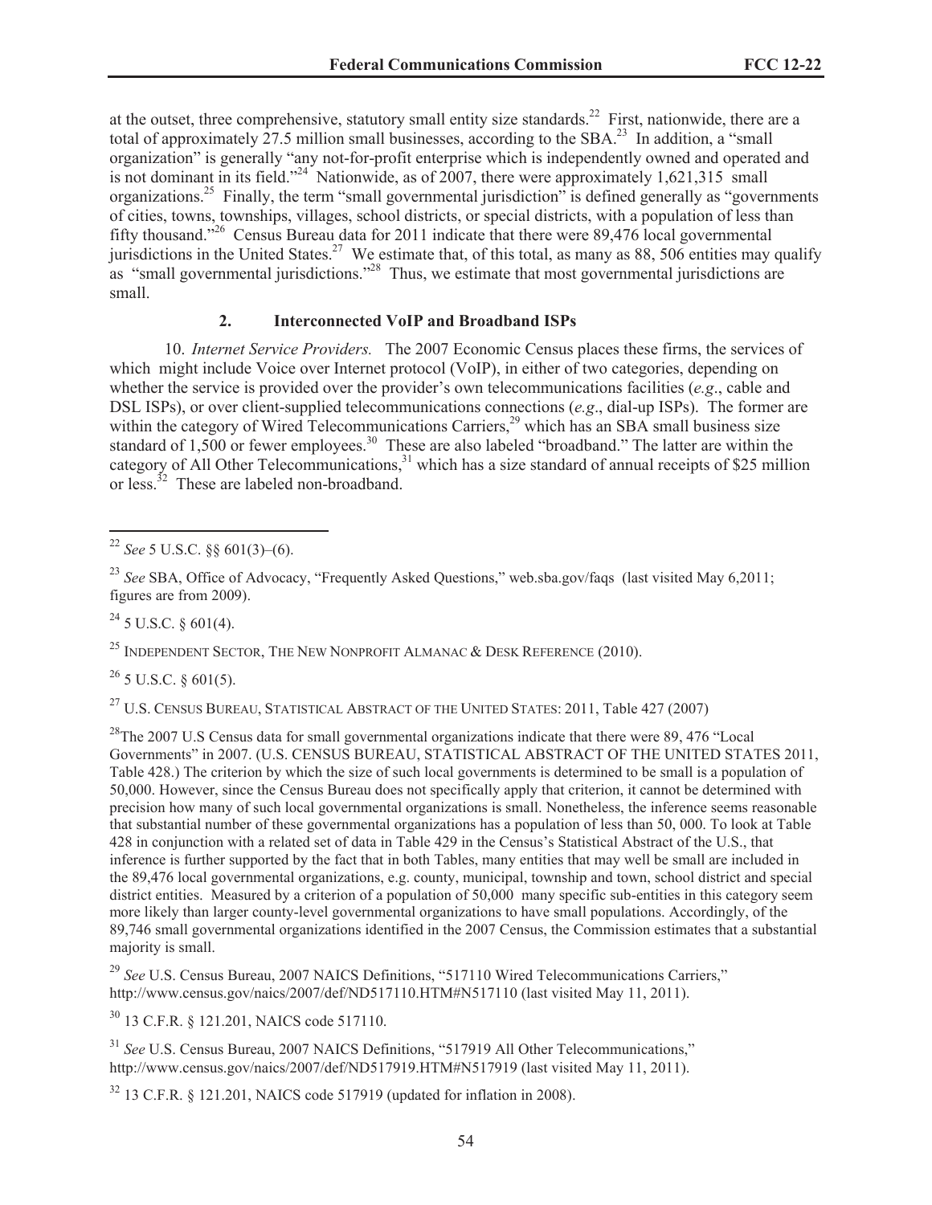at the outset, three comprehensive, statutory small entity size standards.[22] First, nationwide, there are a total of approximately 27.5 million small businesses, according to the SBA.[23] In addition, a "small organization" is generally "any not-for-profit enterprise which is independently owned and operated and is not dominant in its field."[24] Nationwide, as of 2007, there were approximately 1,621,315 small organizations.[25] Finally, the term "small governmental jurisdiction" is defined generally as "governments of cities, towns, townships, villages, school districts, or special districts, with a population of less than fifty thousand."[26] Census Bureau data for 2011 indicate that there were 89,476 local governmental jurisdictions in the United States.[27] We estimate that, of this total, as many as 88, 506 entities may qualify as "small governmental jurisdictions."[28] Thus, we estimate that most governmental jurisdictions are small.

### 2. Interconnected VoIP and Broadband ISPs

10. *Internet Service Providers.* The 2007 Economic Census places these firms, the services of which might include Voice over Internet protocol (VoIP), in either of two categories, depending on whether the service is provided over the provider's own telecommunications facilities (*e.g*., cable and DSL ISPs), or over client-supplied telecommunications connections (*e.g*., dial-up ISPs). The former are within the category of Wired Telecommunications Carriers,[29] which has an SBA small business size standard of 1,500 or fewer employees.[30] These are also labeled "broadband." The latter are within the category of All Other Telecommunications,[31] which has a size standard of annual receipts of $25 million or less.[32] These are labeled non-broadband.

---

[22] *See* 5 U.S.C. §§ 601(3)–(6).

[23] *See* SBA, Office of Advocacy, "Frequently Asked Questions," web.sba.gov/faqs (last visited May 6,2011; figures are from 2009).

[24] 5 U.S.C. § 601(4).

[25] INDEPENDENT SECTOR, THE NEW NONPROFIT ALMANAC & DESK REFERENCE (2010).

[26] 5 U.S.C. § 601(5).

[27] U.S. CENSUS BUREAU, STATISTICAL ABSTRACT OF THE UNITED STATES: 2011, Table 427 (2007)

[28] The 2007 U.S Census data for small governmental organizations indicate that there were 89, 476 "Local Governments" in 2007. (U.S. CENSUS BUREAU, STATISTICAL ABSTRACT OF THE UNITED STATES 2011, Table 428.) The criterion by which the size of such local governments is determined to be small is a population of 50,000. However, since the Census Bureau does not specifically apply that criterion, it cannot be determined with precision how many of such local governmental organizations is small. Nonetheless, the inference seems reasonable that substantial number of these governmental organizations has a population of less than 50, 000. To look at Table 428 in conjunction with a related set of data in Table 429 in the Census's Statistical Abstract of the U.S., that inference is further supported by the fact that in both Tables, many entities that may well be small are included in the 89,476 local governmental organizations, e.g. county, municipal, township and town, school district and special district entities. Measured by a criterion of a population of 50,000 many specific sub-entities in this category seem more likely than larger county-level governmental organizations to have small populations. Accordingly, of the 89,746 small governmental organizations identified in the 2007 Census, the Commission estimates that a substantial majority is small.

[29] *See* U.S. Census Bureau, 2007 NAICS Definitions, "517110 Wired Telecommunications Carriers," http://www.census.gov/naics/2007/def/ND517110.HTM#N517110 (last visited May 11, 2011).

[30] 13 C.F.R. § 121.201, NAICS code 517110.

[31] *See* U.S. Census Bureau, 2007 NAICS Definitions, "517919 All Other Telecommunications," http://www.census.gov/naics/2007/def/ND517919.HTM#N517919 (last visited May 11, 2011).

[32] 13 C.F.R. § 121.201, NAICS code 517919 (updated for inflation in 2008).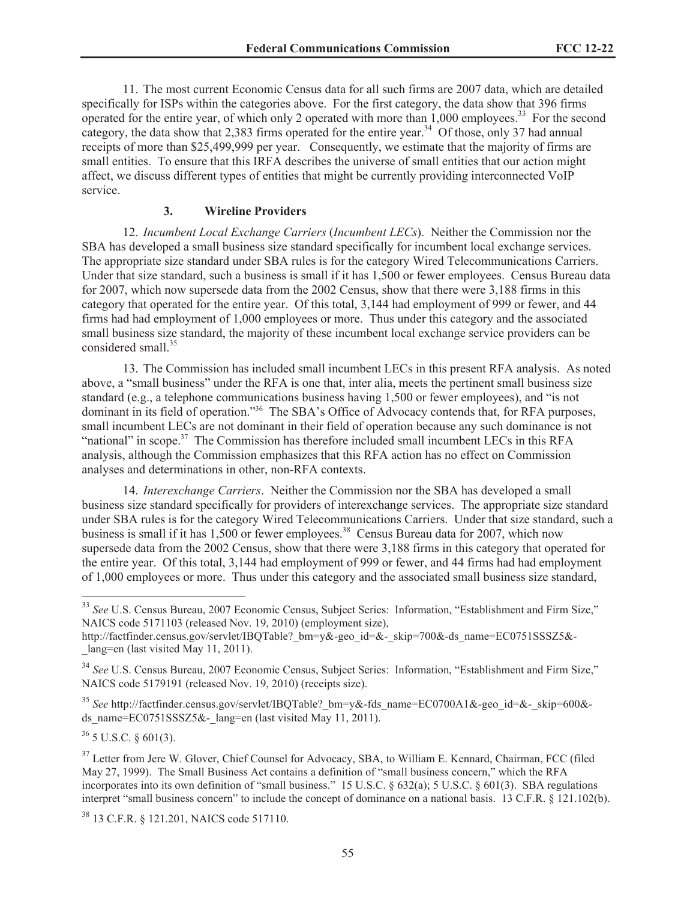11. The most current Economic Census data for all such firms are 2007 data, which are detailed specifically for ISPs within the categories above. For the first category, the data show that 396 firms operated for the entire year, of which only 2 operated with more than 1,000 employees.[33] For the second category, the data show that 2,383 firms operated for the entire year.[34] Of those, only 37 had annual receipts of more than $25,499,999 per year. Consequently, we estimate that the majority of firms are small entities. To ensure that this IRFA describes the universe of small entities that our action might affect, we discuss different types of entities that might be currently providing interconnected VoIP service.

### 3. Wireline Providers

12. *Incumbent Local Exchange Carriers* (*Incumbent LECs*). Neither the Commission nor the SBA has developed a small business size standard specifically for incumbent local exchange services. The appropriate size standard under SBA rules is for the category Wired Telecommunications Carriers. Under that size standard, such a business is small if it has 1,500 or fewer employees. Census Bureau data for 2007, which now supersede data from the 2002 Census, show that there were 3,188 firms in this category that operated for the entire year. Of this total, 3,144 had employment of 999 or fewer, and 44 firms had had employment of 1,000 employees or more. Thus under this category and the associated small business size standard, the majority of these incumbent local exchange service providers can be considered small.[35]

13. The Commission has included small incumbent LECs in this present RFA analysis. As noted above, a "small business" under the RFA is one that, inter alia, meets the pertinent small business size standard (e.g., a telephone communications business having 1,500 or fewer employees), and "is not dominant in its field of operation."[36] The SBA's Office of Advocacy contends that, for RFA purposes, small incumbent LECs are not dominant in their field of operation because any such dominance is not "national" in scope.[37] The Commission has therefore included small incumbent LECs in this RFA analysis, although the Commission emphasizes that this RFA action has no effect on Commission analyses and determinations in other, non-RFA contexts.

14. *Interexchange Carriers*. Neither the Commission nor the SBA has developed a small business size standard specifically for providers of interexchange services. The appropriate size standard under SBA rules is for the category Wired Telecommunications Carriers. Under that size standard, such a business is small if it has 1,500 or fewer employees.[38] Census Bureau data for 2007, which now supersede data from the 2002 Census, show that there were 3,188 firms in this category that operated for the entire year. Of this total, 3,144 had employment of 999 or fewer, and 44 firms had had employment of 1,000 employees or more. Thus under this category and the associated small business size standard,

---

[33] *See* U.S. Census Bureau, 2007 Economic Census, Subject Series: Information, "Establishment and Firm Size," NAICS code 5171103 (released Nov. 19, 2010) (employment size), http://factfinder.census.gov/servlet/IBQTable?_bm=y&-geo_id=&-_skip=700&-ds_name=EC0751SSSZ5&-_lang=en (last visited May 11, 2011).

[34] *See* U.S. Census Bureau, 2007 Economic Census, Subject Series: Information, "Establishment and Firm Size," NAICS code 5179191 (released Nov. 19, 2010) (receipts size).

[35] *See* http://factfinder.census.gov/servlet/IBQTable?_bm=y&-fds_name=EC0700A1&-geo_id=&-_skip=600&-ds_name=EC0751SSSZ5&-_lang=en (last visited May 11, 2011).

[36] 5 U.S.C. § 601(3).

[37] Letter from Jere W. Glover, Chief Counsel for Advocacy, SBA, to William E. Kennard, Chairman, FCC (filed May 27, 1999). The Small Business Act contains a definition of "small business concern," which the RFA incorporates into its own definition of "small business." 15 U.S.C. § 632(a); 5 U.S.C. § 601(3). SBA regulations interpret "small business concern" to include the concept of dominance on a national basis. 13 C.F.R. § 121.102(b).

[38] 13 C.F.R. § 121.201, NAICS code 517110.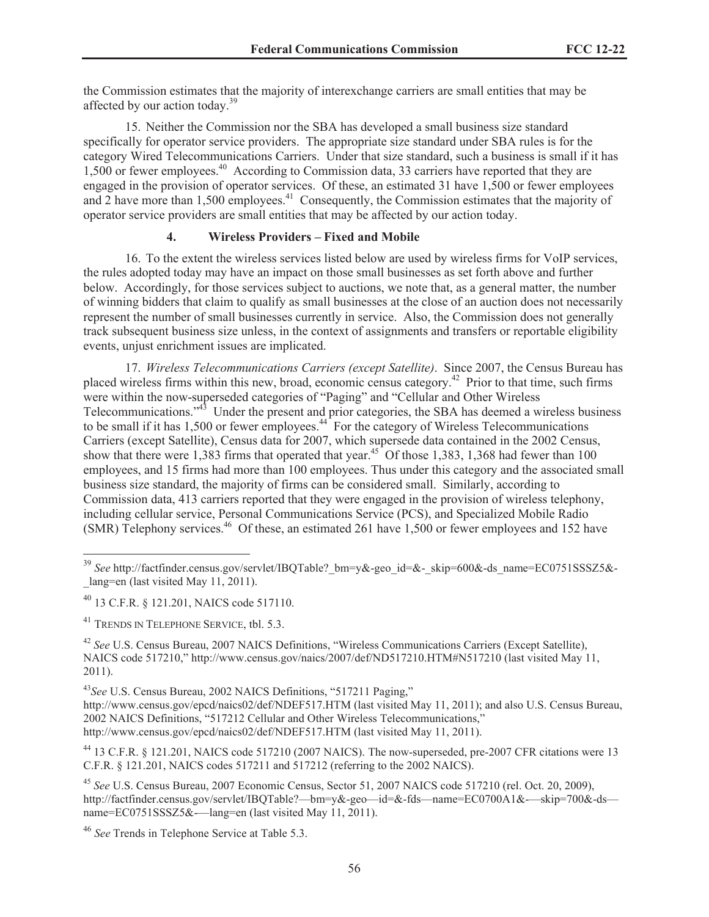the Commission estimates that the majority of interexchange carriers are small entities that may be affected by our action today.[39]

15. Neither the Commission nor the SBA has developed a small business size standard specifically for operator service providers. The appropriate size standard under SBA rules is for the category Wired Telecommunications Carriers. Under that size standard, such a business is small if it has 1,500 or fewer employees.[40] According to Commission data, 33 carriers have reported that they are engaged in the provision of operator services. Of these, an estimated 31 have 1,500 or fewer employees and 2 have more than 1,500 employees.[41] Consequently, the Commission estimates that the majority of operator service providers are small entities that may be affected by our action today.

#### 4. Wireless Providers – Fixed and Mobile

16. To the extent the wireless services listed below are used by wireless firms for VoIP services, the rules adopted today may have an impact on those small businesses as set forth above and further below. Accordingly, for those services subject to auctions, we note that, as a general matter, the number of winning bidders that claim to qualify as small businesses at the close of an auction does not necessarily represent the number of small businesses currently in service. Also, the Commission does not generally track subsequent business size unless, in the context of assignments and transfers or reportable eligibility events, unjust enrichment issues are implicated.

17. *Wireless Telecommunications Carriers (except Satellite)*. Since 2007, the Census Bureau has placed wireless firms within this new, broad, economic census category.[42] Prior to that time, such firms were within the now-superseded categories of "Paging" and "Cellular and Other Wireless Telecommunications."[43] Under the present and prior categories, the SBA has deemed a wireless business to be small if it has 1,500 or fewer employees.[44] For the category of Wireless Telecommunications Carriers (except Satellite), Census data for 2007, which supersede data contained in the 2002 Census, show that there were 1,383 firms that operated that year.[45] Of those 1,383, 1,368 had fewer than 100 employees, and 15 firms had more than 100 employees. Thus under this category and the associated small business size standard, the majority of firms can be considered small. Similarly, according to Commission data, 413 carriers reported that they were engaged in the provision of wireless telephony, including cellular service, Personal Communications Service (PCS), and Specialized Mobile Radio (SMR) Telephony services.[46] Of these, an estimated 261 have 1,500 or fewer employees and 152 have

---

[39] *See* http://factfinder.census.gov/servlet/IBQTable?_bm=y&-geo_id=&-_skip=600&-ds_name=EC0751SSSZ5&-_lang=en (last visited May 11, 2011).

[40] 13 C.F.R. § 121.201, NAICS code 517110.

[41] TRENDS IN TELEPHONE SERVICE, tbl. 5.3.

[42] *See* U.S. Census Bureau, 2007 NAICS Definitions, "Wireless Communications Carriers (Except Satellite), NAICS code 517210," http://www.census.gov/naics/2007/def/ND517210.HTM#N517210 (last visited May 11, 2011).

[43] *See* U.S. Census Bureau, 2002 NAICS Definitions, "517211 Paging," http://www.census.gov/epcd/naics02/def/NDEF517.HTM (last visited May 11, 2011); and also U.S. Census Bureau, 2002 NAICS Definitions, "517212 Cellular and Other Wireless Telecommunications," http://www.census.gov/epcd/naics02/def/NDEF517.HTM (last visited May 11, 2011).

[44] 13 C.F.R. § 121.201, NAICS code 517210 (2007 NAICS). The now-superseded, pre-2007 CFR citations were 13 C.F.R. § 121.201, NAICS codes 517211 and 517212 (referring to the 2002 NAICS).

[45] *See* U.S. Census Bureau, 2007 Economic Census, Sector 51, 2007 NAICS code 517210 (rel. Oct. 20, 2009), http://factfinder.census.gov/servlet/IBQTable?—bm=y&-geo—id=&-fds—name=EC0700A1&-—skip=700&-ds—name=EC0751SSSZ5&-—lang=en (last visited May 11, 2011).

[46] *See* Trends in Telephone Service at Table 5.3.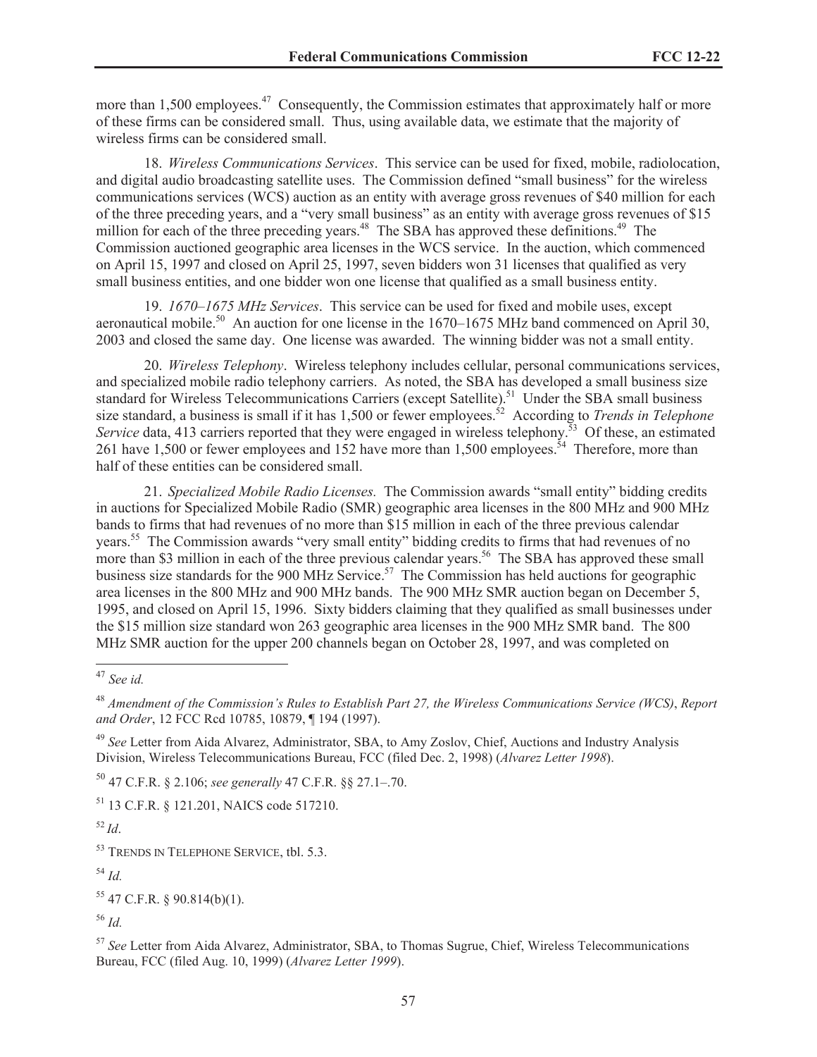more than 1,500 employees.[47] Consequently, the Commission estimates that approximately half or more of these firms can be considered small. Thus, using available data, we estimate that the majority of wireless firms can be considered small.

18. *Wireless Communications Services*. This service can be used for fixed, mobile, radiolocation, and digital audio broadcasting satellite uses. The Commission defined "small business" for the wireless communications services (WCS) auction as an entity with average gross revenues of $40 million for each of the three preceding years, and a "very small business" as an entity with average gross revenues of $15 million for each of the three preceding years.[48] The SBA has approved these definitions.[49] The Commission auctioned geographic area licenses in the WCS service. In the auction, which commenced on April 15, 1997 and closed on April 25, 1997, seven bidders won 31 licenses that qualified as very small business entities, and one bidder won one license that qualified as a small business entity.

19. *1670–1675 MHz Services*. This service can be used for fixed and mobile uses, except aeronautical mobile.[50] An auction for one license in the 1670–1675 MHz band commenced on April 30, 2003 and closed the same day. One license was awarded. The winning bidder was not a small entity.

20. *Wireless Telephony*. Wireless telephony includes cellular, personal communications services, and specialized mobile radio telephony carriers. As noted, the SBA has developed a small business size standard for Wireless Telecommunications Carriers (except Satellite).[51] Under the SBA small business size standard, a business is small if it has 1,500 or fewer employees.[52] According to *Trends in Telephone Service* data, 413 carriers reported that they were engaged in wireless telephony.[53] Of these, an estimated 261 have 1,500 or fewer employees and 152 have more than 1,500 employees.[54] Therefore, more than half of these entities can be considered small.

21. *Specialized Mobile Radio Licenses.* The Commission awards "small entity" bidding credits in auctions for Specialized Mobile Radio (SMR) geographic area licenses in the 800 MHz and 900 MHz bands to firms that had revenues of no more than $15 million in each of the three previous calendar years.[55] The Commission awards "very small entity" bidding credits to firms that had revenues of no more than $3 million in each of the three previous calendar years.[56] The SBA has approved these small business size standards for the 900 MHz Service.[57] The Commission has held auctions for geographic area licenses in the 800 MHz and 900 MHz bands. The 900 MHz SMR auction began on December 5, 1995, and closed on April 15, 1996. Sixty bidders claiming that they qualified as small businesses under the $15 million size standard won 263 geographic area licenses in the 900 MHz SMR band. The 800 MHz SMR auction for the upper 200 channels began on October 28, 1997, and was completed on

---

[47] *See id.*

[48] *Amendment of the Commission's Rules to Establish Part 27, the Wireless Communications Service (WCS)*, *Report and Order*, 12 FCC Rcd 10785, 10879, ¶ 194 (1997).

[49] *See* Letter from Aida Alvarez, Administrator, SBA, to Amy Zoslov, Chief, Auctions and Industry Analysis Division, Wireless Telecommunications Bureau, FCC (filed Dec. 2, 1998) (*Alvarez Letter 1998*).

[50] 47 C.F.R. § 2.106; *see generally* 47 C.F.R. §§ 27.1–.70.

[51] 13 C.F.R. § 121.201, NAICS code 517210.

[52] *Id*.

[53] TRENDS IN TELEPHONE SERVICE, tbl. 5.3.

[54] *Id.*

[55] 47 C.F.R. § 90.814(b)(1).

[56] *Id.*

[57] *See* Letter from Aida Alvarez, Administrator, SBA, to Thomas Sugrue, Chief, Wireless Telecommunications Bureau, FCC (filed Aug. 10, 1999) (*Alvarez Letter 1999*).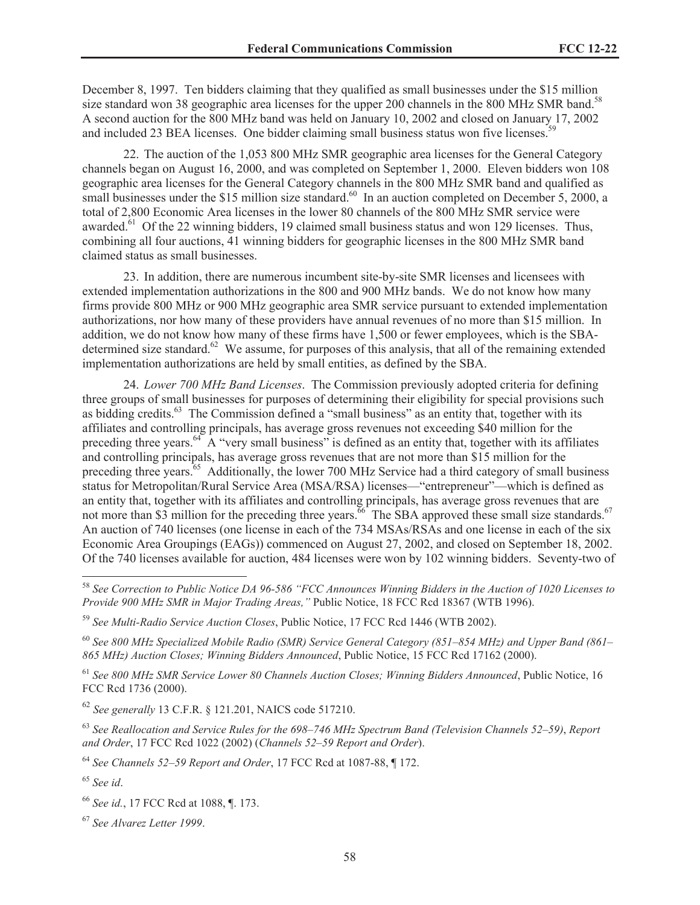December 8, 1997. Ten bidders claiming that they qualified as small businesses under the $15 million size standard won 38 geographic area licenses for the upper 200 channels in the 800 MHz SMR band.[58] A second auction for the 800 MHz band was held on January 10, 2002 and closed on January 17, 2002 and included 23 BEA licenses. One bidder claiming small business status won five licenses.[59]

22. The auction of the 1,053 800 MHz SMR geographic area licenses for the General Category channels began on August 16, 2000, and was completed on September 1, 2000. Eleven bidders won 108 geographic area licenses for the General Category channels in the 800 MHz SMR band and qualified as small businesses under the $15 million size standard.[60] In an auction completed on December 5, 2000, a total of 2,800 Economic Area licenses in the lower 80 channels of the 800 MHz SMR service were awarded.[61] Of the 22 winning bidders, 19 claimed small business status and won 129 licenses. Thus, combining all four auctions, 41 winning bidders for geographic licenses in the 800 MHz SMR band claimed status as small businesses.

23. In addition, there are numerous incumbent site-by-site SMR licenses and licensees with extended implementation authorizations in the 800 and 900 MHz bands. We do not know how many firms provide 800 MHz or 900 MHz geographic area SMR service pursuant to extended implementation authorizations, nor how many of these providers have annual revenues of no more than $15 million. In addition, we do not know how many of these firms have 1,500 or fewer employees, which is the SBA-determined size standard.[62] We assume, for purposes of this analysis, that all of the remaining extended implementation authorizations are held by small entities, as defined by the SBA.

24. *Lower 700 MHz Band Licenses*. The Commission previously adopted criteria for defining three groups of small businesses for purposes of determining their eligibility for special provisions such as bidding credits.[63] The Commission defined a "small business" as an entity that, together with its affiliates and controlling principals, has average gross revenues not exceeding $40 million for the preceding three years.[64] A "very small business" is defined as an entity that, together with its affiliates and controlling principals, has average gross revenues that are not more than $15 million for the preceding three years.[65] Additionally, the lower 700 MHz Service had a third category of small business status for Metropolitan/Rural Service Area (MSA/RSA) licenses—"entrepreneur"—which is defined as an entity that, together with its affiliates and controlling principals, has average gross revenues that are not more than $3 million for the preceding three years.[66] The SBA approved these small size standards.[67] An auction of 740 licenses (one license in each of the 734 MSAs/RSAs and one license in each of the six Economic Area Groupings (EAGs)) commenced on August 27, 2002, and closed on September 18, 2002. Of the 740 licenses available for auction, 484 licenses were won by 102 winning bidders. Seventy-two of

---

[58] *See Correction to Public Notice DA 96-586 "FCC Announces Winning Bidders in the Auction of 1020 Licenses to Provide 900 MHz SMR in Major Trading Areas,"* Public Notice, 18 FCC Rcd 18367 (WTB 1996).

[59] *See Multi-Radio Service Auction Closes*, Public Notice, 17 FCC Rcd 1446 (WTB 2002).

[60] *See 800 MHz Specialized Mobile Radio (SMR) Service General Category (851–854 MHz) and Upper Band (861–865 MHz) Auction Closes; Winning Bidders Announced*, Public Notice, 15 FCC Rcd 17162 (2000).

[61] *See 800 MHz SMR Service Lower 80 Channels Auction Closes; Winning Bidders Announced*, Public Notice, 16 FCC Rcd 1736 (2000).

[62] *See generally* 13 C.F.R. § 121.201, NAICS code 517210.

[63] *See Reallocation and Service Rules for the 698–746 MHz Spectrum Band (Television Channels 52–59)*, *Report and Order*, 17 FCC Rcd 1022 (2002) (*Channels 52–59 Report and Order*).

[64] *See Channels 52–59 Report and Order*, 17 FCC Rcd at 1087-88, ¶ 172.

[65] *See id*.

[66] *See id.*, 17 FCC Rcd at 1088, ¶. 173.

[67] *See Alvarez Letter 1999*.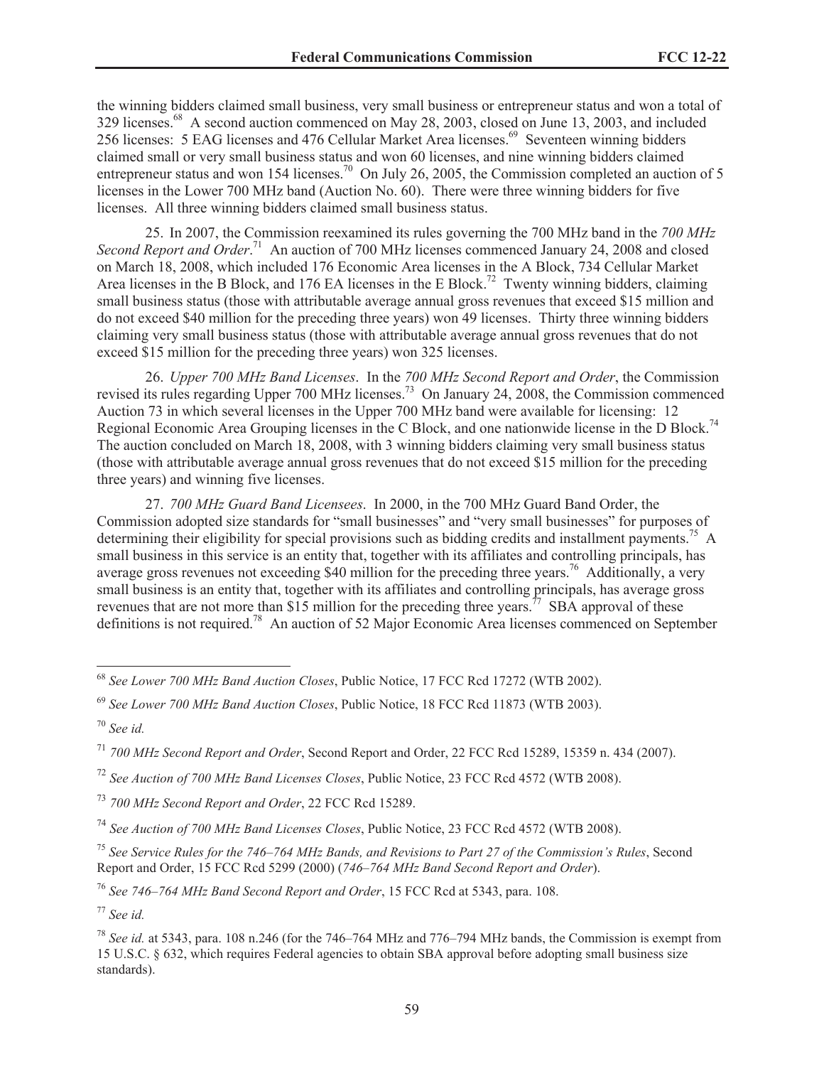the winning bidders claimed small business, very small business or entrepreneur status and won a total of 329 licenses.[68] A second auction commenced on May 28, 2003, closed on June 13, 2003, and included 256 licenses: 5 EAG licenses and 476 Cellular Market Area licenses.[69] Seventeen winning bidders claimed small or very small business status and won 60 licenses, and nine winning bidders claimed entrepreneur status and won 154 licenses.[70] On July 26, 2005, the Commission completed an auction of 5 licenses in the Lower 700 MHz band (Auction No. 60). There were three winning bidders for five licenses. All three winning bidders claimed small business status.

25. In 2007, the Commission reexamined its rules governing the 700 MHz band in the *700 MHz Second Report and Order*.[71] An auction of 700 MHz licenses commenced January 24, 2008 and closed on March 18, 2008, which included 176 Economic Area licenses in the A Block, 734 Cellular Market Area licenses in the B Block, and 176 EA licenses in the E Block.[72] Twenty winning bidders, claiming small business status (those with attributable average annual gross revenues that exceed $15 million and do not exceed $40 million for the preceding three years) won 49 licenses. Thirty three winning bidders claiming very small business status (those with attributable average annual gross revenues that do not exceed $15 million for the preceding three years) won 325 licenses.

26. *Upper 700 MHz Band Licenses*. In the *700 MHz Second Report and Order*, the Commission revised its rules regarding Upper 700 MHz licenses.[73] On January 24, 2008, the Commission commenced Auction 73 in which several licenses in the Upper 700 MHz band were available for licensing: 12 Regional Economic Area Grouping licenses in the C Block, and one nationwide license in the D Block.[74] The auction concluded on March 18, 2008, with 3 winning bidders claiming very small business status (those with attributable average annual gross revenues that do not exceed $15 million for the preceding three years) and winning five licenses.

27. *700 MHz Guard Band Licensees*. In 2000, in the 700 MHz Guard Band Order, the Commission adopted size standards for "small businesses" and "very small businesses" for purposes of determining their eligibility for special provisions such as bidding credits and installment payments.[75] A small business in this service is an entity that, together with its affiliates and controlling principals, has average gross revenues not exceeding $40 million for the preceding three years.[76] Additionally, a very small business is an entity that, together with its affiliates and controlling principals, has average gross revenues that are not more than $15 million for the preceding three years.[77] SBA approval of these definitions is not required.[78] An auction of 52 Major Economic Area licenses commenced on September

---

[68] *See Lower 700 MHz Band Auction Closes*, Public Notice, 17 FCC Rcd 17272 (WTB 2002).

[69] *See Lower 700 MHz Band Auction Closes*, Public Notice, 18 FCC Rcd 11873 (WTB 2003).

[70] *See id.*

[71] *700 MHz Second Report and Order*, Second Report and Order, 22 FCC Rcd 15289, 15359 n. 434 (2007).

[72] *See Auction of 700 MHz Band Licenses Closes*, Public Notice, 23 FCC Rcd 4572 (WTB 2008).

[73] *700 MHz Second Report and Order*, 22 FCC Rcd 15289.

[74] *See Auction of 700 MHz Band Licenses Closes*, Public Notice, 23 FCC Rcd 4572 (WTB 2008).

[75] *See Service Rules for the 746–764 MHz Bands, and Revisions to Part 27 of the Commission's Rules*, Second Report and Order, 15 FCC Rcd 5299 (2000) (*746–764 MHz Band Second Report and Order*).

[76] *See 746–764 MHz Band Second Report and Order*, 15 FCC Rcd at 5343, para. 108.

[77] *See id.*

[78] *See id.* at 5343, para. 108 n.246 (for the 746–764 MHz and 776–794 MHz bands, the Commission is exempt from 15 U.S.C. § 632, which requires Federal agencies to obtain SBA approval before adopting small business size standards).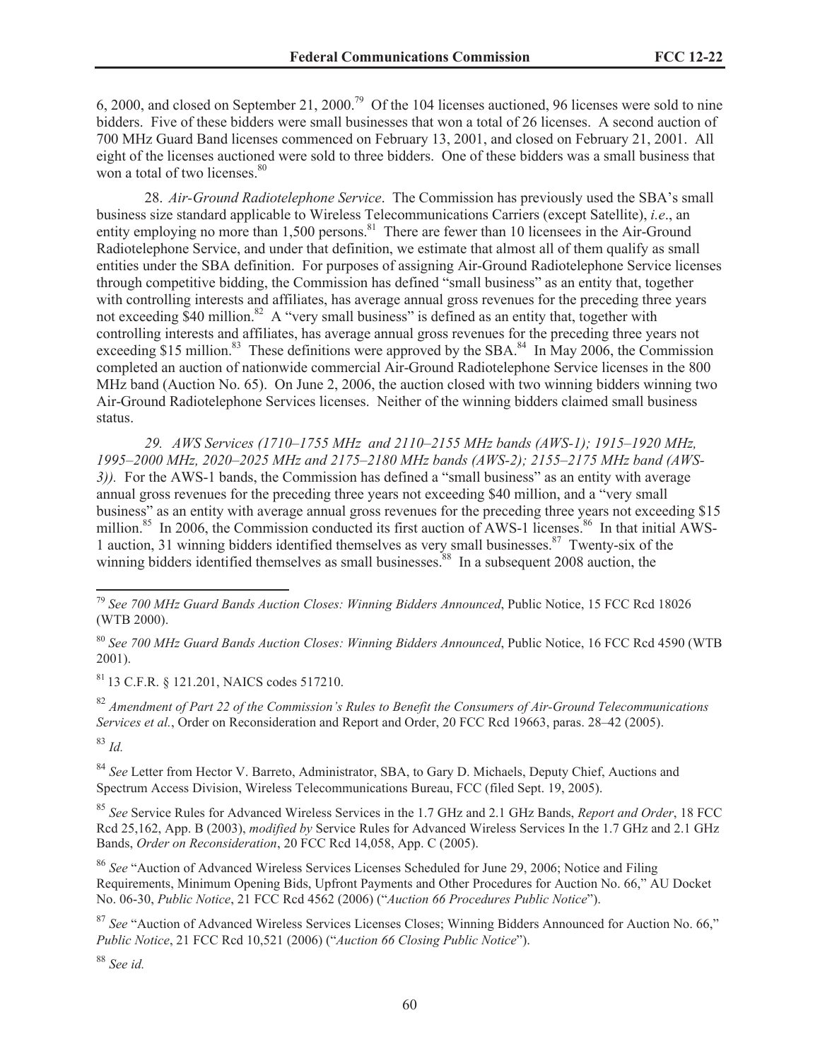6, 2000, and closed on September 21, 2000.[79] Of the 104 licenses auctioned, 96 licenses were sold to nine bidders. Five of these bidders were small businesses that won a total of 26 licenses. A second auction of 700 MHz Guard Band licenses commenced on February 13, 2001, and closed on February 21, 2001. All eight of the licenses auctioned were sold to three bidders. One of these bidders was a small business that won a total of two licenses.[80]

28. *Air-Ground Radiotelephone Service*. The Commission has previously used the SBA's small business size standard applicable to Wireless Telecommunications Carriers (except Satellite), *i.e*., an entity employing no more than 1,500 persons.[81] There are fewer than 10 licensees in the Air-Ground Radiotelephone Service, and under that definition, we estimate that almost all of them qualify as small entities under the SBA definition. For purposes of assigning Air-Ground Radiotelephone Service licenses through competitive bidding, the Commission has defined "small business" as an entity that, together with controlling interests and affiliates, has average annual gross revenues for the preceding three years not exceeding $40 million.[82] A "very small business" is defined as an entity that, together with controlling interests and affiliates, has average annual gross revenues for the preceding three years not exceeding $15 million.[83] These definitions were approved by the SBA.[84] In May 2006, the Commission completed an auction of nationwide commercial Air-Ground Radiotelephone Service licenses in the 800 MHz band (Auction No. 65). On June 2, 2006, the auction closed with two winning bidders winning two Air-Ground Radiotelephone Services licenses. Neither of the winning bidders claimed small business status.

*29. AWS Services (1710–1755 MHz and 2110–2155 MHz bands (AWS-1); 1915–1920 MHz, 1995–2000 MHz, 2020–2025 MHz and 2175–2180 MHz bands (AWS-2); 2155–2175 MHz band (AWS-3)).* For the AWS-1 bands, the Commission has defined a "small business" as an entity with average annual gross revenues for the preceding three years not exceeding $40 million, and a "very small business" as an entity with average annual gross revenues for the preceding three years not exceeding $15 million.[85] In 2006, the Commission conducted its first auction of AWS-1 licenses.[86] In that initial AWS-1 auction, 31 winning bidders identified themselves as very small businesses.[87] Twenty-six of the winning bidders identified themselves as small businesses.[88] In a subsequent 2008 auction, the

---

[79] *See 700 MHz Guard Bands Auction Closes: Winning Bidders Announced*, Public Notice, 15 FCC Rcd 18026 (WTB 2000).

[80] *See 700 MHz Guard Bands Auction Closes: Winning Bidders Announced*, Public Notice, 16 FCC Rcd 4590 (WTB 2001).

[81] 13 C.F.R. § 121.201, NAICS codes 517210.

[82] *Amendment of Part 22 of the Commission's Rules to Benefit the Consumers of Air-Ground Telecommunications Services et al.*, Order on Reconsideration and Report and Order, 20 FCC Rcd 19663, paras. 28–42 (2005).

[83] *Id.*

[84] *See* Letter from Hector V. Barreto, Administrator, SBA, to Gary D. Michaels, Deputy Chief, Auctions and Spectrum Access Division, Wireless Telecommunications Bureau, FCC (filed Sept. 19, 2005).

[85] *See* Service Rules for Advanced Wireless Services in the 1.7 GHz and 2.1 GHz Bands, *Report and Order*, 18 FCC Rcd 25,162, App. B (2003), *modified by* Service Rules for Advanced Wireless Services In the 1.7 GHz and 2.1 GHz Bands, *Order on Reconsideration*, 20 FCC Rcd 14,058, App. C (2005).

[86] *See* "Auction of Advanced Wireless Services Licenses Scheduled for June 29, 2006; Notice and Filing Requirements, Minimum Opening Bids, Upfront Payments and Other Procedures for Auction No. 66," AU Docket No. 06-30, *Public Notice*, 21 FCC Rcd 4562 (2006) ("*Auction 66 Procedures Public Notice*").

[87] *See* "Auction of Advanced Wireless Services Licenses Closes; Winning Bidders Announced for Auction No. 66," *Public Notice*, 21 FCC Rcd 10,521 (2006) ("*Auction 66 Closing Public Notice*").

[88] *See id.*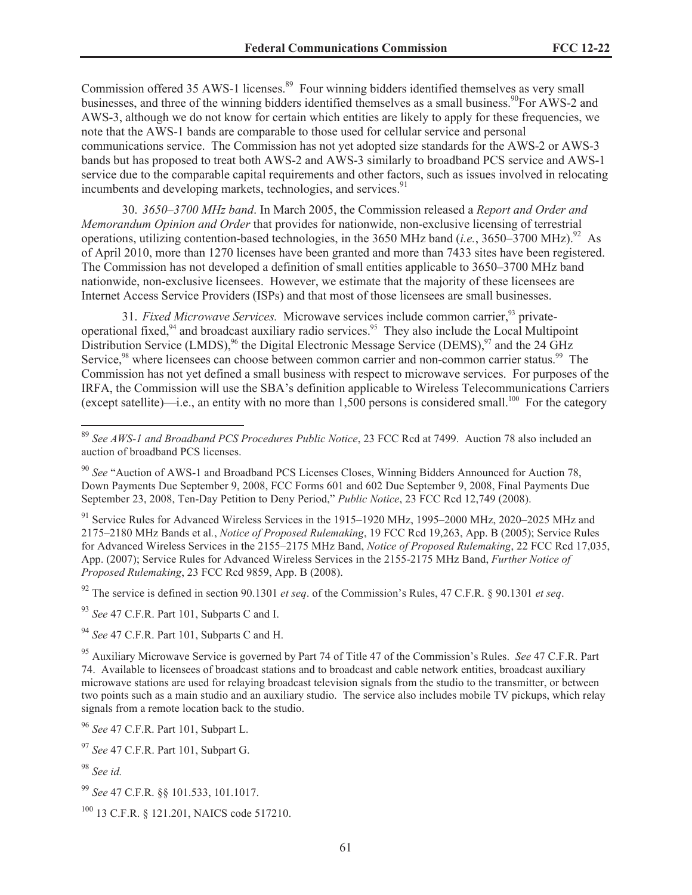Commission offered 35 AWS-1 licenses.[89] Four winning bidders identified themselves as very small businesses, and three of the winning bidders identified themselves as a small business.[90]For AWS-2 and AWS-3, although we do not know for certain which entities are likely to apply for these frequencies, we note that the AWS-1 bands are comparable to those used for cellular service and personal communications service. The Commission has not yet adopted size standards for the AWS-2 or AWS-3 bands but has proposed to treat both AWS-2 and AWS-3 similarly to broadband PCS service and AWS-1 service due to the comparable capital requirements and other factors, such as issues involved in relocating incumbents and developing markets, technologies, and services.[91]

30. *3650–3700 MHz band*. In March 2005, the Commission released a *Report and Order and Memorandum Opinion and Order* that provides for nationwide, non-exclusive licensing of terrestrial operations, utilizing contention-based technologies, in the 3650 MHz band (*i.e.*, 3650–3700 MHz).[92] As of April 2010, more than 1270 licenses have been granted and more than 7433 sites have been registered. The Commission has not developed a definition of small entities applicable to 3650–3700 MHz band nationwide, non-exclusive licensees. However, we estimate that the majority of these licensees are Internet Access Service Providers (ISPs) and that most of those licensees are small businesses.

31. *Fixed Microwave Services.* Microwave services include common carrier,[93] private-operational fixed,[94] and broadcast auxiliary radio services.[95] They also include the Local Multipoint Distribution Service (LMDS),[96] the Digital Electronic Message Service (DEMS),[97] and the 24 GHz Service,[98] where licensees can choose between common carrier and non-common carrier status.[99] The Commission has not yet defined a small business with respect to microwave services. For purposes of the IRFA, the Commission will use the SBA's definition applicable to Wireless Telecommunications Carriers (except satellite)—i.e., an entity with no more than 1,500 persons is considered small.[100] For the category

---

[89] *See AWS-1 and Broadband PCS Procedures Public Notice*, 23 FCC Rcd at 7499. Auction 78 also included an auction of broadband PCS licenses.

[90] *See* "Auction of AWS-1 and Broadband PCS Licenses Closes, Winning Bidders Announced for Auction 78, Down Payments Due September 9, 2008, FCC Forms 601 and 602 Due September 9, 2008, Final Payments Due September 23, 2008, Ten-Day Petition to Deny Period," *Public Notice*, 23 FCC Rcd 12,749 (2008).

[91] Service Rules for Advanced Wireless Services in the 1915–1920 MHz, 1995–2000 MHz, 2020–2025 MHz and 2175–2180 MHz Bands et al*.*, *Notice of Proposed Rulemaking*, 19 FCC Rcd 19,263, App. B (2005); Service Rules for Advanced Wireless Services in the 2155–2175 MHz Band, *Notice of Proposed Rulemaking*, 22 FCC Rcd 17,035, App. (2007); Service Rules for Advanced Wireless Services in the 2155-2175 MHz Band, *Further Notice of Proposed Rulemaking*, 23 FCC Rcd 9859, App. B (2008).

[92] The service is defined in section 90.1301 *et seq*. of the Commission's Rules, 47 C.F.R. § 90.1301 *et seq*.

[93] *See* 47 C.F.R. Part 101, Subparts C and I.

[94] *See* 47 C.F.R. Part 101, Subparts C and H.

[95] Auxiliary Microwave Service is governed by Part 74 of Title 47 of the Commission's Rules. *See* 47 C.F.R. Part 74. Available to licensees of broadcast stations and to broadcast and cable network entities, broadcast auxiliary microwave stations are used for relaying broadcast television signals from the studio to the transmitter, or between two points such as a main studio and an auxiliary studio. The service also includes mobile TV pickups, which relay signals from a remote location back to the studio.

[96] *See* 47 C.F.R. Part 101, Subpart L.

[97] *See* 47 C.F.R. Part 101, Subpart G.

[98] *See id.*

[99] *See* 47 C.F.R. §§ 101.533, 101.1017.

[100] 13 C.F.R. § 121.201, NAICS code 517210.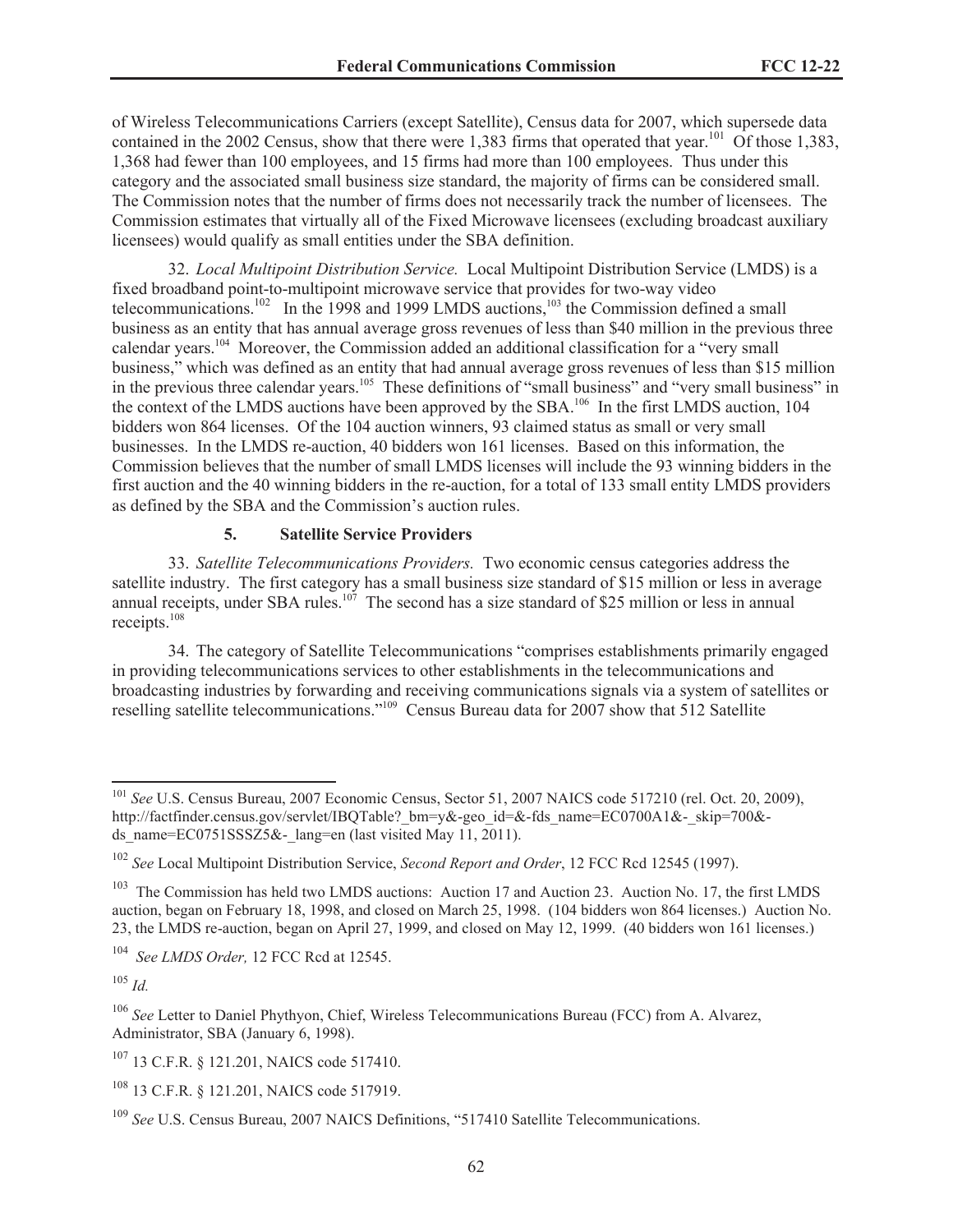of Wireless Telecommunications Carriers (except Satellite), Census data for 2007, which supersede data contained in the 2002 Census, show that there were 1,383 firms that operated that year.[101] Of those 1,383, 1,368 had fewer than 100 employees, and 15 firms had more than 100 employees. Thus under this category and the associated small business size standard, the majority of firms can be considered small. The Commission notes that the number of firms does not necessarily track the number of licensees. The Commission estimates that virtually all of the Fixed Microwave licensees (excluding broadcast auxiliary licensees) would qualify as small entities under the SBA definition.

32. *Local Multipoint Distribution Service.* Local Multipoint Distribution Service (LMDS) is a fixed broadband point-to-multipoint microwave service that provides for two-way video telecommunications.[102] In the 1998 and 1999 LMDS auctions,[103] the Commission defined a small business as an entity that has annual average gross revenues of less than $40 million in the previous three calendar years.[104] Moreover, the Commission added an additional classification for a "very small business," which was defined as an entity that had annual average gross revenues of less than $15 million in the previous three calendar years.[105] These definitions of "small business" and "very small business" in the context of the LMDS auctions have been approved by the SBA.[106] In the first LMDS auction, 104 bidders won 864 licenses. Of the 104 auction winners, 93 claimed status as small or very small businesses. In the LMDS re-auction, 40 bidders won 161 licenses. Based on this information, the Commission believes that the number of small LMDS licenses will include the 93 winning bidders in the first auction and the 40 winning bidders in the re-auction, for a total of 133 small entity LMDS providers as defined by the SBA and the Commission's auction rules.

### 5. Satellite Service Providers

33. *Satellite Telecommunications Providers.* Two economic census categories address the satellite industry. The first category has a small business size standard of $15 million or less in average annual receipts, under SBA rules.[107] The second has a size standard of $25 million or less in annual receipts.[108]

34. The category of Satellite Telecommunications "comprises establishments primarily engaged in providing telecommunications services to other establishments in the telecommunications and broadcasting industries by forwarding and receiving communications signals via a system of satellites or reselling satellite telecommunications."[109] Census Bureau data for 2007 show that 512 Satellite

---

[101] *See* U.S. Census Bureau, 2007 Economic Census, Sector 51, 2007 NAICS code 517210 (rel. Oct. 20, 2009), http://factfinder.census.gov/servlet/IBQTable?_bm=y&-geo_id=&-fds_name=EC0700A1&-_skip=700&-ds_name=EC0751SSSZ5&-_lang=en (last visited May 11, 2011).

[102] *See* Local Multipoint Distribution Service, *Second Report and Order*, 12 FCC Rcd 12545 (1997).

[103] The Commission has held two LMDS auctions: Auction 17 and Auction 23. Auction No. 17, the first LMDS auction, began on February 18, 1998, and closed on March 25, 1998. (104 bidders won 864 licenses.) Auction No. 23, the LMDS re-auction, began on April 27, 1999, and closed on May 12, 1999. (40 bidders won 161 licenses.)

[104] *See LMDS Order,* 12 FCC Rcd at 12545.

[105] *Id.*

[106] *See* Letter to Daniel Phythyon, Chief, Wireless Telecommunications Bureau (FCC) from A. Alvarez, Administrator, SBA (January 6, 1998).

[107] 13 C.F.R. § 121.201, NAICS code 517410.

[108] 13 C.F.R. § 121.201, NAICS code 517919.

[109] *See* U.S. Census Bureau, 2007 NAICS Definitions, "517410 Satellite Telecommunications.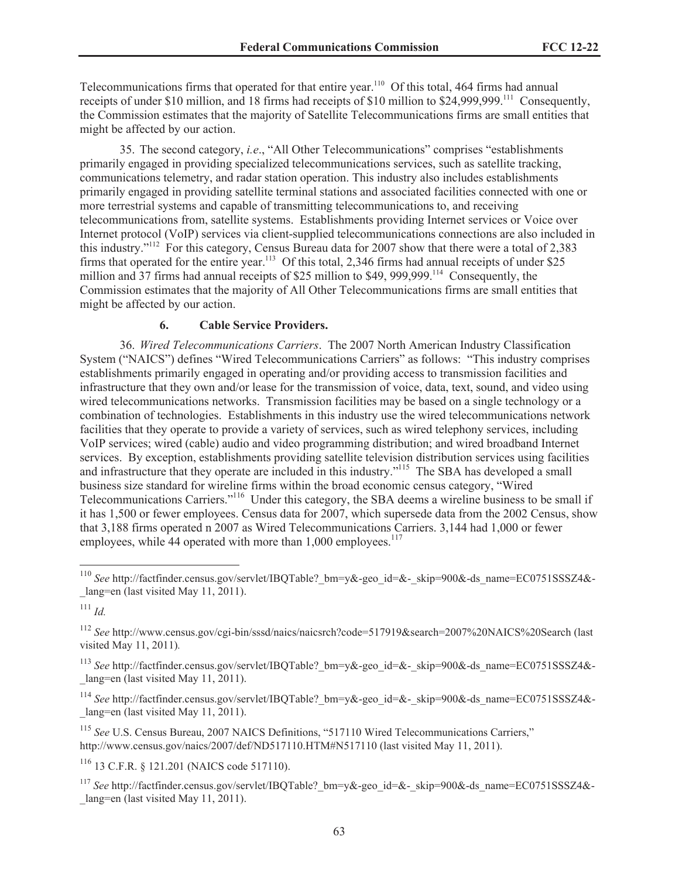Telecommunications firms that operated for that entire year.[110] Of this total, 464 firms had annual receipts of under $10 million, and 18 firms had receipts of $10 million to $24,999,999.[111] Consequently, the Commission estimates that the majority of Satellite Telecommunications firms are small entities that might be affected by our action.

35. The second category, *i.e*., "All Other Telecommunications" comprises "establishments primarily engaged in providing specialized telecommunications services, such as satellite tracking, communications telemetry, and radar station operation. This industry also includes establishments primarily engaged in providing satellite terminal stations and associated facilities connected with one or more terrestrial systems and capable of transmitting telecommunications to, and receiving telecommunications from, satellite systems. Establishments providing Internet services or Voice over Internet protocol (VoIP) services via client-supplied telecommunications connections are also included in this industry."[112] For this category, Census Bureau data for 2007 show that there were a total of 2,383 firms that operated for the entire year.[113] Of this total, 2,346 firms had annual receipts of under $25 million and 37 firms had annual receipts of $25 million to $49, 999,999.[114] Consequently, the Commission estimates that the majority of All Other Telecommunications firms are small entities that might be affected by our action.

### 6. Cable Service Providers.

36. *Wired Telecommunications Carriers*. The 2007 North American Industry Classification System ("NAICS") defines "Wired Telecommunications Carriers" as follows: "This industry comprises establishments primarily engaged in operating and/or providing access to transmission facilities and infrastructure that they own and/or lease for the transmission of voice, data, text, sound, and video using wired telecommunications networks. Transmission facilities may be based on a single technology or a combination of technologies. Establishments in this industry use the wired telecommunications network facilities that they operate to provide a variety of services, such as wired telephony services, including VoIP services; wired (cable) audio and video programming distribution; and wired broadband Internet services. By exception, establishments providing satellite television distribution services using facilities and infrastructure that they operate are included in this industry."[115] The SBA has developed a small business size standard for wireline firms within the broad economic census category, "Wired Telecommunications Carriers."[116] Under this category, the SBA deems a wireline business to be small if it has 1,500 or fewer employees. Census data for 2007, which supersede data from the 2002 Census, show that 3,188 firms operated n 2007 as Wired Telecommunications Carriers. 3,144 had 1,000 or fewer employees, while 44 operated with more than 1,000 employees.[117]

---

[110] *See* http://factfinder.census.gov/servlet/IBQTable?_bm=y&-geo_id=&-_skip=900&-ds_name=EC0751SSSZ4&-_lang=en (last visited May 11, 2011).

[111] *Id.*

[112] *See* http://www.census.gov/cgi-bin/sssd/naics/naicsrch?code=517919&search=2007%20NAICS%20Search (last visited May 11, 2011).

[113] *See* http://factfinder.census.gov/servlet/IBQTable?_bm=y&-geo_id=&-_skip=900&-ds_name=EC0751SSSZ4&-_lang=en (last visited May 11, 2011).

[114] *See* http://factfinder.census.gov/servlet/IBQTable?_bm=y&-geo_id=&-_skip=900&-ds_name=EC0751SSSZ4&-_lang=en (last visited May 11, 2011).

[115] *See* U.S. Census Bureau, 2007 NAICS Definitions, "517110 Wired Telecommunications Carriers," http://www.census.gov/naics/2007/def/ND517110.HTM#N517110 (last visited May 11, 2011).

[116] 13 C.F.R. § 121.201 (NAICS code 517110).

[117] *See* http://factfinder.census.gov/servlet/IBQTable?_bm=y&-geo_id=&-_skip=900&-ds_name=EC0751SSSZ4&-_lang=en (last visited May 11, 2011).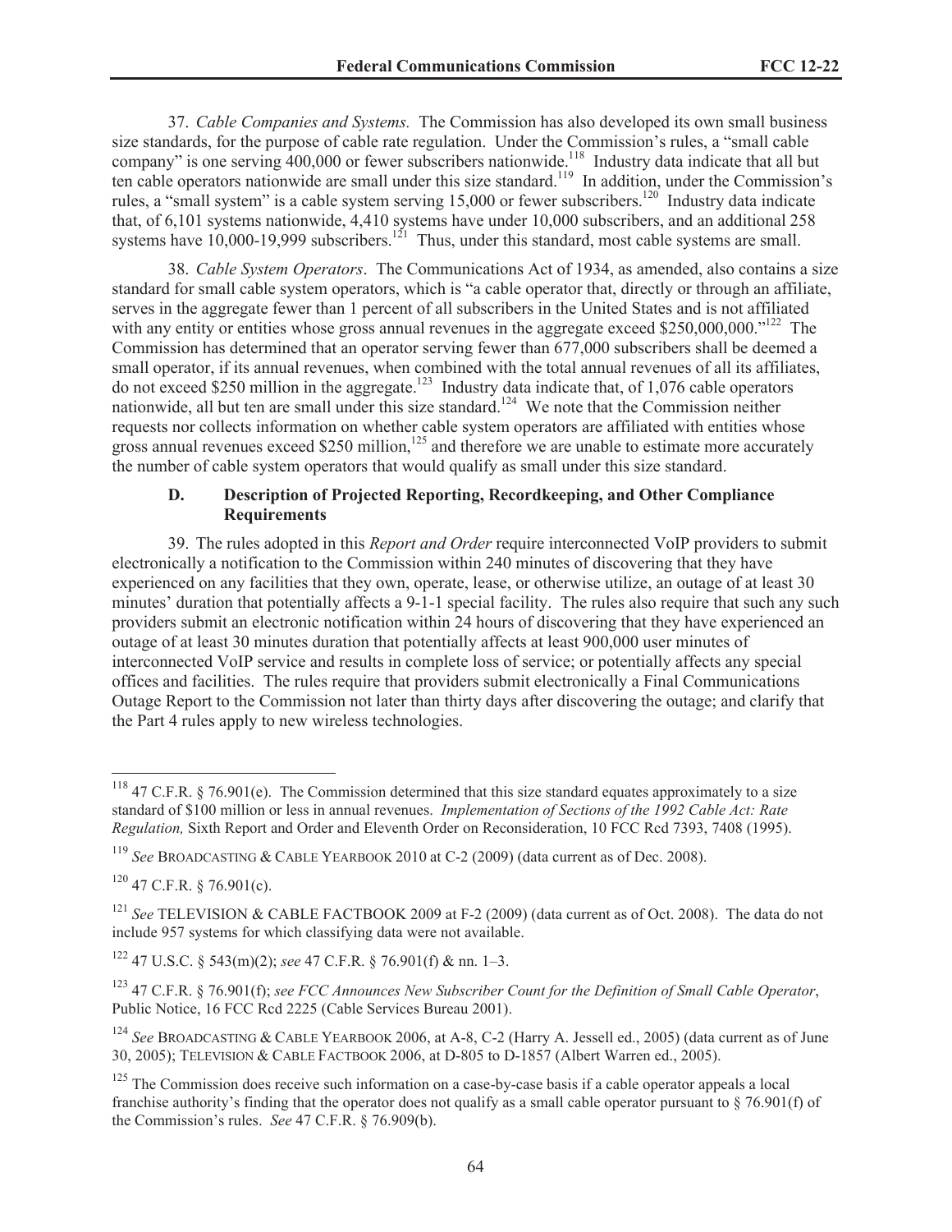37. *Cable Companies and Systems.* The Commission has also developed its own small business size standards, for the purpose of cable rate regulation. Under the Commission's rules, a "small cable company" is one serving 400,000 or fewer subscribers nationwide.[118] Industry data indicate that all but ten cable operators nationwide are small under this size standard.[119] In addition, under the Commission's rules, a "small system" is a cable system serving 15,000 or fewer subscribers.[120] Industry data indicate that, of 6,101 systems nationwide, 4,410 systems have under 10,000 subscribers, and an additional 258 systems have 10,000-19,999 subscribers.[121] Thus, under this standard, most cable systems are small.

38. *Cable System Operators*. The Communications Act of 1934, as amended, also contains a size standard for small cable system operators, which is "a cable operator that, directly or through an affiliate, serves in the aggregate fewer than 1 percent of all subscribers in the United States and is not affiliated with any entity or entities whose gross annual revenues in the aggregate exceed $250,000,000."[122] The Commission has determined that an operator serving fewer than 677,000 subscribers shall be deemed a small operator, if its annual revenues, when combined with the total annual revenues of all its affiliates, do not exceed $250 million in the aggregate.[123] Industry data indicate that, of 1,076 cable operators nationwide, all but ten are small under this size standard.[124] We note that the Commission neither requests nor collects information on whether cable system operators are affiliated with entities whose gross annual revenues exceed $250 million,[125] and therefore we are unable to estimate more accurately the number of cable system operators that would qualify as small under this size standard.

### D. Description of Projected Reporting, Recordkeeping, and Other Compliance Requirements

39. The rules adopted in this *Report and Order* require interconnected VoIP providers to submit electronically a notification to the Commission within 240 minutes of discovering that they have experienced on any facilities that they own, operate, lease, or otherwise utilize, an outage of at least 30 minutes' duration that potentially affects a 9-1-1 special facility. The rules also require that such any such providers submit an electronic notification within 24 hours of discovering that they have experienced an outage of at least 30 minutes duration that potentially affects at least 900,000 user minutes of interconnected VoIP service and results in complete loss of service; or potentially affects any special offices and facilities. The rules require that providers submit electronically a Final Communications Outage Report to the Commission not later than thirty days after discovering the outage; and clarify that the Part 4 rules apply to new wireless technologies.

---

[118] 47 C.F.R. § 76.901(e). The Commission determined that this size standard equates approximately to a size standard of $100 million or less in annual revenues. *Implementation of Sections of the 1992 Cable Act: Rate Regulation,* Sixth Report and Order and Eleventh Order on Reconsideration, 10 FCC Rcd 7393, 7408 (1995).

[119] *See* BROADCASTING & CABLE YEARBOOK 2010 at C-2 (2009) (data current as of Dec. 2008).

[120] 47 C.F.R. § 76.901(c).

[121] *See* TELEVISION & CABLE FACTBOOK 2009 at F-2 (2009) (data current as of Oct. 2008). The data do not include 957 systems for which classifying data were not available.

[122] 47 U.S.C. § 543(m)(2); *see* 47 C.F.R. § 76.901(f) & nn. 1–3.

[123] 47 C.F.R. § 76.901(f); *see FCC Announces New Subscriber Count for the Definition of Small Cable Operator*, Public Notice, 16 FCC Rcd 2225 (Cable Services Bureau 2001).

[124] *See* BROADCASTING & CABLE YEARBOOK 2006, at A-8, C-2 (Harry A. Jessell ed., 2005) (data current as of June 30, 2005); TELEVISION & CABLE FACTBOOK 2006, at D-805 to D-1857 (Albert Warren ed., 2005).

[125] The Commission does receive such information on a case-by-case basis if a cable operator appeals a local franchise authority's finding that the operator does not qualify as a small cable operator pursuant to § 76.901(f) of the Commission's rules. *See* 47 C.F.R. § 76.909(b).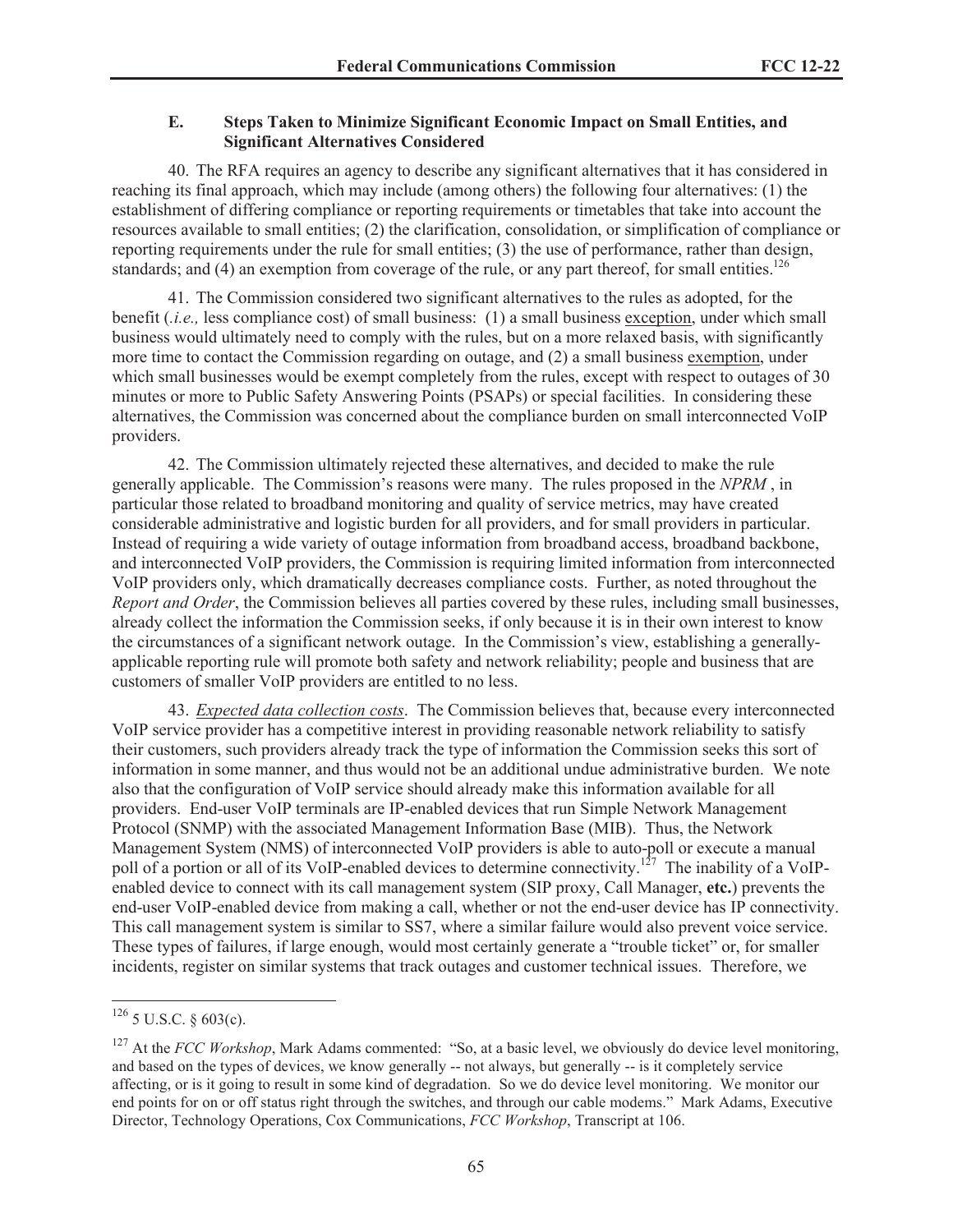### E. Steps Taken to Minimize Significant Economic Impact on Small Entities, and Significant Alternatives Considered

40. The RFA requires an agency to describe any significant alternatives that it has considered in reaching its final approach, which may include (among others) the following four alternatives: (1) the establishment of differing compliance or reporting requirements or timetables that take into account the resources available to small entities; (2) the clarification, consolidation, or simplification of compliance or reporting requirements under the rule for small entities; (3) the use of performance, rather than design, standards; and (4) an exemption from coverage of the rule, or any part thereof, for small entities.[126]

41. The Commission considered two significant alternatives to the rules as adopted, for the benefit (*.i.e.,* less compliance cost) of small business: (1) a small business exception, under which small business would ultimately need to comply with the rules, but on a more relaxed basis, with significantly more time to contact the Commission regarding on outage, and (2) a small business exemption, under which small businesses would be exempt completely from the rules, except with respect to outages of 30 minutes or more to Public Safety Answering Points (PSAPs) or special facilities. In considering these alternatives, the Commission was concerned about the compliance burden on small interconnected VoIP providers.

42. The Commission ultimately rejected these alternatives, and decided to make the rule generally applicable. The Commission's reasons were many. The rules proposed in the *NPRM* , in particular those related to broadband monitoring and quality of service metrics, may have created considerable administrative and logistic burden for all providers, and for small providers in particular. Instead of requiring a wide variety of outage information from broadband access, broadband backbone, and interconnected VoIP providers, the Commission is requiring limited information from interconnected VoIP providers only, which dramatically decreases compliance costs. Further, as noted throughout the *Report and Order*, the Commission believes all parties covered by these rules, including small businesses, already collect the information the Commission seeks, if only because it is in their own interest to know the circumstances of a significant network outage. In the Commission's view, establishing a generally-applicable reporting rule will promote both safety and network reliability; people and business that are customers of smaller VoIP providers are entitled to no less.

43. *Expected data collection costs*. The Commission believes that, because every interconnected VoIP service provider has a competitive interest in providing reasonable network reliability to satisfy their customers, such providers already track the type of information the Commission seeks this sort of information in some manner, and thus would not be an additional undue administrative burden. We note also that the configuration of VoIP service should already make this information available for all providers. End-user VoIP terminals are IP-enabled devices that run Simple Network Management Protocol (SNMP) with the associated Management Information Base (MIB). Thus, the Network Management System (NMS) of interconnected VoIP providers is able to auto-poll or execute a manual poll of a portion or all of its VoIP-enabled devices to determine connectivity.[127] The inability of a VoIP-enabled device to connect with its call management system (SIP proxy, Call Manager, **etc.**) prevents the end-user VoIP-enabled device from making a call, whether or not the end-user device has IP connectivity. This call management system is similar to SS7, where a similar failure would also prevent voice service. These types of failures, if large enough, would most certainly generate a "trouble ticket" or, for smaller incidents, register on similar systems that track outages and customer technical issues. Therefore, we

---

[126] 5 U.S.C. § 603(c).

[127] At the *FCC Workshop*, Mark Adams commented: "So, at a basic level, we obviously do device level monitoring, and based on the types of devices, we know generally -- not always, but generally -- is it completely service affecting, or is it going to result in some kind of degradation. So we do device level monitoring. We monitor our end points for on or off status right through the switches, and through our cable modems." Mark Adams, Executive Director, Technology Operations, Cox Communications, *FCC Workshop*, Transcript at 106.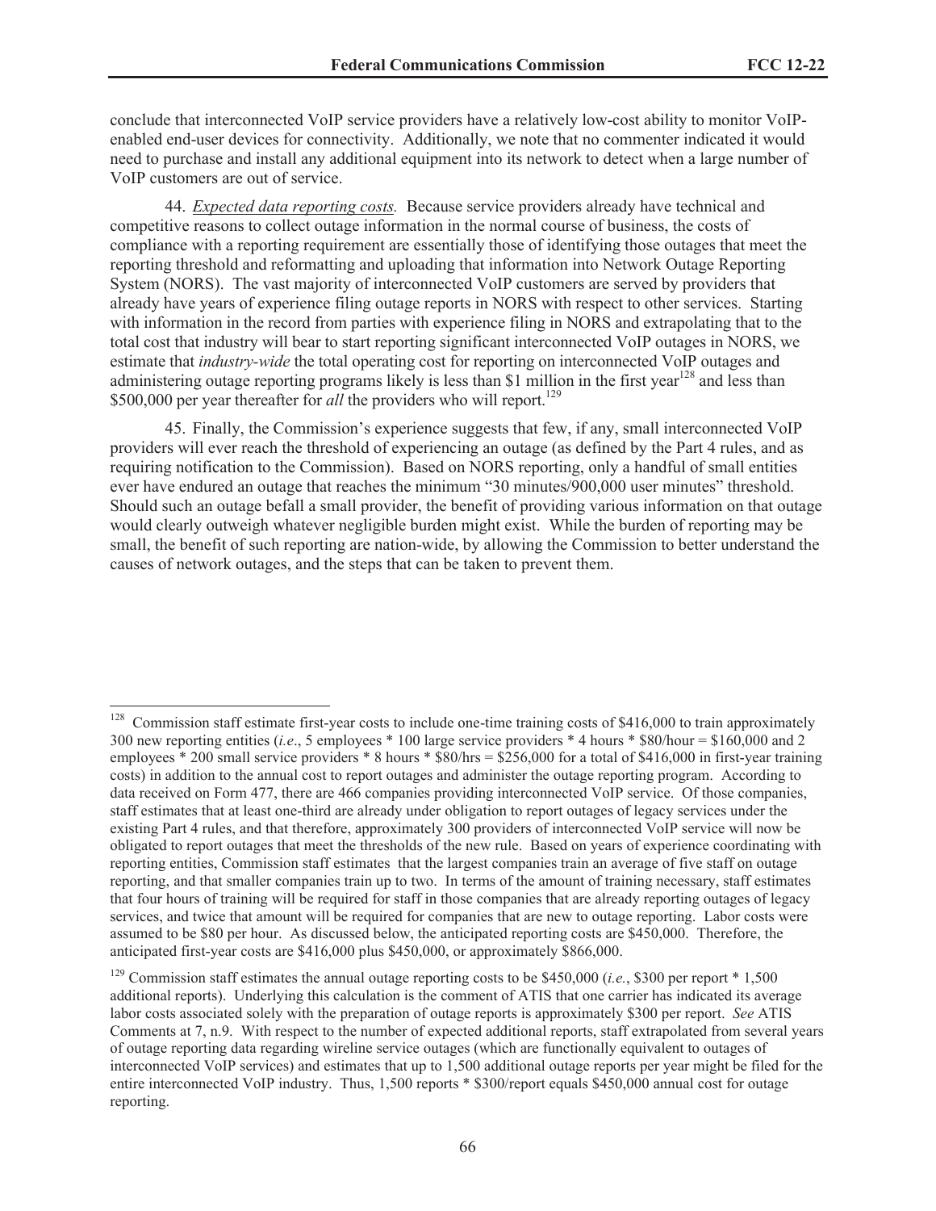conclude that interconnected VoIP service providers have a relatively low-cost ability to monitor VoIP-enabled end-user devices for connectivity. Additionally, we note that no commenter indicated it would need to purchase and install any additional equipment into its network to detect when a large number of VoIP customers are out of service.

44. *Expected data reporting costs.* Because service providers already have technical and competitive reasons to collect outage information in the normal course of business, the costs of compliance with a reporting requirement are essentially those of identifying those outages that meet the reporting threshold and reformatting and uploading that information into Network Outage Reporting System (NORS). The vast majority of interconnected VoIP customers are served by providers that already have years of experience filing outage reports in NORS with respect to other services. Starting with information in the record from parties with experience filing in NORS and extrapolating that to the total cost that industry will bear to start reporting significant interconnected VoIP outages in NORS, we estimate that *industry-wide* the total operating cost for reporting on interconnected VoIP outages and administering outage reporting programs likely is less than $1 million in the first year[128] and less than $500,000 per year thereafter for *all* the providers who will report.[129]

45. Finally, the Commission's experience suggests that few, if any, small interconnected VoIP providers will ever reach the threshold of experiencing an outage (as defined by the Part 4 rules, and as requiring notification to the Commission). Based on NORS reporting, only a handful of small entities ever have endured an outage that reaches the minimum "30 minutes/900,000 user minutes" threshold. Should such an outage befall a small provider, the benefit of providing various information on that outage would clearly outweigh whatever negligible burden might exist. While the burden of reporting may be small, the benefit of such reporting are nation-wide, by allowing the Commission to better understand the causes of network outages, and the steps that can be taken to prevent them.

---

[128] Commission staff estimate first-year costs to include one-time training costs of $416,000 to train approximately 300 new reporting entities (*i.e*., 5 employees * 100 large service providers * 4 hours * $80/hour = $160,000 and 2 employees * 200 small service providers * 8 hours * $80/hrs = $256,000 for a total of $416,000 in first-year training costs) in addition to the annual cost to report outages and administer the outage reporting program. According to data received on Form 477, there are 466 companies providing interconnected VoIP service. Of those companies, staff estimates that at least one-third are already under obligation to report outages of legacy services under the existing Part 4 rules, and that therefore, approximately 300 providers of interconnected VoIP service will now be obligated to report outages that meet the thresholds of the new rule. Based on years of experience coordinating with reporting entities, Commission staff estimates that the largest companies train an average of five staff on outage reporting, and that smaller companies train up to two. In terms of the amount of training necessary, staff estimates that four hours of training will be required for staff in those companies that are already reporting outages of legacy services, and twice that amount will be required for companies that are new to outage reporting. Labor costs were assumed to be $80 per hour. As discussed below, the anticipated reporting costs are $450,000. Therefore, the anticipated first-year costs are $416,000 plus $450,000, or approximately $866,000.

[129] Commission staff estimates the annual outage reporting costs to be $450,000 (*i.e.*, $300 per report * 1,500 additional reports). Underlying this calculation is the comment of ATIS that one carrier has indicated its average labor costs associated solely with the preparation of outage reports is approximately $300 per report. *See* ATIS Comments at 7, n.9. With respect to the number of expected additional reports, staff extrapolated from several years of outage reporting data regarding wireline service outages (which are functionally equivalent to outages of interconnected VoIP services) and estimates that up to 1,500 additional outage reports per year might be filed for the entire interconnected VoIP industry. Thus, 1,500 reports * $300/report equals $450,000 annual cost for outage reporting.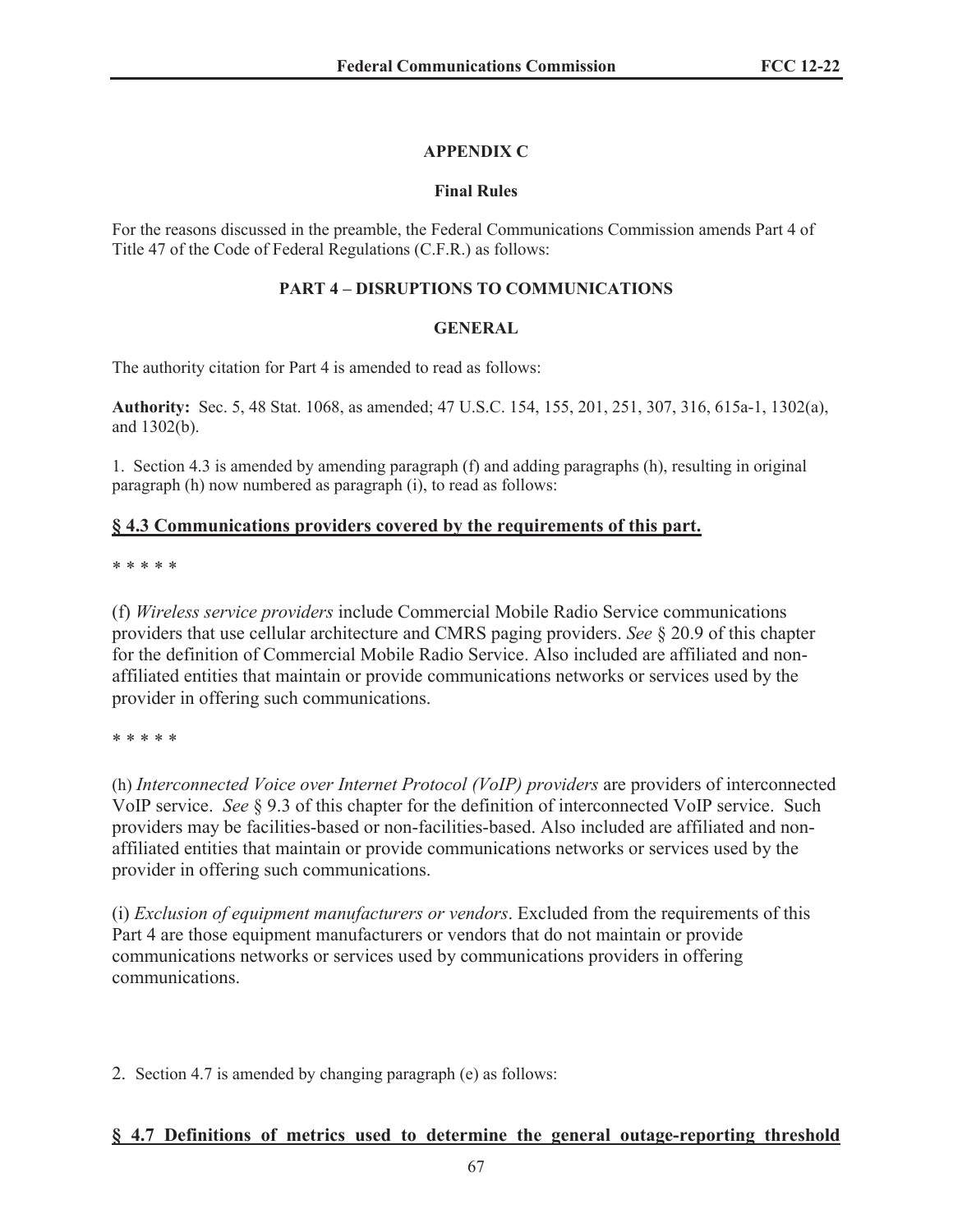## APPENDIX C

### Final Rules

For the reasons discussed in the preamble, the Federal Communications Commission amends Part 4 of Title 47 of the Code of Federal Regulations (C.F.R.) as follows:

### PART 4 – DISRUPTIONS TO COMMUNICATIONS

### GENERAL

The authority citation for Part 4 is amended to read as follows:

**Authority:** Sec. 5, 48 Stat. 1068, as amended; 47 U.S.C. 154, 155, 201, 251, 307, 316, 615a-1, 1302(a), and 1302(b).

1. Section 4.3 is amended by amending paragraph (f) and adding paragraphs (h), resulting in original paragraph (h) now numbered as paragraph (i), to read as follows:

**§ 4.3 Communications providers covered by the requirements of this part.**

\* \* \* \* \*

(f) *Wireless service providers* include Commercial Mobile Radio Service communications providers that use cellular architecture and CMRS paging providers. *See* § 20.9 of this chapter for the definition of Commercial Mobile Radio Service. Also included are affiliated and non-affiliated entities that maintain or provide communications networks or services used by the provider in offering such communications.

\* \* \* \* \*

(h) *Interconnected Voice over Internet Protocol (VoIP) providers* are providers of interconnected VoIP service. *See* § 9.3 of this chapter for the definition of interconnected VoIP service. Such providers may be facilities-based or non-facilities-based. Also included are affiliated and non-affiliated entities that maintain or provide communications networks or services used by the provider in offering such communications.

(i) *Exclusion of equipment manufacturers or vendors*. Excluded from the requirements of this Part 4 are those equipment manufacturers or vendors that do not maintain or provide communications networks or services used by communications providers in offering communications.

2. Section 4.7 is amended by changing paragraph (e) as follows:

**§ 4.7 Definitions of metrics used to determine the general outage-reporting threshold**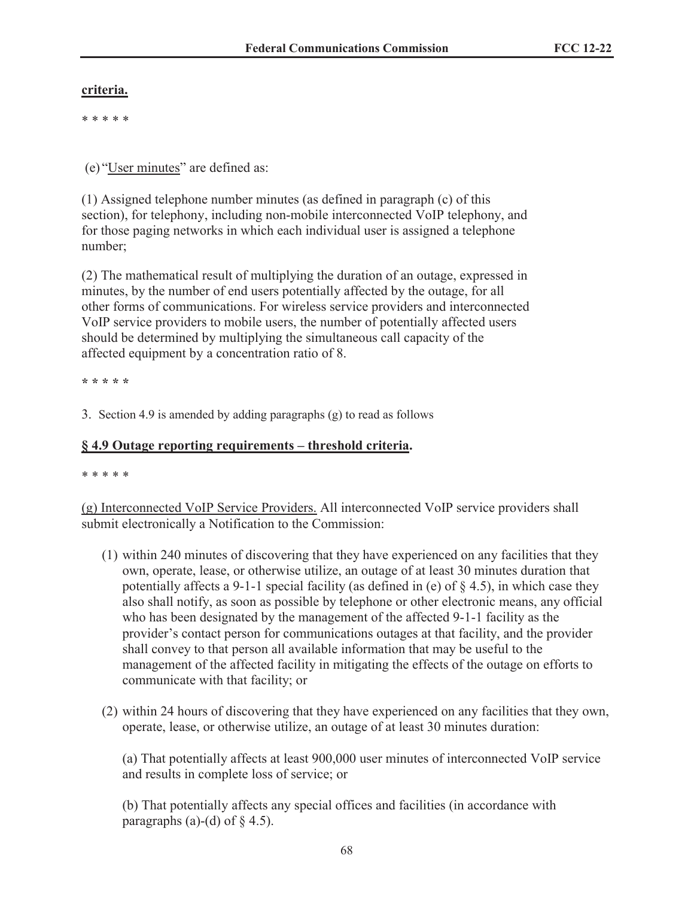**criteria.**

* * * * *

(e) "User minutes" are defined as:

(1) Assigned telephone number minutes (as defined in paragraph (c) of this section), for telephony, including non-mobile interconnected VoIP telephony, and for those paging networks in which each individual user is assigned a telephone number;

(2) The mathematical result of multiplying the duration of an outage, expressed in minutes, by the number of end users potentially affected by the outage, for all other forms of communications. For wireless service providers and interconnected VoIP service providers to mobile users, the number of potentially affected users should be determined by multiplying the simultaneous call capacity of the affected equipment by a concentration ratio of 8.

* * * * *

3. Section 4.9 is amended by adding paragraphs (g) to read as follows

**§ 4.9 Outage reporting requirements – threshold criteria.**

* * * * *

(g) Interconnected VoIP Service Providers. All interconnected VoIP service providers shall submit electronically a Notification to the Commission:

(1) within 240 minutes of discovering that they have experienced on any facilities that they own, operate, lease, or otherwise utilize, an outage of at least 30 minutes duration that potentially affects a 9-1-1 special facility (as defined in (e) of § 4.5), in which case they also shall notify, as soon as possible by telephone or other electronic means, any official who has been designated by the management of the affected 9-1-1 facility as the provider's contact person for communications outages at that facility, and the provider shall convey to that person all available information that may be useful to the management of the affected facility in mitigating the effects of the outage on efforts to communicate with that facility; or

(2) within 24 hours of discovering that they have experienced on any facilities that they own, operate, lease, or otherwise utilize, an outage of at least 30 minutes duration:

(a) That potentially affects at least 900,000 user minutes of interconnected VoIP service and results in complete loss of service; or

(b) That potentially affects any special offices and facilities (in accordance with paragraphs (a)-(d) of § 4.5).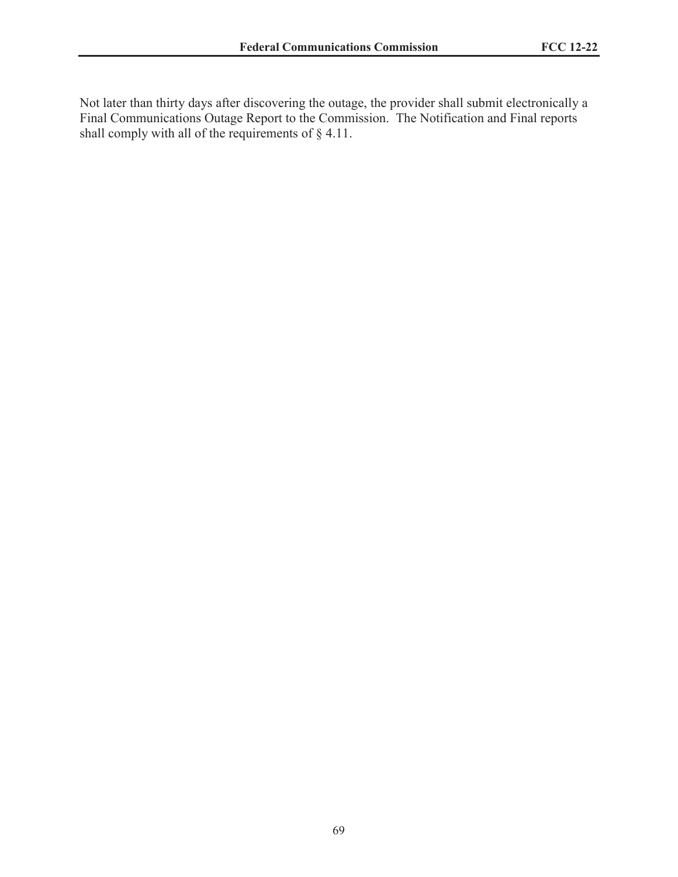Not later than thirty days after discovering the outage, the provider shall submit electronically a Final Communications Outage Report to the Commission. The Notification and Final reports shall comply with all of the requirements of § 4.11.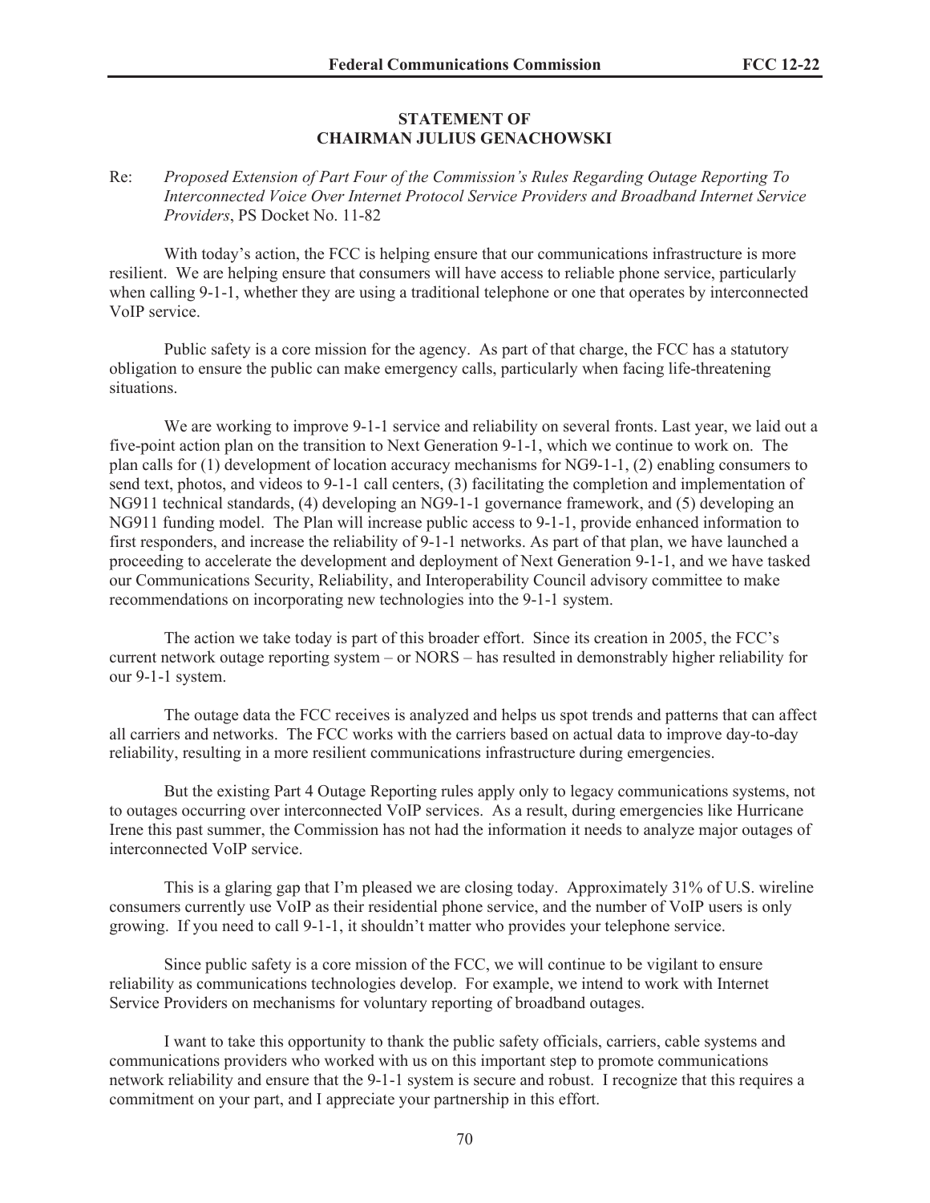**STATEMENT OF**
**CHAIRMAN JULIUS GENACHOWSKI**

Re: *Proposed Extension of Part Four of the Commission's Rules Regarding Outage Reporting To Interconnected Voice Over Internet Protocol Service Providers and Broadband Internet Service Providers*, PS Docket No. 11-82

With today's action, the FCC is helping ensure that our communications infrastructure is more resilient. We are helping ensure that consumers will have access to reliable phone service, particularly when calling 9-1-1, whether they are using a traditional telephone or one that operates by interconnected VoIP service.

Public safety is a core mission for the agency. As part of that charge, the FCC has a statutory obligation to ensure the public can make emergency calls, particularly when facing life-threatening situations.

We are working to improve 9-1-1 service and reliability on several fronts. Last year, we laid out a five-point action plan on the transition to Next Generation 9-1-1, which we continue to work on. The plan calls for (1) development of location accuracy mechanisms for NG9-1-1, (2) enabling consumers to send text, photos, and videos to 9-1-1 call centers, (3) facilitating the completion and implementation of NG911 technical standards, (4) developing an NG9-1-1 governance framework, and (5) developing an NG911 funding model. The Plan will increase public access to 9-1-1, provide enhanced information to first responders, and increase the reliability of 9-1-1 networks. As part of that plan, we have launched a proceeding to accelerate the development and deployment of Next Generation 9-1-1, and we have tasked our Communications Security, Reliability, and Interoperability Council advisory committee to make recommendations on incorporating new technologies into the 9-1-1 system.

The action we take today is part of this broader effort. Since its creation in 2005, the FCC's current network outage reporting system – or NORS – has resulted in demonstrably higher reliability for our 9-1-1 system.

The outage data the FCC receives is analyzed and helps us spot trends and patterns that can affect all carriers and networks. The FCC works with the carriers based on actual data to improve day-to-day reliability, resulting in a more resilient communications infrastructure during emergencies.

But the existing Part 4 Outage Reporting rules apply only to legacy communications systems, not to outages occurring over interconnected VoIP services. As a result, during emergencies like Hurricane Irene this past summer, the Commission has not had the information it needs to analyze major outages of interconnected VoIP service.

This is a glaring gap that I'm pleased we are closing today. Approximately 31% of U.S. wireline consumers currently use VoIP as their residential phone service, and the number of VoIP users is only growing. If you need to call 9-1-1, it shouldn't matter who provides your telephone service.

Since public safety is a core mission of the FCC, we will continue to be vigilant to ensure reliability as communications technologies develop. For example, we intend to work with Internet Service Providers on mechanisms for voluntary reporting of broadband outages.

I want to take this opportunity to thank the public safety officials, carriers, cable systems and communications providers who worked with us on this important step to promote communications network reliability and ensure that the 9-1-1 system is secure and robust. I recognize that this requires a commitment on your part, and I appreciate your partnership in this effort.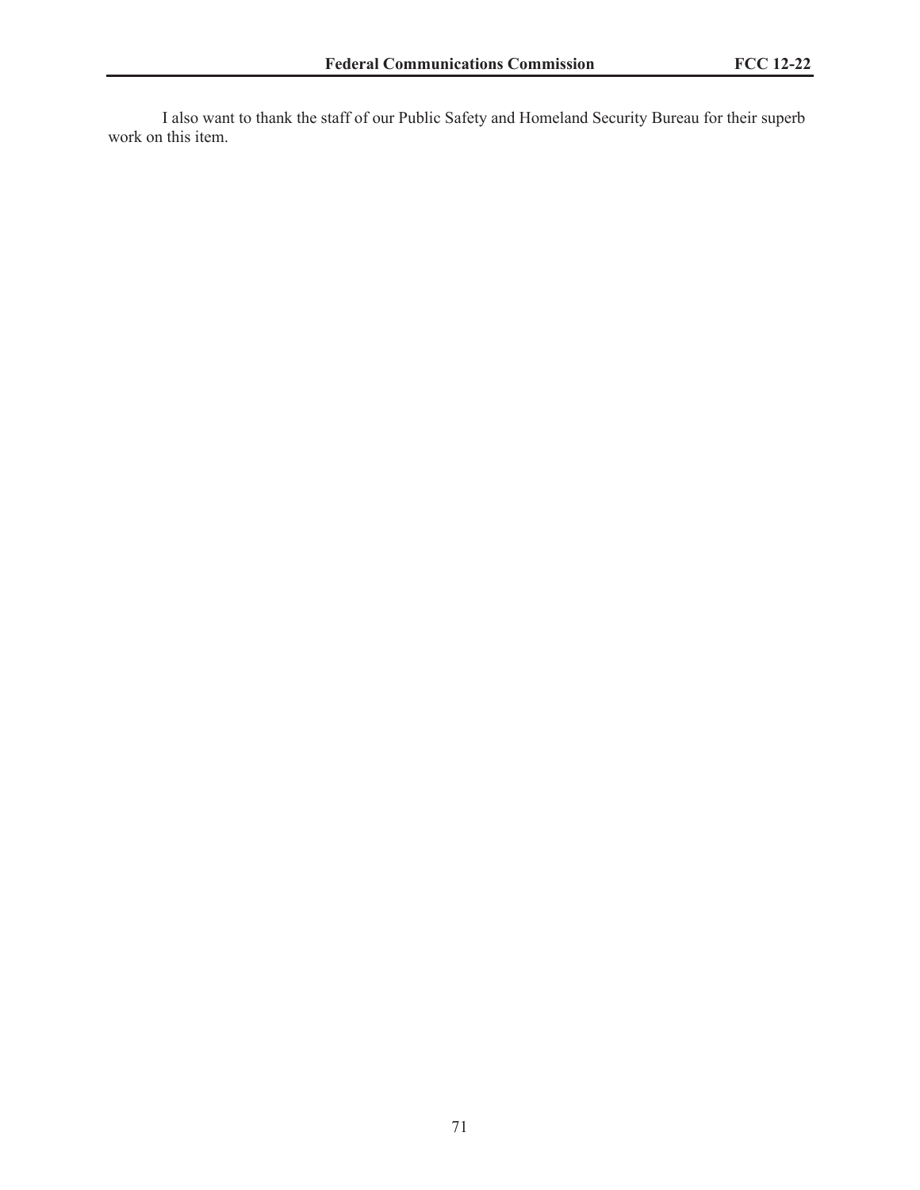I also want to thank the staff of our Public Safety and Homeland Security Bureau for their superb work on this item.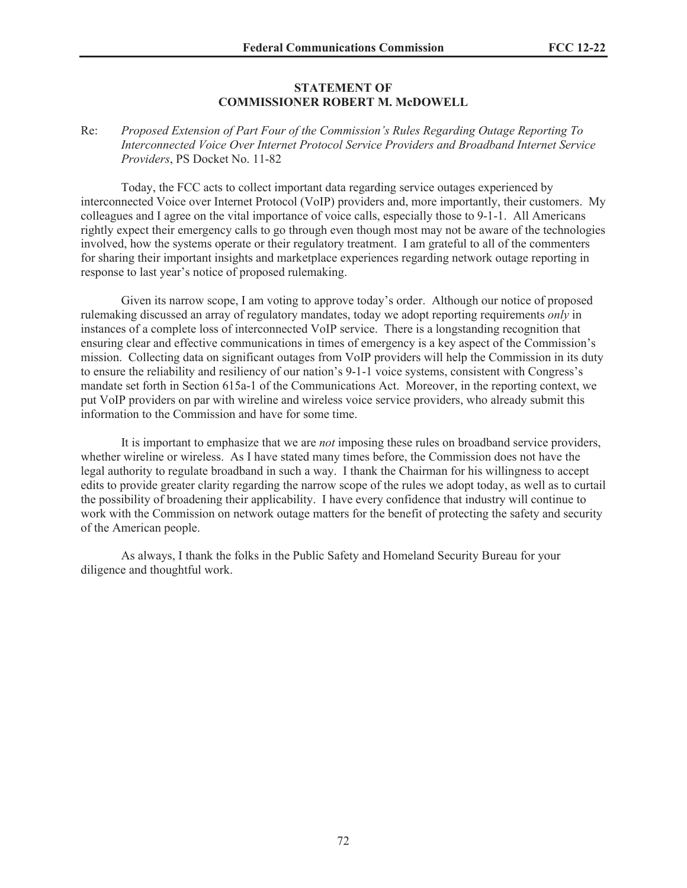**STATEMENT OF**
**COMMISSIONER ROBERT M. McDOWELL**

Re: *Proposed Extension of Part Four of the Commission's Rules Regarding Outage Reporting To Interconnected Voice Over Internet Protocol Service Providers and Broadband Internet Service Providers*, PS Docket No. 11-82

Today, the FCC acts to collect important data regarding service outages experienced by interconnected Voice over Internet Protocol (VoIP) providers and, more importantly, their customers. My colleagues and I agree on the vital importance of voice calls, especially those to 9-1-1. All Americans rightly expect their emergency calls to go through even though most may not be aware of the technologies involved, how the systems operate or their regulatory treatment. I am grateful to all of the commenters for sharing their important insights and marketplace experiences regarding network outage reporting in response to last year's notice of proposed rulemaking.

Given its narrow scope, I am voting to approve today's order. Although our notice of proposed rulemaking discussed an array of regulatory mandates, today we adopt reporting requirements *only* in instances of a complete loss of interconnected VoIP service. There is a longstanding recognition that ensuring clear and effective communications in times of emergency is a key aspect of the Commission's mission. Collecting data on significant outages from VoIP providers will help the Commission in its duty to ensure the reliability and resiliency of our nation's 9-1-1 voice systems, consistent with Congress's mandate set forth in Section 615a-1 of the Communications Act. Moreover, in the reporting context, we put VoIP providers on par with wireline and wireless voice service providers, who already submit this information to the Commission and have for some time.

It is important to emphasize that we are *not* imposing these rules on broadband service providers, whether wireline or wireless. As I have stated many times before, the Commission does not have the legal authority to regulate broadband in such a way. I thank the Chairman for his willingness to accept edits to provide greater clarity regarding the narrow scope of the rules we adopt today, as well as to curtail the possibility of broadening their applicability. I have every confidence that industry will continue to work with the Commission on network outage matters for the benefit of protecting the safety and security of the American people.

As always, I thank the folks in the Public Safety and Homeland Security Bureau for your diligence and thoughtful work.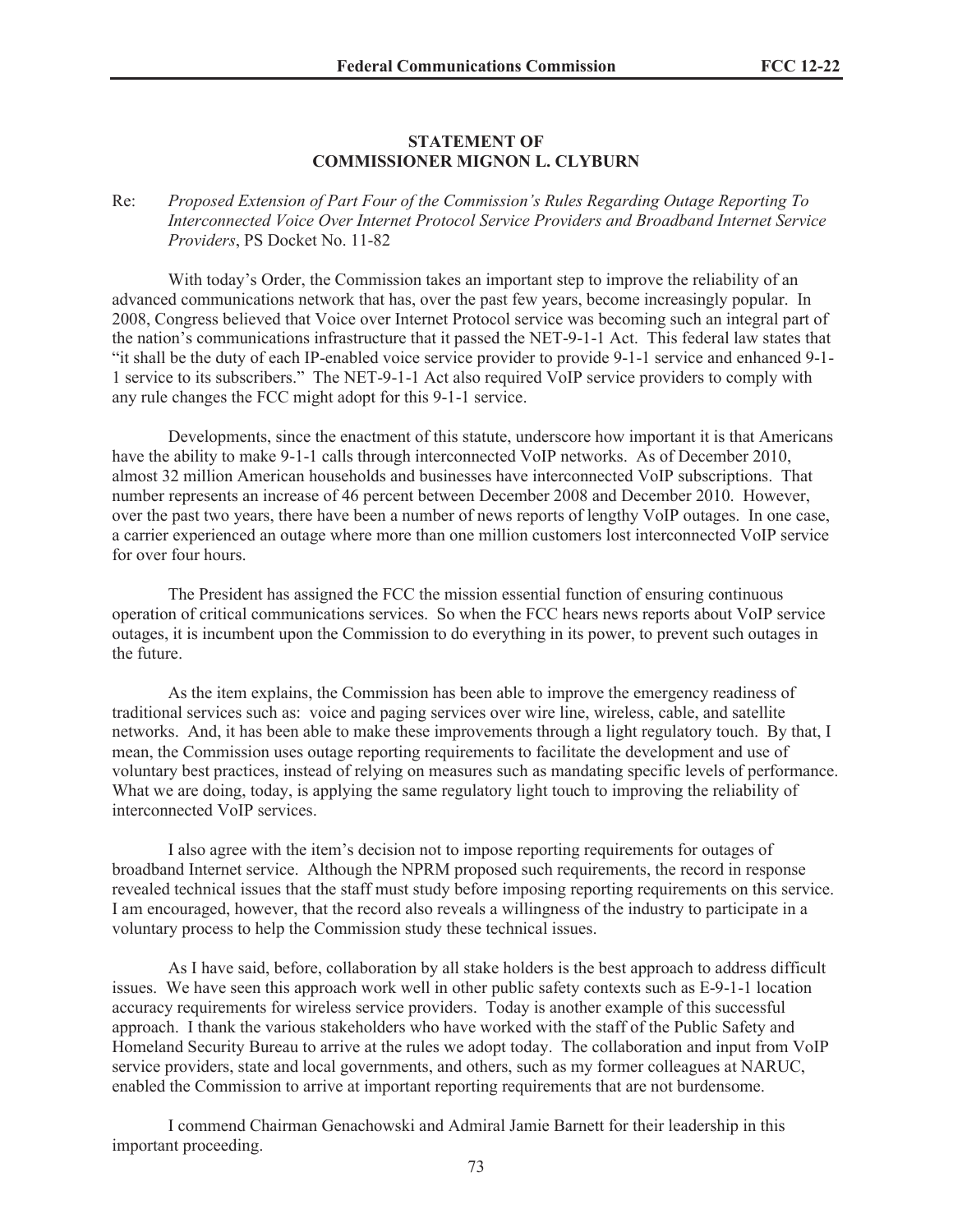**STATEMENT OF**
**COMMISSIONER MIGNON L. CLYBURN**

Re: *Proposed Extension of Part Four of the Commission's Rules Regarding Outage Reporting To Interconnected Voice Over Internet Protocol Service Providers and Broadband Internet Service Providers*, PS Docket No. 11-82

With today's Order, the Commission takes an important step to improve the reliability of an advanced communications network that has, over the past few years, become increasingly popular. In 2008, Congress believed that Voice over Internet Protocol service was becoming such an integral part of the nation's communications infrastructure that it passed the NET-9-1-1 Act. This federal law states that "it shall be the duty of each IP-enabled voice service provider to provide 9-1-1 service and enhanced 9-1-1 service to its subscribers." The NET-9-1-1 Act also required VoIP service providers to comply with any rule changes the FCC might adopt for this 9-1-1 service.

Developments, since the enactment of this statute, underscore how important it is that Americans have the ability to make 9-1-1 calls through interconnected VoIP networks. As of December 2010, almost 32 million American households and businesses have interconnected VoIP subscriptions. That number represents an increase of 46 percent between December 2008 and December 2010. However, over the past two years, there have been a number of news reports of lengthy VoIP outages. In one case, a carrier experienced an outage where more than one million customers lost interconnected VoIP service for over four hours.

The President has assigned the FCC the mission essential function of ensuring continuous operation of critical communications services. So when the FCC hears news reports about VoIP service outages, it is incumbent upon the Commission to do everything in its power, to prevent such outages in the future.

As the item explains, the Commission has been able to improve the emergency readiness of traditional services such as: voice and paging services over wire line, wireless, cable, and satellite networks. And, it has been able to make these improvements through a light regulatory touch. By that, I mean, the Commission uses outage reporting requirements to facilitate the development and use of voluntary best practices, instead of relying on measures such as mandating specific levels of performance. What we are doing, today, is applying the same regulatory light touch to improving the reliability of interconnected VoIP services.

I also agree with the item's decision not to impose reporting requirements for outages of broadband Internet service. Although the NPRM proposed such requirements, the record in response revealed technical issues that the staff must study before imposing reporting requirements on this service. I am encouraged, however, that the record also reveals a willingness of the industry to participate in a voluntary process to help the Commission study these technical issues.

As I have said, before, collaboration by all stake holders is the best approach to address difficult issues. We have seen this approach work well in other public safety contexts such as E-9-1-1 location accuracy requirements for wireless service providers. Today is another example of this successful approach. I thank the various stakeholders who have worked with the staff of the Public Safety and Homeland Security Bureau to arrive at the rules we adopt today. The collaboration and input from VoIP service providers, state and local governments, and others, such as my former colleagues at NARUC, enabled the Commission to arrive at important reporting requirements that are not burdensome.

I commend Chairman Genachowski and Admiral Jamie Barnett for their leadership in this important proceeding.